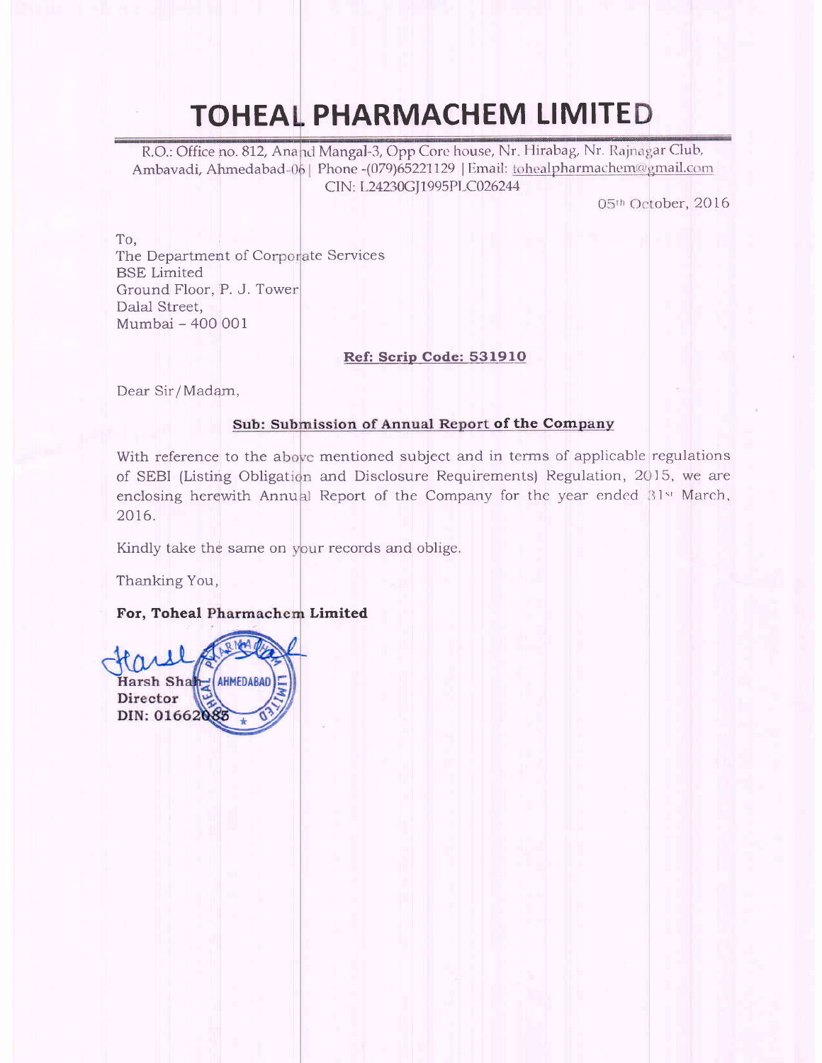# TOHEAL PHARMACHEM LIMITED

R.O.: Office no. 812, Anand Mangal-3, Opp Core house, Nr. Hirabag, Nr. Rajnagar Club, Ambavadi, Ahmedabad-06 | Phone -(079)65221129 | Email: tohealpharmachem@gmail.com
CIN: L24230GJ1995PLC026244

05th October, 2016

To,
The Department of Corporate Services
BSE Limited
Ground Floor, P. J. Tower
Dalal Street,
Mumbai – 400 001

**Ref: Scrip Code: 531910**

Dear Sir/Madam,

**Sub: Submission of Annual Report of the Company**

With reference to the above mentioned subject and in terms of applicable regulations of SEBI (Listing Obligation and Disclosure Requirements) Regulation, 2015, we are enclosing herewith Annual Report of the Company for the year ended 31st March, 2016.

Kindly take the same on your records and oblige.

Thanking You,

**For, Toheal Pharmachem Limited**

**Harsh Shah**
**Director**
**DIN: 01662085**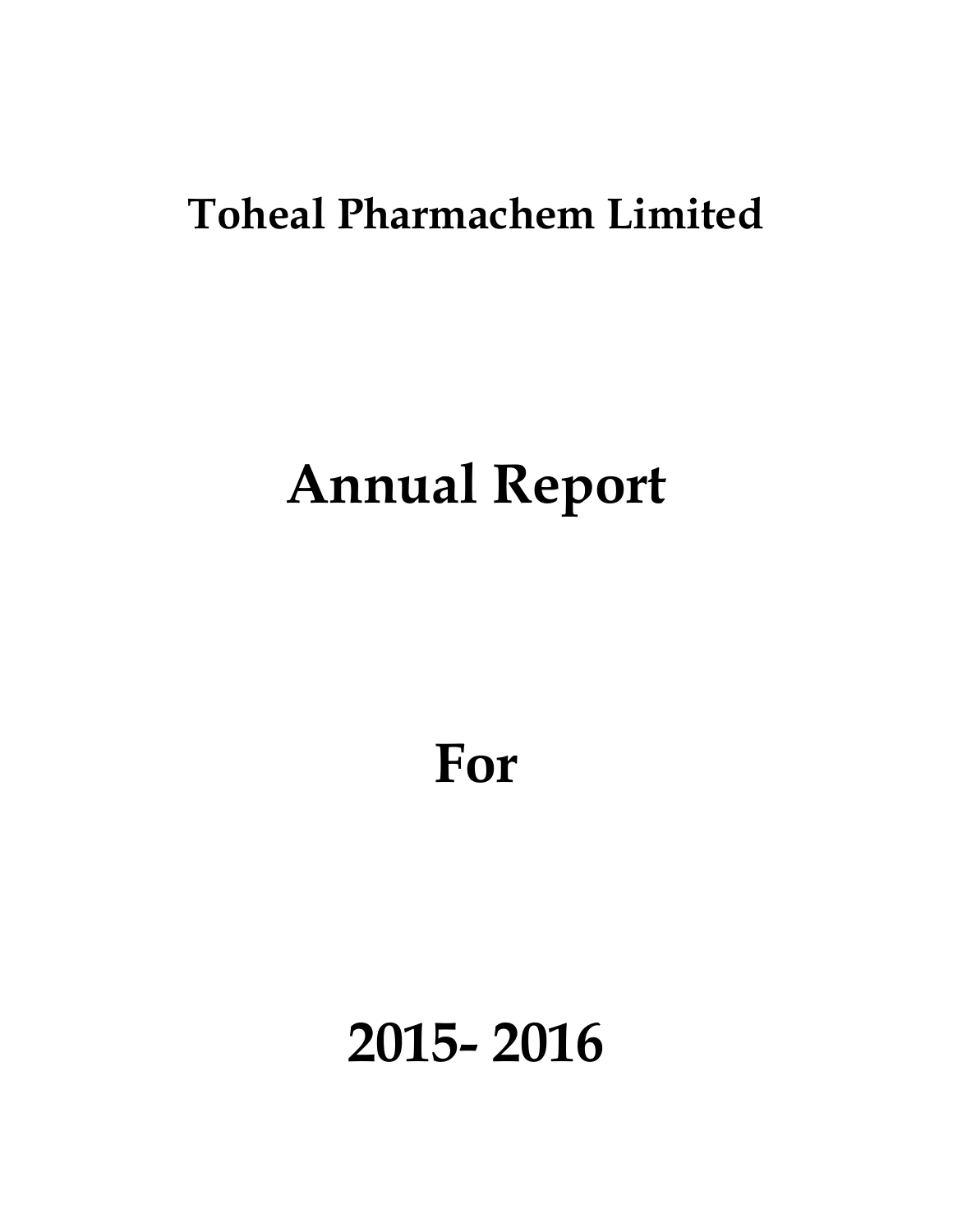# Toheal Pharmachem Limited

# Annual Report

# For

# 2015- 2016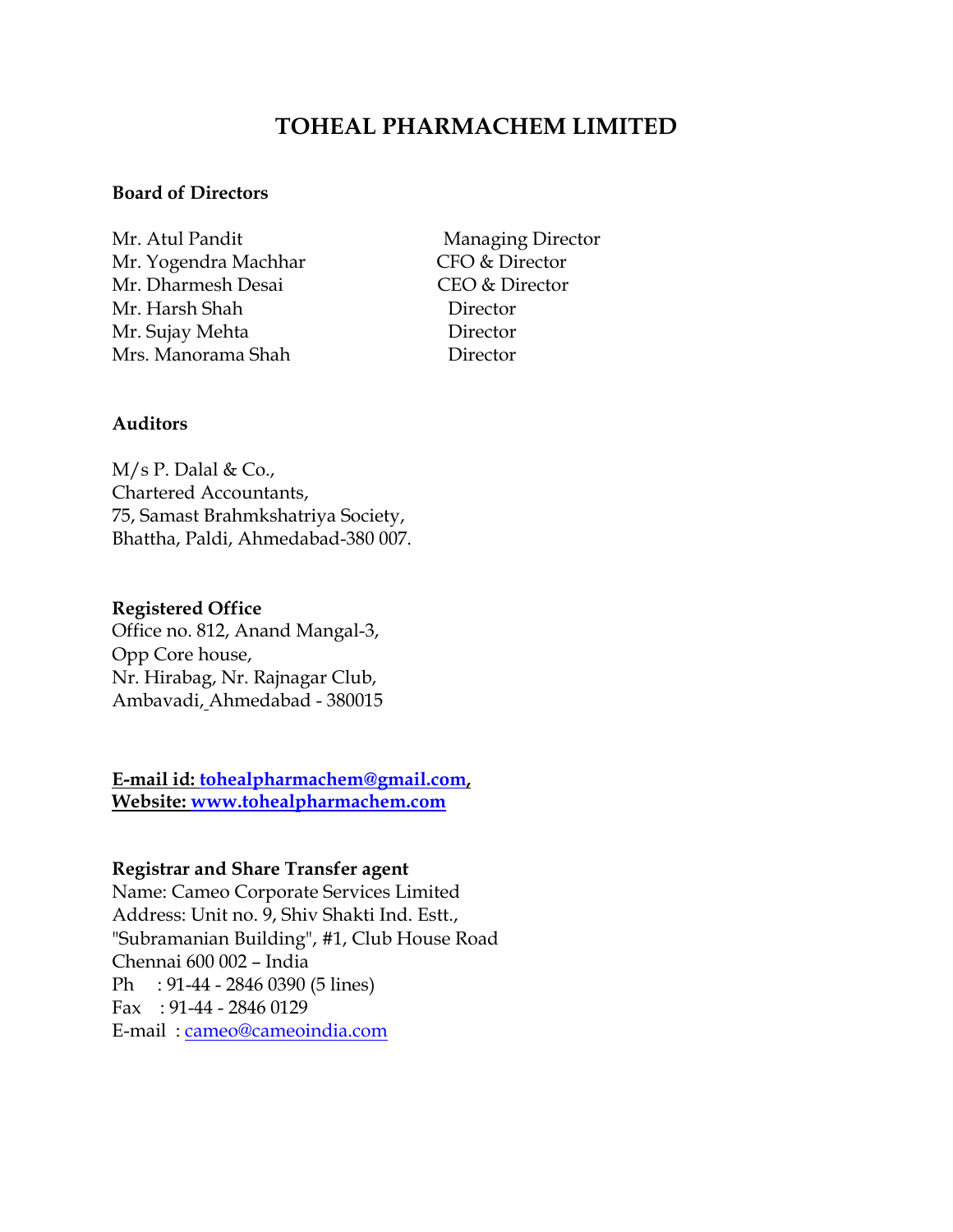# TOHEAL PHARMACHEM LIMITED

**Board of Directors**

| | |
|---|---|
| Mr. Atul Pandit | Managing Director |
| Mr. Yogendra Machhar | CFO & Director |
| Mr. Dharmesh Desai | CEO & Director |
| Mr. Harsh Shah | Director |
| Mr. Sujay Mehta | Director |
| Mrs. Manorama Shah | Director |

**Auditors**

M/s P. Dalal & Co.,
Chartered Accountants,
75, Samast Brahmkshatriya Society,
Bhattha, Paldi, Ahmedabad-380 007.

**Registered Office**
Office no. 812, Anand Mangal-3,
Opp Core house,
Nr. Hirabag, Nr. Rajnagar Club,
Ambavadi, Ahmedabad - 380015

**E-mail id: tohealpharmachem@gmail.com,**
**Website: www.tohealpharmachem.com**

**Registrar and Share Transfer agent**
Name: Cameo Corporate Services Limited
Address: Unit no. 9, Shiv Shakti Ind. Estt.,
"Subramanian Building", #1, Club House Road
Chennai 600 002 – India
Ph : 91-44 - 2846 0390 (5 lines)
Fax : 91-44 - 2846 0129
E-mail : cameo@cameoindia.com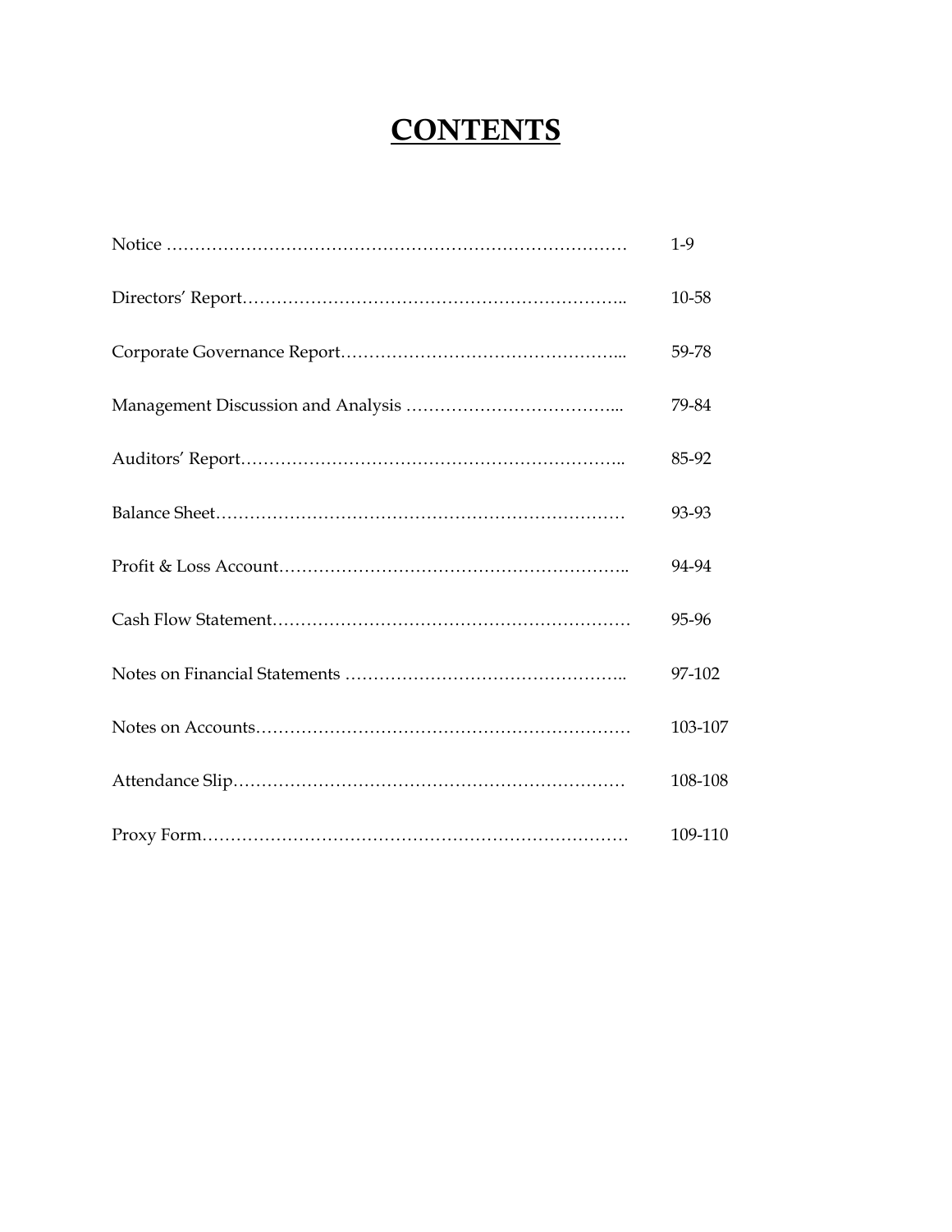# CONTENTS

| | |
|---|---|
| Notice | 1-9 |
| Directors' Report | 10-58 |
| Corporate Governance Report | 59-78 |
| Management Discussion and Analysis | 79-84 |
| Auditors' Report | 85-92 |
| Balance Sheet | 93-93 |
| Profit & Loss Account | 94-94 |
| Cash Flow Statement | 95-96 |
| Notes on Financial Statements | 97-102 |
| Notes on Accounts | 103-107 |
| Attendance Slip | 108-108 |
| Proxy Form | 109-110 |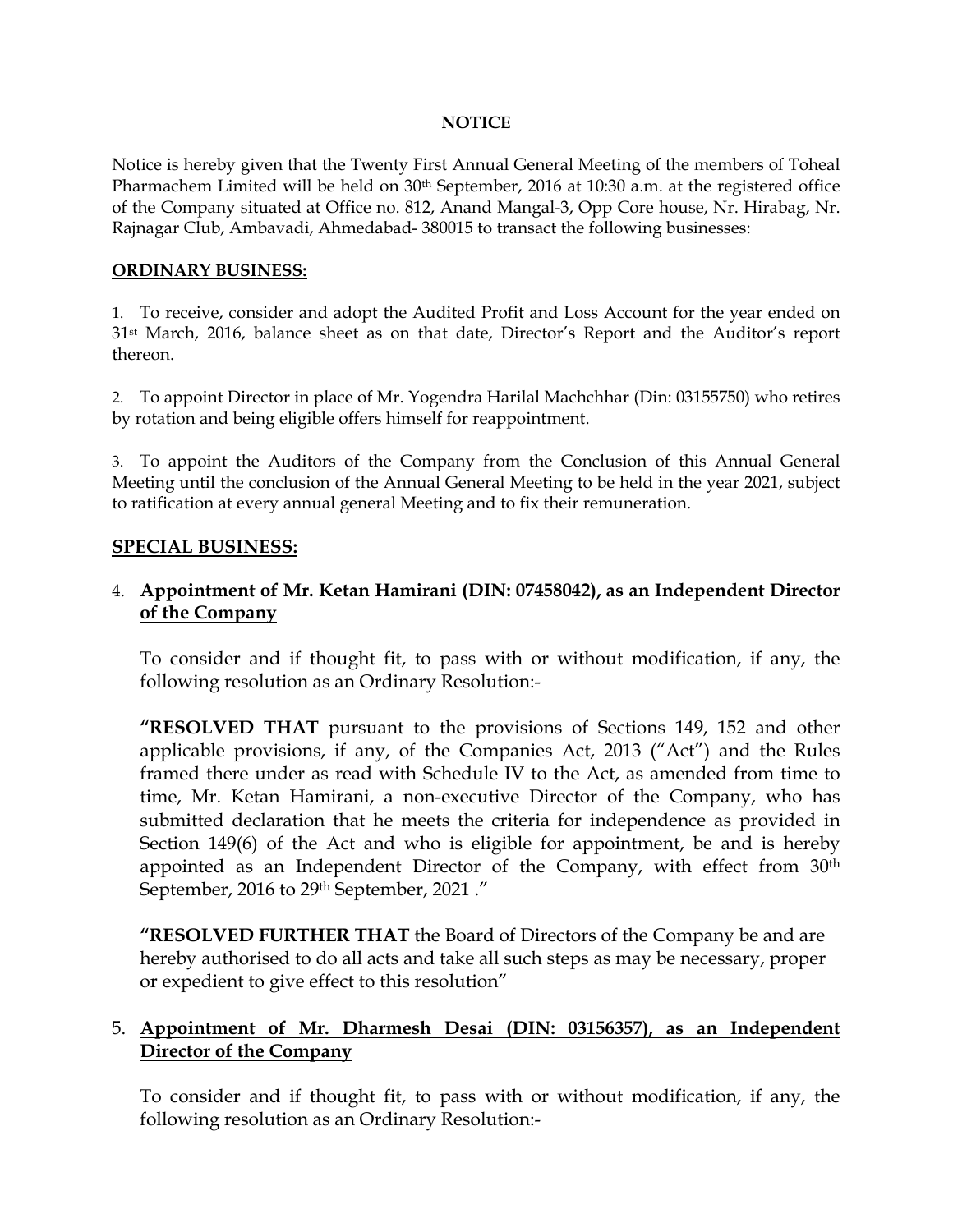# NOTICE

Notice is hereby given that the Twenty First Annual General Meeting of the members of Toheal Pharmachem Limited will be held on 30th September, 2016 at 10:30 a.m. at the registered office of the Company situated at Office no. 812, Anand Mangal-3, Opp Core house, Nr. Hirabag, Nr. Rajnagar Club, Ambavadi, Ahmedabad- 380015 to transact the following businesses:

## ORDINARY BUSINESS:

1. To receive, consider and adopt the Audited Profit and Loss Account for the year ended on 31st March, 2016, balance sheet as on that date, Director's Report and the Auditor's report thereon.

2. To appoint Director in place of Mr. Yogendra Harilal Machchhar (Din: 03155750) who retires by rotation and being eligible offers himself for reappointment.

3. To appoint the Auditors of the Company from the Conclusion of this Annual General Meeting until the conclusion of the Annual General Meeting to be held in the year 2021, subject to ratification at every annual general Meeting and to fix their remuneration.

## SPECIAL BUSINESS:

4. **Appointment of Mr. Ketan Hamirani (DIN: 07458042), as an Independent Director of the Company**

   To consider and if thought fit, to pass with or without modification, if any, the following resolution as an Ordinary Resolution:-

   **"RESOLVED THAT** pursuant to the provisions of Sections 149, 152 and other applicable provisions, if any, of the Companies Act, 2013 ("Act") and the Rules framed there under as read with Schedule IV to the Act, as amended from time to time, Mr. Ketan Hamirani, a non-executive Director of the Company, who has submitted declaration that he meets the criteria for independence as provided in Section 149(6) of the Act and who is eligible for appointment, be and is hereby appointed as an Independent Director of the Company, with effect from 30th September, 2016 to 29th September, 2021 ."

   **"RESOLVED FURTHER THAT** the Board of Directors of the Company be and are hereby authorised to do all acts and take all such steps as may be necessary, proper or expedient to give effect to this resolution"

5. **Appointment of Mr. Dharmesh Desai (DIN: 03156357), as an Independent Director of the Company**

   To consider and if thought fit, to pass with or without modification, if any, the following resolution as an Ordinary Resolution:-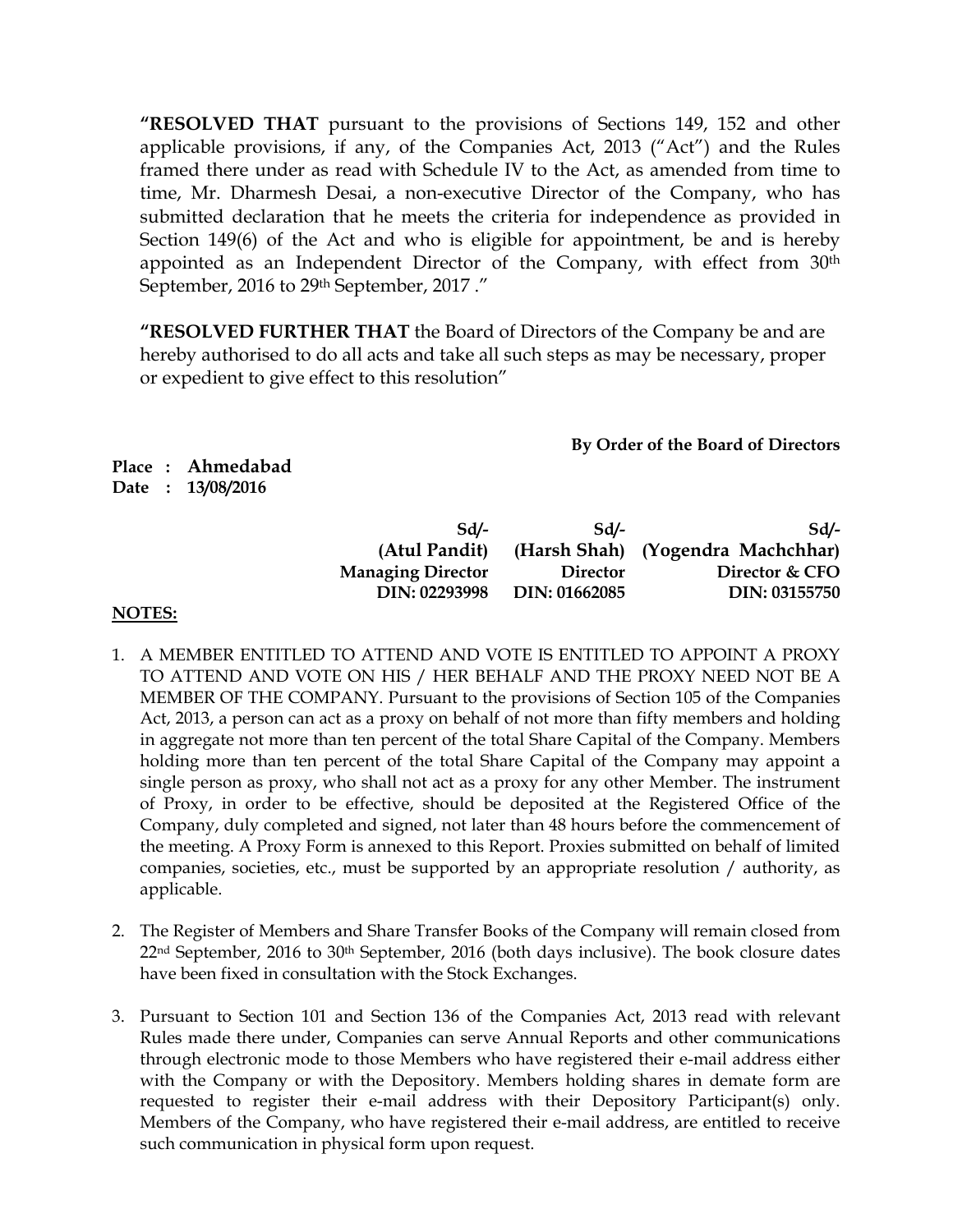**"RESOLVED THAT** pursuant to the provisions of Sections 149, 152 and other applicable provisions, if any, of the Companies Act, 2013 ("Act") and the Rules framed there under as read with Schedule IV to the Act, as amended from time to time, Mr. Dharmesh Desai, a non-executive Director of the Company, who has submitted declaration that he meets the criteria for independence as provided in Section 149(6) of the Act and who is eligible for appointment, be and is hereby appointed as an Independent Director of the Company, with effect from 30th September, 2016 to 29th September, 2017 ."

**"RESOLVED FURTHER THAT** the Board of Directors of the Company be and are hereby authorised to do all acts and take all such steps as may be necessary, proper or expedient to give effect to this resolution"

**By Order of the Board of Directors**

**Place : Ahmedabad**
**Date : 13/08/2016**

| Sd/- | Sd/- | Sd/- |
|---|---|---|
| **(Atul Pandit)** | **(Harsh Shah)** | **(Yogendra Machchhar)** |
| **Managing Director** | **Director** | **Director & CFO** |
| **DIN: 02293998** | **DIN: 01662085** | **DIN: 03155750** |

**NOTES:**

1. A MEMBER ENTITLED TO ATTEND AND VOTE IS ENTITLED TO APPOINT A PROXY TO ATTEND AND VOTE ON HIS / HER BEHALF AND THE PROXY NEED NOT BE A MEMBER OF THE COMPANY. Pursuant to the provisions of Section 105 of the Companies Act, 2013, a person can act as a proxy on behalf of not more than fifty members and holding in aggregate not more than ten percent of the total Share Capital of the Company. Members holding more than ten percent of the total Share Capital of the Company may appoint a single person as proxy, who shall not act as a proxy for any other Member. The instrument of Proxy, in order to be effective, should be deposited at the Registered Office of the Company, duly completed and signed, not later than 48 hours before the commencement of the meeting. A Proxy Form is annexed to this Report. Proxies submitted on behalf of limited companies, societies, etc., must be supported by an appropriate resolution / authority, as applicable.

2. The Register of Members and Share Transfer Books of the Company will remain closed from 22nd September, 2016 to 30th September, 2016 (both days inclusive). The book closure dates have been fixed in consultation with the Stock Exchanges.

3. Pursuant to Section 101 and Section 136 of the Companies Act, 2013 read with relevant Rules made there under, Companies can serve Annual Reports and other communications through electronic mode to those Members who have registered their e-mail address either with the Company or with the Depository. Members holding shares in demate form are requested to register their e-mail address with their Depository Participant(s) only. Members of the Company, who have registered their e-mail address, are entitled to receive such communication in physical form upon request.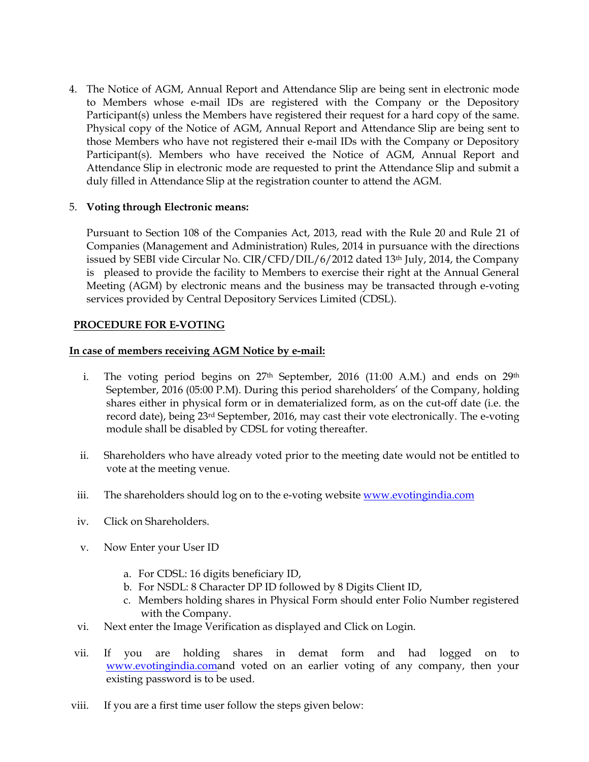4. The Notice of AGM, Annual Report and Attendance Slip are being sent in electronic mode to Members whose e-mail IDs are registered with the Company or the Depository Participant(s) unless the Members have registered their request for a hard copy of the same. Physical copy of the Notice of AGM, Annual Report and Attendance Slip are being sent to those Members who have not registered their e-mail IDs with the Company or Depository Participant(s). Members who have received the Notice of AGM, Annual Report and Attendance Slip in electronic mode are requested to print the Attendance Slip and submit a duly filled in Attendance Slip at the registration counter to attend the AGM.

5. **Voting through Electronic means:**

   Pursuant to Section 108 of the Companies Act, 2013, read with the Rule 20 and Rule 21 of Companies (Management and Administration) Rules, 2014 in pursuance with the directions issued by SEBI vide Circular No. CIR/CFD/DIL/6/2012 dated 13th July, 2014, the Company is pleased to provide the facility to Members to exercise their right at the Annual General Meeting (AGM) by electronic means and the business may be transacted through e-voting services provided by Central Depository Services Limited (CDSL).

**PROCEDURE FOR E-VOTING**

**In case of members receiving AGM Notice by e-mail:**

i. The voting period begins on 27th September, 2016 (11:00 A.M.) and ends on 29th September, 2016 (05:00 P.M). During this period shareholders' of the Company, holding shares either in physical form or in dematerialized form, as on the cut-off date (i.e. the record date), being 23rd September, 2016, may cast their vote electronically. The e-voting module shall be disabled by CDSL for voting thereafter.

ii. Shareholders who have already voted prior to the meeting date would not be entitled to vote at the meeting venue.

iii. The shareholders should log on to the e-voting website www.evotingindia.com

iv. Click on Shareholders.

v. Now Enter your User ID

   a. For CDSL: 16 digits beneficiary ID,
   b. For NSDL: 8 Character DP ID followed by 8 Digits Client ID,
   c. Members holding shares in Physical Form should enter Folio Number registered with the Company.

vi. Next enter the Image Verification as displayed and Click on Login.

vii. If you are holding shares in demat form and had logged on to www.evotingindia.comand voted on an earlier voting of any company, then your existing password is to be used.

viii. If you are a first time user follow the steps given below: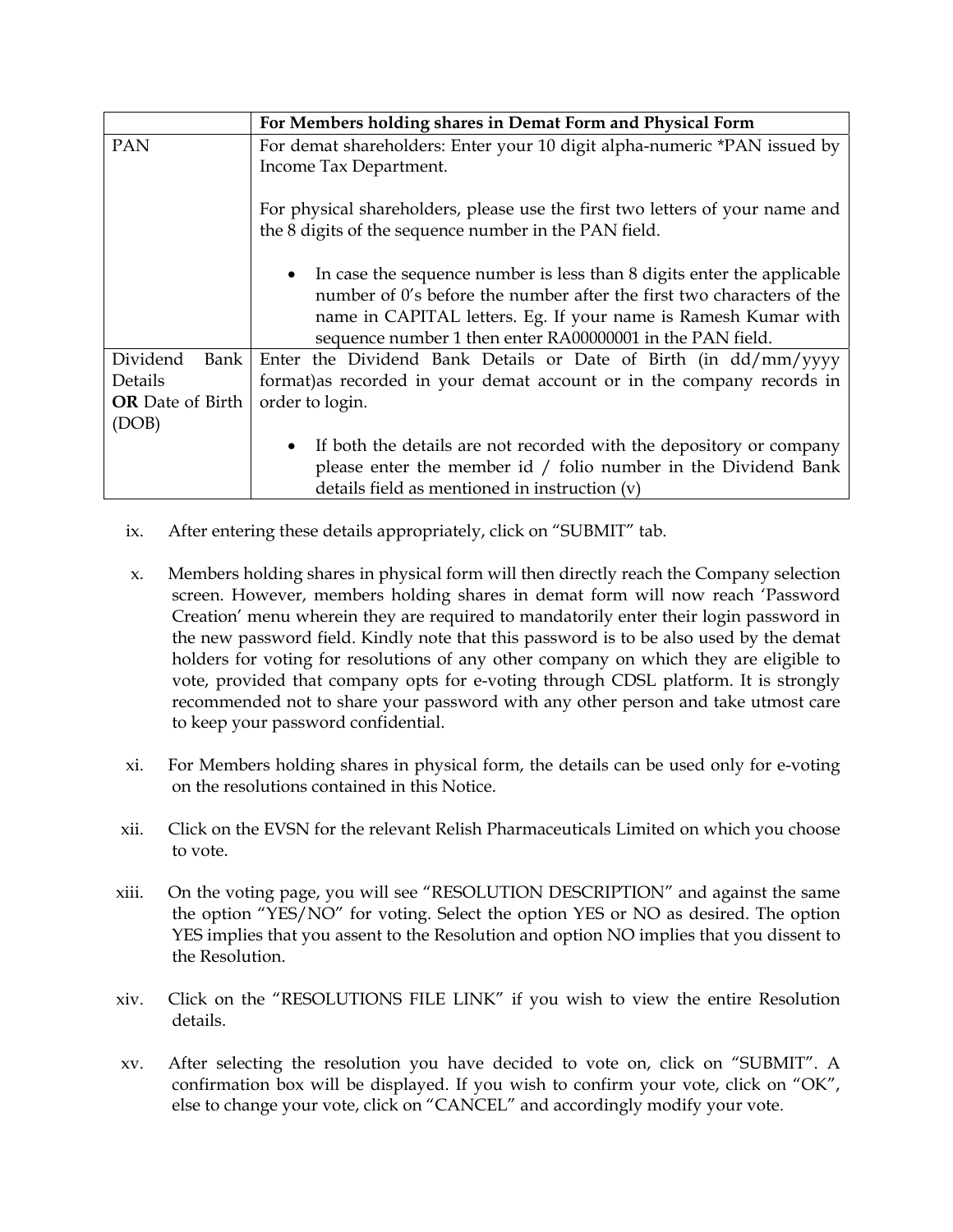| | For Members holding shares in Demat Form and Physical Form |
|---|---|
| PAN | For demat shareholders: Enter your 10 digit alpha-numeric *PAN issued by Income Tax Department.<br><br>For physical shareholders, please use the first two letters of your name and the 8 digits of the sequence number in the PAN field.<br><br>• In case the sequence number is less than 8 digits enter the applicable number of 0's before the number after the first two characters of the name in CAPITAL letters. Eg. If your name is Ramesh Kumar with sequence number 1 then enter RA00000001 in the PAN field. |
| Dividend Bank Details **OR** Date of Birth (DOB) | Enter the Dividend Bank Details or Date of Birth (in dd/mm/yyyy format)as recorded in your demat account or in the company records in order to login.<br><br>• If both the details are not recorded with the depository or company please enter the member id / folio number in the Dividend Bank details field as mentioned in instruction (v) |

ix. After entering these details appropriately, click on "SUBMIT" tab.

x. Members holding shares in physical form will then directly reach the Company selection screen. However, members holding shares in demat form will now reach 'Password Creation' menu wherein they are required to mandatorily enter their login password in the new password field. Kindly note that this password is to be also used by the demat holders for voting for resolutions of any other company on which they are eligible to vote, provided that company opts for e-voting through CDSL platform. It is strongly recommended not to share your password with any other person and take utmost care to keep your password confidential.

xi. For Members holding shares in physical form, the details can be used only for e-voting on the resolutions contained in this Notice.

xii. Click on the EVSN for the relevant Relish Pharmaceuticals Limited on which you choose to vote.

xiii. On the voting page, you will see "RESOLUTION DESCRIPTION" and against the same the option "YES/NO" for voting. Select the option YES or NO as desired. The option YES implies that you assent to the Resolution and option NO implies that you dissent to the Resolution.

xiv. Click on the "RESOLUTIONS FILE LINK" if you wish to view the entire Resolution details.

xv. After selecting the resolution you have decided to vote on, click on "SUBMIT". A confirmation box will be displayed. If you wish to confirm your vote, click on "OK", else to change your vote, click on "CANCEL" and accordingly modify your vote.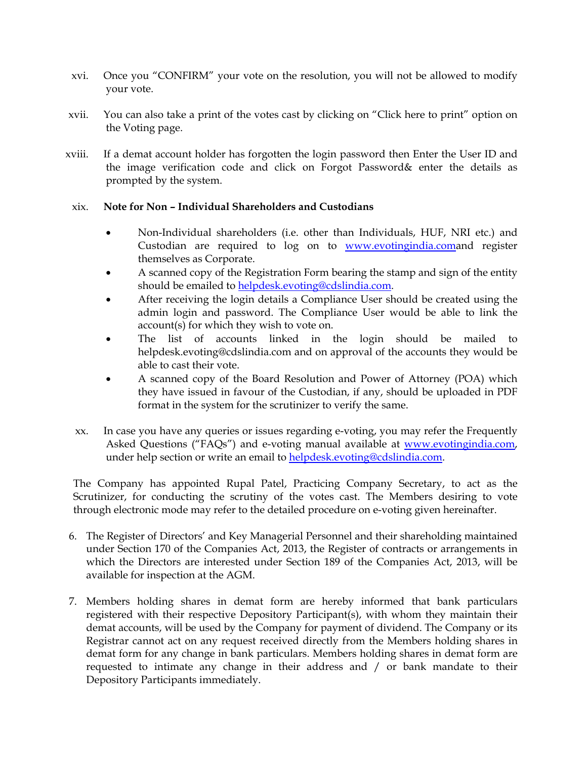xvi. Once you “CONFIRM” your vote on the resolution, you will not be allowed to modify your vote.

xvii. You can also take a print of the votes cast by clicking on “Click here to print” option on the Voting page.

xviii. If a demat account holder has forgotten the login password then Enter the User ID and the image verification code and click on Forgot Password& enter the details as prompted by the system.

xix. **Note for Non – Individual Shareholders and Custodians**

- Non-Individual shareholders (i.e. other than Individuals, HUF, NRI etc.) and Custodian are required to log on to www.evotingindia.comand register themselves as Corporate.
- A scanned copy of the Registration Form bearing the stamp and sign of the entity should be emailed to helpdesk.evoting@cdslindia.com.
- After receiving the login details a Compliance User should be created using the admin login and password. The Compliance User would be able to link the account(s) for which they wish to vote on.
- The list of accounts linked in the login should be mailed to helpdesk.evoting@cdslindia.com and on approval of the accounts they would be able to cast their vote.
- A scanned copy of the Board Resolution and Power of Attorney (POA) which they have issued in favour of the Custodian, if any, should be uploaded in PDF format in the system for the scrutinizer to verify the same.

xx. In case you have any queries or issues regarding e-voting, you may refer the Frequently Asked Questions (“FAQs”) and e-voting manual available at www.evotingindia.com, under help section or write an email to helpdesk.evoting@cdslindia.com.

The Company has appointed Rupal Patel, Practicing Company Secretary, to act as the Scrutinizer, for conducting the scrutiny of the votes cast. The Members desiring to vote through electronic mode may refer to the detailed procedure on e-voting given hereinafter.

6. The Register of Directors’ and Key Managerial Personnel and their shareholding maintained under Section 170 of the Companies Act, 2013, the Register of contracts or arrangements in which the Directors are interested under Section 189 of the Companies Act, 2013, will be available for inspection at the AGM.

7. Members holding shares in demat form are hereby informed that bank particulars registered with their respective Depository Participant(s), with whom they maintain their demat accounts, will be used by the Company for payment of dividend. The Company or its Registrar cannot act on any request received directly from the Members holding shares in demat form for any change in bank particulars. Members holding shares in demat form are requested to intimate any change in their address and / or bank mandate to their Depository Participants immediately.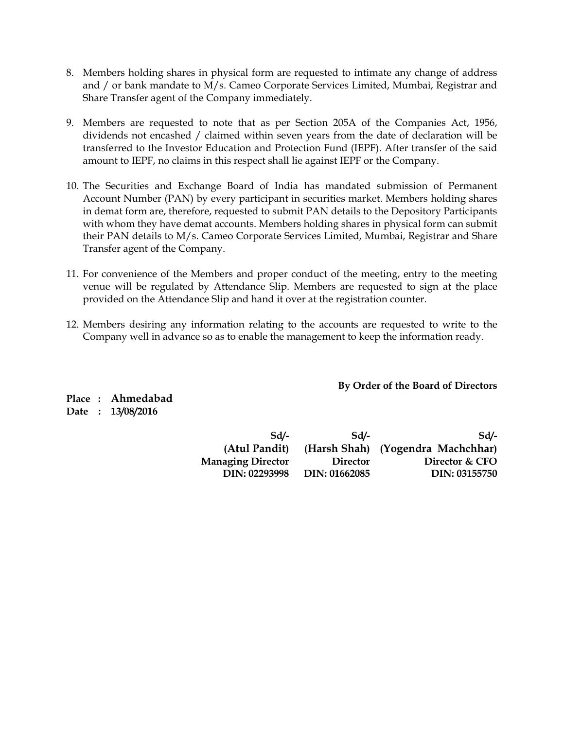8. Members holding shares in physical form are requested to intimate any change of address and / or bank mandate to M/s. Cameo Corporate Services Limited, Mumbai, Registrar and Share Transfer agent of the Company immediately.

9. Members are requested to note that as per Section 205A of the Companies Act, 1956, dividends not encashed / claimed within seven years from the date of declaration will be transferred to the Investor Education and Protection Fund (IEPF). After transfer of the said amount to IEPF, no claims in this respect shall lie against IEPF or the Company.

10. The Securities and Exchange Board of India has mandated submission of Permanent Account Number (PAN) by every participant in securities market. Members holding shares in demat form are, therefore, requested to submit PAN details to the Depository Participants with whom they have demat accounts. Members holding shares in physical form can submit their PAN details to M/s. Cameo Corporate Services Limited, Mumbai, Registrar and Share Transfer agent of the Company.

11. For convenience of the Members and proper conduct of the meeting, entry to the meeting venue will be regulated by Attendance Slip. Members are requested to sign at the place provided on the Attendance Slip and hand it over at the registration counter.

12. Members desiring any information relating to the accounts are requested to write to the Company well in advance so as to enable the management to keep the information ready.

**By Order of the Board of Directors**

**Place : Ahmedabad**
**Date : 13/08/2016**

| Sd/- | Sd/- | Sd/- |
|---|---|---|
| **(Atul Pandit)** | **(Harsh Shah)** | **(Yogendra Machchhar)** |
| **Managing Director** | **Director** | **Director & CFO** |
| **DIN: 02293998** | **DIN: 01662085** | **DIN: 03155750** |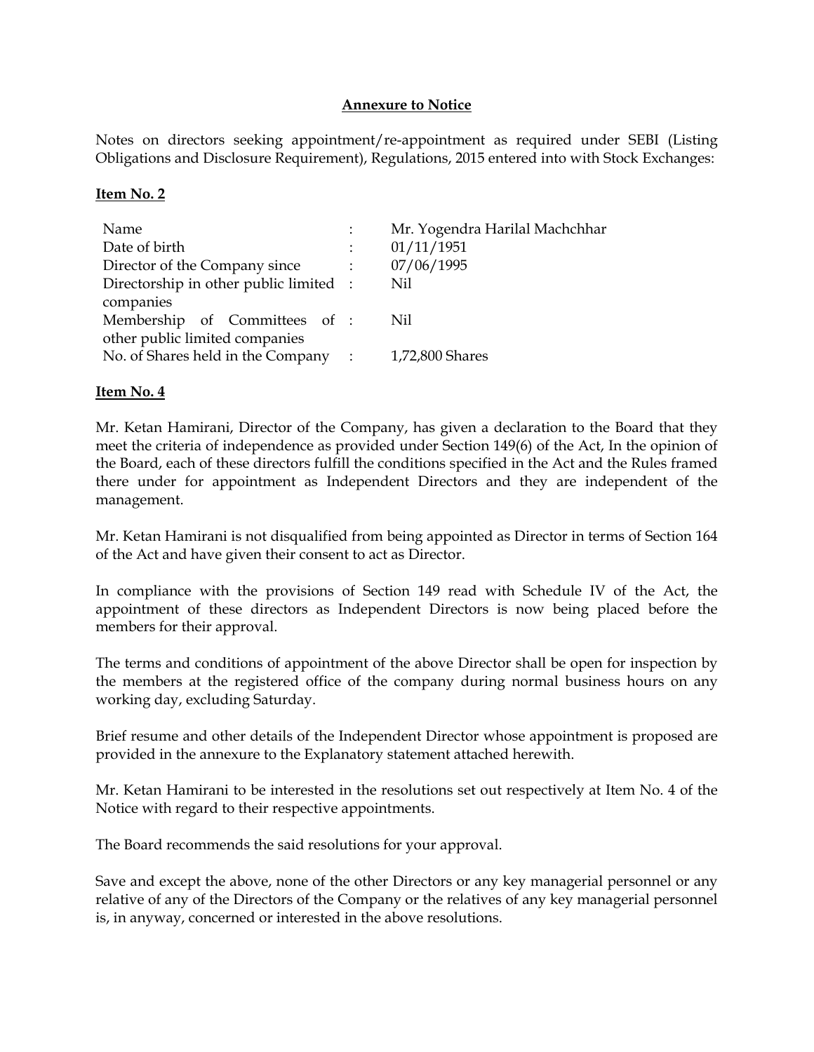## Annexure to Notice

Notes on directors seeking appointment/re-appointment as required under SEBI (Listing Obligations and Disclosure Requirement), Regulations, 2015 entered into with Stock Exchanges:

**Item No. 2**

| | | |
|---|---|---|
| Name | : | Mr. Yogendra Harilal Machchhar |
| Date of birth | : | 01/11/1951 |
| Director of the Company since | : | 07/06/1995 |
| Directorship in other public limited companies | : | Nil |
| Membership of Committees of other public limited companies | : | Nil |
| No. of Shares held in the Company | : | 1,72,800 Shares |

**Item No. 4**

Mr. Ketan Hamirani, Director of the Company, has given a declaration to the Board that they meet the criteria of independence as provided under Section 149(6) of the Act, In the opinion of the Board, each of these directors fulfill the conditions specified in the Act and the Rules framed there under for appointment as Independent Directors and they are independent of the management.

Mr. Ketan Hamirani is not disqualified from being appointed as Director in terms of Section 164 of the Act and have given their consent to act as Director.

In compliance with the provisions of Section 149 read with Schedule IV of the Act, the appointment of these directors as Independent Directors is now being placed before the members for their approval.

The terms and conditions of appointment of the above Director shall be open for inspection by the members at the registered office of the company during normal business hours on any working day, excluding Saturday.

Brief resume and other details of the Independent Director whose appointment is proposed are provided in the annexure to the Explanatory statement attached herewith.

Mr. Ketan Hamirani to be interested in the resolutions set out respectively at Item No. 4 of the Notice with regard to their respective appointments.

The Board recommends the said resolutions for your approval.

Save and except the above, none of the other Directors or any key managerial personnel or any relative of any of the Directors of the Company or the relatives of any key managerial personnel is, in anyway, concerned or interested in the above resolutions.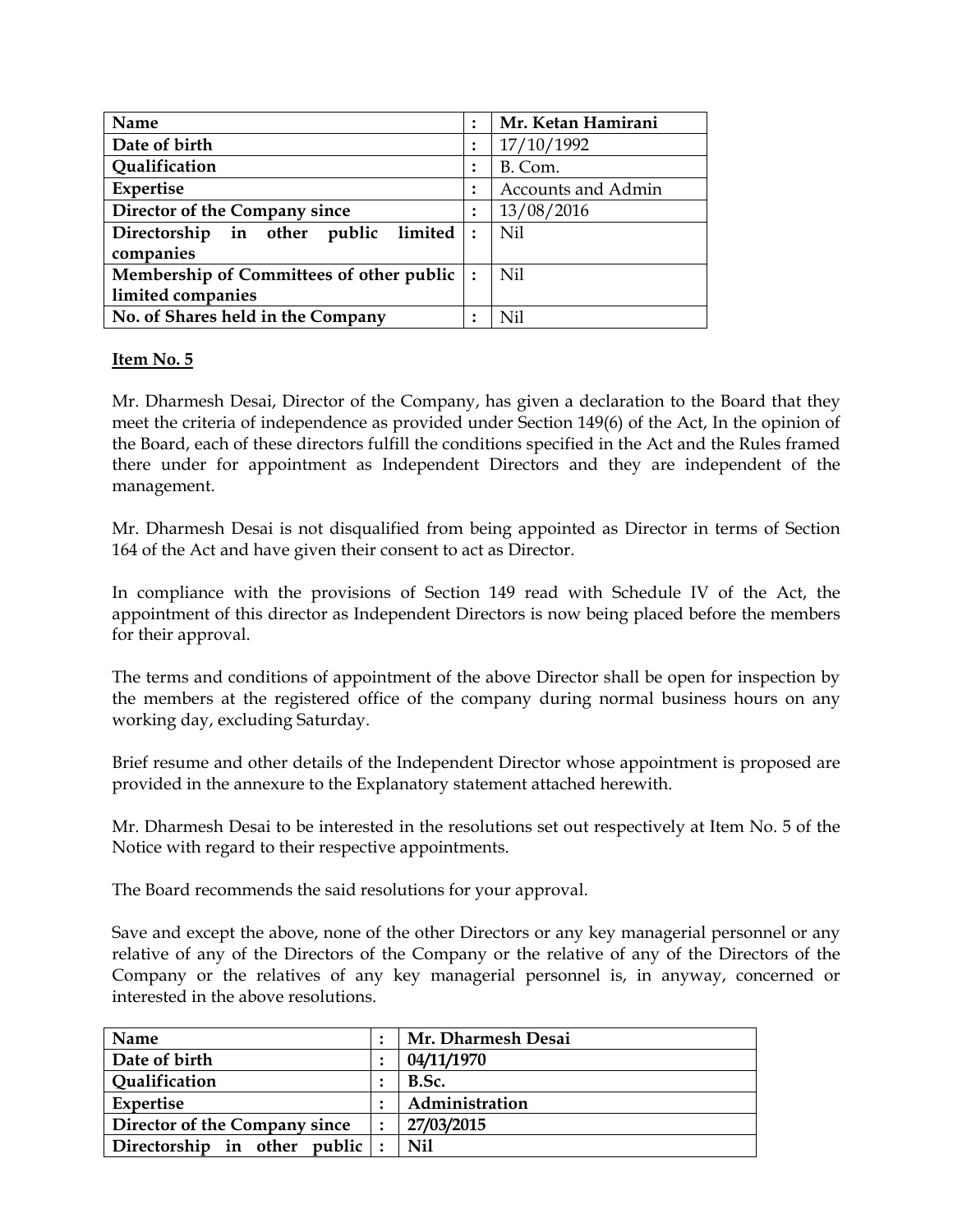| Name | : | Mr. Ketan Hamirani |
|---|---|---|
| Date of birth | : | 17/10/1992 |
| Qualification | : | B. Com. |
| Expertise | : | Accounts and Admin |
| Director of the Company since | : | 13/08/2016 |
| Directorship in other public limited companies | : | Nil |
| Membership of Committees of other public limited companies | : | Nil |
| No. of Shares held in the Company | : | Nil |

**Item No. 5**

Mr. Dharmesh Desai, Director of the Company, has given a declaration to the Board that they meet the criteria of independence as provided under Section 149(6) of the Act, In the opinion of the Board, each of these directors fulfill the conditions specified in the Act and the Rules framed there under for appointment as Independent Directors and they are independent of the management.

Mr. Dharmesh Desai is not disqualified from being appointed as Director in terms of Section 164 of the Act and have given their consent to act as Director.

In compliance with the provisions of Section 149 read with Schedule IV of the Act, the appointment of this director as Independent Directors is now being placed before the members for their approval.

The terms and conditions of appointment of the above Director shall be open for inspection by the members at the registered office of the company during normal business hours on any working day, excluding Saturday.

Brief resume and other details of the Independent Director whose appointment is proposed are provided in the annexure to the Explanatory statement attached herewith.

Mr. Dharmesh Desai to be interested in the resolutions set out respectively at Item No. 5 of the Notice with regard to their respective appointments.

The Board recommends the said resolutions for your approval.

Save and except the above, none of the other Directors or any key managerial personnel or any relative of any of the Directors of the Company or the relative of any of the Directors of the Company or the relatives of any key managerial personnel is, in anyway, concerned or interested in the above resolutions.

| Name | : | Mr. Dharmesh Desai |
|---|---|---|
| Date of birth | : | **04/11/1970** |
| Qualification | : | **B.Sc.** |
| Expertise | : | **Administration** |
| Director of the Company since | : | **27/03/2015** |
| Directorship in other public | : | **Nil** |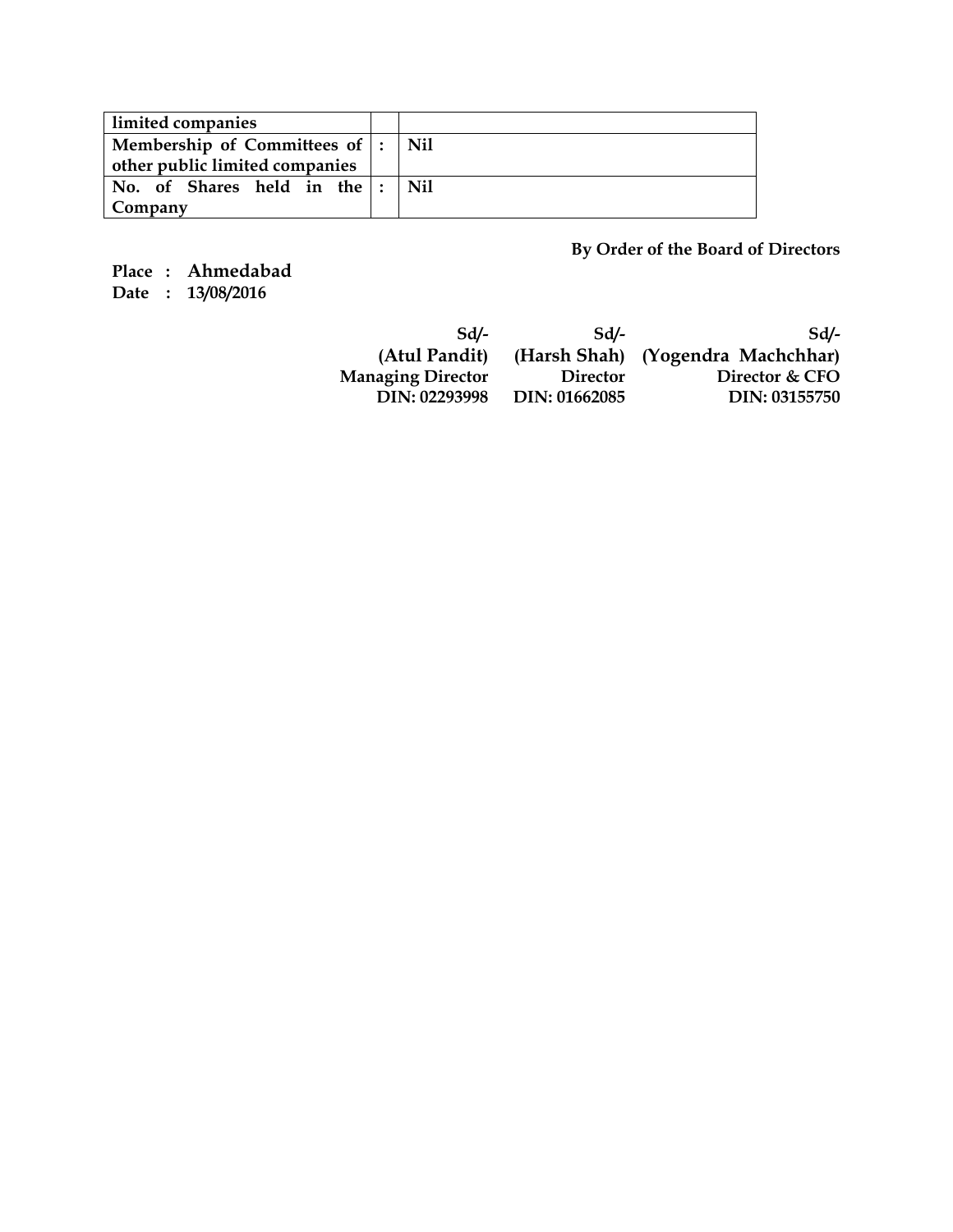| limited companies | | |
|---|---|---|
| **Membership of Committees of other public limited companies** | **:** | **Nil** |
| **No. of Shares held in the Company** | **:** | **Nil** |

**By Order of the Board of Directors**

**Place : Ahmedabad**
**Date : 13/08/2016**

| Sd/- | Sd/- | Sd/- |
|---|---|---|
| **(Atul Pandit)** | **(Harsh Shah)** | **(Yogendra Machchhar)** |
| **Managing Director** | **Director** | **Director & CFO** |
| **DIN: 02293998** | **DIN: 01662085** | **DIN: 03155750** |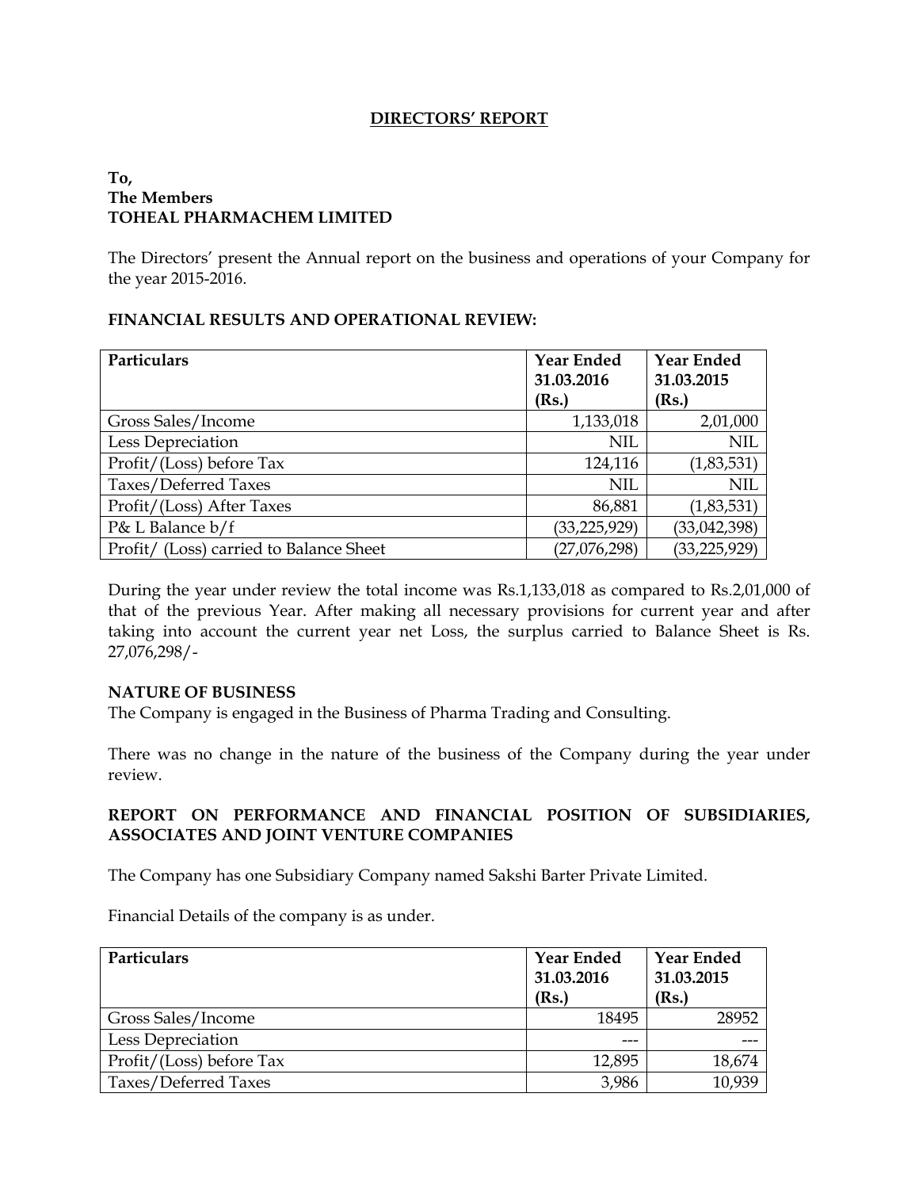## DIRECTORS' REPORT

**To,**
**The Members**
**TOHEAL PHARMACHEM LIMITED**

The Directors' present the Annual report on the business and operations of your Company for the year 2015-2016.

### FINANCIAL RESULTS AND OPERATIONAL REVIEW:

| Particulars | Year Ended 31.03.2016 (Rs.) | Year Ended 31.03.2015 (Rs.) |
|---|---|---|
| Gross Sales/Income | 1,133,018 | 2,01,000 |
| Less Depreciation | NIL | NIL |
| Profit/(Loss) before Tax | 124,116 | (1,83,531) |
| Taxes/Deferred Taxes | NIL | NIL |
| Profit/(Loss) After Taxes | 86,881 | (1,83,531) |
| P& L Balance b/f | (33,225,929) | (33,042,398) |
| Profit/ (Loss) carried to Balance Sheet | (27,076,298) | (33,225,929) |

During the year under review the total income was Rs.1,133,018 as compared to Rs.2,01,000 of that of the previous Year. After making all necessary provisions for current year and after taking into account the current year net Loss, the surplus carried to Balance Sheet is Rs. 27,076,298/-

### NATURE OF BUSINESS

The Company is engaged in the Business of Pharma Trading and Consulting.

There was no change in the nature of the business of the Company during the year under review.

### REPORT ON PERFORMANCE AND FINANCIAL POSITION OF SUBSIDIARIES, ASSOCIATES AND JOINT VENTURE COMPANIES

The Company has one Subsidiary Company named Sakshi Barter Private Limited.

Financial Details of the company is as under.

| Particulars | Year Ended 31.03.2016 (Rs.) | Year Ended 31.03.2015 (Rs.) |
|---|---|---|
| Gross Sales/Income | 18495 | 28952 |
| Less Depreciation | --- | --- |
| Profit/(Loss) before Tax | 12,895 | 18,674 |
| Taxes/Deferred Taxes | 3,986 | 10,939 |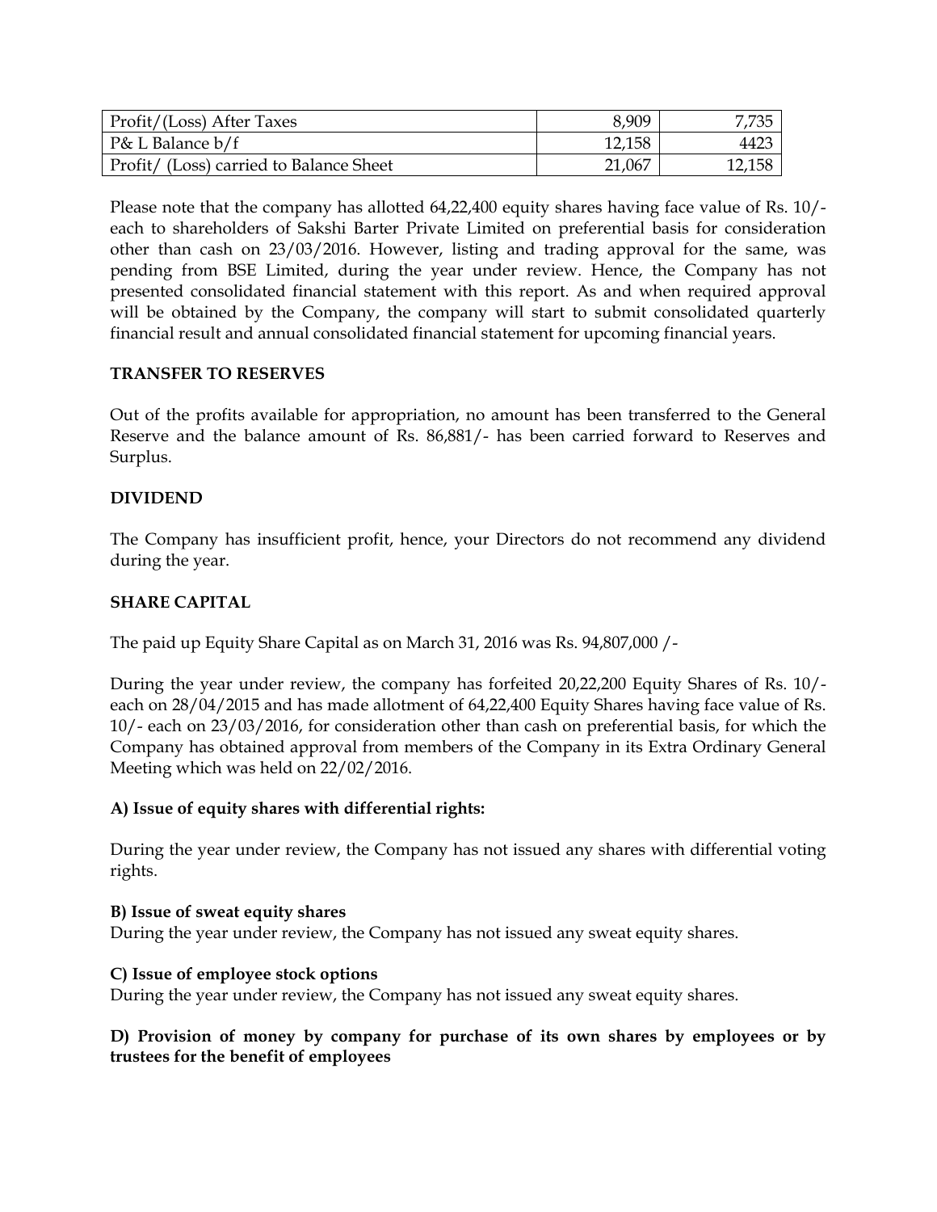| Profit/(Loss) After Taxes | 8,909 | 7,735 |
|---|---|---|
| P& L Balance b/f | 12,158 | 4423 |
| Profit/ (Loss) carried to Balance Sheet | 21,067 | 12,158 |

Please note that the company has allotted 64,22,400 equity shares having face value of Rs. 10/- each to shareholders of Sakshi Barter Private Limited on preferential basis for consideration other than cash on 23/03/2016. However, listing and trading approval for the same, was pending from BSE Limited, during the year under review. Hence, the Company has not presented consolidated financial statement with this report. As and when required approval will be obtained by the Company, the company will start to submit consolidated quarterly financial result and annual consolidated financial statement for upcoming financial years.

**TRANSFER TO RESERVES**

Out of the profits available for appropriation, no amount has been transferred to the General Reserve and the balance amount of Rs. 86,881/- has been carried forward to Reserves and Surplus.

**DIVIDEND**

The Company has insufficient profit, hence, your Directors do not recommend any dividend during the year.

**SHARE CAPITAL**

The paid up Equity Share Capital as on March 31, 2016 was Rs. 94,807,000 /-

During the year under review, the company has forfeited 20,22,200 Equity Shares of Rs. 10/- each on 28/04/2015 and has made allotment of 64,22,400 Equity Shares having face value of Rs. 10/- each on 23/03/2016, for consideration other than cash on preferential basis, for which the Company has obtained approval from members of the Company in its Extra Ordinary General Meeting which was held on 22/02/2016.

**A) Issue of equity shares with differential rights:**

During the year under review, the Company has not issued any shares with differential voting rights.

**B) Issue of sweat equity shares**

During the year under review, the Company has not issued any sweat equity shares.

**C) Issue of employee stock options**

During the year under review, the Company has not issued any sweat equity shares.

**D) Provision of money by company for purchase of its own shares by employees or by trustees for the benefit of employees**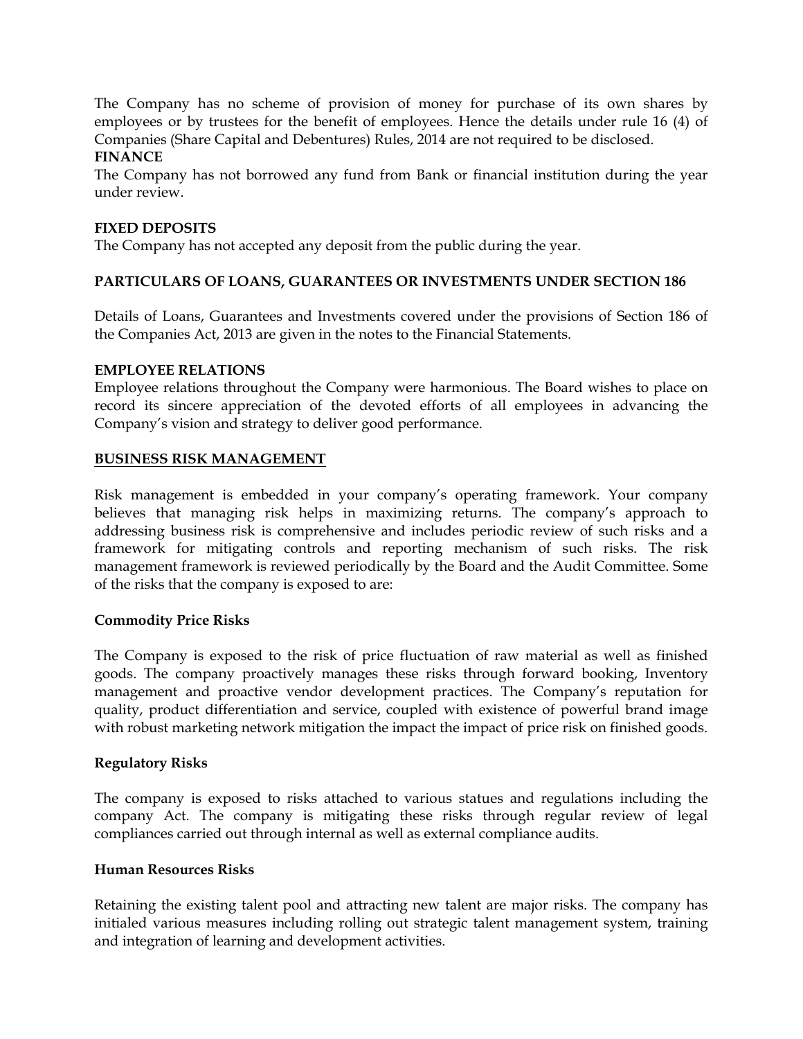The Company has no scheme of provision of money for purchase of its own shares by employees or by trustees for the benefit of employees. Hence the details under rule 16 (4) of Companies (Share Capital and Debentures) Rules, 2014 are not required to be disclosed.

**FINANCE**

The Company has not borrowed any fund from Bank or financial institution during the year under review.

**FIXED DEPOSITS**

The Company has not accepted any deposit from the public during the year.

**PARTICULARS OF LOANS, GUARANTEES OR INVESTMENTS UNDER SECTION 186**

Details of Loans, Guarantees and Investments covered under the provisions of Section 186 of the Companies Act, 2013 are given in the notes to the Financial Statements.

**EMPLOYEE RELATIONS**

Employee relations throughout the Company were harmonious. The Board wishes to place on record its sincere appreciation of the devoted efforts of all employees in advancing the Company's vision and strategy to deliver good performance.

**BUSINESS RISK MANAGEMENT**

Risk management is embedded in your company's operating framework. Your company believes that managing risk helps in maximizing returns. The company's approach to addressing business risk is comprehensive and includes periodic review of such risks and a framework for mitigating controls and reporting mechanism of such risks. The risk management framework is reviewed periodically by the Board and the Audit Committee. Some of the risks that the company is exposed to are:

**Commodity Price Risks**

The Company is exposed to the risk of price fluctuation of raw material as well as finished goods. The company proactively manages these risks through forward booking, Inventory management and proactive vendor development practices. The Company's reputation for quality, product differentiation and service, coupled with existence of powerful brand image with robust marketing network mitigation the impact the impact of price risk on finished goods.

**Regulatory Risks**

The company is exposed to risks attached to various statues and regulations including the company Act. The company is mitigating these risks through regular review of legal compliances carried out through internal as well as external compliance audits.

**Human Resources Risks**

Retaining the existing talent pool and attracting new talent are major risks. The company has initialed various measures including rolling out strategic talent management system, training and integration of learning and development activities.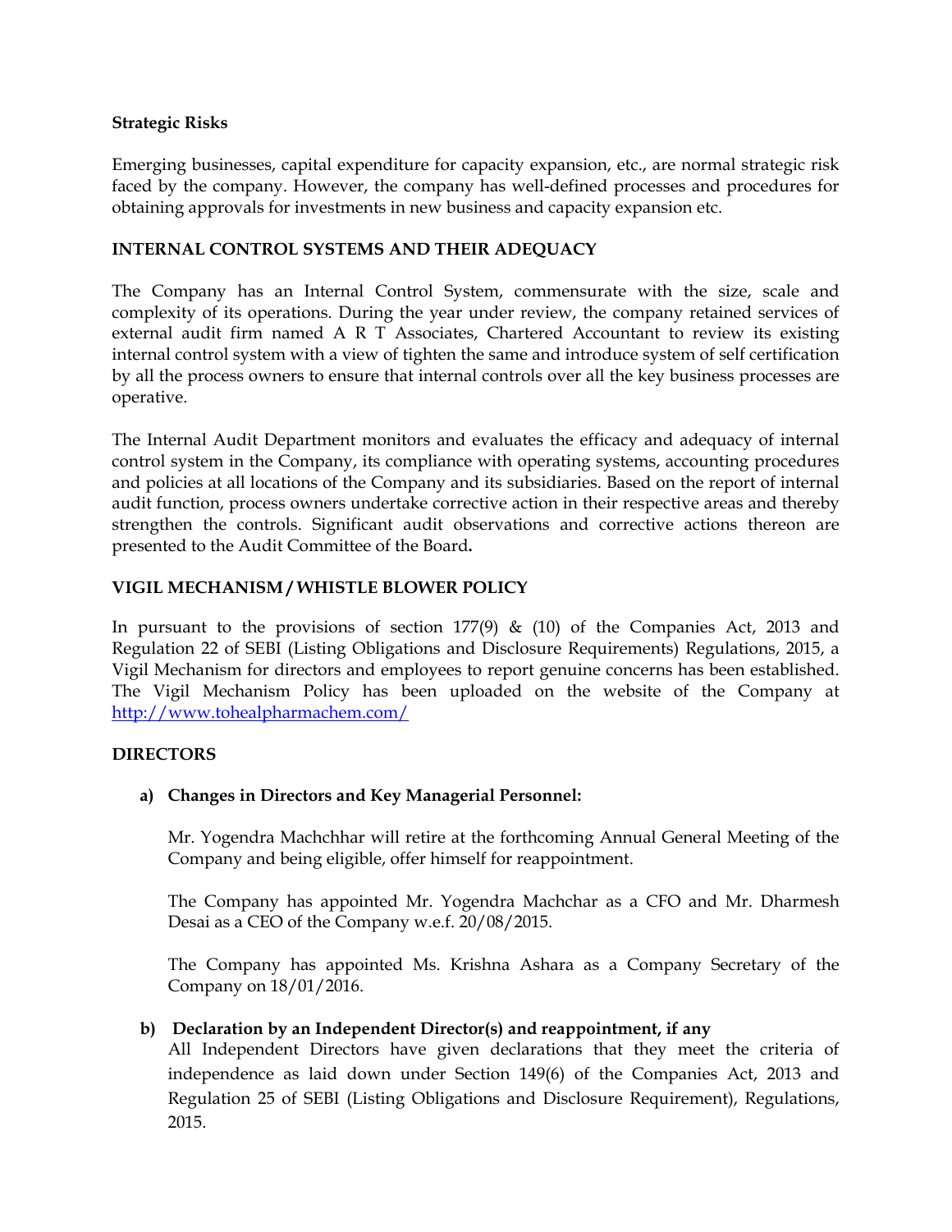**Strategic Risks**

Emerging businesses, capital expenditure for capacity expansion, etc., are normal strategic risk faced by the company. However, the company has well-defined processes and procedures for obtaining approvals for investments in new business and capacity expansion etc.

## INTERNAL CONTROL SYSTEMS AND THEIR ADEQUACY

The Company has an Internal Control System, commensurate with the size, scale and complexity of its operations. During the year under review, the company retained services of external audit firm named A R T Associates, Chartered Accountant to review its existing internal control system with a view of tighten the same and introduce system of self certification by all the process owners to ensure that internal controls over all the key business processes are operative.

The Internal Audit Department monitors and evaluates the efficacy and adequacy of internal control system in the Company, its compliance with operating systems, accounting procedures and policies at all locations of the Company and its subsidiaries. Based on the report of internal audit function, process owners undertake corrective action in their respective areas and thereby strengthen the controls. Significant audit observations and corrective actions thereon are presented to the Audit Committee of the Board**.**

## VIGIL MECHANISM / WHISTLE BLOWER POLICY

In pursuant to the provisions of section 177(9) & (10) of the Companies Act, 2013 and Regulation 22 of SEBI (Listing Obligations and Disclosure Requirements) Regulations, 2015, a Vigil Mechanism for directors and employees to report genuine concerns has been established. The Vigil Mechanism Policy has been uploaded on the website of the Company at http://www.tohealpharmachem.com/

## DIRECTORS

**a) Changes in Directors and Key Managerial Personnel:**

Mr. Yogendra Machchhar will retire at the forthcoming Annual General Meeting of the Company and being eligible, offer himself for reappointment.

The Company has appointed Mr. Yogendra Machchar as a CFO and Mr. Dharmesh Desai as a CEO of the Company w.e.f. 20/08/2015.

The Company has appointed Ms. Krishna Ashara as a Company Secretary of the Company on 18/01/2016.

**b) Declaration by an Independent Director(s) and reappointment, if any**

All Independent Directors have given declarations that they meet the criteria of independence as laid down under Section 149(6) of the Companies Act, 2013 and Regulation 25 of SEBI (Listing Obligations and Disclosure Requirement), Regulations, 2015.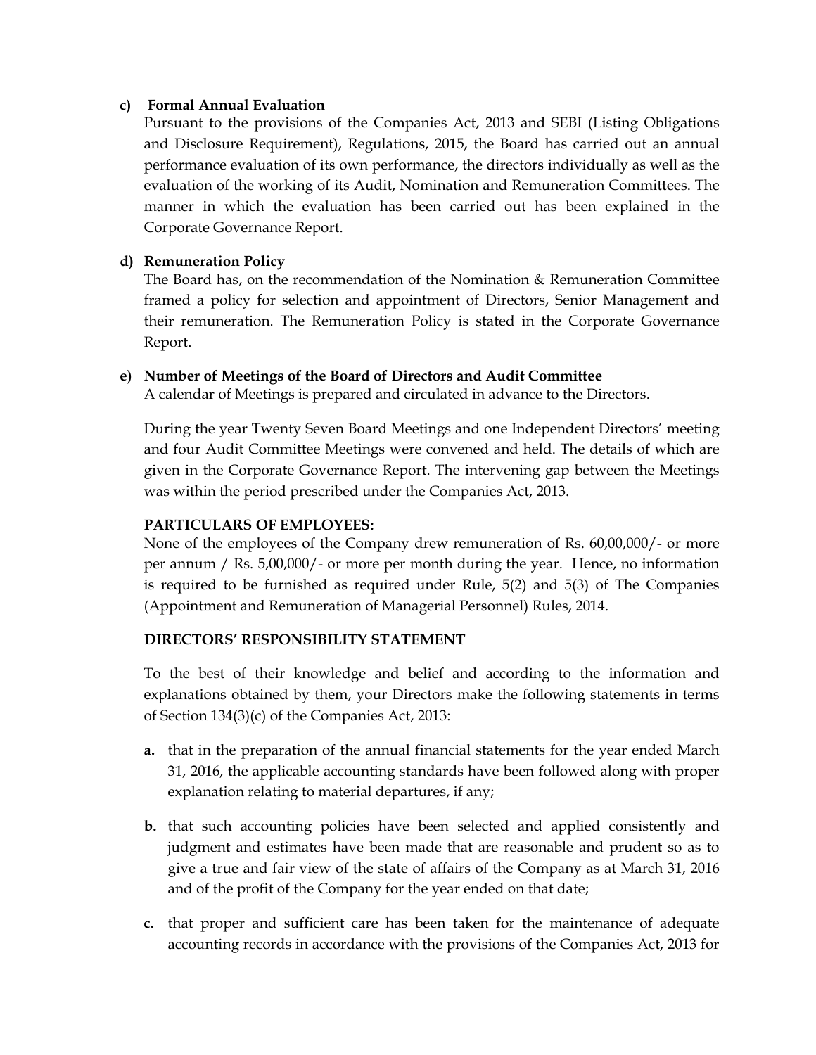**c) Formal Annual Evaluation**

Pursuant to the provisions of the Companies Act, 2013 and SEBI (Listing Obligations and Disclosure Requirement), Regulations, 2015, the Board has carried out an annual performance evaluation of its own performance, the directors individually as well as the evaluation of the working of its Audit, Nomination and Remuneration Committees. The manner in which the evaluation has been carried out has been explained in the Corporate Governance Report.

**d) Remuneration Policy**

The Board has, on the recommendation of the Nomination & Remuneration Committee framed a policy for selection and appointment of Directors, Senior Management and their remuneration. The Remuneration Policy is stated in the Corporate Governance Report.

**e) Number of Meetings of the Board of Directors and Audit Committee**

A calendar of Meetings is prepared and circulated in advance to the Directors.

During the year Twenty Seven Board Meetings and one Independent Directors' meeting and four Audit Committee Meetings were convened and held. The details of which are given in the Corporate Governance Report. The intervening gap between the Meetings was within the period prescribed under the Companies Act, 2013.

**PARTICULARS OF EMPLOYEES:**

None of the employees of the Company drew remuneration of Rs. 60,00,000/- or more per annum / Rs. 5,00,000/- or more per month during the year. Hence, no information is required to be furnished as required under Rule, 5(2) and 5(3) of The Companies (Appointment and Remuneration of Managerial Personnel) Rules, 2014.

**DIRECTORS' RESPONSIBILITY STATEMENT**

To the best of their knowledge and belief and according to the information and explanations obtained by them, your Directors make the following statements in terms of Section 134(3)(c) of the Companies Act, 2013:

**a.** that in the preparation of the annual financial statements for the year ended March 31, 2016, the applicable accounting standards have been followed along with proper explanation relating to material departures, if any;

**b.** that such accounting policies have been selected and applied consistently and judgment and estimates have been made that are reasonable and prudent so as to give a true and fair view of the state of affairs of the Company as at March 31, 2016 and of the profit of the Company for the year ended on that date;

**c.** that proper and sufficient care has been taken for the maintenance of adequate accounting records in accordance with the provisions of the Companies Act, 2013 for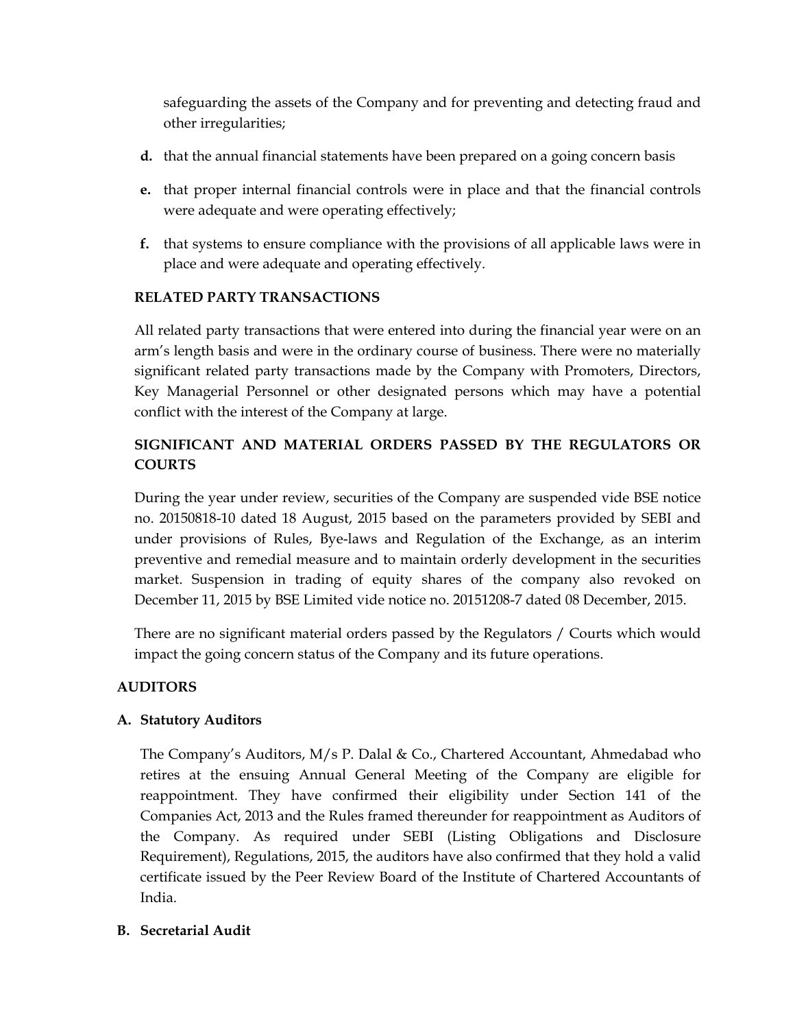safeguarding the assets of the Company and for preventing and detecting fraud and other irregularities;

**d.** that the annual financial statements have been prepared on a going concern basis

**e.** that proper internal financial controls were in place and that the financial controls were adequate and were operating effectively;

**f.** that systems to ensure compliance with the provisions of all applicable laws were in place and were adequate and operating effectively.

**RELATED PARTY TRANSACTIONS**

All related party transactions that were entered into during the financial year were on an arm's length basis and were in the ordinary course of business. There were no materially significant related party transactions made by the Company with Promoters, Directors, Key Managerial Personnel or other designated persons which may have a potential conflict with the interest of the Company at large.

**SIGNIFICANT AND MATERIAL ORDERS PASSED BY THE REGULATORS OR COURTS**

During the year under review, securities of the Company are suspended vide BSE notice no. 20150818-10 dated 18 August, 2015 based on the parameters provided by SEBI and under provisions of Rules, Bye-laws and Regulation of the Exchange, as an interim preventive and remedial measure and to maintain orderly development in the securities market. Suspension in trading of equity shares of the company also revoked on December 11, 2015 by BSE Limited vide notice no. 20151208-7 dated 08 December, 2015.

There are no significant material orders passed by the Regulators / Courts which would impact the going concern status of the Company and its future operations.

**AUDITORS**

**A. Statutory Auditors**

The Company's Auditors, M/s P. Dalal & Co., Chartered Accountant, Ahmedabad who retires at the ensuing Annual General Meeting of the Company are eligible for reappointment. They have confirmed their eligibility under Section 141 of the Companies Act, 2013 and the Rules framed thereunder for reappointment as Auditors of the Company. As required under SEBI (Listing Obligations and Disclosure Requirement), Regulations, 2015, the auditors have also confirmed that they hold a valid certificate issued by the Peer Review Board of the Institute of Chartered Accountants of India.

**B. Secretarial Audit**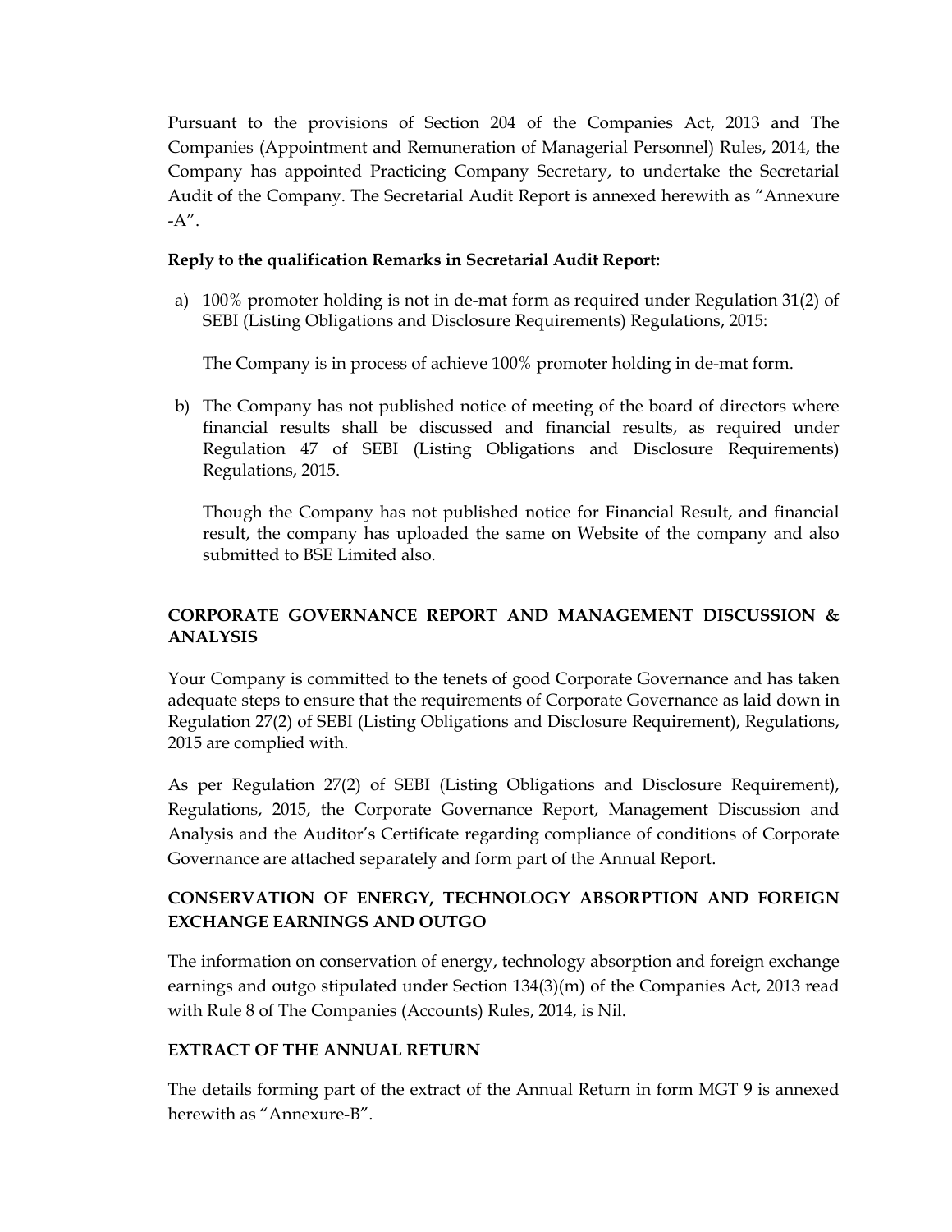Pursuant to the provisions of Section 204 of the Companies Act, 2013 and The Companies (Appointment and Remuneration of Managerial Personnel) Rules, 2014, the Company has appointed Practicing Company Secretary, to undertake the Secretarial Audit of the Company. The Secretarial Audit Report is annexed herewith as "Annexure -A".

**Reply to the qualification Remarks in Secretarial Audit Report:**

a) 100% promoter holding is not in de-mat form as required under Regulation 31(2) of SEBI (Listing Obligations and Disclosure Requirements) Regulations, 2015:

   The Company is in process of achieve 100% promoter holding in de-mat form.

b) The Company has not published notice of meeting of the board of directors where financial results shall be discussed and financial results, as required under Regulation 47 of SEBI (Listing Obligations and Disclosure Requirements) Regulations, 2015.

   Though the Company has not published notice for Financial Result, and financial result, the company has uploaded the same on Website of the company and also submitted to BSE Limited also.

## CORPORATE GOVERNANCE REPORT AND MANAGEMENT DISCUSSION & ANALYSIS

Your Company is committed to the tenets of good Corporate Governance and has taken adequate steps to ensure that the requirements of Corporate Governance as laid down in Regulation 27(2) of SEBI (Listing Obligations and Disclosure Requirement), Regulations, 2015 are complied with.

As per Regulation 27(2) of SEBI (Listing Obligations and Disclosure Requirement), Regulations, 2015, the Corporate Governance Report, Management Discussion and Analysis and the Auditor's Certificate regarding compliance of conditions of Corporate Governance are attached separately and form part of the Annual Report.

## CONSERVATION OF ENERGY, TECHNOLOGY ABSORPTION AND FOREIGN EXCHANGE EARNINGS AND OUTGO

The information on conservation of energy, technology absorption and foreign exchange earnings and outgo stipulated under Section 134(3)(m) of the Companies Act, 2013 read with Rule 8 of The Companies (Accounts) Rules, 2014, is Nil.

## EXTRACT OF THE ANNUAL RETURN

The details forming part of the extract of the Annual Return in form MGT 9 is annexed herewith as "Annexure-B".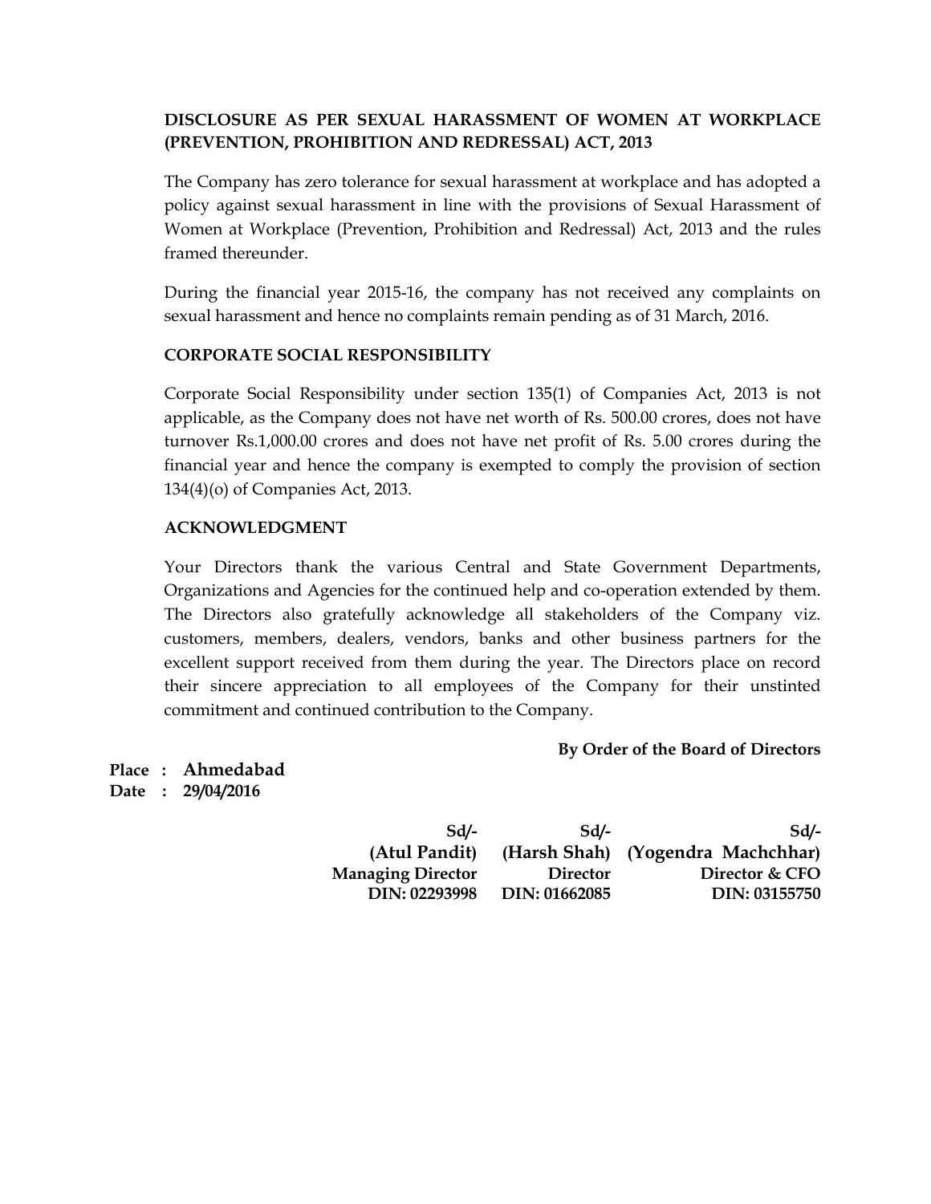### DISCLOSURE AS PER SEXUAL HARASSMENT OF WOMEN AT WORKPLACE (PREVENTION, PROHIBITION AND REDRESSAL) ACT, 2013

The Company has zero tolerance for sexual harassment at workplace and has adopted a policy against sexual harassment in line with the provisions of Sexual Harassment of Women at Workplace (Prevention, Prohibition and Redressal) Act, 2013 and the rules framed thereunder.

During the financial year 2015-16, the company has not received any complaints on sexual harassment and hence no complaints remain pending as of 31 March, 2016.

### CORPORATE SOCIAL RESPONSIBILITY

Corporate Social Responsibility under section 135(1) of Companies Act, 2013 is not applicable, as the Company does not have net worth of Rs. 500.00 crores, does not have turnover Rs.1,000.00 crores and does not have net profit of Rs. 5.00 crores during the financial year and hence the company is exempted to comply the provision of section 134(4)(o) of Companies Act, 2013.

### ACKNOWLEDGMENT

Your Directors thank the various Central and State Government Departments, Organizations and Agencies for the continued help and co-operation extended by them. The Directors also gratefully acknowledge all stakeholders of the Company viz. customers, members, dealers, vendors, banks and other business partners for the excellent support received from them during the year. The Directors place on record their sincere appreciation to all employees of the Company for their unstinted commitment and continued contribution to the Company.

**By Order of the Board of Directors**

**Place : Ahmedabad**
**Date : 29/04/2016**

| Sd/- | Sd/- | Sd/- |
|---|---|---|
| **(Atul Pandit)** | **(Harsh Shah)** | **(Yogendra Machchhar)** |
| **Managing Director** | **Director** | **Director & CFO** |
| **DIN: 02293998** | **DIN: 01662085** | **DIN: 03155750** |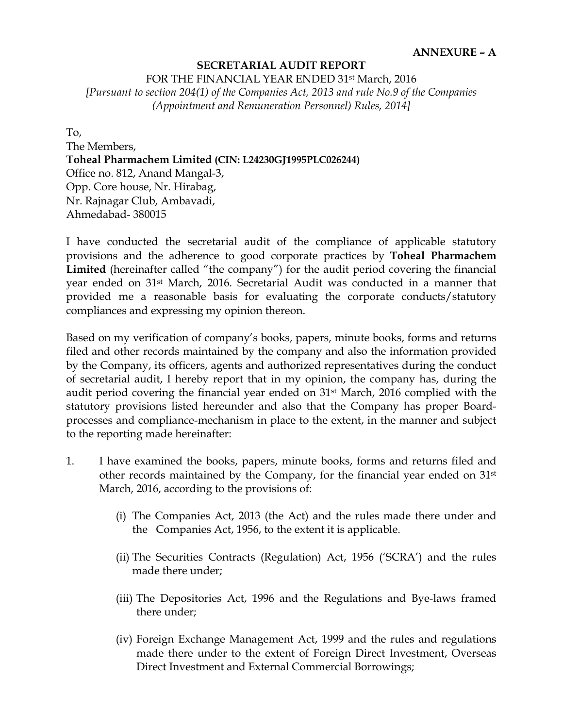**ANNEXURE – A**

## SECRETARIAL AUDIT REPORT

FOR THE FINANCIAL YEAR ENDED 31st March, 2016

*[Pursuant to section 204(1) of the Companies Act, 2013 and rule No.9 of the Companies (Appointment and Remuneration Personnel) Rules, 2014]*

To,
The Members,
**Toheal Pharmachem Limited (CIN: L24230GJ1995PLC026244)**
Office no. 812, Anand Mangal-3,
Opp. Core house, Nr. Hirabag,
Nr. Rajnagar Club, Ambavadi,
Ahmedabad- 380015

I have conducted the secretarial audit of the compliance of applicable statutory provisions and the adherence to good corporate practices by **Toheal Pharmachem Limited** (hereinafter called "the company") for the audit period covering the financial year ended on 31st March, 2016. Secretarial Audit was conducted in a manner that provided me a reasonable basis for evaluating the corporate conducts/statutory compliances and expressing my opinion thereon.

Based on my verification of company's books, papers, minute books, forms and returns filed and other records maintained by the company and also the information provided by the Company, its officers, agents and authorized representatives during the conduct of secretarial audit, I hereby report that in my opinion, the company has, during the audit period covering the financial year ended on 31st March, 2016 complied with the statutory provisions listed hereunder and also that the Company has proper Board-processes and compliance-mechanism in place to the extent, in the manner and subject to the reporting made hereinafter:

1. I have examined the books, papers, minute books, forms and returns filed and other records maintained by the Company, for the financial year ended on 31st March, 2016, according to the provisions of:

   (i) The Companies Act, 2013 (the Act) and the rules made there under and the Companies Act, 1956, to the extent it is applicable.

   (ii) The Securities Contracts (Regulation) Act, 1956 ('SCRA') and the rules made there under;

   (iii) The Depositories Act, 1996 and the Regulations and Bye-laws framed there under;

   (iv) Foreign Exchange Management Act, 1999 and the rules and regulations made there under to the extent of Foreign Direct Investment, Overseas Direct Investment and External Commercial Borrowings;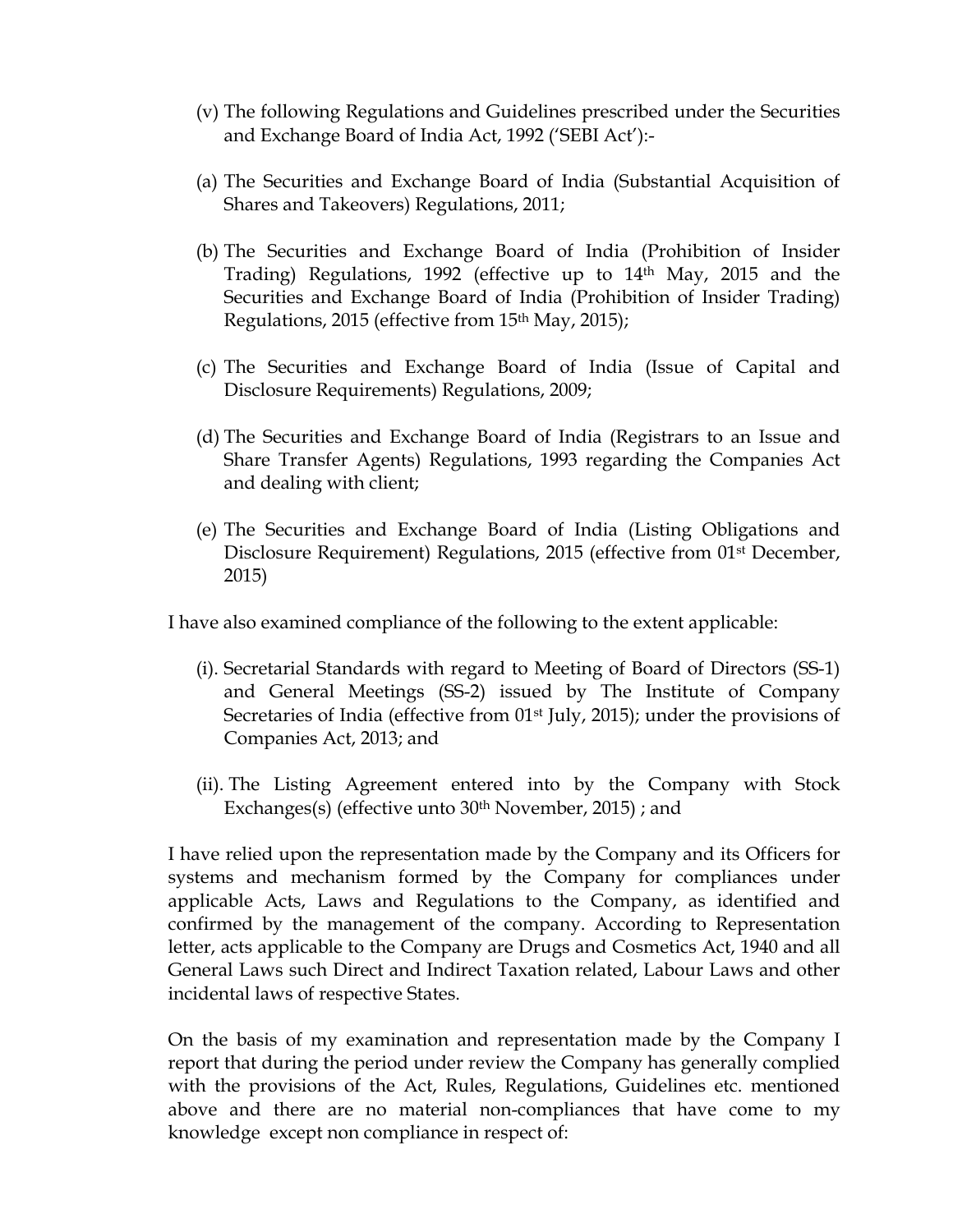(v) The following Regulations and Guidelines prescribed under the Securities and Exchange Board of India Act, 1992 ('SEBI Act'):-

(a) The Securities and Exchange Board of India (Substantial Acquisition of Shares and Takeovers) Regulations, 2011;

(b) The Securities and Exchange Board of India (Prohibition of Insider Trading) Regulations, 1992 (effective up to 14th May, 2015 and the Securities and Exchange Board of India (Prohibition of Insider Trading) Regulations, 2015 (effective from 15th May, 2015);

(c) The Securities and Exchange Board of India (Issue of Capital and Disclosure Requirements) Regulations, 2009;

(d) The Securities and Exchange Board of India (Registrars to an Issue and Share Transfer Agents) Regulations, 1993 regarding the Companies Act and dealing with client;

(e) The Securities and Exchange Board of India (Listing Obligations and Disclosure Requirement) Regulations, 2015 (effective from 01st December, 2015)

I have also examined compliance of the following to the extent applicable:

(i). Secretarial Standards with regard to Meeting of Board of Directors (SS-1) and General Meetings (SS-2) issued by The Institute of Company Secretaries of India (effective from 01st July, 2015); under the provisions of Companies Act, 2013; and

(ii). The Listing Agreement entered into by the Company with Stock Exchanges(s) (effective unto 30th November, 2015) ; and

I have relied upon the representation made by the Company and its Officers for systems and mechanism formed by the Company for compliances under applicable Acts, Laws and Regulations to the Company, as identified and confirmed by the management of the company. According to Representation letter, acts applicable to the Company are Drugs and Cosmetics Act, 1940 and all General Laws such Direct and Indirect Taxation related, Labour Laws and other incidental laws of respective States.

On the basis of my examination and representation made by the Company I report that during the period under review the Company has generally complied with the provisions of the Act, Rules, Regulations, Guidelines etc. mentioned above and there are no material non-compliances that have come to my knowledge except non compliance in respect of: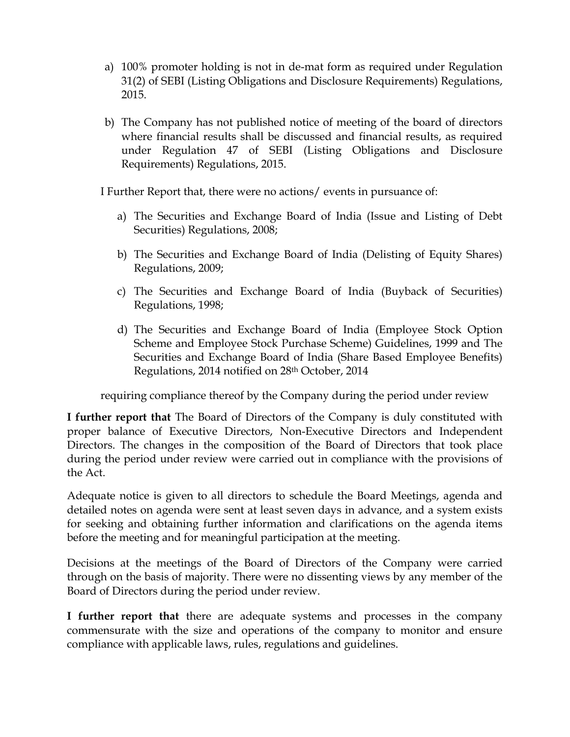a) 100% promoter holding is not in de-mat form as required under Regulation 31(2) of SEBI (Listing Obligations and Disclosure Requirements) Regulations, 2015.

b) The Company has not published notice of meeting of the board of directors where financial results shall be discussed and financial results, as required under Regulation 47 of SEBI (Listing Obligations and Disclosure Requirements) Regulations, 2015.

I Further Report that, there were no actions/ events in pursuance of:

a) The Securities and Exchange Board of India (Issue and Listing of Debt Securities) Regulations, 2008;

b) The Securities and Exchange Board of India (Delisting of Equity Shares) Regulations, 2009;

c) The Securities and Exchange Board of India (Buyback of Securities) Regulations, 1998;

d) The Securities and Exchange Board of India (Employee Stock Option Scheme and Employee Stock Purchase Scheme) Guidelines, 1999 and The Securities and Exchange Board of India (Share Based Employee Benefits) Regulations, 2014 notified on 28th October, 2014

requiring compliance thereof by the Company during the period under review

**I further report that** The Board of Directors of the Company is duly constituted with proper balance of Executive Directors, Non-Executive Directors and Independent Directors. The changes in the composition of the Board of Directors that took place during the period under review were carried out in compliance with the provisions of the Act.

Adequate notice is given to all directors to schedule the Board Meetings, agenda and detailed notes on agenda were sent at least seven days in advance, and a system exists for seeking and obtaining further information and clarifications on the agenda items before the meeting and for meaningful participation at the meeting.

Decisions at the meetings of the Board of Directors of the Company were carried through on the basis of majority. There were no dissenting views by any member of the Board of Directors during the period under review.

**I further report that** there are adequate systems and processes in the company commensurate with the size and operations of the company to monitor and ensure compliance with applicable laws, rules, regulations and guidelines.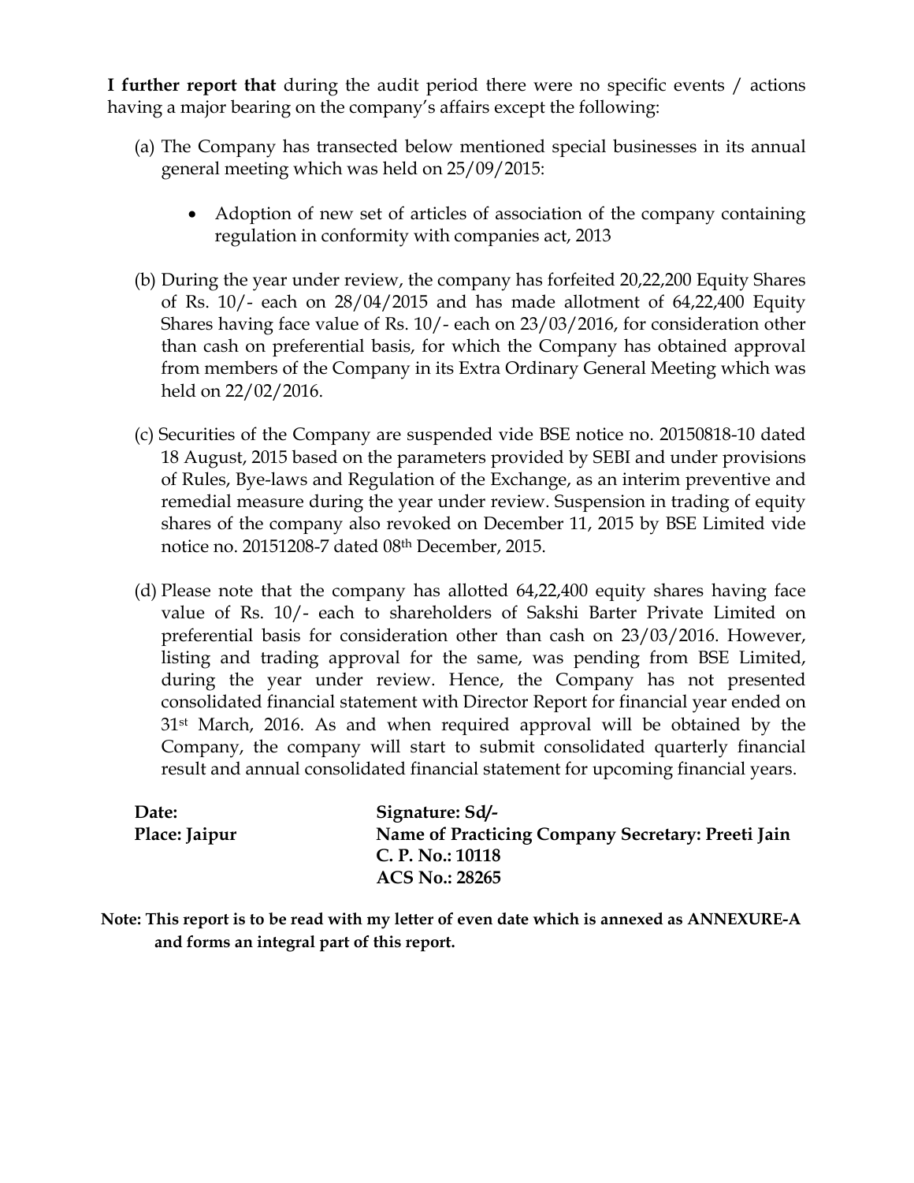**I further report that** during the audit period there were no specific events / actions having a major bearing on the company's affairs except the following:

(a) The Company has transected below mentioned special businesses in its annual general meeting which was held on 25/09/2015:

- Adoption of new set of articles of association of the company containing regulation in conformity with companies act, 2013

(b) During the year under review, the company has forfeited 20,22,200 Equity Shares of Rs. 10/- each on 28/04/2015 and has made allotment of 64,22,400 Equity Shares having face value of Rs. 10/- each on 23/03/2016, for consideration other than cash on preferential basis, for which the Company has obtained approval from members of the Company in its Extra Ordinary General Meeting which was held on 22/02/2016.

(c) Securities of the Company are suspended vide BSE notice no. 20150818-10 dated 18 August, 2015 based on the parameters provided by SEBI and under provisions of Rules, Bye-laws and Regulation of the Exchange, as an interim preventive and remedial measure during the year under review. Suspension in trading of equity shares of the company also revoked on December 11, 2015 by BSE Limited vide notice no. 20151208-7 dated 08th December, 2015.

(d) Please note that the company has allotted 64,22,400 equity shares having face value of Rs. 10/- each to shareholders of Sakshi Barter Private Limited on preferential basis for consideration other than cash on 23/03/2016. However, listing and trading approval for the same, was pending from BSE Limited, during the year under review. Hence, the Company has not presented consolidated financial statement with Director Report for financial year ended on 31st March, 2016. As and when required approval will be obtained by the Company, the company will start to submit consolidated quarterly financial result and annual consolidated financial statement for upcoming financial years.

**Date:**
**Place: Jaipur**

**Signature: Sd/-**
**Name of Practicing Company Secretary: Preeti Jain**
**C. P. No.: 10118**
**ACS No.: 28265**

**Note: This report is to be read with my letter of even date which is annexed as ANNEXURE-A and forms an integral part of this report.**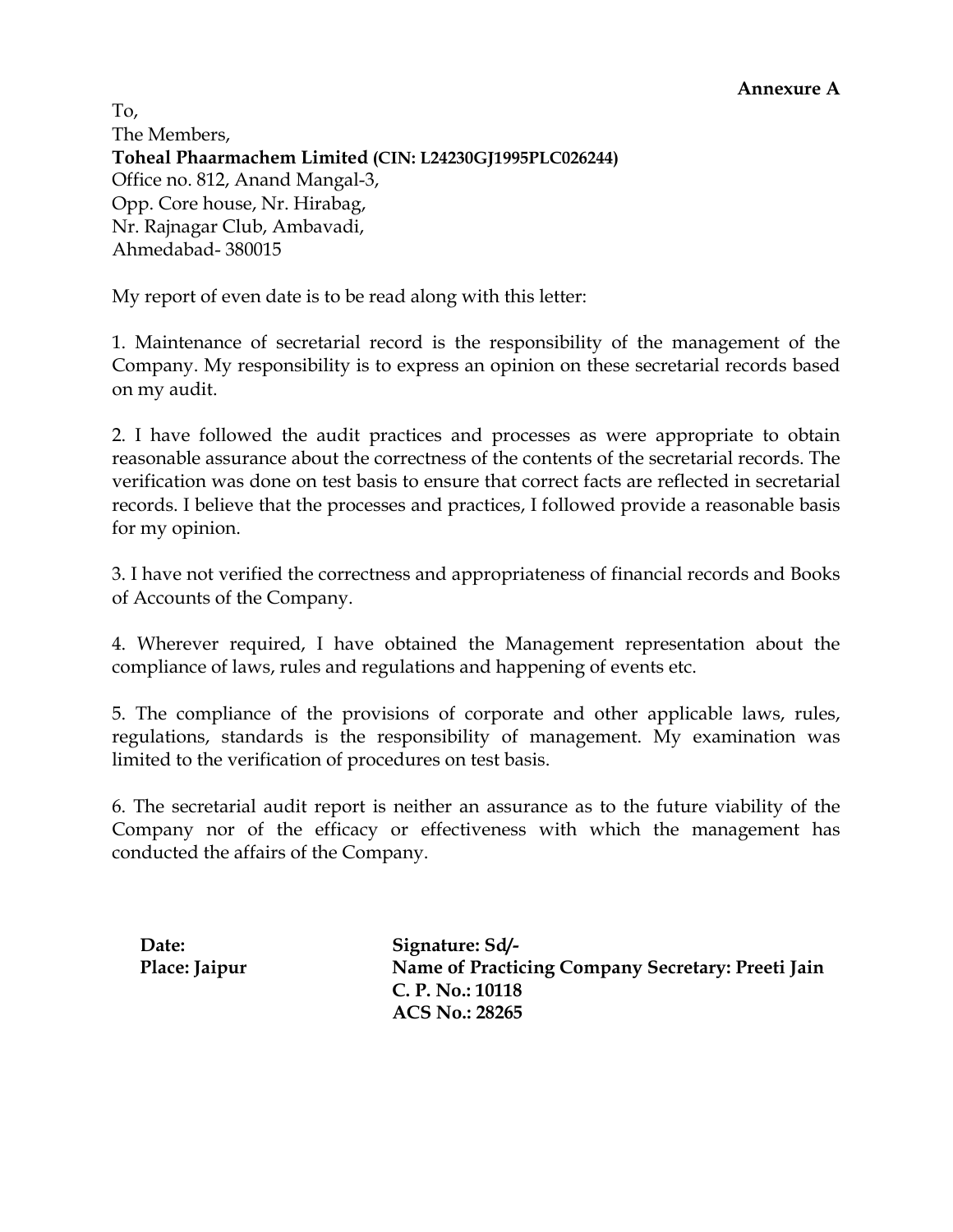**Annexure A**

To,
The Members,
**Toheal Phaarmachem Limited (CIN: L24230GJ1995PLC026244)**
Office no. 812, Anand Mangal-3,
Opp. Core house, Nr. Hirabag,
Nr. Rajnagar Club, Ambavadi,
Ahmedabad- 380015

My report of even date is to be read along with this letter:

1. Maintenance of secretarial record is the responsibility of the management of the Company. My responsibility is to express an opinion on these secretarial records based on my audit.

2. I have followed the audit practices and processes as were appropriate to obtain reasonable assurance about the correctness of the contents of the secretarial records. The verification was done on test basis to ensure that correct facts are reflected in secretarial records. I believe that the processes and practices, I followed provide a reasonable basis for my opinion.

3. I have not verified the correctness and appropriateness of financial records and Books of Accounts of the Company.

4. Wherever required, I have obtained the Management representation about the compliance of laws, rules and regulations and happening of events etc.

5. The compliance of the provisions of corporate and other applicable laws, rules, regulations, standards is the responsibility of management. My examination was limited to the verification of procedures on test basis.

6. The secretarial audit report is neither an assurance as to the future viability of the Company nor of the efficacy or effectiveness with which the management has conducted the affairs of the Company.

**Date:**
**Place: Jaipur**

**Signature: Sd/-**
**Name of Practicing Company Secretary: Preeti Jain**
**C. P. No.: 10118**
**ACS No.: 28265**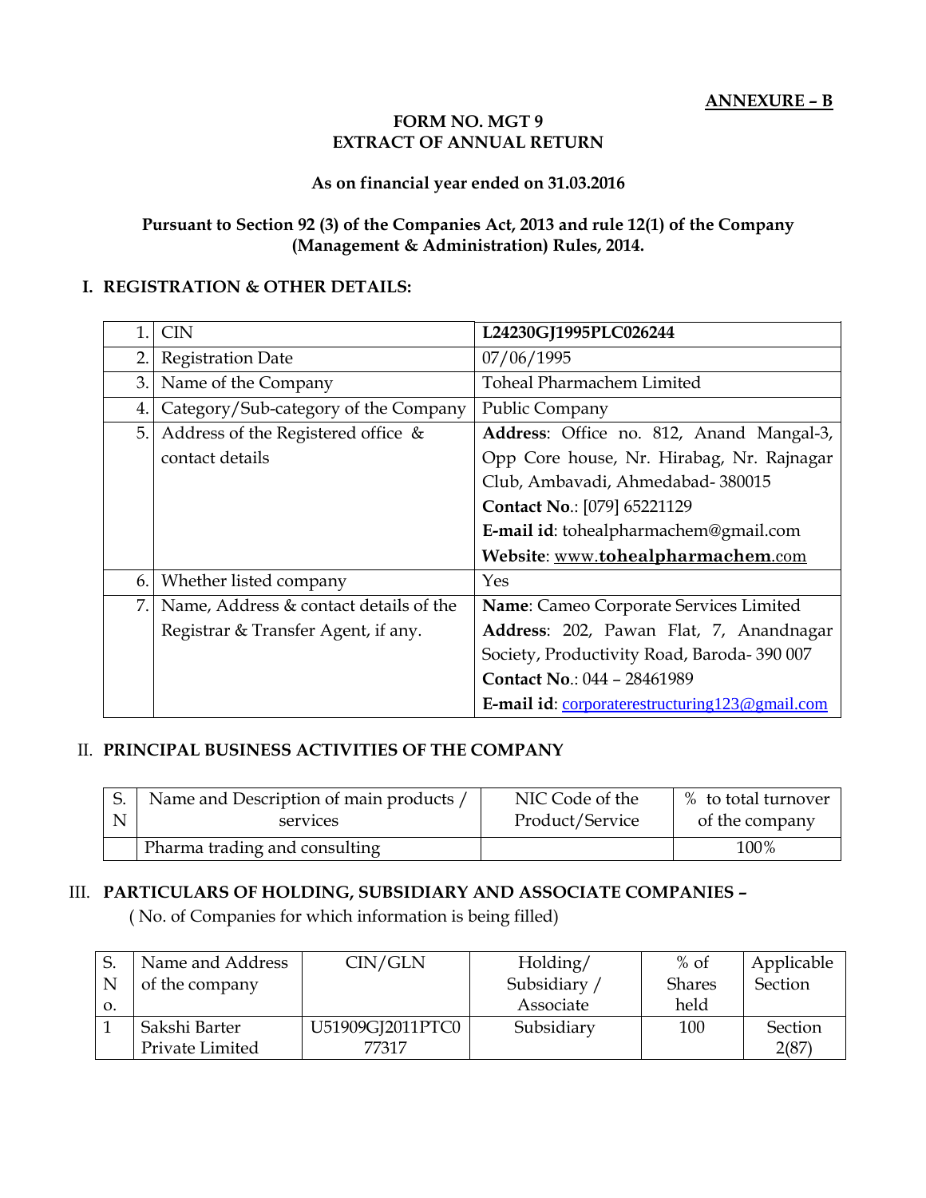**ANNEXURE – B**

**FORM NO. MGT 9**
**EXTRACT OF ANNUAL RETURN**

**As on financial year ended on 31.03.2016**

**Pursuant to Section 92 (3) of the Companies Act, 2013 and rule 12(1) of the Company (Management & Administration) Rules, 2014.**

## I. REGISTRATION & OTHER DETAILS:

| | | |
|---|---|---|
| 1. | CIN | **L24230GJ1995PLC026244** |
| 2. | Registration Date | 07/06/1995 |
| 3. | Name of the Company | Toheal Pharmachem Limited |
| 4. | Category/Sub-category of the Company | Public Company |
| 5. | Address of the Registered office & contact details | **Address**: Office no. 812, Anand Mangal-3, Opp Core house, Nr. Hirabag, Nr. Rajnagar Club, Ambavadi, Ahmedabad- 380015<br>**Contact No**.: [079] 65221129<br>**E-mail id**: tohealpharmachem@gmail.com<br>**Website**: www.**tohealpharmachem**.com |
| 6. | Whether listed company | Yes |
| 7. | Name, Address & contact details of the Registrar & Transfer Agent, if any. | **Name**: Cameo Corporate Services Limited<br>**Address**: 202, Pawan Flat, 7, Anandnagar Society, Productivity Road, Baroda- 390 007<br>**Contact No**.: 044 – 28461989<br>**E-mail id**: corporaterestructuring123@gmail.com |

## II. PRINCIPAL BUSINESS ACTIVITIES OF THE COMPANY

| S. N | Name and Description of main products / services | NIC Code of the Product/Service | % to total turnover of the company |
|---|---|---|---|
| | Pharma trading and consulting | | 100% |

## III. PARTICULARS OF HOLDING, SUBSIDIARY AND ASSOCIATE COMPANIES –

( No. of Companies for which information is being filled)

| S. No. | Name and Address of the company | CIN/GLN | Holding/ Subsidiary / Associate | % of Shares held | Applicable Section |
|---|---|---|---|---|---|
| 1 | Sakshi Barter Private Limited | U51909GJ2011PTC077317 | Subsidiary | 100 | Section 2(87) |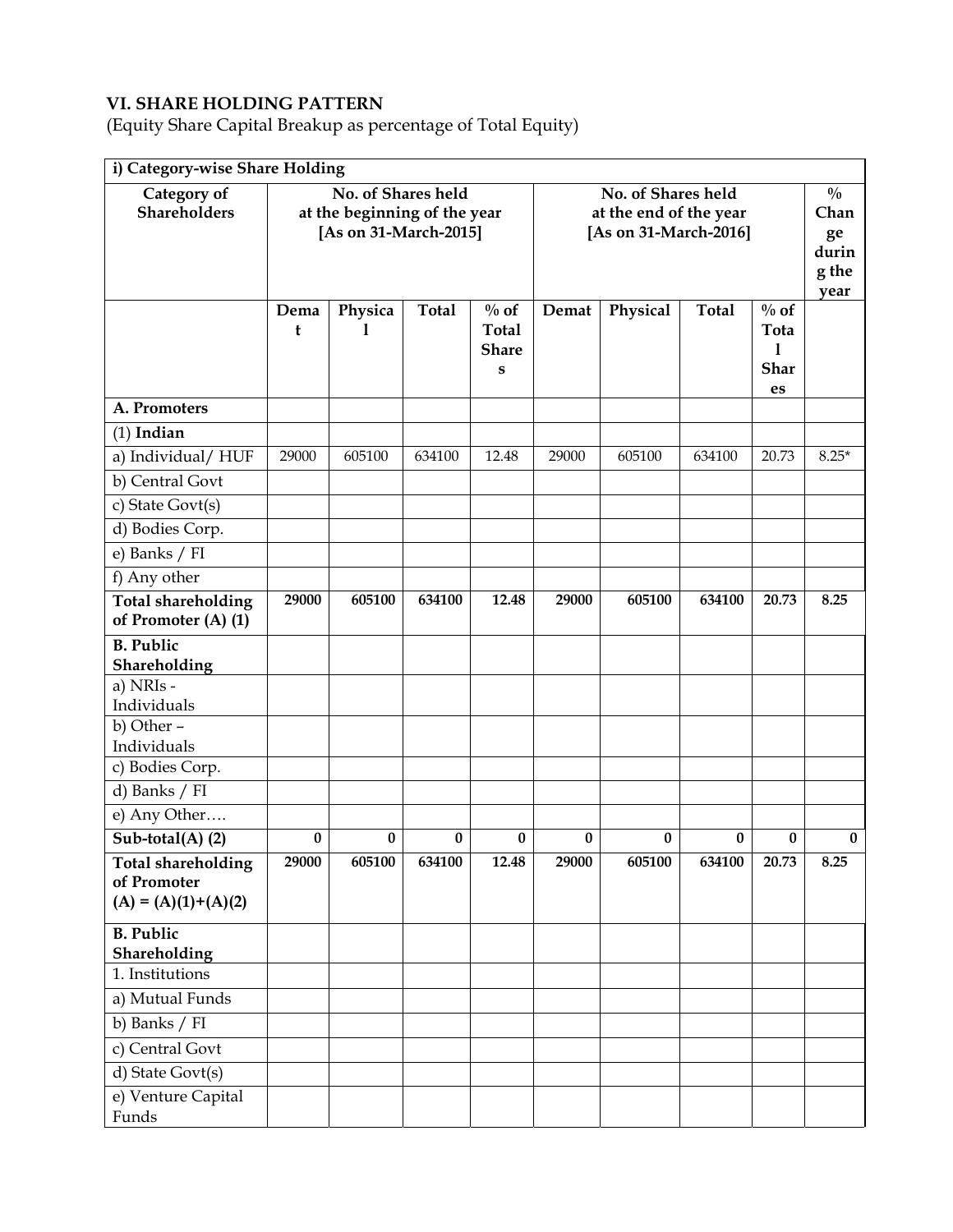## VI. SHARE HOLDING PATTERN

(Equity Share Capital Breakup as percentage of Total Equity)

| i) Category-wise Share Holding | | | | | | | | | |
|---|---|---|---|---|---|---|---|---|---|
| Category of Shareholders | No. of Shares held at the beginning of the year [As on 31-March-2015] | | | | No. of Shares held at the end of the year [As on 31-March-2016] | | | | % Change during the year |
| | Demat | Physical | Total | % of Total Shares | Demat | Physical | Total | % of Total Shares | |
| **A. Promoters** | | | | | | | | | |
| (1) **Indian** | | | | | | | | | |
| a) Individual/ HUF | 29000 | 605100 | 634100 | 12.48 | 29000 | 605100 | 634100 | 20.73 | 8.25* |
| b) Central Govt | | | | | | | | | |
| c) State Govt(s) | | | | | | | | | |
| d) Bodies Corp. | | | | | | | | | |
| e) Banks / FI | | | | | | | | | |
| f) Any other | | | | | | | | | |
| **Total shareholding of Promoter (A) (1)** | **29000** | **605100** | **634100** | **12.48** | **29000** | **605100** | **634100** | **20.73** | **8.25** |
| **B. Public Shareholding** | | | | | | | | | |
| a) NRIs - Individuals | | | | | | | | | |
| b) Other – Individuals | | | | | | | | | |
| c) Bodies Corp. | | | | | | | | | |
| d) Banks / FI | | | | | | | | | |
| e) Any Other…. | | | | | | | | | |
| **Sub-total(A) (2)** | **0** | **0** | **0** | **0** | **0** | **0** | **0** | **0** | **0** |
| **Total shareholding of Promoter (A) = (A)(1)+(A)(2)** | **29000** | **605100** | **634100** | **12.48** | **29000** | **605100** | **634100** | **20.73** | **8.25** |
| **B. Public Shareholding** | | | | | | | | | |
| 1. Institutions | | | | | | | | | |
| a) Mutual Funds | | | | | | | | | |
| b) Banks / FI | | | | | | | | | |
| c) Central Govt | | | | | | | | | |
| d) State Govt(s) | | | | | | | | | |
| e) Venture Capital Funds | | | | | | | | | |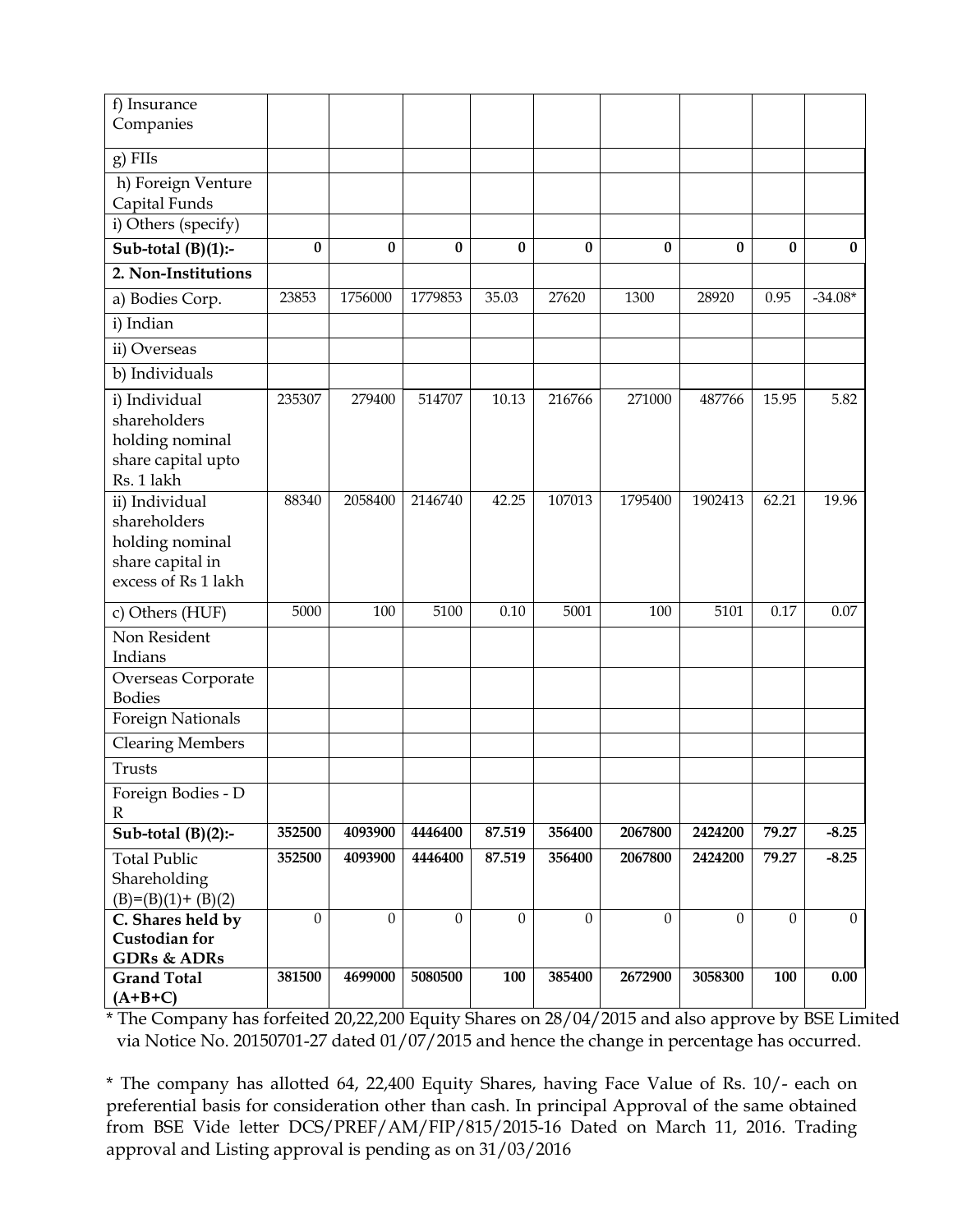| f) Insurance Companies | | | | | | | | | |
|---|---|---|---|---|---|---|---|---|---|
| g) FIIs | | | | | | | | | |
| h) Foreign Venture Capital Funds | | | | | | | | | |
| i) Others (specify) | | | | | | | | | |
| **Sub-total (B)(1):-** | **0** | **0** | **0** | **0** | **0** | **0** | **0** | **0** | **0** |
| **2. Non-Institutions** | | | | | | | | | |
| a) Bodies Corp. | 23853 | 1756000 | 1779853 | 35.03 | 27620 | 1300 | 28920 | 0.95 | -34.08* |
| i) Indian | | | | | | | | | |
| ii) Overseas | | | | | | | | | |
| b) Individuals | | | | | | | | | |
| i) Individual shareholders holding nominal share capital upto Rs. 1 lakh | 235307 | 279400 | 514707 | 10.13 | 216766 | 271000 | 487766 | 15.95 | 5.82 |
| ii) Individual shareholders holding nominal share capital in excess of Rs 1 lakh | 88340 | 2058400 | 2146740 | 42.25 | 107013 | 1795400 | 1902413 | 62.21 | 19.96 |
| c) Others (HUF) | 5000 | 100 | 5100 | 0.10 | 5001 | 100 | 5101 | 0.17 | 0.07 |
| Non Resident Indians | | | | | | | | | |
| Overseas Corporate Bodies | | | | | | | | | |
| Foreign Nationals | | | | | | | | | |
| Clearing Members | | | | | | | | | |
| Trusts | | | | | | | | | |
| Foreign Bodies - D R | | | | | | | | | |
| **Sub-total (B)(2):-** | **352500** | **4093900** | **4446400** | **87.519** | **356400** | **2067800** | **2424200** | **79.27** | **-8.25** |
| Total Public Shareholding (B)=(B)(1)+ (B)(2) | **352500** | **4093900** | **4446400** | **87.519** | **356400** | **2067800** | **2424200** | **79.27** | **-8.25** |
| **C. Shares held by Custodian for GDRs & ADRs** | 0 | 0 | 0 | 0 | 0 | 0 | 0 | 0 | 0 |
| **Grand Total (A+B+C)** | **381500** | **4699000** | **5080500** | **100** | **385400** | **2672900** | **3058300** | **100** | **0.00** |

* The Company has forfeited 20,22,200 Equity Shares on 28/04/2015 and also approve by BSE Limited via Notice No. 20150701-27 dated 01/07/2015 and hence the change in percentage has occurred.

* The company has allotted 64, 22,400 Equity Shares, having Face Value of Rs. 10/- each on preferential basis for consideration other than cash. In principal Approval of the same obtained from BSE Vide letter DCS/PREF/AM/FIP/815/2015-16 Dated on March 11, 2016. Trading approval and Listing approval is pending as on 31/03/2016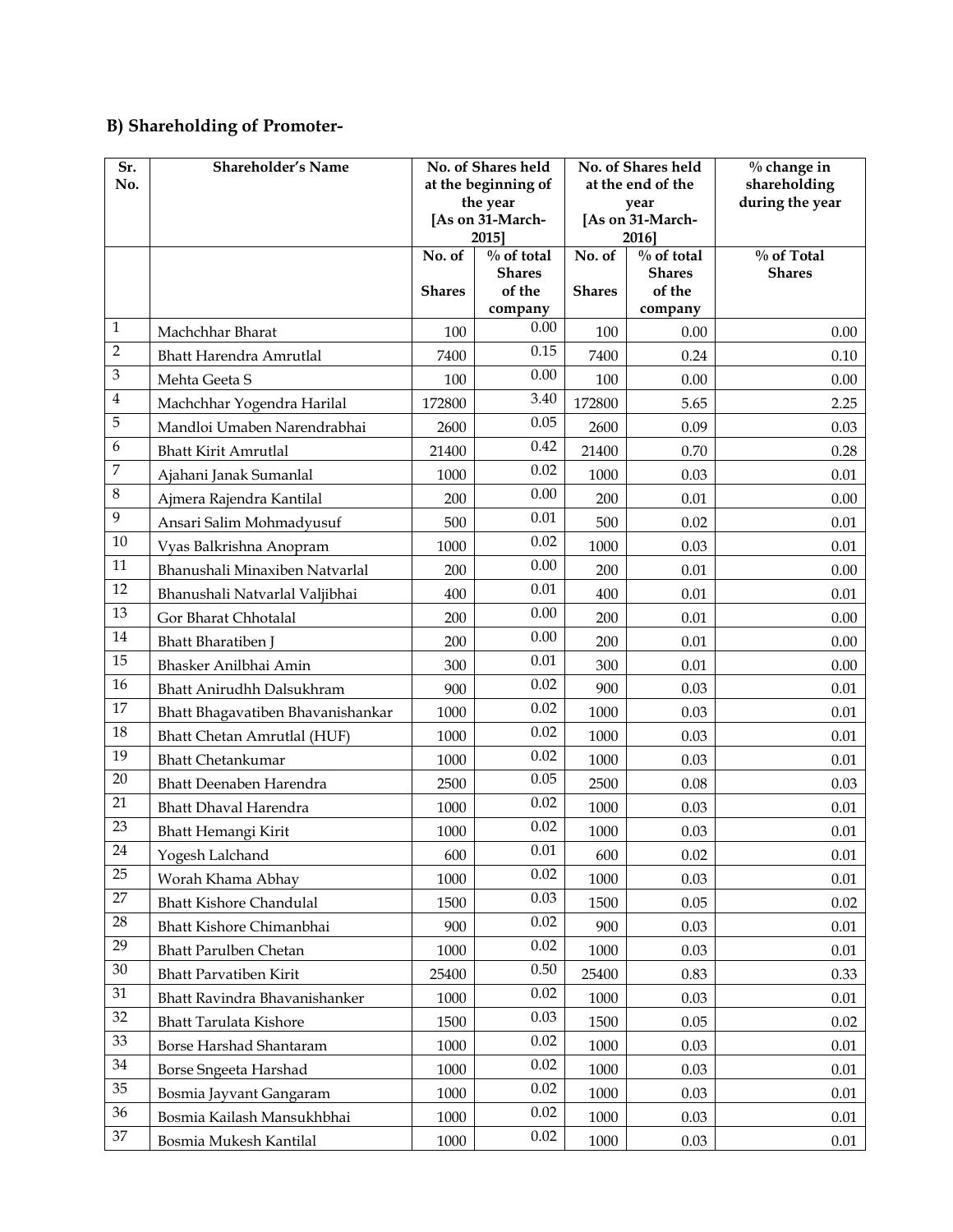### B) Shareholding of Promoter-

| Sr. No. | Shareholder's Name | No. of Shares held at the beginning of the year [As on 31-March-2015] | | No. of Shares held at the end of the year [As on 31-March-2016] | | % change in shareholding during the year |
|---|---|---|---|---|---|---|
| | | No. of Shares | % of total Shares of the company | No. of Shares | % of total Shares of the company | % of Total Shares |
| 1 | Machchhar Bharat | 100 | 0.00 | 100 | 0.00 | 0.00 |
| 2 | Bhatt Harendra Amrutlal | 7400 | 0.15 | 7400 | 0.24 | 0.10 |
| 3 | Mehta Geeta S | 100 | 0.00 | 100 | 0.00 | 0.00 |
| 4 | Machchhar Yogendra Harilal | 172800 | 3.40 | 172800 | 5.65 | 2.25 |
| 5 | Mandloi Umaben Narendrabhai | 2600 | 0.05 | 2600 | 0.09 | 0.03 |
| 6 | Bhatt Kirit Amrutlal | 21400 | 0.42 | 21400 | 0.70 | 0.28 |
| 7 | Ajahani Janak Sumanlal | 1000 | 0.02 | 1000 | 0.03 | 0.01 |
| 8 | Ajmera Rajendra Kantilal | 200 | 0.00 | 200 | 0.01 | 0.00 |
| 9 | Ansari Salim Mohmadyusuf | 500 | 0.01 | 500 | 0.02 | 0.01 |
| 10 | Vyas Balkrishna Anopram | 1000 | 0.02 | 1000 | 0.03 | 0.01 |
| 11 | Bhanushali Minaxiben Natvarlal | 200 | 0.00 | 200 | 0.01 | 0.00 |
| 12 | Bhanushali Natvarlal Valjibhai | 400 | 0.01 | 400 | 0.01 | 0.01 |
| 13 | Gor Bharat Chhotalal | 200 | 0.00 | 200 | 0.01 | 0.00 |
| 14 | Bhatt Bharatiben J | 200 | 0.00 | 200 | 0.01 | 0.00 |
| 15 | Bhasker Anilbhai Amin | 300 | 0.01 | 300 | 0.01 | 0.00 |
| 16 | Bhatt Anirudhh Dalsukhram | 900 | 0.02 | 900 | 0.03 | 0.01 |
| 17 | Bhatt Bhagavatiben Bhavanishankar | 1000 | 0.02 | 1000 | 0.03 | 0.01 |
| 18 | Bhatt Chetan Amrutlal (HUF) | 1000 | 0.02 | 1000 | 0.03 | 0.01 |
| 19 | Bhatt Chetankumar | 1000 | 0.02 | 1000 | 0.03 | 0.01 |
| 20 | Bhatt Deenaben Harendra | 2500 | 0.05 | 2500 | 0.08 | 0.03 |
| 21 | Bhatt Dhaval Harendra | 1000 | 0.02 | 1000 | 0.03 | 0.01 |
| 23 | Bhatt Hemangi Kirit | 1000 | 0.02 | 1000 | 0.03 | 0.01 |
| 24 | Yogesh Lalchand | 600 | 0.01 | 600 | 0.02 | 0.01 |
| 25 | Worah Khama Abhay | 1000 | 0.02 | 1000 | 0.03 | 0.01 |
| 27 | Bhatt Kishore Chandulal | 1500 | 0.03 | 1500 | 0.05 | 0.02 |
| 28 | Bhatt Kishore Chimanbhai | 900 | 0.02 | 900 | 0.03 | 0.01 |
| 29 | Bhatt Parulben Chetan | 1000 | 0.02 | 1000 | 0.03 | 0.01 |
| 30 | Bhatt Parvatiben Kirit | 25400 | 0.50 | 25400 | 0.83 | 0.33 |
| 31 | Bhatt Ravindra Bhavanishanker | 1000 | 0.02 | 1000 | 0.03 | 0.01 |
| 32 | Bhatt Tarulata Kishore | 1500 | 0.03 | 1500 | 0.05 | 0.02 |
| 33 | Borse Harshad Shantaram | 1000 | 0.02 | 1000 | 0.03 | 0.01 |
| 34 | Borse Sngeeta Harshad | 1000 | 0.02 | 1000 | 0.03 | 0.01 |
| 35 | Bosmia Jayvant Gangaram | 1000 | 0.02 | 1000 | 0.03 | 0.01 |
| 36 | Bosmia Kailash Mansukhbhai | 1000 | 0.02 | 1000 | 0.03 | 0.01 |
| 37 | Bosmia Mukesh Kantilal | 1000 | 0.02 | 1000 | 0.03 | 0.01 |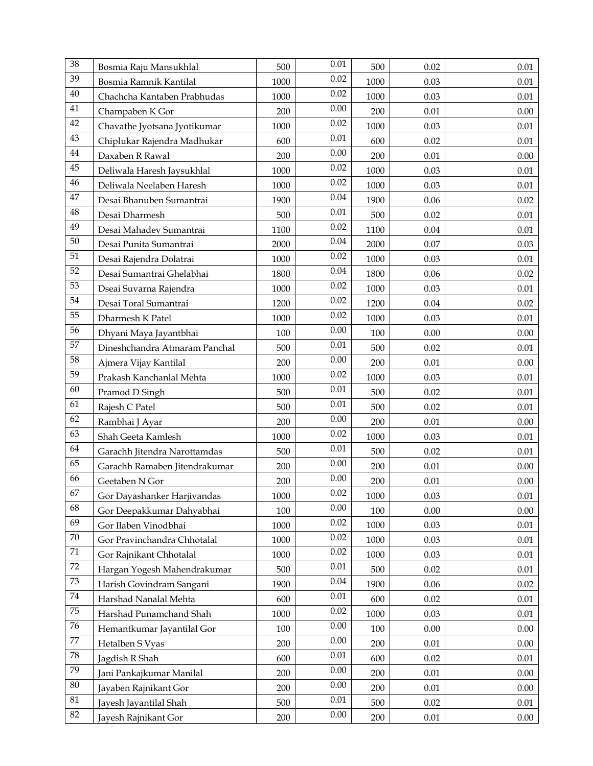| | | | | | | |
|---|---|---|---|---|---|---|
| 38 | Bosmia Raju Mansukhlal | 500 | 0.01 | 500 | 0.02 | 0.01 |
| 39 | Bosmia Ramnik Kantilal | 1000 | 0.02 | 1000 | 0.03 | 0.01 |
| 40 | Chachcha Kantaben Prabhudas | 1000 | 0.02 | 1000 | 0.03 | 0.01 |
| 41 | Champaben K Gor | 200 | 0.00 | 200 | 0.01 | 0.00 |
| 42 | Chavathe Jyotsana Jyotikumar | 1000 | 0.02 | 1000 | 0.03 | 0.01 |
| 43 | Chiplukar Rajendra Madhukar | 600 | 0.01 | 600 | 0.02 | 0.01 |
| 44 | Daxaben R Rawal | 200 | 0.00 | 200 | 0.01 | 0.00 |
| 45 | Deliwala Haresh Jaysukhlal | 1000 | 0.02 | 1000 | 0.03 | 0.01 |
| 46 | Deliwala Neelaben Haresh | 1000 | 0.02 | 1000 | 0.03 | 0.01 |
| 47 | Desai Bhanuben Sumantrai | 1900 | 0.04 | 1900 | 0.06 | 0.02 |
| 48 | Desai Dharmesh | 500 | 0.01 | 500 | 0.02 | 0.01 |
| 49 | Desai Mahadev Sumantrai | 1100 | 0.02 | 1100 | 0.04 | 0.01 |
| 50 | Desai Punita Sumantrai | 2000 | 0.04 | 2000 | 0.07 | 0.03 |
| 51 | Desai Rajendra Dolatrai | 1000 | 0.02 | 1000 | 0.03 | 0.01 |
| 52 | Desai Sumantrai Ghelabhai | 1800 | 0.04 | 1800 | 0.06 | 0.02 |
| 53 | Dseai Suvarna Rajendra | 1000 | 0.02 | 1000 | 0.03 | 0.01 |
| 54 | Desai Toral Sumantrai | 1200 | 0.02 | 1200 | 0.04 | 0.02 |
| 55 | Dharmesh K Patel | 1000 | 0.02 | 1000 | 0.03 | 0.01 |
| 56 | Dhyani Maya Jayantbhai | 100 | 0.00 | 100 | 0.00 | 0.00 |
| 57 | Dineshchandra Atmaram Panchal | 500 | 0.01 | 500 | 0.02 | 0.01 |
| 58 | Ajmera Vijay Kantilal | 200 | 0.00 | 200 | 0.01 | 0.00 |
| 59 | Prakash Kanchanlal Mehta | 1000 | 0.02 | 1000 | 0.03 | 0.01 |
| 60 | Pramod D Singh | 500 | 0.01 | 500 | 0.02 | 0.01 |
| 61 | Rajesh C Patel | 500 | 0.01 | 500 | 0.02 | 0.01 |
| 62 | Rambhai J Ayar | 200 | 0.00 | 200 | 0.01 | 0.00 |
| 63 | Shah Geeta Kamlesh | 1000 | 0.02 | 1000 | 0.03 | 0.01 |
| 64 | Garachh Jitendra Narottamdas | 500 | 0.01 | 500 | 0.02 | 0.01 |
| 65 | Garachh Ramaben Jitendrakumar | 200 | 0.00 | 200 | 0.01 | 0.00 |
| 66 | Geetaben N Gor | 200 | 0.00 | 200 | 0.01 | 0.00 |
| 67 | Gor Dayashanker Harjivandas | 1000 | 0.02 | 1000 | 0.03 | 0.01 |
| 68 | Gor Deepakkumar Dahyabhai | 100 | 0.00 | 100 | 0.00 | 0.00 |
| 69 | Gor Ilaben Vinodbhai | 1000 | 0.02 | 1000 | 0.03 | 0.01 |
| 70 | Gor Pravinchandra Chhotalal | 1000 | 0.02 | 1000 | 0.03 | 0.01 |
| 71 | Gor Rajnikant Chhotalal | 1000 | 0.02 | 1000 | 0.03 | 0.01 |
| 72 | Hargan Yogesh Mahendrakumar | 500 | 0.01 | 500 | 0.02 | 0.01 |
| 73 | Harish Govindram Sangani | 1900 | 0.04 | 1900 | 0.06 | 0.02 |
| 74 | Harshad Nanalal Mehta | 600 | 0.01 | 600 | 0.02 | 0.01 |
| 75 | Harshad Punamchand Shah | 1000 | 0.02 | 1000 | 0.03 | 0.01 |
| 76 | Hemantkumar Jayantilal Gor | 100 | 0.00 | 100 | 0.00 | 0.00 |
| 77 | Hetalben S Vyas | 200 | 0.00 | 200 | 0.01 | 0.00 |
| 78 | Jagdish R Shah | 600 | 0.01 | 600 | 0.02 | 0.01 |
| 79 | Jani Pankajkumar Manilal | 200 | 0.00 | 200 | 0.01 | 0.00 |
| 80 | Jayaben Rajnikant Gor | 200 | 0.00 | 200 | 0.01 | 0.00 |
| 81 | Jayesh Jayantilal Shah | 500 | 0.01 | 500 | 0.02 | 0.01 |
| 82 | Jayesh Rajnikant Gor | 200 | 0.00 | 200 | 0.01 | 0.00 |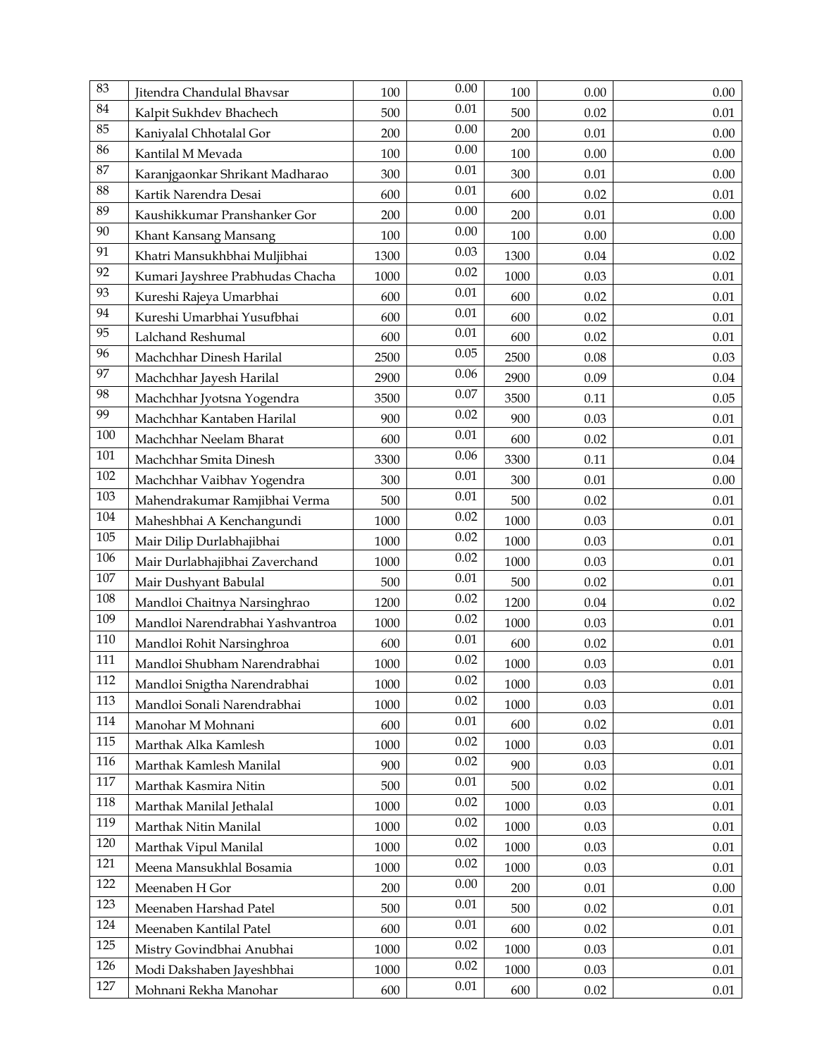| | | | | | | |
|---|---|---|---|---|---|---|
| 83 | Jitendra Chandulal Bhavsar | 100 | 0.00 | 100 | 0.00 | 0.00 |
| 84 | Kalpit Sukhdev Bhachech | 500 | 0.01 | 500 | 0.02 | 0.01 |
| 85 | Kaniyalal Chhotalal Gor | 200 | 0.00 | 200 | 0.01 | 0.00 |
| 86 | Kantilal M Mevada | 100 | 0.00 | 100 | 0.00 | 0.00 |
| 87 | Karanjgaonkar Shrikant Madharao | 300 | 0.01 | 300 | 0.01 | 0.00 |
| 88 | Kartik Narendra Desai | 600 | 0.01 | 600 | 0.02 | 0.01 |
| 89 | Kaushikkumar Pranshanker Gor | 200 | 0.00 | 200 | 0.01 | 0.00 |
| 90 | Khant Kansang Mansang | 100 | 0.00 | 100 | 0.00 | 0.00 |
| 91 | Khatri Mansukhbhai Muljibhai | 1300 | 0.03 | 1300 | 0.04 | 0.02 |
| 92 | Kumari Jayshree Prabhudas Chacha | 1000 | 0.02 | 1000 | 0.03 | 0.01 |
| 93 | Kureshi Rajeya Umarbhai | 600 | 0.01 | 600 | 0.02 | 0.01 |
| 94 | Kureshi Umarbhai Yusufbhai | 600 | 0.01 | 600 | 0.02 | 0.01 |
| 95 | Lalchand Reshumal | 600 | 0.01 | 600 | 0.02 | 0.01 |
| 96 | Machchhar Dinesh Harilal | 2500 | 0.05 | 2500 | 0.08 | 0.03 |
| 97 | Machchhar Jayesh Harilal | 2900 | 0.06 | 2900 | 0.09 | 0.04 |
| 98 | Machchhar Jyotsna Yogendra | 3500 | 0.07 | 3500 | 0.11 | 0.05 |
| 99 | Machchhar Kantaben Harilal | 900 | 0.02 | 900 | 0.03 | 0.01 |
| 100 | Machchhar Neelam Bharat | 600 | 0.01 | 600 | 0.02 | 0.01 |
| 101 | Machchhar Smita Dinesh | 3300 | 0.06 | 3300 | 0.11 | 0.04 |
| 102 | Machchhar Vaibhav Yogendra | 300 | 0.01 | 300 | 0.01 | 0.00 |
| 103 | Mahendrakumar Ramjibhai Verma | 500 | 0.01 | 500 | 0.02 | 0.01 |
| 104 | Maheshbhai A Kenchangundi | 1000 | 0.02 | 1000 | 0.03 | 0.01 |
| 105 | Mair Dilip Durlabhajibhai | 1000 | 0.02 | 1000 | 0.03 | 0.01 |
| 106 | Mair Durlabhajibhai Zaverchand | 1000 | 0.02 | 1000 | 0.03 | 0.01 |
| 107 | Mair Dushyant Babulal | 500 | 0.01 | 500 | 0.02 | 0.01 |
| 108 | Mandloi Chaitnya Narsinghrao | 1200 | 0.02 | 1200 | 0.04 | 0.02 |
| 109 | Mandloi Narendrabhai Yashvantroa | 1000 | 0.02 | 1000 | 0.03 | 0.01 |
| 110 | Mandloi Rohit Narsinghroa | 600 | 0.01 | 600 | 0.02 | 0.01 |
| 111 | Mandloi Shubham Narendrabhai | 1000 | 0.02 | 1000 | 0.03 | 0.01 |
| 112 | Mandloi Snigtha Narendrabhai | 1000 | 0.02 | 1000 | 0.03 | 0.01 |
| 113 | Mandloi Sonali Narendrabhai | 1000 | 0.02 | 1000 | 0.03 | 0.01 |
| 114 | Manohar M Mohnani | 600 | 0.01 | 600 | 0.02 | 0.01 |
| 115 | Marthak Alka Kamlesh | 1000 | 0.02 | 1000 | 0.03 | 0.01 |
| 116 | Marthak Kamlesh Manilal | 900 | 0.02 | 900 | 0.03 | 0.01 |
| 117 | Marthak Kasmira Nitin | 500 | 0.01 | 500 | 0.02 | 0.01 |
| 118 | Marthak Manilal Jethalal | 1000 | 0.02 | 1000 | 0.03 | 0.01 |
| 119 | Marthak Nitin Manilal | 1000 | 0.02 | 1000 | 0.03 | 0.01 |
| 120 | Marthak Vipul Manilal | 1000 | 0.02 | 1000 | 0.03 | 0.01 |
| 121 | Meena Mansukhlal Bosamia | 1000 | 0.02 | 1000 | 0.03 | 0.01 |
| 122 | Meenaben H Gor | 200 | 0.00 | 200 | 0.01 | 0.00 |
| 123 | Meenaben Harshad Patel | 500 | 0.01 | 500 | 0.02 | 0.01 |
| 124 | Meenaben Kantilal Patel | 600 | 0.01 | 600 | 0.02 | 0.01 |
| 125 | Mistry Govindbhai Anubhai | 1000 | 0.02 | 1000 | 0.03 | 0.01 |
| 126 | Modi Dakshaben Jayeshbhai | 1000 | 0.02 | 1000 | 0.03 | 0.01 |
| 127 | Mohnani Rekha Manohar | 600 | 0.01 | 600 | 0.02 | 0.01 |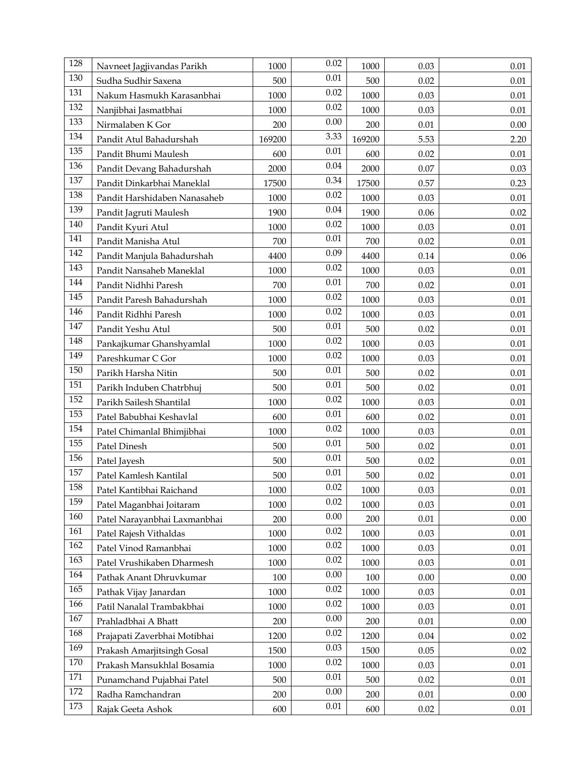| | | | | | | |
|---|---|---|---|---|---|---|
| 128 | Navneet Jagjivandas Parikh | 1000 | 0.02 | 1000 | 0.03 | 0.01 |
| 130 | Sudha Sudhir Saxena | 500 | 0.01 | 500 | 0.02 | 0.01 |
| 131 | Nakum Hasmukh Karasanbhai | 1000 | 0.02 | 1000 | 0.03 | 0.01 |
| 132 | Nanjibhai Jasmatbhai | 1000 | 0.02 | 1000 | 0.03 | 0.01 |
| 133 | Nirmalaben K Gor | 200 | 0.00 | 200 | 0.01 | 0.00 |
| 134 | Pandit Atul Bahadurshah | 169200 | 3.33 | 169200 | 5.53 | 2.20 |
| 135 | Pandit Bhumi Maulesh | 600 | 0.01 | 600 | 0.02 | 0.01 |
| 136 | Pandit Devang Bahadurshah | 2000 | 0.04 | 2000 | 0.07 | 0.03 |
| 137 | Pandit Dinkarbhai Maneklal | 17500 | 0.34 | 17500 | 0.57 | 0.23 |
| 138 | Pandit Harshidaben Nanasaheb | 1000 | 0.02 | 1000 | 0.03 | 0.01 |
| 139 | Pandit Jagruti Maulesh | 1900 | 0.04 | 1900 | 0.06 | 0.02 |
| 140 | Pandit Kyuri Atul | 1000 | 0.02 | 1000 | 0.03 | 0.01 |
| 141 | Pandit Manisha Atul | 700 | 0.01 | 700 | 0.02 | 0.01 |
| 142 | Pandit Manjula Bahadurshah | 4400 | 0.09 | 4400 | 0.14 | 0.06 |
| 143 | Pandit Nansaheb Maneklal | 1000 | 0.02 | 1000 | 0.03 | 0.01 |
| 144 | Pandit Nidhhi Paresh | 700 | 0.01 | 700 | 0.02 | 0.01 |
| 145 | Pandit Paresh Bahadurshah | 1000 | 0.02 | 1000 | 0.03 | 0.01 |
| 146 | Pandit Ridhhi Paresh | 1000 | 0.02 | 1000 | 0.03 | 0.01 |
| 147 | Pandit Yeshu Atul | 500 | 0.01 | 500 | 0.02 | 0.01 |
| 148 | Pankajkumar Ghanshyamlal | 1000 | 0.02 | 1000 | 0.03 | 0.01 |
| 149 | Pareshkumar C Gor | 1000 | 0.02 | 1000 | 0.03 | 0.01 |
| 150 | Parikh Harsha Nitin | 500 | 0.01 | 500 | 0.02 | 0.01 |
| 151 | Parikh Induben Chatrbhuj | 500 | 0.01 | 500 | 0.02 | 0.01 |
| 152 | Parikh Sailesh Shantilal | 1000 | 0.02 | 1000 | 0.03 | 0.01 |
| 153 | Patel Babubhai Keshavlal | 600 | 0.01 | 600 | 0.02 | 0.01 |
| 154 | Patel Chimanlal Bhimjibhai | 1000 | 0.02 | 1000 | 0.03 | 0.01 |
| 155 | Patel Dinesh | 500 | 0.01 | 500 | 0.02 | 0.01 |
| 156 | Patel Jayesh | 500 | 0.01 | 500 | 0.02 | 0.01 |
| 157 | Patel Kamlesh Kantilal | 500 | 0.01 | 500 | 0.02 | 0.01 |
| 158 | Patel Kantibhai Raichand | 1000 | 0.02 | 1000 | 0.03 | 0.01 |
| 159 | Patel Maganbhai Joitaram | 1000 | 0.02 | 1000 | 0.03 | 0.01 |
| 160 | Patel Narayanbhai Laxmanbhai | 200 | 0.00 | 200 | 0.01 | 0.00 |
| 161 | Patel Rajesh Vithaldas | 1000 | 0.02 | 1000 | 0.03 | 0.01 |
| 162 | Patel Vinod Ramanbhai | 1000 | 0.02 | 1000 | 0.03 | 0.01 |
| 163 | Patel Vrushikaben Dharmesh | 1000 | 0.02 | 1000 | 0.03 | 0.01 |
| 164 | Pathak Anant Dhruvkumar | 100 | 0.00 | 100 | 0.00 | 0.00 |
| 165 | Pathak Vijay Janardan | 1000 | 0.02 | 1000 | 0.03 | 0.01 |
| 166 | Patil Nanalal Trambakbhai | 1000 | 0.02 | 1000 | 0.03 | 0.01 |
| 167 | Prahladbhai A Bhatt | 200 | 0.00 | 200 | 0.01 | 0.00 |
| 168 | Prajapati Zaverbhai Motibhai | 1200 | 0.02 | 1200 | 0.04 | 0.02 |
| 169 | Prakash Amarjitsingh Gosal | 1500 | 0.03 | 1500 | 0.05 | 0.02 |
| 170 | Prakash Mansukhlal Bosamia | 1000 | 0.02 | 1000 | 0.03 | 0.01 |
| 171 | Punamchand Pujabhai Patel | 500 | 0.01 | 500 | 0.02 | 0.01 |
| 172 | Radha Ramchandran | 200 | 0.00 | 200 | 0.01 | 0.00 |
| 173 | Rajak Geeta Ashok | 600 | 0.01 | 600 | 0.02 | 0.01 |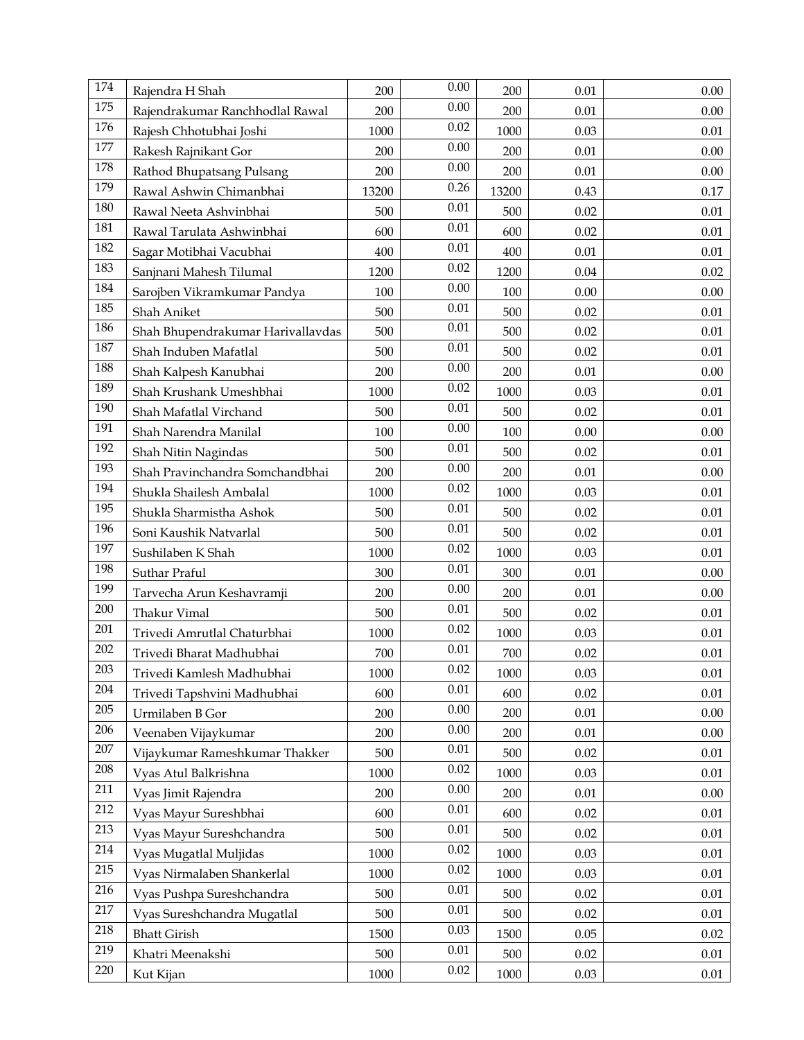| 174 | Rajendra H Shah | 200 | 0.00 | 200 | 0.01 | 0.00 |
|---|---|---|---|---|---|---|
| 175 | Rajendrakumar Ranchhodlal Rawal | 200 | 0.00 | 200 | 0.01 | 0.00 |
| 176 | Rajesh Chhotubhai Joshi | 1000 | 0.02 | 1000 | 0.03 | 0.01 |
| 177 | Rakesh Rajnikant Gor | 200 | 0.00 | 200 | 0.01 | 0.00 |
| 178 | Rathod Bhupatsang Pulsang | 200 | 0.00 | 200 | 0.01 | 0.00 |
| 179 | Rawal Ashwin Chimanbhai | 13200 | 0.26 | 13200 | 0.43 | 0.17 |
| 180 | Rawal Neeta Ashvinbhai | 500 | 0.01 | 500 | 0.02 | 0.01 |
| 181 | Rawal Tarulata Ashwinbhai | 600 | 0.01 | 600 | 0.02 | 0.01 |
| 182 | Sagar Motibhai Vacubhai | 400 | 0.01 | 400 | 0.01 | 0.01 |
| 183 | Sanjnani Mahesh Tilumal | 1200 | 0.02 | 1200 | 0.04 | 0.02 |
| 184 | Sarojben Vikramkumar Pandya | 100 | 0.00 | 100 | 0.00 | 0.00 |
| 185 | Shah Aniket | 500 | 0.01 | 500 | 0.02 | 0.01 |
| 186 | Shah Bhupendrakumar Harivallavdas | 500 | 0.01 | 500 | 0.02 | 0.01 |
| 187 | Shah Induben Mafatlal | 500 | 0.01 | 500 | 0.02 | 0.01 |
| 188 | Shah Kalpesh Kanubhai | 200 | 0.00 | 200 | 0.01 | 0.00 |
| 189 | Shah Krushank Umeshbhai | 1000 | 0.02 | 1000 | 0.03 | 0.01 |
| 190 | Shah Mafatlal Virchand | 500 | 0.01 | 500 | 0.02 | 0.01 |
| 191 | Shah Narendra Manilal | 100 | 0.00 | 100 | 0.00 | 0.00 |
| 192 | Shah Nitin Nagindas | 500 | 0.01 | 500 | 0.02 | 0.01 |
| 193 | Shah Pravinchandra Somchandbhai | 200 | 0.00 | 200 | 0.01 | 0.00 |
| 194 | Shukla Shailesh Ambalal | 1000 | 0.02 | 1000 | 0.03 | 0.01 |
| 195 | Shukla Sharmistha Ashok | 500 | 0.01 | 500 | 0.02 | 0.01 |
| 196 | Soni Kaushik Natvarlal | 500 | 0.01 | 500 | 0.02 | 0.01 |
| 197 | Sushilaben K Shah | 1000 | 0.02 | 1000 | 0.03 | 0.01 |
| 198 | Suthar Praful | 300 | 0.01 | 300 | 0.01 | 0.00 |
| 199 | Tarvecha Arun Keshavramji | 200 | 0.00 | 200 | 0.01 | 0.00 |
| 200 | Thakur Vimal | 500 | 0.01 | 500 | 0.02 | 0.01 |
| 201 | Trivedi Amrutlal Chaturbhai | 1000 | 0.02 | 1000 | 0.03 | 0.01 |
| 202 | Trivedi Bharat Madhubhai | 700 | 0.01 | 700 | 0.02 | 0.01 |
| 203 | Trivedi Kamlesh Madhubhai | 1000 | 0.02 | 1000 | 0.03 | 0.01 |
| 204 | Trivedi Tapshvini Madhubhai | 600 | 0.01 | 600 | 0.02 | 0.01 |
| 205 | Urmilaben B Gor | 200 | 0.00 | 200 | 0.01 | 0.00 |
| 206 | Veenaben Vijaykumar | 200 | 0.00 | 200 | 0.01 | 0.00 |
| 207 | Vijaykumar Rameshkumar Thakker | 500 | 0.01 | 500 | 0.02 | 0.01 |
| 208 | Vyas Atul Balkrishna | 1000 | 0.02 | 1000 | 0.03 | 0.01 |
| 211 | Vyas Jimit Rajendra | 200 | 0.00 | 200 | 0.01 | 0.00 |
| 212 | Vyas Mayur Sureshbhai | 600 | 0.01 | 600 | 0.02 | 0.01 |
| 213 | Vyas Mayur Sureshchandra | 500 | 0.01 | 500 | 0.02 | 0.01 |
| 214 | Vyas Mugatlal Muljidas | 1000 | 0.02 | 1000 | 0.03 | 0.01 |
| 215 | Vyas Nirmalaben Shankerlal | 1000 | 0.02 | 1000 | 0.03 | 0.01 |
| 216 | Vyas Pushpa Sureshchandra | 500 | 0.01 | 500 | 0.02 | 0.01 |
| 217 | Vyas Sureshchandra Mugatlal | 500 | 0.01 | 500 | 0.02 | 0.01 |
| 218 | Bhatt Girish | 1500 | 0.03 | 1500 | 0.05 | 0.02 |
| 219 | Khatri Meenakshi | 500 | 0.01 | 500 | 0.02 | 0.01 |
| 220 | Kut Kijan | 1000 | 0.02 | 1000 | 0.03 | 0.01 |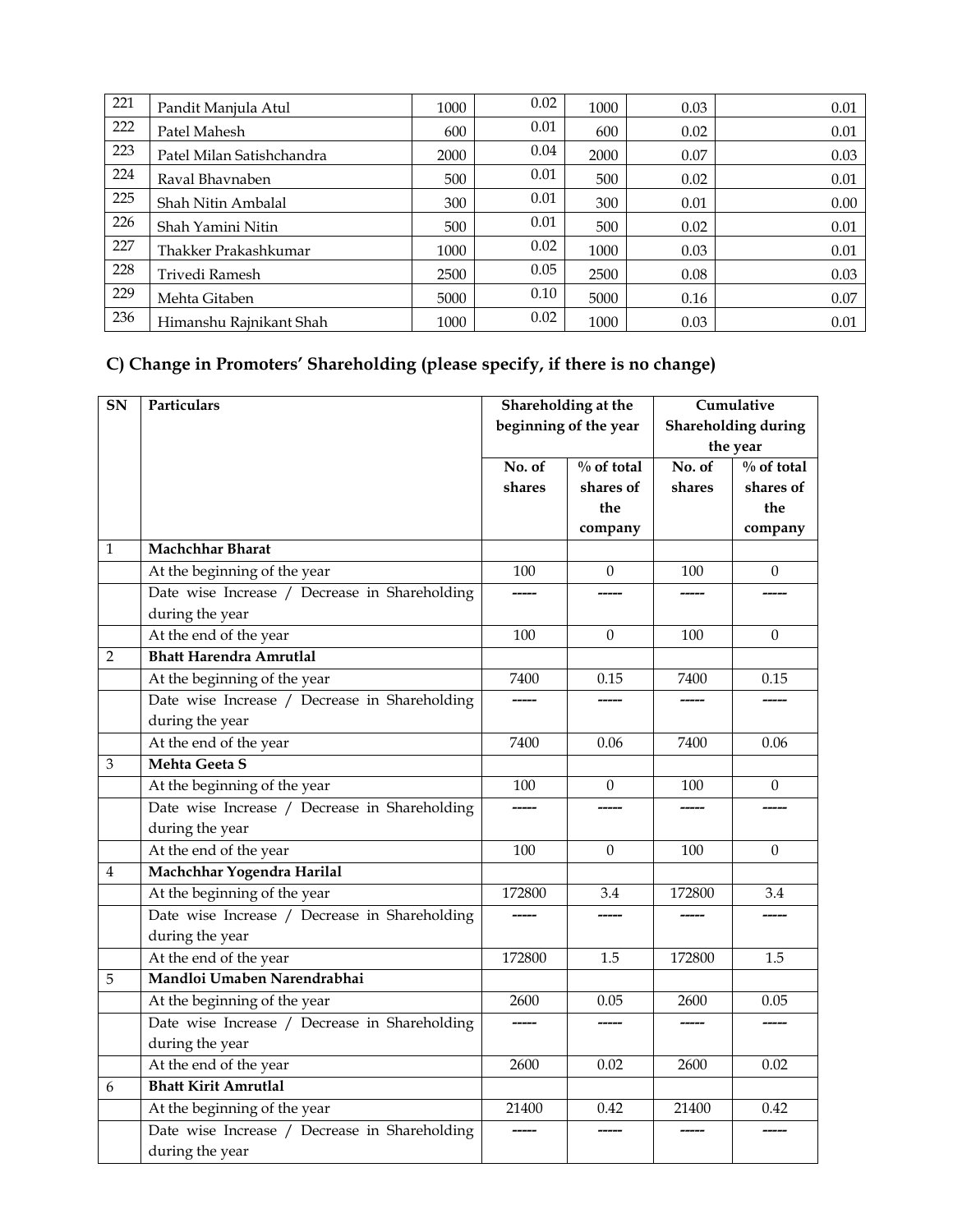| | | | | | | |
|---|---|---|---|---|---|---|
| 221 | Pandit Manjula Atul | 1000 | 0.02 | 1000 | 0.03 | 0.01 |
| 222 | Patel Mahesh | 600 | 0.01 | 600 | 0.02 | 0.01 |
| 223 | Patel Milan Satishchandra | 2000 | 0.04 | 2000 | 0.07 | 0.03 |
| 224 | Raval Bhavnaben | 500 | 0.01 | 500 | 0.02 | 0.01 |
| 225 | Shah Nitin Ambalal | 300 | 0.01 | 300 | 0.01 | 0.00 |
| 226 | Shah Yamini Nitin | 500 | 0.01 | 500 | 0.02 | 0.01 |
| 227 | Thakker Prakashkumar | 1000 | 0.02 | 1000 | 0.03 | 0.01 |
| 228 | Trivedi Ramesh | 2500 | 0.05 | 2500 | 0.08 | 0.03 |
| 229 | Mehta Gitaben | 5000 | 0.10 | 5000 | 0.16 | 0.07 |
| 236 | Himanshu Rajnikant Shah | 1000 | 0.02 | 1000 | 0.03 | 0.01 |

## C) Change in Promoters' Shareholding (please specify, if there is no change)

| SN | Particulars | Shareholding at the beginning of the year | | Cumulative Shareholding during the year | |
|---|---|---|---|---|---|
| | | No. of shares | % of total shares of the company | No. of shares | % of total shares of the company |
| 1 | **Machchhar Bharat** | | | | |
| | At the beginning of the year | 100 | 0 | 100 | 0 |
| | Date wise Increase / Decrease in Shareholding during the year | ----- | ----- | ----- | ----- |
| | At the end of the year | 100 | 0 | 100 | 0 |
| 2 | **Bhatt Harendra Amrutlal** | | | | |
| | At the beginning of the year | 7400 | 0.15 | 7400 | 0.15 |
| | Date wise Increase / Decrease in Shareholding during the year | ----- | ----- | ----- | ----- |
| | At the end of the year | 7400 | 0.06 | 7400 | 0.06 |
| 3 | **Mehta Geeta S** | | | | |
| | At the beginning of the year | 100 | 0 | 100 | 0 |
| | Date wise Increase / Decrease in Shareholding during the year | ----- | ----- | ----- | ----- |
| | At the end of the year | 100 | 0 | 100 | 0 |
| 4 | **Machchhar Yogendra Harilal** | | | | |
| | At the beginning of the year | 172800 | 3.4 | 172800 | 3.4 |
| | Date wise Increase / Decrease in Shareholding during the year | ----- | ----- | ----- | ----- |
| | At the end of the year | 172800 | 1.5 | 172800 | 1.5 |
| 5 | **Mandloi Umaben Narendrabhai** | | | | |
| | At the beginning of the year | 2600 | 0.05 | 2600 | 0.05 |
| | Date wise Increase / Decrease in Shareholding during the year | ----- | ----- | ----- | ----- |
| | At the end of the year | 2600 | 0.02 | 2600 | 0.02 |
| 6 | **Bhatt Kirit Amrutlal** | | | | |
| | At the beginning of the year | 21400 | 0.42 | 21400 | 0.42 |
| | Date wise Increase / Decrease in Shareholding during the year | ----- | ----- | ----- | ----- |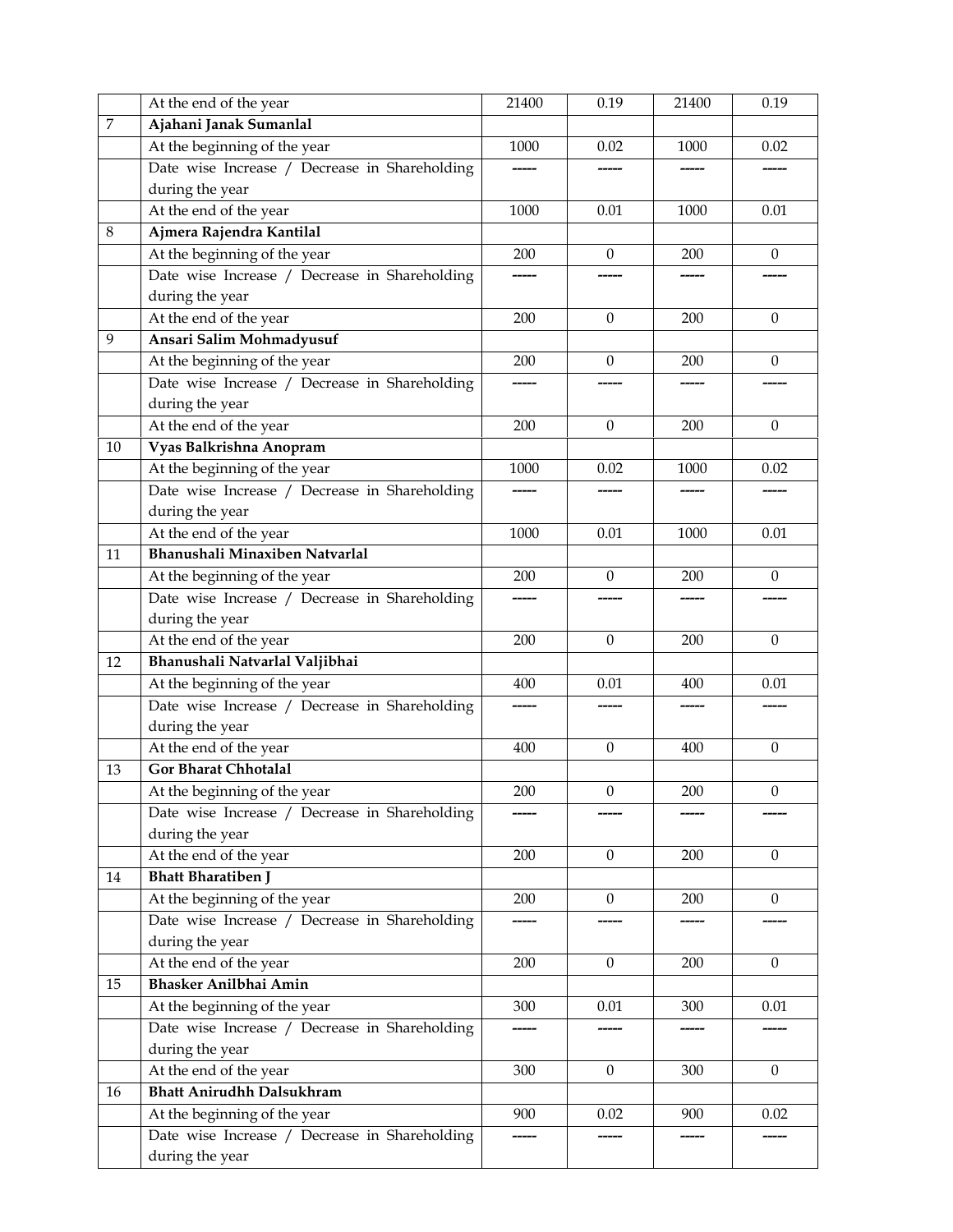|  | At the end of the year | 21400 | 0.19 | 21400 | 0.19 |
|---|---|---|---|---|---|
| 7 | **Ajahani Janak Sumanlal** |  |  |  |  |
|  | At the beginning of the year | 1000 | 0.02 | 1000 | 0.02 |
|  | Date wise Increase / Decrease in Shareholding during the year | ----- | ----- | ----- | ----- |
|  | At the end of the year | 1000 | 0.01 | 1000 | 0.01 |
| 8 | **Ajmera Rajendra Kantilal** |  |  |  |  |
|  | At the beginning of the year | 200 | 0 | 200 | 0 |
|  | Date wise Increase / Decrease in Shareholding during the year | ----- | ----- | ----- | ----- |
|  | At the end of the year | 200 | 0 | 200 | 0 |
| 9 | **Ansari Salim Mohmadyusuf** |  |  |  |  |
|  | At the beginning of the year | 200 | 0 | 200 | 0 |
|  | Date wise Increase / Decrease in Shareholding during the year | ----- | ----- | ----- | ----- |
|  | At the end of the year | 200 | 0 | 200 | 0 |
| 10 | **Vyas Balkrishna Anopram** |  |  |  |  |
|  | At the beginning of the year | 1000 | 0.02 | 1000 | 0.02 |
|  | Date wise Increase / Decrease in Shareholding during the year | ----- | ----- | ----- | ----- |
|  | At the end of the year | 1000 | 0.01 | 1000 | 0.01 |
| 11 | **Bhanushali Minaxiben Natvarlal** |  |  |  |  |
|  | At the beginning of the year | 200 | 0 | 200 | 0 |
|  | Date wise Increase / Decrease in Shareholding during the year | ----- | ----- | ----- | ----- |
|  | At the end of the year | 200 | 0 | 200 | 0 |
| 12 | **Bhanushali Natvarlal Valjibhai** |  |  |  |  |
|  | At the beginning of the year | 400 | 0.01 | 400 | 0.01 |
|  | Date wise Increase / Decrease in Shareholding during the year | ----- | ----- | ----- | ----- |
|  | At the end of the year | 400 | 0 | 400 | 0 |
| 13 | **Gor Bharat Chhotalal** |  |  |  |  |
|  | At the beginning of the year | 200 | 0 | 200 | 0 |
|  | Date wise Increase / Decrease in Shareholding during the year | ----- | ----- | ----- | ----- |
|  | At the end of the year | 200 | 0 | 200 | 0 |
| 14 | **Bhatt Bharatiben J** |  |  |  |  |
|  | At the beginning of the year | 200 | 0 | 200 | 0 |
|  | Date wise Increase / Decrease in Shareholding during the year | ----- | ----- | ----- | ----- |
|  | At the end of the year | 200 | 0 | 200 | 0 |
| 15 | **Bhasker Anilbhai Amin** |  |  |  |  |
|  | At the beginning of the year | 300 | 0.01 | 300 | 0.01 |
|  | Date wise Increase / Decrease in Shareholding during the year | ----- | ----- | ----- | ----- |
|  | At the end of the year | 300 | 0 | 300 | 0 |
| 16 | **Bhatt Anirudhh Dalsukhram** |  |  |  |  |
|  | At the beginning of the year | 900 | 0.02 | 900 | 0.02 |
|  | Date wise Increase / Decrease in Shareholding during the year | ----- | ----- | ----- | ----- |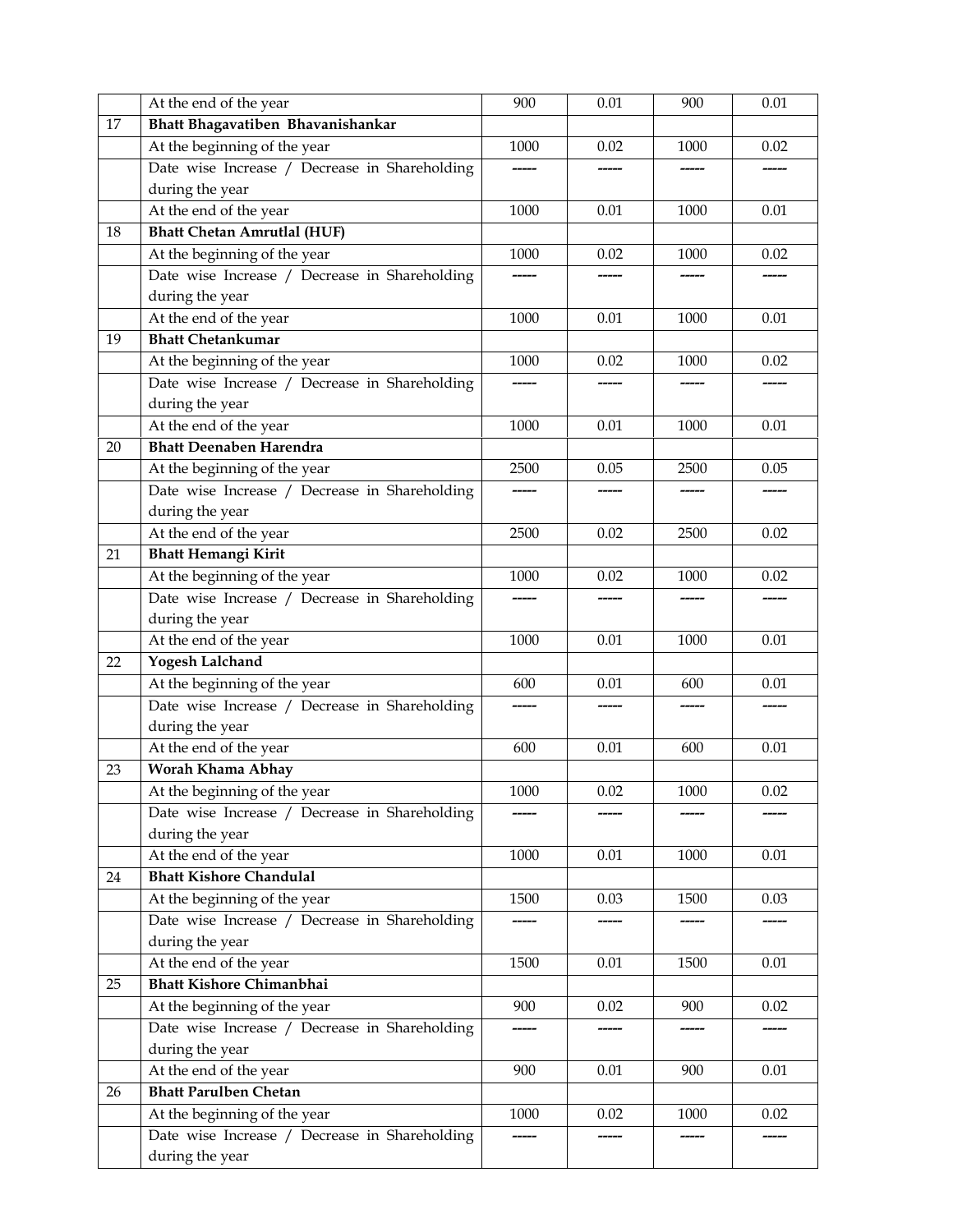|  |  |  |  |  |  |
|---|---|---|---|---|---|
|  | At the end of the year | 900 | 0.01 | 900 | 0.01 |
| 17 | **Bhatt Bhagavatiben Bhavanishankar** |  |  |  |  |
|  | At the beginning of the year | 1000 | 0.02 | 1000 | 0.02 |
|  | Date wise Increase / Decrease in Shareholding during the year | ----- | ----- | ----- | ----- |
|  | At the end of the year | 1000 | 0.01 | 1000 | 0.01 |
| 18 | **Bhatt Chetan Amrutlal (HUF)** |  |  |  |  |
|  | At the beginning of the year | 1000 | 0.02 | 1000 | 0.02 |
|  | Date wise Increase / Decrease in Shareholding during the year | ----- | ----- | ----- | ----- |
|  | At the end of the year | 1000 | 0.01 | 1000 | 0.01 |
| 19 | **Bhatt Chetankumar** |  |  |  |  |
|  | At the beginning of the year | 1000 | 0.02 | 1000 | 0.02 |
|  | Date wise Increase / Decrease in Shareholding during the year | ----- | ----- | ----- | ----- |
|  | At the end of the year | 1000 | 0.01 | 1000 | 0.01 |
| 20 | **Bhatt Deenaben Harendra** |  |  |  |  |
|  | At the beginning of the year | 2500 | 0.05 | 2500 | 0.05 |
|  | Date wise Increase / Decrease in Shareholding during the year | ----- | ----- | ----- | ----- |
|  | At the end of the year | 2500 | 0.02 | 2500 | 0.02 |
| 21 | **Bhatt Hemangi Kirit** |  |  |  |  |
|  | At the beginning of the year | 1000 | 0.02 | 1000 | 0.02 |
|  | Date wise Increase / Decrease in Shareholding during the year | ----- | ----- | ----- | ----- |
|  | At the end of the year | 1000 | 0.01 | 1000 | 0.01 |
| 22 | **Yogesh Lalchand** |  |  |  |  |
|  | At the beginning of the year | 600 | 0.01 | 600 | 0.01 |
|  | Date wise Increase / Decrease in Shareholding during the year | ----- | ----- | ----- | ----- |
|  | At the end of the year | 600 | 0.01 | 600 | 0.01 |
| 23 | **Worah Khama Abhay** |  |  |  |  |
|  | At the beginning of the year | 1000 | 0.02 | 1000 | 0.02 |
|  | Date wise Increase / Decrease in Shareholding during the year | ----- | ----- | ----- | ----- |
|  | At the end of the year | 1000 | 0.01 | 1000 | 0.01 |
| 24 | **Bhatt Kishore Chandulal** |  |  |  |  |
|  | At the beginning of the year | 1500 | 0.03 | 1500 | 0.03 |
|  | Date wise Increase / Decrease in Shareholding during the year | ----- | ----- | ----- | ----- |
|  | At the end of the year | 1500 | 0.01 | 1500 | 0.01 |
| 25 | **Bhatt Kishore Chimanbhai** |  |  |  |  |
|  | At the beginning of the year | 900 | 0.02 | 900 | 0.02 |
|  | Date wise Increase / Decrease in Shareholding during the year | ----- | ----- | ----- | ----- |
|  | At the end of the year | 900 | 0.01 | 900 | 0.01 |
| 26 | **Bhatt Parulben Chetan** |  |  |  |  |
|  | At the beginning of the year | 1000 | 0.02 | 1000 | 0.02 |
|  | Date wise Increase / Decrease in Shareholding during the year | ----- | ----- | ----- | ----- |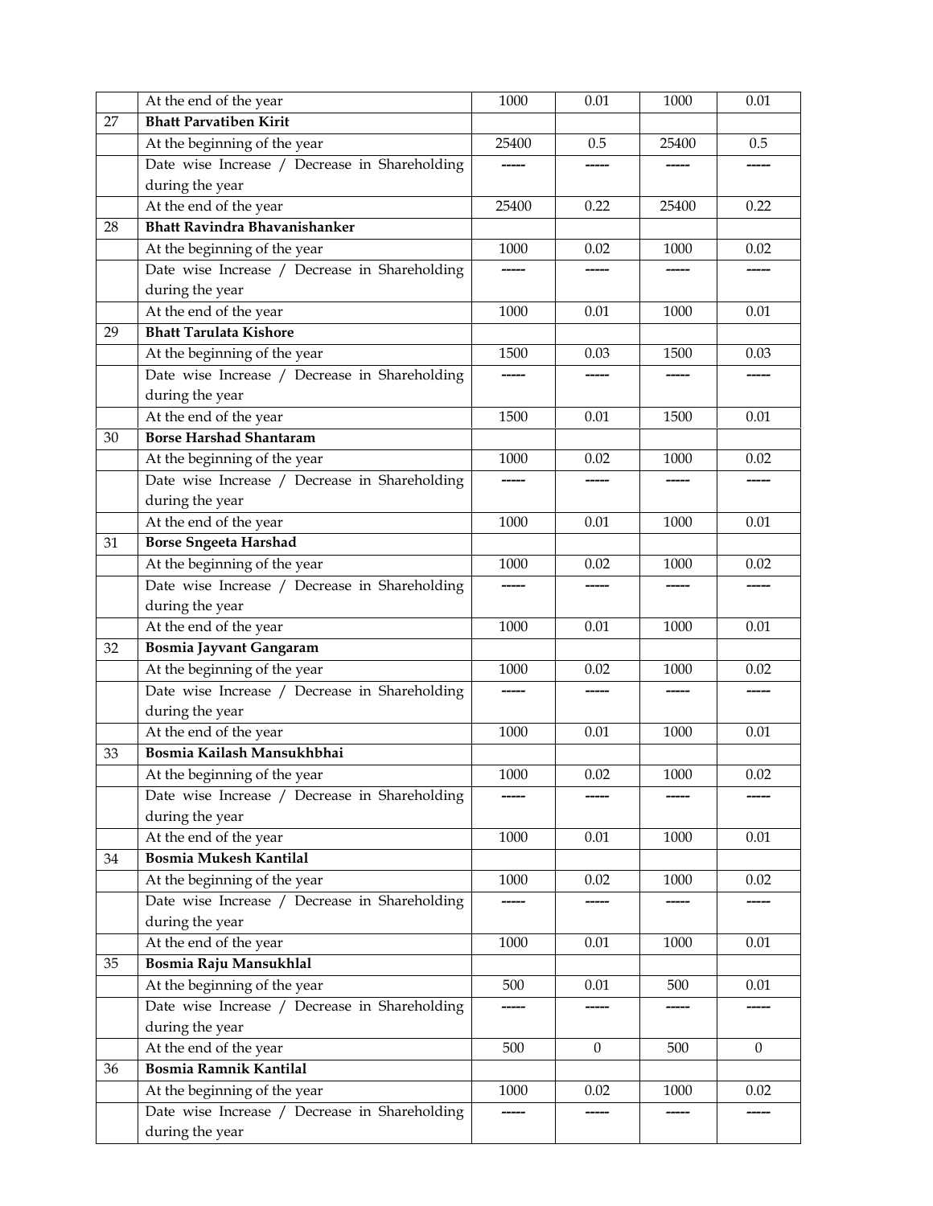| | At the end of the year | 1000 | 0.01 | 1000 | 0.01 |
|---|---|---|---|---|---|
| 27 | **Bhatt Parvatiben Kirit** | | | | |
| | At the beginning of the year | 25400 | 0.5 | 25400 | 0.5 |
| | Date wise Increase / Decrease in Shareholding during the year | ----- | ----- | ----- | ----- |
| | At the end of the year | 25400 | 0.22 | 25400 | 0.22 |
| 28 | **Bhatt Ravindra Bhavanishanker** | | | | |
| | At the beginning of the year | 1000 | 0.02 | 1000 | 0.02 |
| | Date wise Increase / Decrease in Shareholding during the year | ----- | ----- | ----- | ----- |
| | At the end of the year | 1000 | 0.01 | 1000 | 0.01 |
| 29 | **Bhatt Tarulata Kishore** | | | | |
| | At the beginning of the year | 1500 | 0.03 | 1500 | 0.03 |
| | Date wise Increase / Decrease in Shareholding during the year | ----- | ----- | ----- | ----- |
| | At the end of the year | 1500 | 0.01 | 1500 | 0.01 |
| 30 | **Borse Harshad Shantaram** | | | | |
| | At the beginning of the year | 1000 | 0.02 | 1000 | 0.02 |
| | Date wise Increase / Decrease in Shareholding during the year | ----- | ----- | ----- | ----- |
| | At the end of the year | 1000 | 0.01 | 1000 | 0.01 |
| 31 | **Borse Sngeeta Harshad** | | | | |
| | At the beginning of the year | 1000 | 0.02 | 1000 | 0.02 |
| | Date wise Increase / Decrease in Shareholding during the year | ----- | ----- | ----- | ----- |
| | At the end of the year | 1000 | 0.01 | 1000 | 0.01 |
| 32 | **Bosmia Jayvant Gangaram** | | | | |
| | At the beginning of the year | 1000 | 0.02 | 1000 | 0.02 |
| | Date wise Increase / Decrease in Shareholding during the year | ----- | ----- | ----- | ----- |
| | At the end of the year | 1000 | 0.01 | 1000 | 0.01 |
| 33 | **Bosmia Kailash Mansukhbhai** | | | | |
| | At the beginning of the year | 1000 | 0.02 | 1000 | 0.02 |
| | Date wise Increase / Decrease in Shareholding during the year | ----- | ----- | ----- | ----- |
| | At the end of the year | 1000 | 0.01 | 1000 | 0.01 |
| 34 | **Bosmia Mukesh Kantilal** | | | | |
| | At the beginning of the year | 1000 | 0.02 | 1000 | 0.02 |
| | Date wise Increase / Decrease in Shareholding during the year | ----- | ----- | ----- | ----- |
| | At the end of the year | 1000 | 0.01 | 1000 | 0.01 |
| 35 | **Bosmia Raju Mansukhlal** | | | | |
| | At the beginning of the year | 500 | 0.01 | 500 | 0.01 |
| | Date wise Increase / Decrease in Shareholding during the year | ----- | ----- | ----- | ----- |
| | At the end of the year | 500 | 0 | 500 | 0 |
| 36 | **Bosmia Ramnik Kantilal** | | | | |
| | At the beginning of the year | 1000 | 0.02 | 1000 | 0.02 |
| | Date wise Increase / Decrease in Shareholding during the year | ----- | ----- | ----- | ----- |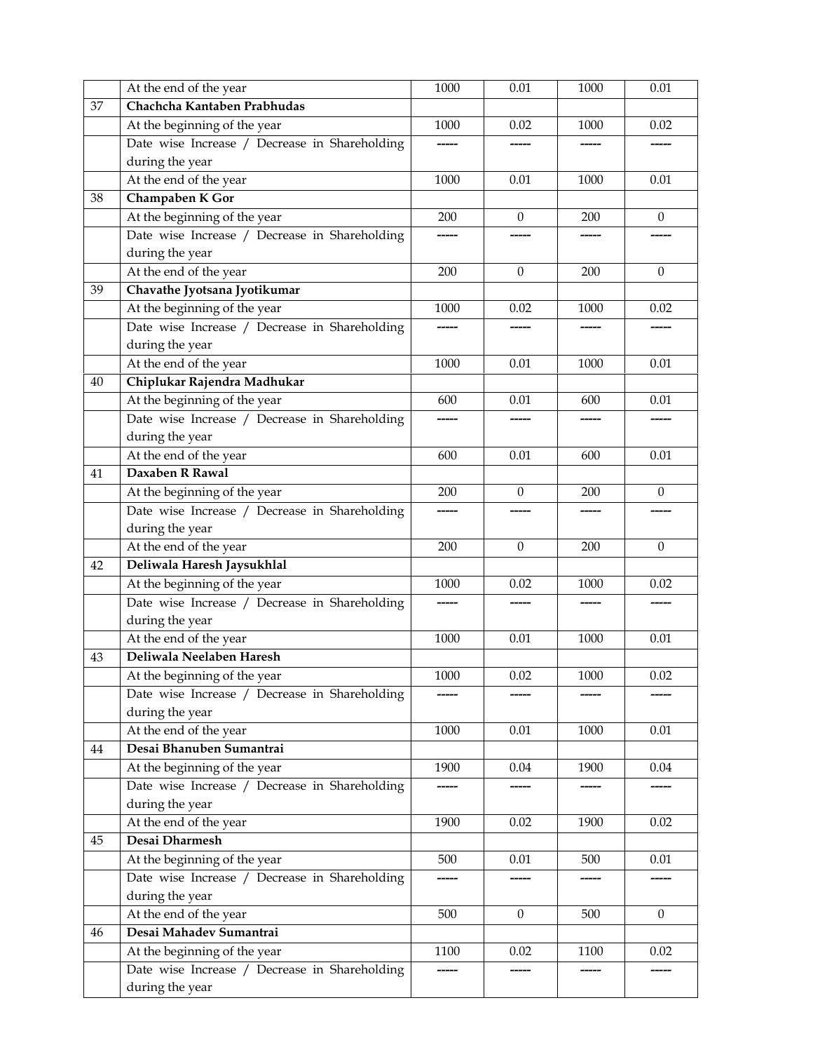|  | At the end of the year | 1000 | 0.01 | 1000 | 0.01 |
|---|---|---|---|---|---|
| 37 | **Chachcha Kantaben Prabhudas** |  |  |  |  |
|  | At the beginning of the year | 1000 | 0.02 | 1000 | 0.02 |
|  | Date wise Increase / Decrease in Shareholding during the year | ----- | ----- | ----- | ----- |
|  | At the end of the year | 1000 | 0.01 | 1000 | 0.01 |
| 38 | **Champaben K Gor** |  |  |  |  |
|  | At the beginning of the year | 200 | 0 | 200 | 0 |
|  | Date wise Increase / Decrease in Shareholding during the year | ----- | ----- | ----- | ----- |
|  | At the end of the year | 200 | 0 | 200 | 0 |
| 39 | **Chavathe Jyotsana Jyotikumar** |  |  |  |  |
|  | At the beginning of the year | 1000 | 0.02 | 1000 | 0.02 |
|  | Date wise Increase / Decrease in Shareholding during the year | ----- | ----- | ----- | ----- |
|  | At the end of the year | 1000 | 0.01 | 1000 | 0.01 |
| 40 | **Chiplukar Rajendra Madhukar** |  |  |  |  |
|  | At the beginning of the year | 600 | 0.01 | 600 | 0.01 |
|  | Date wise Increase / Decrease in Shareholding during the year | ----- | ----- | ----- | ----- |
|  | At the end of the year | 600 | 0.01 | 600 | 0.01 |
| 41 | **Daxaben R Rawal** |  |  |  |  |
|  | At the beginning of the year | 200 | 0 | 200 | 0 |
|  | Date wise Increase / Decrease in Shareholding during the year | ----- | ----- | ----- | ----- |
|  | At the end of the year | 200 | 0 | 200 | 0 |
| 42 | **Deliwala Haresh Jaysukhlal** |  |  |  |  |
|  | At the beginning of the year | 1000 | 0.02 | 1000 | 0.02 |
|  | Date wise Increase / Decrease in Shareholding during the year | ----- | ----- | ----- | ----- |
|  | At the end of the year | 1000 | 0.01 | 1000 | 0.01 |
| 43 | **Deliwala Neelaben Haresh** |  |  |  |  |
|  | At the beginning of the year | 1000 | 0.02 | 1000 | 0.02 |
|  | Date wise Increase / Decrease in Shareholding during the year | ----- | ----- | ----- | ----- |
|  | At the end of the year | 1000 | 0.01 | 1000 | 0.01 |
| 44 | **Desai Bhanuben Sumantrai** |  |  |  |  |
|  | At the beginning of the year | 1900 | 0.04 | 1900 | 0.04 |
|  | Date wise Increase / Decrease in Shareholding during the year | ----- | ----- | ----- | ----- |
|  | At the end of the year | 1900 | 0.02 | 1900 | 0.02 |
| 45 | **Desai Dharmesh** |  |  |  |  |
|  | At the beginning of the year | 500 | 0.01 | 500 | 0.01 |
|  | Date wise Increase / Decrease in Shareholding during the year | ----- | ----- | ----- | ----- |
|  | At the end of the year | 500 | 0 | 500 | 0 |
| 46 | **Desai Mahadev Sumantrai** |  |  |  |  |
|  | At the beginning of the year | 1100 | 0.02 | 1100 | 0.02 |
|  | Date wise Increase / Decrease in Shareholding during the year | ----- | ----- | ----- | ----- |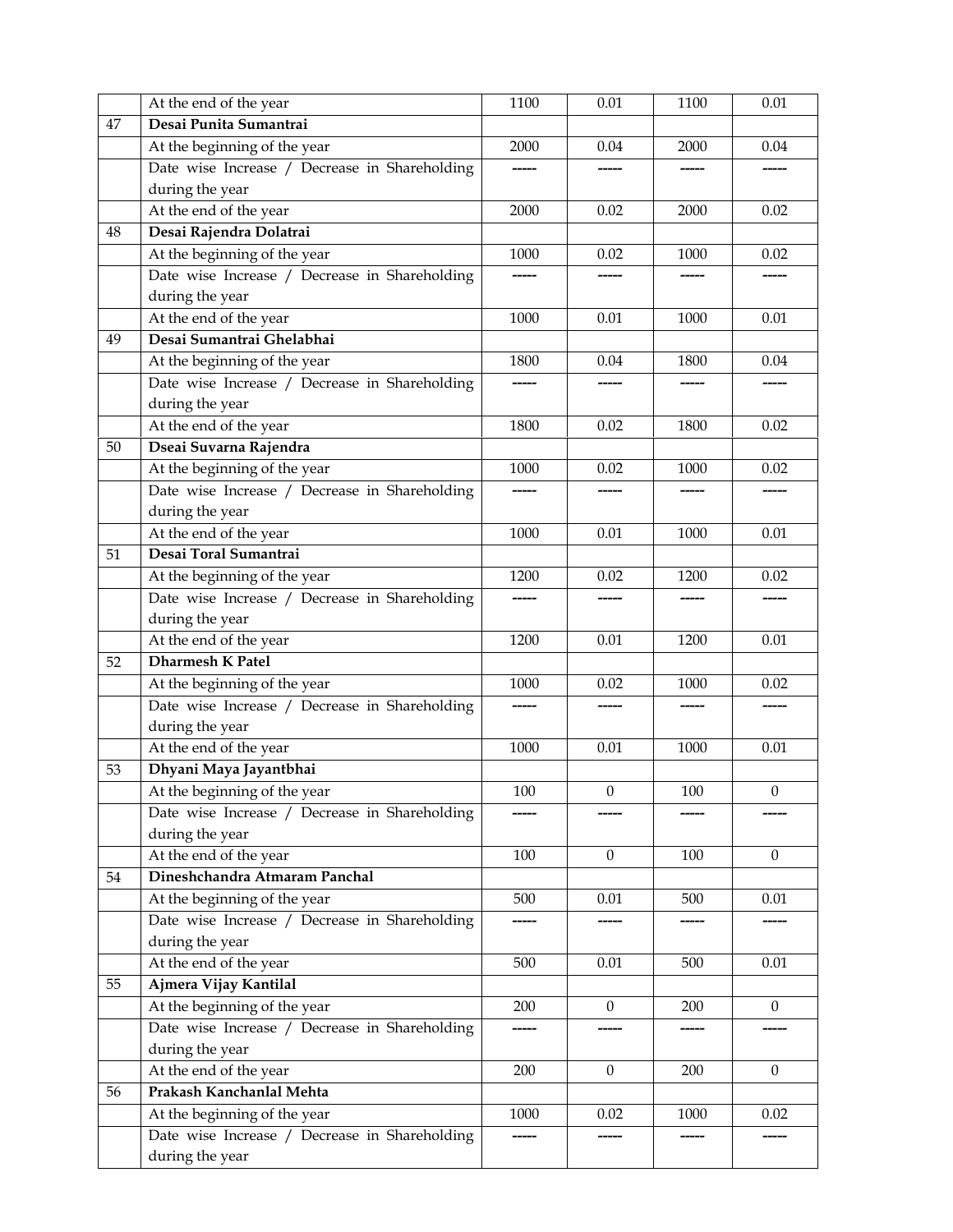| | | | | | |
|---|---|---|---|---|---|
| | At the end of the year | 1100 | 0.01 | 1100 | 0.01 |
| 47 | **Desai Punita Sumantrai** | | | | |
| | At the beginning of the year | 2000 | 0.04 | 2000 | 0.04 |
| | Date wise Increase / Decrease in Shareholding during the year | ----- | ----- | ----- | ----- |
| | At the end of the year | 2000 | 0.02 | 2000 | 0.02 |
| 48 | **Desai Rajendra Dolatrai** | | | | |
| | At the beginning of the year | 1000 | 0.02 | 1000 | 0.02 |
| | Date wise Increase / Decrease in Shareholding during the year | ----- | ----- | ----- | ----- |
| | At the end of the year | 1000 | 0.01 | 1000 | 0.01 |
| 49 | **Desai Sumantrai Ghelabhai** | | | | |
| | At the beginning of the year | 1800 | 0.04 | 1800 | 0.04 |
| | Date wise Increase / Decrease in Shareholding during the year | ----- | ----- | ----- | ----- |
| | At the end of the year | 1800 | 0.02 | 1800 | 0.02 |
| 50 | **Dseai Suvarna Rajendra** | | | | |
| | At the beginning of the year | 1000 | 0.02 | 1000 | 0.02 |
| | Date wise Increase / Decrease in Shareholding during the year | ----- | ----- | ----- | ----- |
| | At the end of the year | 1000 | 0.01 | 1000 | 0.01 |
| 51 | **Desai Toral Sumantrai** | | | | |
| | At the beginning of the year | 1200 | 0.02 | 1200 | 0.02 |
| | Date wise Increase / Decrease in Shareholding during the year | ----- | ----- | ----- | ----- |
| | At the end of the year | 1200 | 0.01 | 1200 | 0.01 |
| 52 | **Dharmesh K Patel** | | | | |
| | At the beginning of the year | 1000 | 0.02 | 1000 | 0.02 |
| | Date wise Increase / Decrease in Shareholding during the year | ----- | ----- | ----- | ----- |
| | At the end of the year | 1000 | 0.01 | 1000 | 0.01 |
| 53 | **Dhyani Maya Jayantbhai** | | | | |
| | At the beginning of the year | 100 | 0 | 100 | 0 |
| | Date wise Increase / Decrease in Shareholding during the year | ----- | ----- | ----- | ----- |
| | At the end of the year | 100 | 0 | 100 | 0 |
| 54 | **Dineshchandra Atmaram Panchal** | | | | |
| | At the beginning of the year | 500 | 0.01 | 500 | 0.01 |
| | Date wise Increase / Decrease in Shareholding during the year | ----- | ----- | ----- | ----- |
| | At the end of the year | 500 | 0.01 | 500 | 0.01 |
| 55 | **Ajmera Vijay Kantilal** | | | | |
| | At the beginning of the year | 200 | 0 | 200 | 0 |
| | Date wise Increase / Decrease in Shareholding during the year | ----- | ----- | ----- | ----- |
| | At the end of the year | 200 | 0 | 200 | 0 |
| 56 | **Prakash Kanchanlal Mehta** | | | | |
| | At the beginning of the year | 1000 | 0.02 | 1000 | 0.02 |
| | Date wise Increase / Decrease in Shareholding during the year | ----- | ----- | ----- | ----- |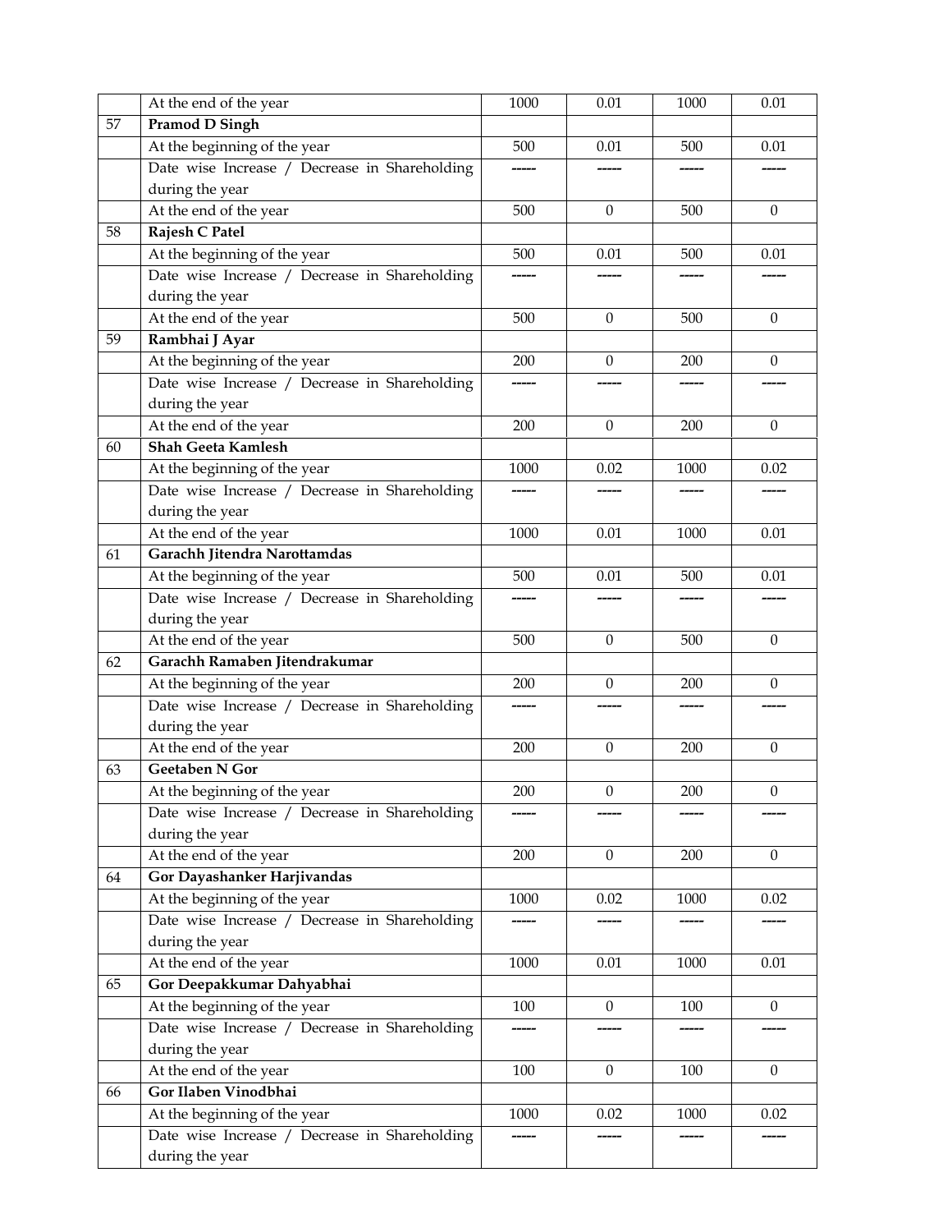| | At the end of the year | 1000 | 0.01 | 1000 | 0.01 |
|---|---|---|---|---|---|
| 57 | **Pramod D Singh** | | | | |
| | At the beginning of the year | 500 | 0.01 | 500 | 0.01 |
| | Date wise Increase / Decrease in Shareholding during the year | ----- | ----- | ----- | ----- |
| | At the end of the year | 500 | 0 | 500 | 0 |
| 58 | **Rajesh C Patel** | | | | |
| | At the beginning of the year | 500 | 0.01 | 500 | 0.01 |
| | Date wise Increase / Decrease in Shareholding during the year | ----- | ----- | ----- | ----- |
| | At the end of the year | 500 | 0 | 500 | 0 |
| 59 | **Rambhai J Ayar** | | | | |
| | At the beginning of the year | 200 | 0 | 200 | 0 |
| | Date wise Increase / Decrease in Shareholding during the year | ----- | ----- | ----- | ----- |
| | At the end of the year | 200 | 0 | 200 | 0 |
| 60 | **Shah Geeta Kamlesh** | | | | |
| | At the beginning of the year | 1000 | 0.02 | 1000 | 0.02 |
| | Date wise Increase / Decrease in Shareholding during the year | ----- | ----- | ----- | ----- |
| | At the end of the year | 1000 | 0.01 | 1000 | 0.01 |
| 61 | **Garachh Jitendra Narottamdas** | | | | |
| | At the beginning of the year | 500 | 0.01 | 500 | 0.01 |
| | Date wise Increase / Decrease in Shareholding during the year | ----- | ----- | ----- | ----- |
| | At the end of the year | 500 | 0 | 500 | 0 |
| 62 | **Garachh Ramaben Jitendrakumar** | | | | |
| | At the beginning of the year | 200 | 0 | 200 | 0 |
| | Date wise Increase / Decrease in Shareholding during the year | ----- | ----- | ----- | ----- |
| | At the end of the year | 200 | 0 | 200 | 0 |
| 63 | **Geetaben N Gor** | | | | |
| | At the beginning of the year | 200 | 0 | 200 | 0 |
| | Date wise Increase / Decrease in Shareholding during the year | ----- | ----- | ----- | ----- |
| | At the end of the year | 200 | 0 | 200 | 0 |
| 64 | **Gor Dayashanker Harjivandas** | | | | |
| | At the beginning of the year | 1000 | 0.02 | 1000 | 0.02 |
| | Date wise Increase / Decrease in Shareholding during the year | ----- | ----- | ----- | ----- |
| | At the end of the year | 1000 | 0.01 | 1000 | 0.01 |
| 65 | **Gor Deepakkumar Dahyabhai** | | | | |
| | At the beginning of the year | 100 | 0 | 100 | 0 |
| | Date wise Increase / Decrease in Shareholding during the year | ----- | ----- | ----- | ----- |
| | At the end of the year | 100 | 0 | 100 | 0 |
| 66 | **Gor Ilaben Vinodbhai** | | | | |
| | At the beginning of the year | 1000 | 0.02 | 1000 | 0.02 |
| | Date wise Increase / Decrease in Shareholding during the year | ----- | ----- | ----- | ----- |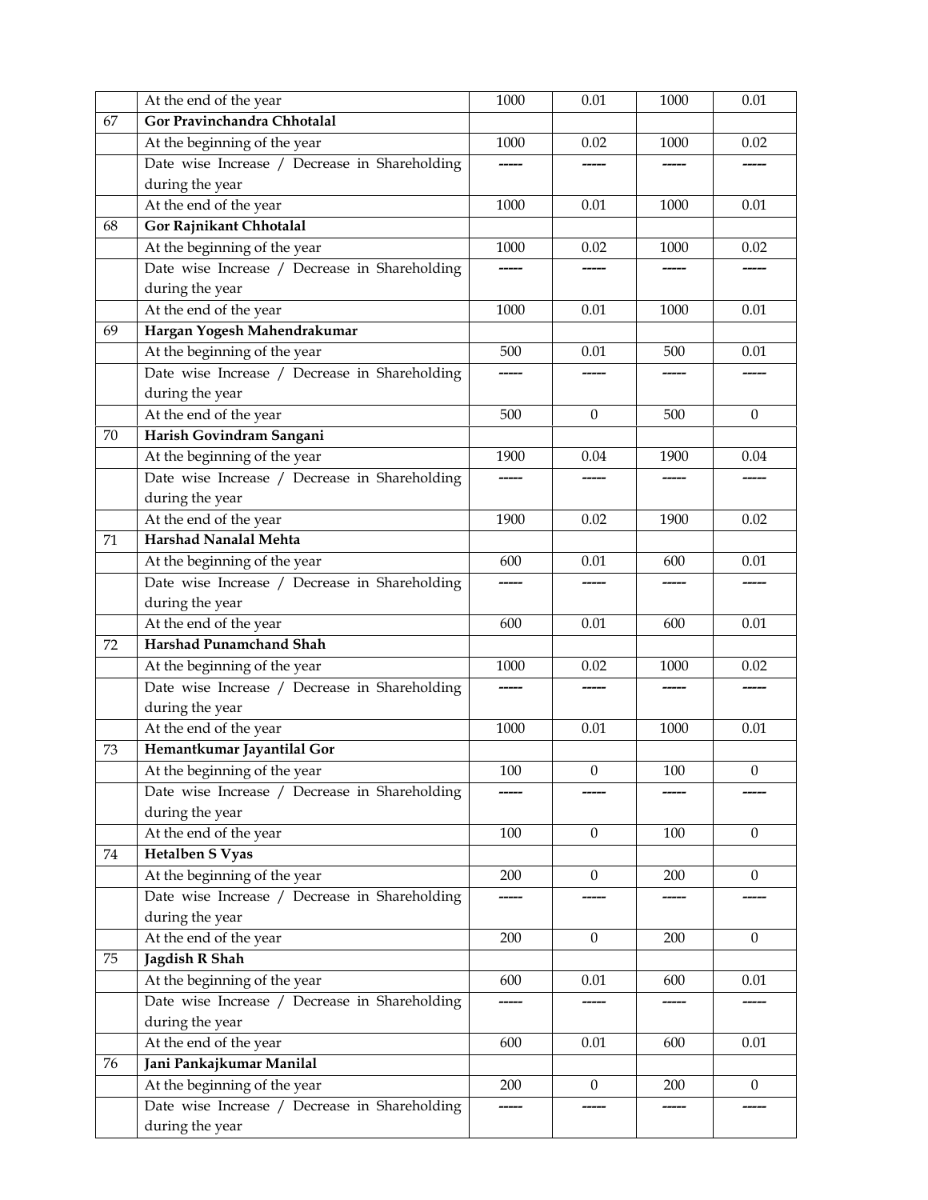| | | | | | |
|---|---|---|---|---|---|
| | At the end of the year | 1000 | 0.01 | 1000 | 0.01 |
| 67 | **Gor Pravinchandra Chhotalal** | | | | |
| | At the beginning of the year | 1000 | 0.02 | 1000 | 0.02 |
| | Date wise Increase / Decrease in Shareholding during the year | ----- | ----- | ----- | ----- |
| | At the end of the year | 1000 | 0.01 | 1000 | 0.01 |
| 68 | **Gor Rajnikant Chhotalal** | | | | |
| | At the beginning of the year | 1000 | 0.02 | 1000 | 0.02 |
| | Date wise Increase / Decrease in Shareholding during the year | ----- | ----- | ----- | ----- |
| | At the end of the year | 1000 | 0.01 | 1000 | 0.01 |
| 69 | **Hargan Yogesh Mahendrakumar** | | | | |
| | At the beginning of the year | 500 | 0.01 | 500 | 0.01 |
| | Date wise Increase / Decrease in Shareholding during the year | ----- | ----- | ----- | ----- |
| | At the end of the year | 500 | 0 | 500 | 0 |
| 70 | **Harish Govindram Sangani** | | | | |
| | At the beginning of the year | 1900 | 0.04 | 1900 | 0.04 |
| | Date wise Increase / Decrease in Shareholding during the year | ----- | ----- | ----- | ----- |
| | At the end of the year | 1900 | 0.02 | 1900 | 0.02 |
| 71 | **Harshad Nanalal Mehta** | | | | |
| | At the beginning of the year | 600 | 0.01 | 600 | 0.01 |
| | Date wise Increase / Decrease in Shareholding during the year | ----- | ----- | ----- | ----- |
| | At the end of the year | 600 | 0.01 | 600 | 0.01 |
| 72 | **Harshad Punamchand Shah** | | | | |
| | At the beginning of the year | 1000 | 0.02 | 1000 | 0.02 |
| | Date wise Increase / Decrease in Shareholding during the year | ----- | ----- | ----- | ----- |
| | At the end of the year | 1000 | 0.01 | 1000 | 0.01 |
| 73 | **Hemantkumar Jayantilal Gor** | | | | |
| | At the beginning of the year | 100 | 0 | 100 | 0 |
| | Date wise Increase / Decrease in Shareholding during the year | ----- | ----- | ----- | ----- |
| | At the end of the year | 100 | 0 | 100 | 0 |
| 74 | **Hetalben S Vyas** | | | | |
| | At the beginning of the year | 200 | 0 | 200 | 0 |
| | Date wise Increase / Decrease in Shareholding during the year | ----- | ----- | ----- | ----- |
| | At the end of the year | 200 | 0 | 200 | 0 |
| 75 | **Jagdish R Shah** | | | | |
| | At the beginning of the year | 600 | 0.01 | 600 | 0.01 |
| | Date wise Increase / Decrease in Shareholding during the year | ----- | ----- | ----- | ----- |
| | At the end of the year | 600 | 0.01 | 600 | 0.01 |
| 76 | **Jani Pankajkumar Manilal** | | | | |
| | At the beginning of the year | 200 | 0 | 200 | 0 |
| | Date wise Increase / Decrease in Shareholding during the year | ----- | ----- | ----- | ----- |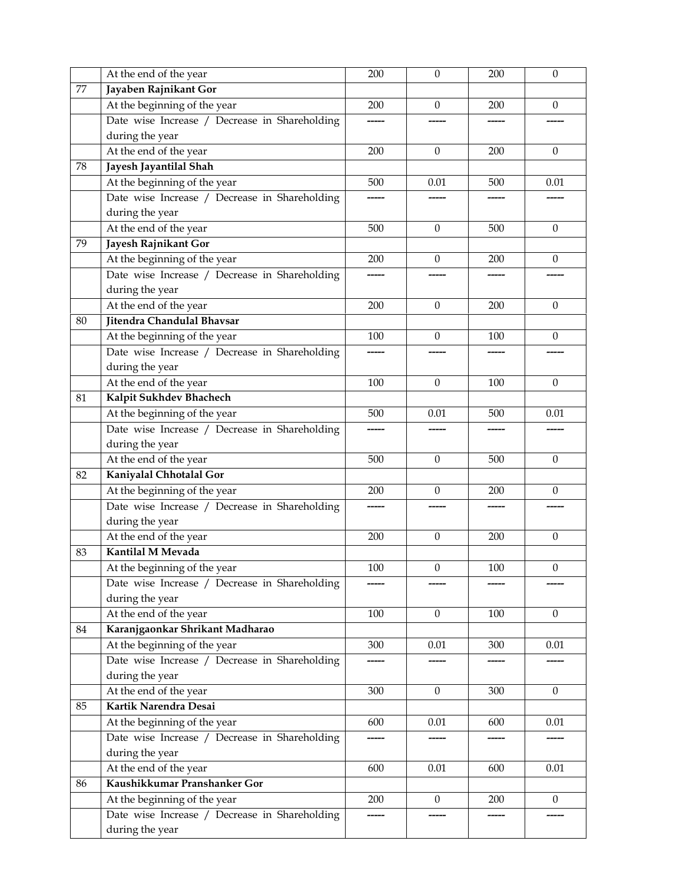| | | | | | |
|---|---|---|---|---|---|
| | At the end of the year | 200 | 0 | 200 | 0 |
| 77 | **Jayaben Rajnikant Gor** | | | | |
| | At the beginning of the year | 200 | 0 | 200 | 0 |
| | Date wise Increase / Decrease in Shareholding during the year | ----- | ----- | ----- | ----- |
| | At the end of the year | 200 | 0 | 200 | 0 |
| 78 | **Jayesh Jayantilal Shah** | | | | |
| | At the beginning of the year | 500 | 0.01 | 500 | 0.01 |
| | Date wise Increase / Decrease in Shareholding during the year | ----- | ----- | ----- | ----- |
| | At the end of the year | 500 | 0 | 500 | 0 |
| 79 | **Jayesh Rajnikant Gor** | | | | |
| | At the beginning of the year | 200 | 0 | 200 | 0 |
| | Date wise Increase / Decrease in Shareholding during the year | ----- | ----- | ----- | ----- |
| | At the end of the year | 200 | 0 | 200 | 0 |
| 80 | **Jitendra Chandulal Bhavsar** | | | | |
| | At the beginning of the year | 100 | 0 | 100 | 0 |
| | Date wise Increase / Decrease in Shareholding during the year | ----- | ----- | ----- | ----- |
| | At the end of the year | 100 | 0 | 100 | 0 |
| 81 | **Kalpit Sukhdev Bhachech** | | | | |
| | At the beginning of the year | 500 | 0.01 | 500 | 0.01 |
| | Date wise Increase / Decrease in Shareholding during the year | ----- | ----- | ----- | ----- |
| | At the end of the year | 500 | 0 | 500 | 0 |
| 82 | **Kaniyalal Chhotalal Gor** | | | | |
| | At the beginning of the year | 200 | 0 | 200 | 0 |
| | Date wise Increase / Decrease in Shareholding during the year | ----- | ----- | ----- | ----- |
| | At the end of the year | 200 | 0 | 200 | 0 |
| 83 | **Kantilal M Mevada** | | | | |
| | At the beginning of the year | 100 | 0 | 100 | 0 |
| | Date wise Increase / Decrease in Shareholding during the year | ----- | ----- | ----- | ----- |
| | At the end of the year | 100 | 0 | 100 | 0 |
| 84 | **Karanjgaonkar Shrikant Madharao** | | | | |
| | At the beginning of the year | 300 | 0.01 | 300 | 0.01 |
| | Date wise Increase / Decrease in Shareholding during the year | ----- | ----- | ----- | ----- |
| | At the end of the year | 300 | 0 | 300 | 0 |
| 85 | **Kartik Narendra Desai** | | | | |
| | At the beginning of the year | 600 | 0.01 | 600 | 0.01 |
| | Date wise Increase / Decrease in Shareholding during the year | ----- | ----- | ----- | ----- |
| | At the end of the year | 600 | 0.01 | 600 | 0.01 |
| 86 | **Kaushikkumar Pranshanker Gor** | | | | |
| | At the beginning of the year | 200 | 0 | 200 | 0 |
| | Date wise Increase / Decrease in Shareholding during the year | ----- | ----- | ----- | ----- |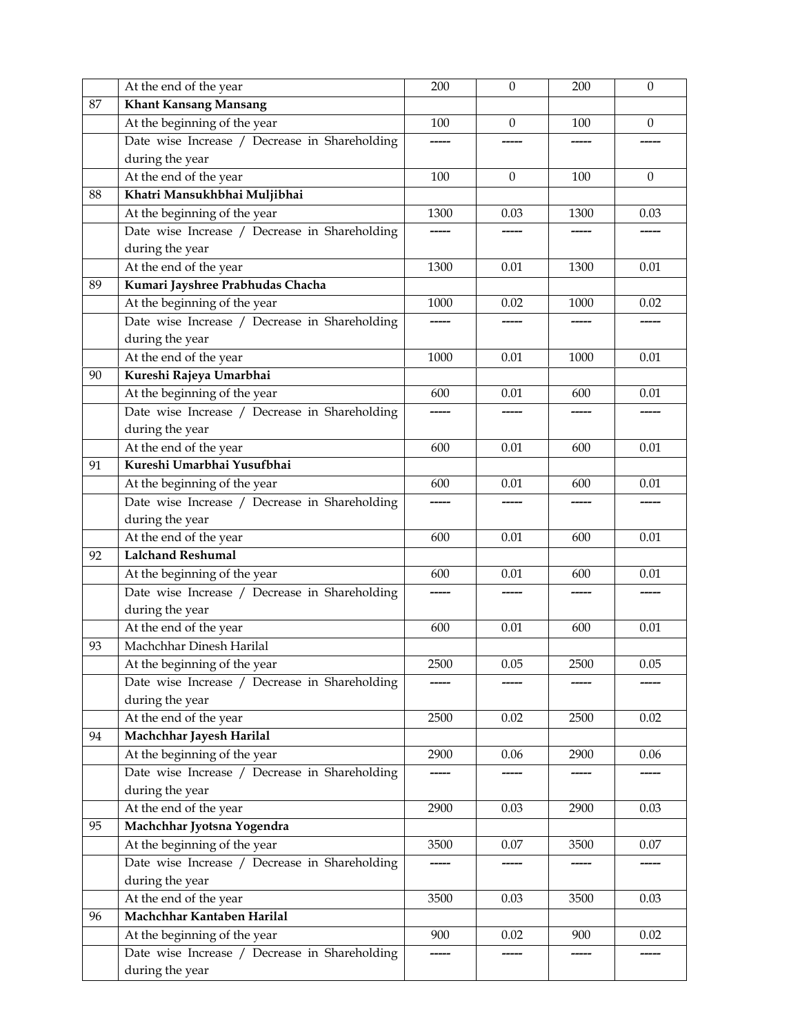|  |  |  |  |  |  |
|---|---|---|---|---|---|
|  | At the end of the year | 200 | 0 | 200 | 0 |
| 87 | **Khant Kansang Mansang** |  |  |  |  |
|  | At the beginning of the year | 100 | 0 | 100 | 0 |
|  | Date wise Increase / Decrease in Shareholding during the year | ----- | ----- | ----- | ----- |
|  | At the end of the year | 100 | 0 | 100 | 0 |
| 88 | **Khatri Mansukhbhai Muljibhai** |  |  |  |  |
|  | At the beginning of the year | 1300 | 0.03 | 1300 | 0.03 |
|  | Date wise Increase / Decrease in Shareholding during the year | ----- | ----- | ----- | ----- |
|  | At the end of the year | 1300 | 0.01 | 1300 | 0.01 |
| 89 | **Kumari Jayshree Prabhudas Chacha** |  |  |  |  |
|  | At the beginning of the year | 1000 | 0.02 | 1000 | 0.02 |
|  | Date wise Increase / Decrease in Shareholding during the year | ----- | ----- | ----- | ----- |
|  | At the end of the year | 1000 | 0.01 | 1000 | 0.01 |
| 90 | **Kureshi Rajeya Umarbhai** |  |  |  |  |
|  | At the beginning of the year | 600 | 0.01 | 600 | 0.01 |
|  | Date wise Increase / Decrease in Shareholding during the year | ----- | ----- | ----- | ----- |
|  | At the end of the year | 600 | 0.01 | 600 | 0.01 |
| 91 | **Kureshi Umarbhai Yusufbhai** |  |  |  |  |
|  | At the beginning of the year | 600 | 0.01 | 600 | 0.01 |
|  | Date wise Increase / Decrease in Shareholding during the year | ----- | ----- | ----- | ----- |
|  | At the end of the year | 600 | 0.01 | 600 | 0.01 |
| 92 | **Lalchand Reshumal** |  |  |  |  |
|  | At the beginning of the year | 600 | 0.01 | 600 | 0.01 |
|  | Date wise Increase / Decrease in Shareholding during the year | ----- | ----- | ----- | ----- |
|  | At the end of the year | 600 | 0.01 | 600 | 0.01 |
| 93 | Machchhar Dinesh Harilal |  |  |  |  |
|  | At the beginning of the year | 2500 | 0.05 | 2500 | 0.05 |
|  | Date wise Increase / Decrease in Shareholding during the year | ----- | ----- | ----- | ----- |
|  | At the end of the year | 2500 | 0.02 | 2500 | 0.02 |
| 94 | **Machchhar Jayesh Harilal** |  |  |  |  |
|  | At the beginning of the year | 2900 | 0.06 | 2900 | 0.06 |
|  | Date wise Increase / Decrease in Shareholding during the year | ----- | ----- | ----- | ----- |
|  | At the end of the year | 2900 | 0.03 | 2900 | 0.03 |
| 95 | **Machchhar Jyotsna Yogendra** |  |  |  |  |
|  | At the beginning of the year | 3500 | 0.07 | 3500 | 0.07 |
|  | Date wise Increase / Decrease in Shareholding during the year | ----- | ----- | ----- | ----- |
|  | At the end of the year | 3500 | 0.03 | 3500 | 0.03 |
| 96 | **Machchhar Kantaben Harilal** |  |  |  |  |
|  | At the beginning of the year | 900 | 0.02 | 900 | 0.02 |
|  | Date wise Increase / Decrease in Shareholding during the year | ----- | ----- | ----- | ----- |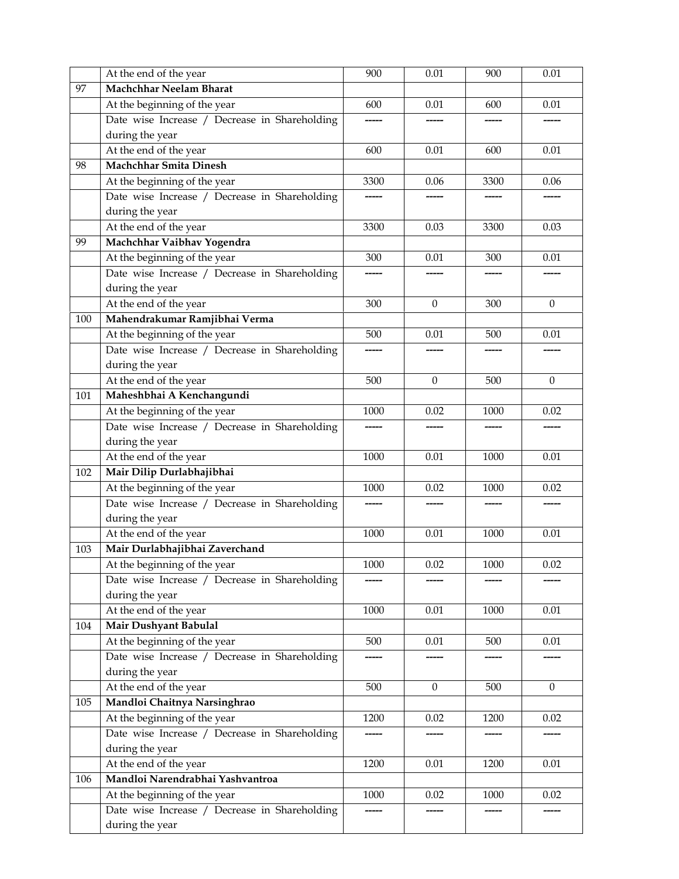| | At the end of the year | 900 | 0.01 | 900 | 0.01 |
|---|---|---|---|---|---|
| 97 | **Machchhar Neelam Bharat** | | | | |
| | At the beginning of the year | 600 | 0.01 | 600 | 0.01 |
| | Date wise Increase / Decrease in Shareholding during the year | ----- | ----- | ----- | ----- |
| | At the end of the year | 600 | 0.01 | 600 | 0.01 |
| 98 | **Machchhar Smita Dinesh** | | | | |
| | At the beginning of the year | 3300 | 0.06 | 3300 | 0.06 |
| | Date wise Increase / Decrease in Shareholding during the year | ----- | ----- | ----- | ----- |
| | At the end of the year | 3300 | 0.03 | 3300 | 0.03 |
| 99 | **Machchhar Vaibhav Yogendra** | | | | |
| | At the beginning of the year | 300 | 0.01 | 300 | 0.01 |
| | Date wise Increase / Decrease in Shareholding during the year | ----- | ----- | ----- | ----- |
| | At the end of the year | 300 | 0 | 300 | 0 |
| 100 | **Mahendrakumar Ramjibhai Verma** | | | | |
| | At the beginning of the year | 500 | 0.01 | 500 | 0.01 |
| | Date wise Increase / Decrease in Shareholding during the year | ----- | ----- | ----- | ----- |
| | At the end of the year | 500 | 0 | 500 | 0 |
| 101 | **Maheshbhai A Kenchangundi** | | | | |
| | At the beginning of the year | 1000 | 0.02 | 1000 | 0.02 |
| | Date wise Increase / Decrease in Shareholding during the year | ----- | ----- | ----- | ----- |
| | At the end of the year | 1000 | 0.01 | 1000 | 0.01 |
| 102 | **Mair Dilip Durlabhajibhai** | | | | |
| | At the beginning of the year | 1000 | 0.02 | 1000 | 0.02 |
| | Date wise Increase / Decrease in Shareholding during the year | ----- | ----- | ----- | ----- |
| | At the end of the year | 1000 | 0.01 | 1000 | 0.01 |
| 103 | **Mair Durlabhajibhai Zaverchand** | | | | |
| | At the beginning of the year | 1000 | 0.02 | 1000 | 0.02 |
| | Date wise Increase / Decrease in Shareholding during the year | ----- | ----- | ----- | ----- |
| | At the end of the year | 1000 | 0.01 | 1000 | 0.01 |
| 104 | **Mair Dushyant Babulal** | | | | |
| | At the beginning of the year | 500 | 0.01 | 500 | 0.01 |
| | Date wise Increase / Decrease in Shareholding during the year | ----- | ----- | ----- | ----- |
| | At the end of the year | 500 | 0 | 500 | 0 |
| 105 | **Mandloi Chaitnya Narsinghrao** | | | | |
| | At the beginning of the year | 1200 | 0.02 | 1200 | 0.02 |
| | Date wise Increase / Decrease in Shareholding during the year | ----- | ----- | ----- | ----- |
| | At the end of the year | 1200 | 0.01 | 1200 | 0.01 |
| 106 | **Mandloi Narendrabhai Yashvantroa** | | | | |
| | At the beginning of the year | 1000 | 0.02 | 1000 | 0.02 |
| | Date wise Increase / Decrease in Shareholding during the year | ----- | ----- | ----- | ----- |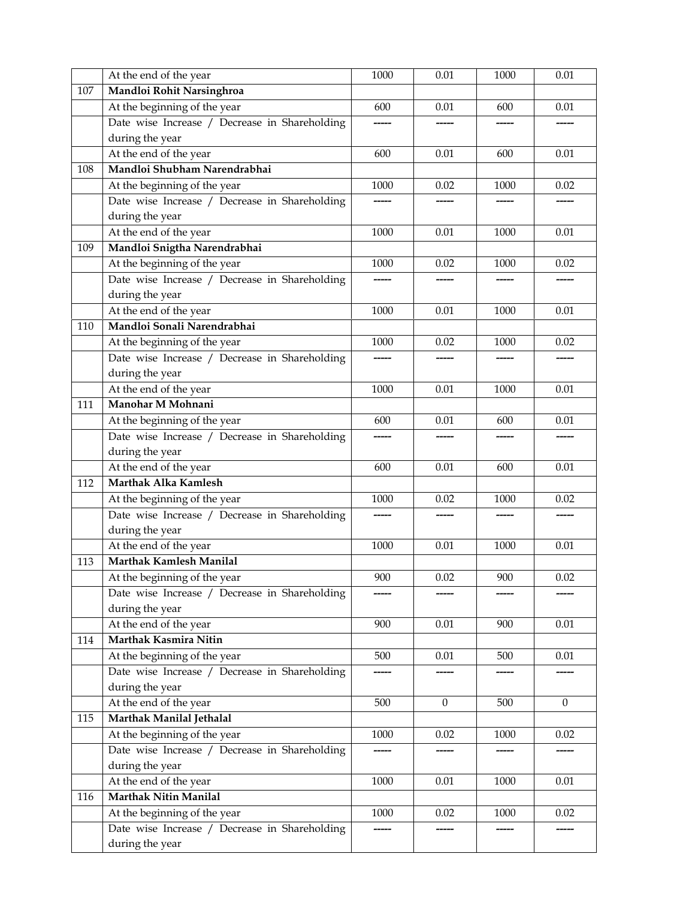| | At the end of the year | 1000 | 0.01 | 1000 | 0.01 |
|---|---|---|---|---|---|
| 107 | **Mandloi Rohit Narsinghroa** | | | | |
| | At the beginning of the year | 600 | 0.01 | 600 | 0.01 |
| | Date wise Increase / Decrease in Shareholding during the year | ----- | ----- | ----- | ----- |
| | At the end of the year | 600 | 0.01 | 600 | 0.01 |
| 108 | **Mandloi Shubham Narendrabhai** | | | | |
| | At the beginning of the year | 1000 | 0.02 | 1000 | 0.02 |
| | Date wise Increase / Decrease in Shareholding during the year | ----- | ----- | ----- | ----- |
| | At the end of the year | 1000 | 0.01 | 1000 | 0.01 |
| 109 | **Mandloi Snigtha Narendrabhai** | | | | |
| | At the beginning of the year | 1000 | 0.02 | 1000 | 0.02 |
| | Date wise Increase / Decrease in Shareholding during the year | ----- | ----- | ----- | ----- |
| | At the end of the year | 1000 | 0.01 | 1000 | 0.01 |
| 110 | **Mandloi Sonali Narendrabhai** | | | | |
| | At the beginning of the year | 1000 | 0.02 | 1000 | 0.02 |
| | Date wise Increase / Decrease in Shareholding during the year | ----- | ----- | ----- | ----- |
| | At the end of the year | 1000 | 0.01 | 1000 | 0.01 |
| 111 | **Manohar M Mohnani** | | | | |
| | At the beginning of the year | 600 | 0.01 | 600 | 0.01 |
| | Date wise Increase / Decrease in Shareholding during the year | ----- | ----- | ----- | ----- |
| | At the end of the year | 600 | 0.01 | 600 | 0.01 |
| 112 | **Marthak Alka Kamlesh** | | | | |
| | At the beginning of the year | 1000 | 0.02 | 1000 | 0.02 |
| | Date wise Increase / Decrease in Shareholding during the year | ----- | ----- | ----- | ----- |
| | At the end of the year | 1000 | 0.01 | 1000 | 0.01 |
| 113 | **Marthak Kamlesh Manilal** | | | | |
| | At the beginning of the year | 900 | 0.02 | 900 | 0.02 |
| | Date wise Increase / Decrease in Shareholding during the year | ----- | ----- | ----- | ----- |
| | At the end of the year | 900 | 0.01 | 900 | 0.01 |
| 114 | **Marthak Kasmira Nitin** | | | | |
| | At the beginning of the year | 500 | 0.01 | 500 | 0.01 |
| | Date wise Increase / Decrease in Shareholding during the year | ----- | ----- | ----- | ----- |
| | At the end of the year | 500 | 0 | 500 | 0 |
| 115 | **Marthak Manilal Jethalal** | | | | |
| | At the beginning of the year | 1000 | 0.02 | 1000 | 0.02 |
| | Date wise Increase / Decrease in Shareholding during the year | ----- | ----- | ----- | ----- |
| | At the end of the year | 1000 | 0.01 | 1000 | 0.01 |
| 116 | **Marthak Nitin Manilal** | | | | |
| | At the beginning of the year | 1000 | 0.02 | 1000 | 0.02 |
| | Date wise Increase / Decrease in Shareholding during the year | ----- | ----- | ----- | ----- |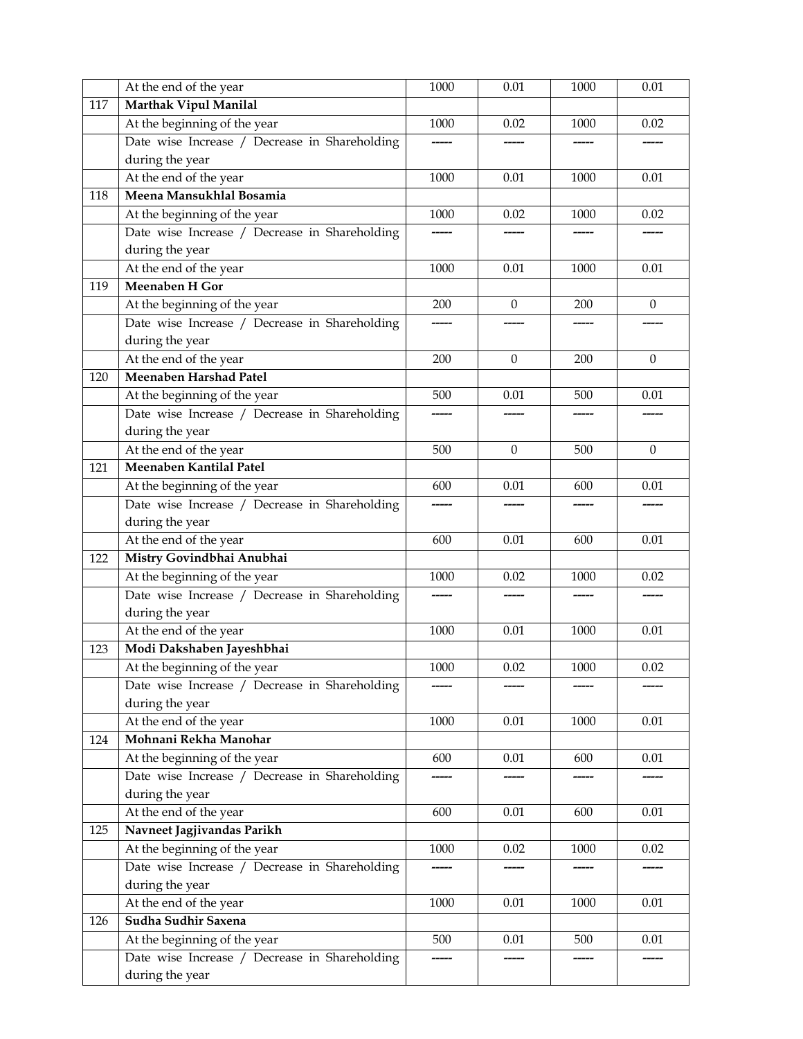|  |  |  |  |  |  |
|---|---|---|---|---|---|
|  | At the end of the year | 1000 | 0.01 | 1000 | 0.01 |
| 117 | **Marthak Vipul Manilal** |  |  |  |  |
|  | At the beginning of the year | 1000 | 0.02 | 1000 | 0.02 |
|  | Date wise Increase / Decrease in Shareholding during the year | ----- | ----- | ----- | ----- |
|  | At the end of the year | 1000 | 0.01 | 1000 | 0.01 |
| 118 | **Meena Mansukhlal Bosamia** |  |  |  |  |
|  | At the beginning of the year | 1000 | 0.02 | 1000 | 0.02 |
|  | Date wise Increase / Decrease in Shareholding during the year | ----- | ----- | ----- | ----- |
|  | At the end of the year | 1000 | 0.01 | 1000 | 0.01 |
| 119 | **Meenaben H Gor** |  |  |  |  |
|  | At the beginning of the year | 200 | 0 | 200 | 0 |
|  | Date wise Increase / Decrease in Shareholding during the year | ----- | ----- | ----- | ----- |
|  | At the end of the year | 200 | 0 | 200 | 0 |
| 120 | **Meenaben Harshad Patel** |  |  |  |  |
|  | At the beginning of the year | 500 | 0.01 | 500 | 0.01 |
|  | Date wise Increase / Decrease in Shareholding during the year | ----- | ----- | ----- | ----- |
|  | At the end of the year | 500 | 0 | 500 | 0 |
| 121 | **Meenaben Kantilal Patel** |  |  |  |  |
|  | At the beginning of the year | 600 | 0.01 | 600 | 0.01 |
|  | Date wise Increase / Decrease in Shareholding during the year | ----- | ----- | ----- | ----- |
|  | At the end of the year | 600 | 0.01 | 600 | 0.01 |
| 122 | **Mistry Govindbhai Anubhai** |  |  |  |  |
|  | At the beginning of the year | 1000 | 0.02 | 1000 | 0.02 |
|  | Date wise Increase / Decrease in Shareholding during the year | ----- | ----- | ----- | ----- |
|  | At the end of the year | 1000 | 0.01 | 1000 | 0.01 |
| 123 | **Modi Dakshaben Jayeshbhai** |  |  |  |  |
|  | At the beginning of the year | 1000 | 0.02 | 1000 | 0.02 |
|  | Date wise Increase / Decrease in Shareholding during the year | ----- | ----- | ----- | ----- |
|  | At the end of the year | 1000 | 0.01 | 1000 | 0.01 |
| 124 | **Mohnani Rekha Manohar** |  |  |  |  |
|  | At the beginning of the year | 600 | 0.01 | 600 | 0.01 |
|  | Date wise Increase / Decrease in Shareholding during the year | ----- | ----- | ----- | ----- |
|  | At the end of the year | 600 | 0.01 | 600 | 0.01 |
| 125 | **Navneet Jagjivandas Parikh** |  |  |  |  |
|  | At the beginning of the year | 1000 | 0.02 | 1000 | 0.02 |
|  | Date wise Increase / Decrease in Shareholding during the year | ----- | ----- | ----- | ----- |
|  | At the end of the year | 1000 | 0.01 | 1000 | 0.01 |
| 126 | **Sudha Sudhir Saxena** |  |  |  |  |
|  | At the beginning of the year | 500 | 0.01 | 500 | 0.01 |
|  | Date wise Increase / Decrease in Shareholding during the year | ----- | ----- | ----- | ----- |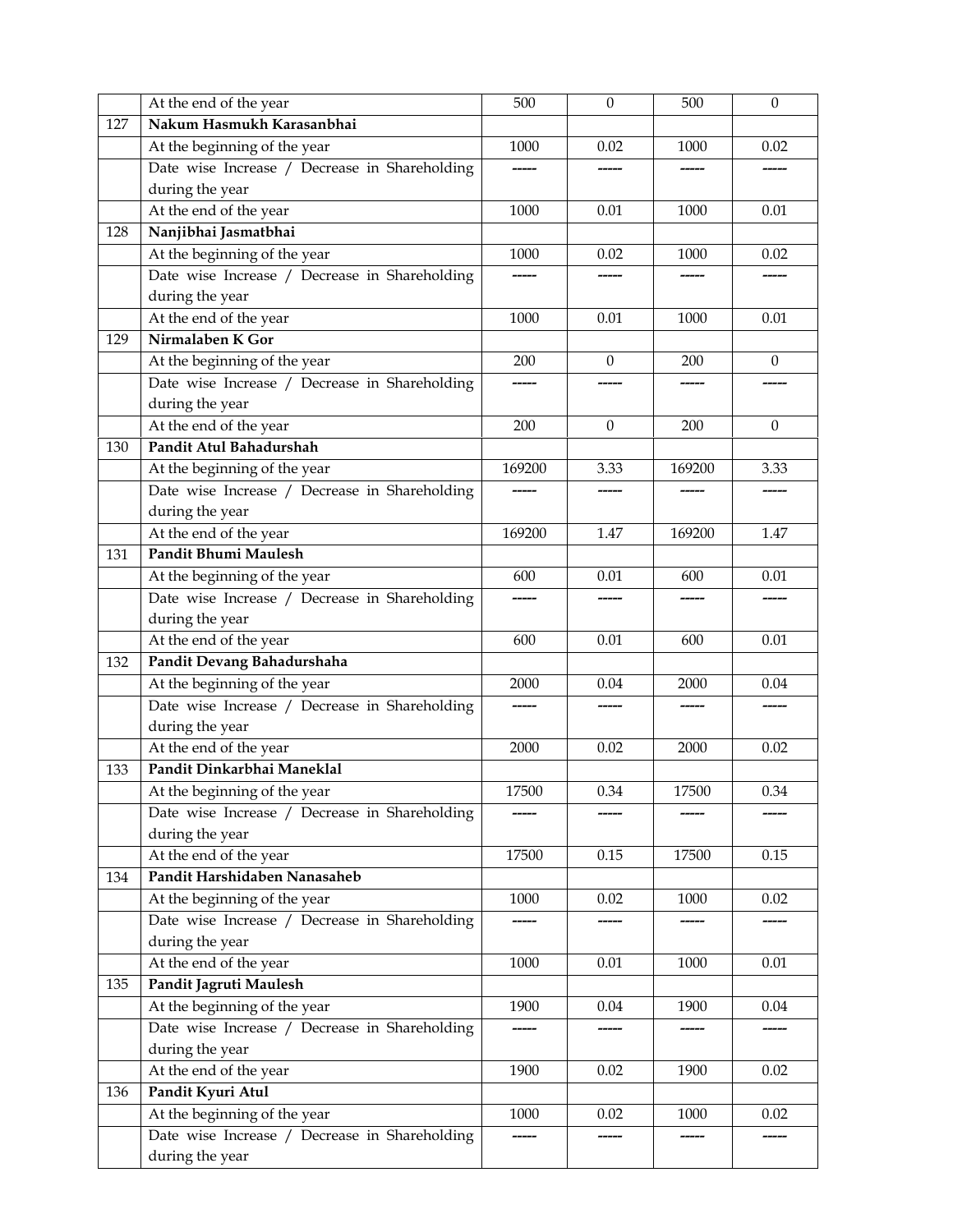| | | | | | |
|---|---|---|---|---|---|
| | At the end of the year | 500 | 0 | 500 | 0 |
| 127 | **Nakum Hasmukh Karasanbhai** | | | | |
| | At the beginning of the year | 1000 | 0.02 | 1000 | 0.02 |
| | Date wise Increase / Decrease in Shareholding during the year | ----- | ----- | ----- | ----- |
| | At the end of the year | 1000 | 0.01 | 1000 | 0.01 |
| 128 | **Nanjibhai Jasmatbhai** | | | | |
| | At the beginning of the year | 1000 | 0.02 | 1000 | 0.02 |
| | Date wise Increase / Decrease in Shareholding during the year | ----- | ----- | ----- | ----- |
| | At the end of the year | 1000 | 0.01 | 1000 | 0.01 |
| 129 | **Nirmalaben K Gor** | | | | |
| | At the beginning of the year | 200 | 0 | 200 | 0 |
| | Date wise Increase / Decrease in Shareholding during the year | ----- | ----- | ----- | ----- |
| | At the end of the year | 200 | 0 | 200 | 0 |
| 130 | **Pandit Atul Bahadurshah** | | | | |
| | At the beginning of the year | 169200 | 3.33 | 169200 | 3.33 |
| | Date wise Increase / Decrease in Shareholding during the year | ----- | ----- | ----- | ----- |
| | At the end of the year | 169200 | 1.47 | 169200 | 1.47 |
| 131 | **Pandit Bhumi Maulesh** | | | | |
| | At the beginning of the year | 600 | 0.01 | 600 | 0.01 |
| | Date wise Increase / Decrease in Shareholding during the year | ----- | ----- | ----- | ----- |
| | At the end of the year | 600 | 0.01 | 600 | 0.01 |
| 132 | **Pandit Devang Bahadurshaha** | | | | |
| | At the beginning of the year | 2000 | 0.04 | 2000 | 0.04 |
| | Date wise Increase / Decrease in Shareholding during the year | ----- | ----- | ----- | ----- |
| | At the end of the year | 2000 | 0.02 | 2000 | 0.02 |
| 133 | **Pandit Dinkarbhai Maneklal** | | | | |
| | At the beginning of the year | 17500 | 0.34 | 17500 | 0.34 |
| | Date wise Increase / Decrease in Shareholding during the year | ----- | ----- | ----- | ----- |
| | At the end of the year | 17500 | 0.15 | 17500 | 0.15 |
| 134 | **Pandit Harshidaben Nanasaheb** | | | | |
| | At the beginning of the year | 1000 | 0.02 | 1000 | 0.02 |
| | Date wise Increase / Decrease in Shareholding during the year | ----- | ----- | ----- | ----- |
| | At the end of the year | 1000 | 0.01 | 1000 | 0.01 |
| 135 | **Pandit Jagruti Maulesh** | | | | |
| | At the beginning of the year | 1900 | 0.04 | 1900 | 0.04 |
| | Date wise Increase / Decrease in Shareholding during the year | ----- | ----- | ----- | ----- |
| | At the end of the year | 1900 | 0.02 | 1900 | 0.02 |
| 136 | **Pandit Kyuri Atul** | | | | |
| | At the beginning of the year | 1000 | 0.02 | 1000 | 0.02 |
| | Date wise Increase / Decrease in Shareholding during the year | ----- | ----- | ----- | ----- |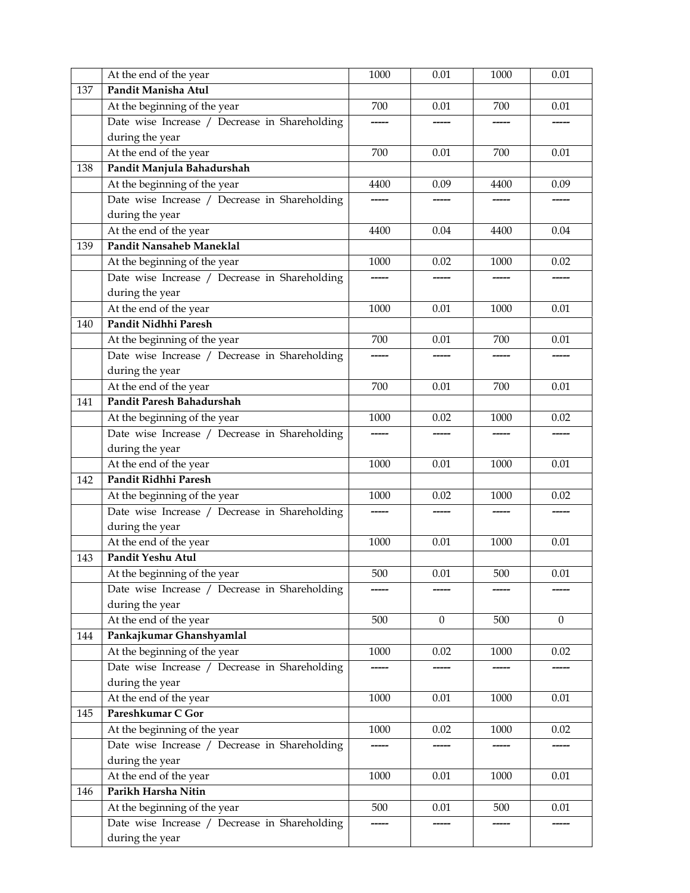|  | At the end of the year | 1000 | 0.01 | 1000 | 0.01 |
|---|---|---|---|---|---|
| 137 | **Pandit Manisha Atul** |  |  |  |  |
|  | At the beginning of the year | 700 | 0.01 | 700 | 0.01 |
|  | Date wise Increase / Decrease in Shareholding during the year | ----- | ----- | ----- | ----- |
|  | At the end of the year | 700 | 0.01 | 700 | 0.01 |
| 138 | **Pandit Manjula Bahadurshah** |  |  |  |  |
|  | At the beginning of the year | 4400 | 0.09 | 4400 | 0.09 |
|  | Date wise Increase / Decrease in Shareholding during the year | ----- | ----- | ----- | ----- |
|  | At the end of the year | 4400 | 0.04 | 4400 | 0.04 |
| 139 | **Pandit Nansaheb Maneklal** |  |  |  |  |
|  | At the beginning of the year | 1000 | 0.02 | 1000 | 0.02 |
|  | Date wise Increase / Decrease in Shareholding during the year | ----- | ----- | ----- | ----- |
|  | At the end of the year | 1000 | 0.01 | 1000 | 0.01 |
| 140 | **Pandit Nidhhi Paresh** |  |  |  |  |
|  | At the beginning of the year | 700 | 0.01 | 700 | 0.01 |
|  | Date wise Increase / Decrease in Shareholding during the year | ----- | ----- | ----- | ----- |
|  | At the end of the year | 700 | 0.01 | 700 | 0.01 |
| 141 | **Pandit Paresh Bahadurshah** |  |  |  |  |
|  | At the beginning of the year | 1000 | 0.02 | 1000 | 0.02 |
|  | Date wise Increase / Decrease in Shareholding during the year | ----- | ----- | ----- | ----- |
|  | At the end of the year | 1000 | 0.01 | 1000 | 0.01 |
| 142 | **Pandit Ridhhi Paresh** |  |  |  |  |
|  | At the beginning of the year | 1000 | 0.02 | 1000 | 0.02 |
|  | Date wise Increase / Decrease in Shareholding during the year | ----- | ----- | ----- | ----- |
|  | At the end of the year | 1000 | 0.01 | 1000 | 0.01 |
| 143 | **Pandit Yeshu Atul** |  |  |  |  |
|  | At the beginning of the year | 500 | 0.01 | 500 | 0.01 |
|  | Date wise Increase / Decrease in Shareholding during the year | ----- | ----- | ----- | ----- |
|  | At the end of the year | 500 | 0 | 500 | 0 |
| 144 | **Pankajkumar Ghanshyamlal** |  |  |  |  |
|  | At the beginning of the year | 1000 | 0.02 | 1000 | 0.02 |
|  | Date wise Increase / Decrease in Shareholding during the year | ----- | ----- | ----- | ----- |
|  | At the end of the year | 1000 | 0.01 | 1000 | 0.01 |
| 145 | **Pareshkumar C Gor** |  |  |  |  |
|  | At the beginning of the year | 1000 | 0.02 | 1000 | 0.02 |
|  | Date wise Increase / Decrease in Shareholding during the year | ----- | ----- | ----- | ----- |
|  | At the end of the year | 1000 | 0.01 | 1000 | 0.01 |
| 146 | **Parikh Harsha Nitin** |  |  |  |  |
|  | At the beginning of the year | 500 | 0.01 | 500 | 0.01 |
|  | Date wise Increase / Decrease in Shareholding during the year | ----- | ----- | ----- | ----- |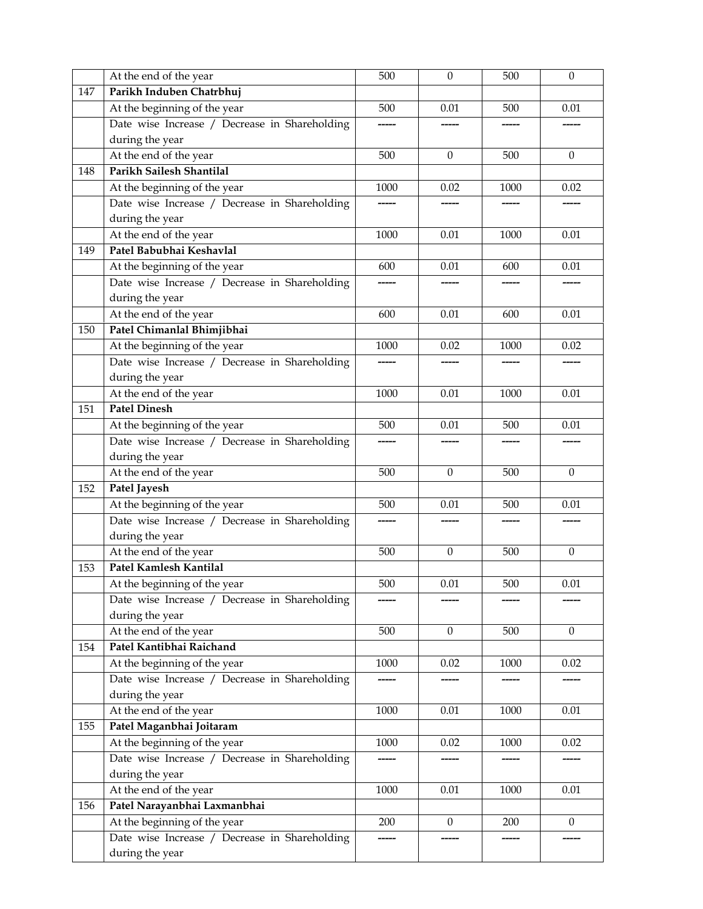| | | | | | |
|---|---|---|---|---|---|
| | At the end of the year | 500 | 0 | 500 | 0 |
| 147 | **Parikh Induben Chatrbhuj** | | | | |
| | At the beginning of the year | 500 | 0.01 | 500 | 0.01 |
| | Date wise Increase / Decrease in Shareholding during the year | ----- | ----- | ----- | ----- |
| | At the end of the year | 500 | 0 | 500 | 0 |
| 148 | **Parikh Sailesh Shantilal** | | | | |
| | At the beginning of the year | 1000 | 0.02 | 1000 | 0.02 |
| | Date wise Increase / Decrease in Shareholding during the year | ----- | ----- | ----- | ----- |
| | At the end of the year | 1000 | 0.01 | 1000 | 0.01 |
| 149 | **Patel Babubhai Keshavlal** | | | | |
| | At the beginning of the year | 600 | 0.01 | 600 | 0.01 |
| | Date wise Increase / Decrease in Shareholding during the year | ----- | ----- | ----- | ----- |
| | At the end of the year | 600 | 0.01 | 600 | 0.01 |
| 150 | **Patel Chimanlal Bhimjibhai** | | | | |
| | At the beginning of the year | 1000 | 0.02 | 1000 | 0.02 |
| | Date wise Increase / Decrease in Shareholding during the year | ----- | ----- | ----- | ----- |
| | At the end of the year | 1000 | 0.01 | 1000 | 0.01 |
| 151 | **Patel Dinesh** | | | | |
| | At the beginning of the year | 500 | 0.01 | 500 | 0.01 |
| | Date wise Increase / Decrease in Shareholding during the year | ----- | ----- | ----- | ----- |
| | At the end of the year | 500 | 0 | 500 | 0 |
| 152 | **Patel Jayesh** | | | | |
| | At the beginning of the year | 500 | 0.01 | 500 | 0.01 |
| | Date wise Increase / Decrease in Shareholding during the year | ----- | ----- | ----- | ----- |
| | At the end of the year | 500 | 0 | 500 | 0 |
| 153 | **Patel Kamlesh Kantilal** | | | | |
| | At the beginning of the year | 500 | 0.01 | 500 | 0.01 |
| | Date wise Increase / Decrease in Shareholding during the year | ----- | ----- | ----- | ----- |
| | At the end of the year | 500 | 0 | 500 | 0 |
| 154 | **Patel Kantibhai Raichand** | | | | |
| | At the beginning of the year | 1000 | 0.02 | 1000 | 0.02 |
| | Date wise Increase / Decrease in Shareholding during the year | ----- | ----- | ----- | ----- |
| | At the end of the year | 1000 | 0.01 | 1000 | 0.01 |
| 155 | **Patel Maganbhai Joitaram** | | | | |
| | At the beginning of the year | 1000 | 0.02 | 1000 | 0.02 |
| | Date wise Increase / Decrease in Shareholding during the year | ----- | ----- | ----- | ----- |
| | At the end of the year | 1000 | 0.01 | 1000 | 0.01 |
| 156 | **Patel Narayanbhai Laxmanbhai** | | | | |
| | At the beginning of the year | 200 | 0 | 200 | 0 |
| | Date wise Increase / Decrease in Shareholding during the year | ----- | ----- | ----- | ----- |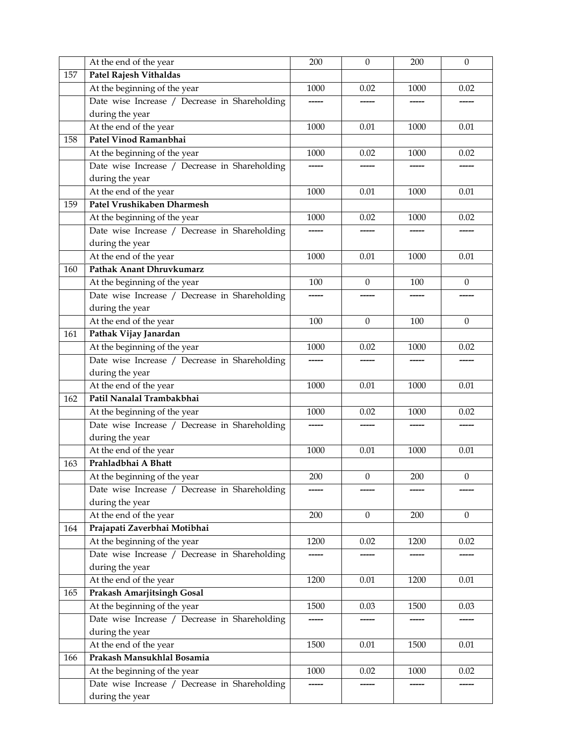|  | At the end of the year | 200 | 0 | 200 | 0 |
|---|---|---|---|---|---|
| 157 | **Patel Rajesh Vithaldas** |  |  |  |  |
|  | At the beginning of the year | 1000 | 0.02 | 1000 | 0.02 |
|  | Date wise Increase / Decrease in Shareholding during the year | ----- | ----- | ----- | ----- |
|  | At the end of the year | 1000 | 0.01 | 1000 | 0.01 |
| 158 | **Patel Vinod Ramanbhai** |  |  |  |  |
|  | At the beginning of the year | 1000 | 0.02 | 1000 | 0.02 |
|  | Date wise Increase / Decrease in Shareholding during the year | ----- | ----- | ----- | ----- |
|  | At the end of the year | 1000 | 0.01 | 1000 | 0.01 |
| 159 | **Patel Vrushikaben Dharmesh** |  |  |  |  |
|  | At the beginning of the year | 1000 | 0.02 | 1000 | 0.02 |
|  | Date wise Increase / Decrease in Shareholding during the year | ----- | ----- | ----- | ----- |
|  | At the end of the year | 1000 | 0.01 | 1000 | 0.01 |
| 160 | **Pathak Anant Dhruvkumarz** |  |  |  |  |
|  | At the beginning of the year | 100 | 0 | 100 | 0 |
|  | Date wise Increase / Decrease in Shareholding during the year | ----- | ----- | ----- | ----- |
|  | At the end of the year | 100 | 0 | 100 | 0 |
| 161 | **Pathak Vijay Janardan** |  |  |  |  |
|  | At the beginning of the year | 1000 | 0.02 | 1000 | 0.02 |
|  | Date wise Increase / Decrease in Shareholding during the year | ----- | ----- | ----- | ----- |
|  | At the end of the year | 1000 | 0.01 | 1000 | 0.01 |
| 162 | **Patil Nanalal Trambakbhai** |  |  |  |  |
|  | At the beginning of the year | 1000 | 0.02 | 1000 | 0.02 |
|  | Date wise Increase / Decrease in Shareholding during the year | ----- | ----- | ----- | ----- |
|  | At the end of the year | 1000 | 0.01 | 1000 | 0.01 |
| 163 | **Prahladbhai A Bhatt** |  |  |  |  |
|  | At the beginning of the year | 200 | 0 | 200 | 0 |
|  | Date wise Increase / Decrease in Shareholding during the year | ----- | ----- | ----- | ----- |
|  | At the end of the year | 200 | 0 | 200 | 0 |
| 164 | **Prajapati Zaverbhai Motibhai** |  |  |  |  |
|  | At the beginning of the year | 1200 | 0.02 | 1200 | 0.02 |
|  | Date wise Increase / Decrease in Shareholding during the year | ----- | ----- | ----- | ----- |
|  | At the end of the year | 1200 | 0.01 | 1200 | 0.01 |
| 165 | **Prakash Amarjitsingh Gosal** |  |  |  |  |
|  | At the beginning of the year | 1500 | 0.03 | 1500 | 0.03 |
|  | Date wise Increase / Decrease in Shareholding during the year | ----- | ----- | ----- | ----- |
|  | At the end of the year | 1500 | 0.01 | 1500 | 0.01 |
| 166 | **Prakash Mansukhlal Bosamia** |  |  |  |  |
|  | At the beginning of the year | 1000 | 0.02 | 1000 | 0.02 |
|  | Date wise Increase / Decrease in Shareholding during the year | ----- | ----- | ----- | ----- |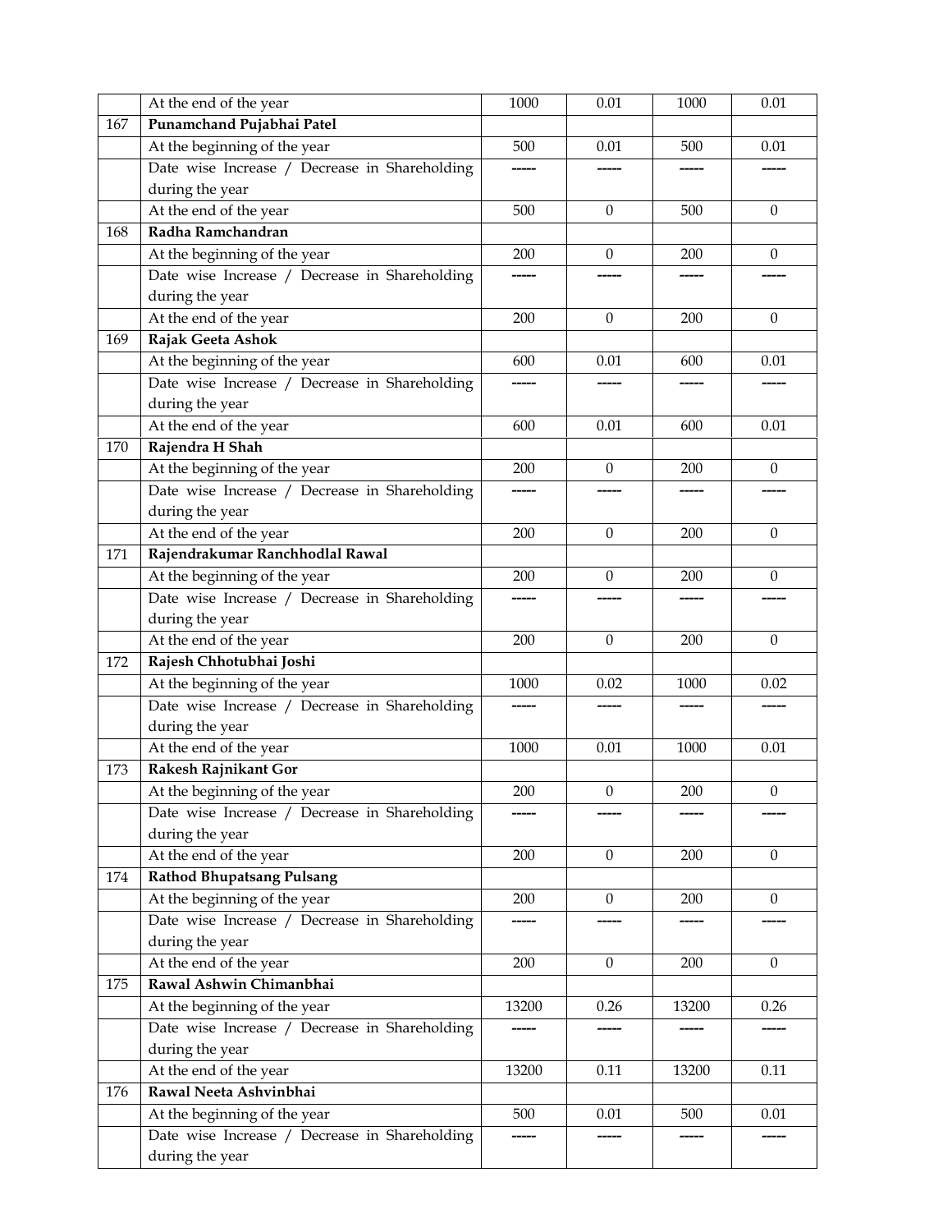| | At the end of the year | 1000 | 0.01 | 1000 | 0.01 |
|---|---|---|---|---|---|
| 167 | **Punamchand Pujabhai Patel** | | | | |
| | At the beginning of the year | 500 | 0.01 | 500 | 0.01 |
| | Date wise Increase / Decrease in Shareholding during the year | ----- | ----- | ----- | ----- |
| | At the end of the year | 500 | 0 | 500 | 0 |
| 168 | **Radha Ramchandran** | | | | |
| | At the beginning of the year | 200 | 0 | 200 | 0 |
| | Date wise Increase / Decrease in Shareholding during the year | ----- | ----- | ----- | ----- |
| | At the end of the year | 200 | 0 | 200 | 0 |
| 169 | **Rajak Geeta Ashok** | | | | |
| | At the beginning of the year | 600 | 0.01 | 600 | 0.01 |
| | Date wise Increase / Decrease in Shareholding during the year | ----- | ----- | ----- | ----- |
| | At the end of the year | 600 | 0.01 | 600 | 0.01 |
| 170 | **Rajendra H Shah** | | | | |
| | At the beginning of the year | 200 | 0 | 200 | 0 |
| | Date wise Increase / Decrease in Shareholding during the year | ----- | ----- | ----- | ----- |
| | At the end of the year | 200 | 0 | 200 | 0 |
| 171 | **Rajendrakumar Ranchhodlal Rawal** | | | | |
| | At the beginning of the year | 200 | 0 | 200 | 0 |
| | Date wise Increase / Decrease in Shareholding during the year | ----- | ----- | ----- | ----- |
| | At the end of the year | 200 | 0 | 200 | 0 |
| 172 | **Rajesh Chhotubhai Joshi** | | | | |
| | At the beginning of the year | 1000 | 0.02 | 1000 | 0.02 |
| | Date wise Increase / Decrease in Shareholding during the year | ----- | ----- | ----- | ----- |
| | At the end of the year | 1000 | 0.01 | 1000 | 0.01 |
| 173 | **Rakesh Rajnikant Gor** | | | | |
| | At the beginning of the year | 200 | 0 | 200 | 0 |
| | Date wise Increase / Decrease in Shareholding during the year | ----- | ----- | ----- | ----- |
| | At the end of the year | 200 | 0 | 200 | 0 |
| 174 | **Rathod Bhupatsang Pulsang** | | | | |
| | At the beginning of the year | 200 | 0 | 200 | 0 |
| | Date wise Increase / Decrease in Shareholding during the year | ----- | ----- | ----- | ----- |
| | At the end of the year | 200 | 0 | 200 | 0 |
| 175 | **Rawal Ashwin Chimanbhai** | | | | |
| | At the beginning of the year | 13200 | 0.26 | 13200 | 0.26 |
| | Date wise Increase / Decrease in Shareholding during the year | ----- | ----- | ----- | ----- |
| | At the end of the year | 13200 | 0.11 | 13200 | 0.11 |
| 176 | **Rawal Neeta Ashvinbhai** | | | | |
| | At the beginning of the year | 500 | 0.01 | 500 | 0.01 |
| | Date wise Increase / Decrease in Shareholding during the year | ----- | ----- | ----- | ----- |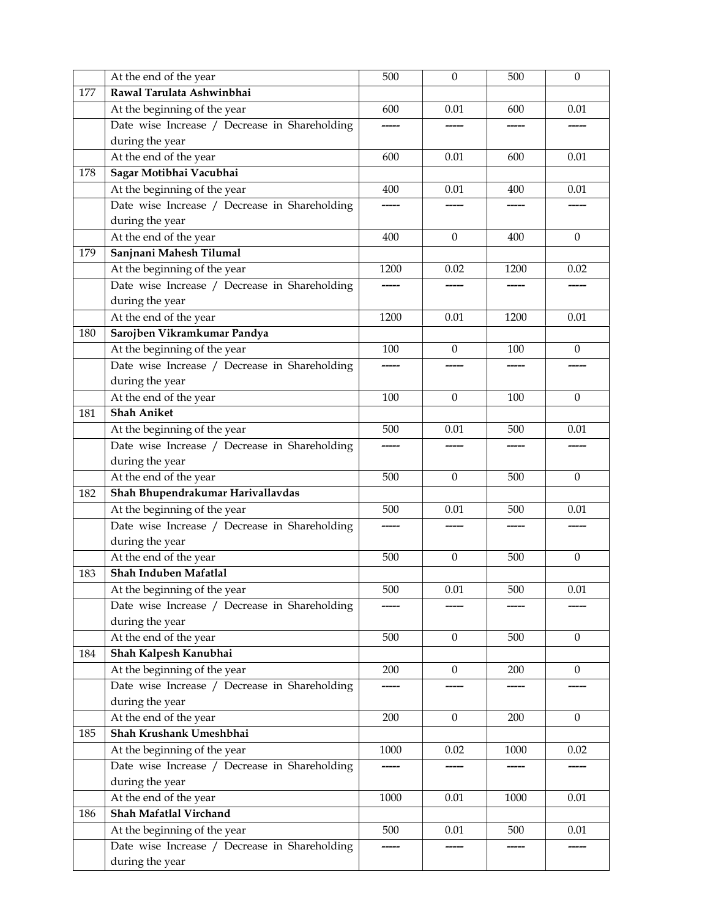|  | At the end of the year | 500 | 0 | 500 | 0 |
|---|---|---|---|---|---|
| 177 | **Rawal Tarulata Ashwinbhai** |  |  |  |  |
|  | At the beginning of the year | 600 | 0.01 | 600 | 0.01 |
|  | Date wise Increase / Decrease in Shareholding during the year | ----- | ----- | ----- | ----- |
|  | At the end of the year | 600 | 0.01 | 600 | 0.01 |
| 178 | **Sagar Motibhai Vacubhai** |  |  |  |  |
|  | At the beginning of the year | 400 | 0.01 | 400 | 0.01 |
|  | Date wise Increase / Decrease in Shareholding during the year | ----- | ----- | ----- | ----- |
|  | At the end of the year | 400 | 0 | 400 | 0 |
| 179 | **Sanjnani Mahesh Tilumal** |  |  |  |  |
|  | At the beginning of the year | 1200 | 0.02 | 1200 | 0.02 |
|  | Date wise Increase / Decrease in Shareholding during the year | ----- | ----- | ----- | ----- |
|  | At the end of the year | 1200 | 0.01 | 1200 | 0.01 |
| 180 | **Sarojben Vikramkumar Pandya** |  |  |  |  |
|  | At the beginning of the year | 100 | 0 | 100 | 0 |
|  | Date wise Increase / Decrease in Shareholding during the year | ----- | ----- | ----- | ----- |
|  | At the end of the year | 100 | 0 | 100 | 0 |
| 181 | **Shah Aniket** |  |  |  |  |
|  | At the beginning of the year | 500 | 0.01 | 500 | 0.01 |
|  | Date wise Increase / Decrease in Shareholding during the year | ----- | ----- | ----- | ----- |
|  | At the end of the year | 500 | 0 | 500 | 0 |
| 182 | **Shah Bhupendrakumar Harivallavdas** |  |  |  |  |
|  | At the beginning of the year | 500 | 0.01 | 500 | 0.01 |
|  | Date wise Increase / Decrease in Shareholding during the year | ----- | ----- | ----- | ----- |
|  | At the end of the year | 500 | 0 | 500 | 0 |
| 183 | **Shah Induben Mafatlal** |  |  |  |  |
|  | At the beginning of the year | 500 | 0.01 | 500 | 0.01 |
|  | Date wise Increase / Decrease in Shareholding during the year | ----- | ----- | ----- | ----- |
|  | At the end of the year | 500 | 0 | 500 | 0 |
| 184 | **Shah Kalpesh Kanubhai** |  |  |  |  |
|  | At the beginning of the year | 200 | 0 | 200 | 0 |
|  | Date wise Increase / Decrease in Shareholding during the year | ----- | ----- | ----- | ----- |
|  | At the end of the year | 200 | 0 | 200 | 0 |
| 185 | **Shah Krushank Umeshbhai** |  |  |  |  |
|  | At the beginning of the year | 1000 | 0.02 | 1000 | 0.02 |
|  | Date wise Increase / Decrease in Shareholding during the year | ----- | ----- | ----- | ----- |
|  | At the end of the year | 1000 | 0.01 | 1000 | 0.01 |
| 186 | **Shah Mafatlal Virchand** |  |  |  |  |
|  | At the beginning of the year | 500 | 0.01 | 500 | 0.01 |
|  | Date wise Increase / Decrease in Shareholding during the year | ----- | ----- | ----- | ----- |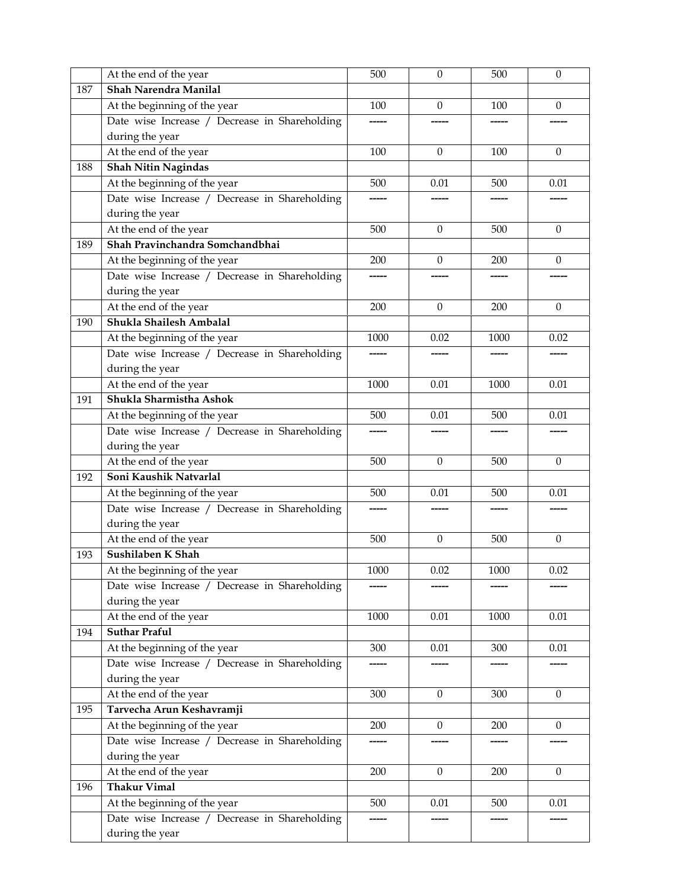| | At the end of the year | 500 | 0 | 500 | 0 |
|---|---|---|---|---|---|
| 187 | **Shah Narendra Manilal** | | | | |
| | At the beginning of the year | 100 | 0 | 100 | 0 |
| | Date wise Increase / Decrease in Shareholding during the year | ----- | ----- | ----- | ----- |
| | At the end of the year | 100 | 0 | 100 | 0 |
| 188 | **Shah Nitin Nagindas** | | | | |
| | At the beginning of the year | 500 | 0.01 | 500 | 0.01 |
| | Date wise Increase / Decrease in Shareholding during the year | ----- | ----- | ----- | ----- |
| | At the end of the year | 500 | 0 | 500 | 0 |
| 189 | **Shah Pravinchandra Somchandbhai** | | | | |
| | At the beginning of the year | 200 | 0 | 200 | 0 |
| | Date wise Increase / Decrease in Shareholding during the year | ----- | ----- | ----- | ----- |
| | At the end of the year | 200 | 0 | 200 | 0 |
| 190 | **Shukla Shailesh Ambalal** | | | | |
| | At the beginning of the year | 1000 | 0.02 | 1000 | 0.02 |
| | Date wise Increase / Decrease in Shareholding during the year | ----- | ----- | ----- | ----- |
| | At the end of the year | 1000 | 0.01 | 1000 | 0.01 |
| 191 | **Shukla Sharmistha Ashok** | | | | |
| | At the beginning of the year | 500 | 0.01 | 500 | 0.01 |
| | Date wise Increase / Decrease in Shareholding during the year | ----- | ----- | ----- | ----- |
| | At the end of the year | 500 | 0 | 500 | 0 |
| 192 | **Soni Kaushik Natvarlal** | | | | |
| | At the beginning of the year | 500 | 0.01 | 500 | 0.01 |
| | Date wise Increase / Decrease in Shareholding during the year | ----- | ----- | ----- | ----- |
| | At the end of the year | 500 | 0 | 500 | 0 |
| 193 | **Sushilaben K Shah** | | | | |
| | At the beginning of the year | 1000 | 0.02 | 1000 | 0.02 |
| | Date wise Increase / Decrease in Shareholding during the year | ----- | ----- | ----- | ----- |
| | At the end of the year | 1000 | 0.01 | 1000 | 0.01 |
| 194 | **Suthar Praful** | | | | |
| | At the beginning of the year | 300 | 0.01 | 300 | 0.01 |
| | Date wise Increase / Decrease in Shareholding during the year | ----- | ----- | ----- | ----- |
| | At the end of the year | 300 | 0 | 300 | 0 |
| 195 | **Tarvecha Arun Keshavramji** | | | | |
| | At the beginning of the year | 200 | 0 | 200 | 0 |
| | Date wise Increase / Decrease in Shareholding during the year | ----- | ----- | ----- | ----- |
| | At the end of the year | 200 | 0 | 200 | 0 |
| 196 | **Thakur Vimal** | | | | |
| | At the beginning of the year | 500 | 0.01 | 500 | 0.01 |
| | Date wise Increase / Decrease in Shareholding during the year | ----- | ----- | ----- | ----- |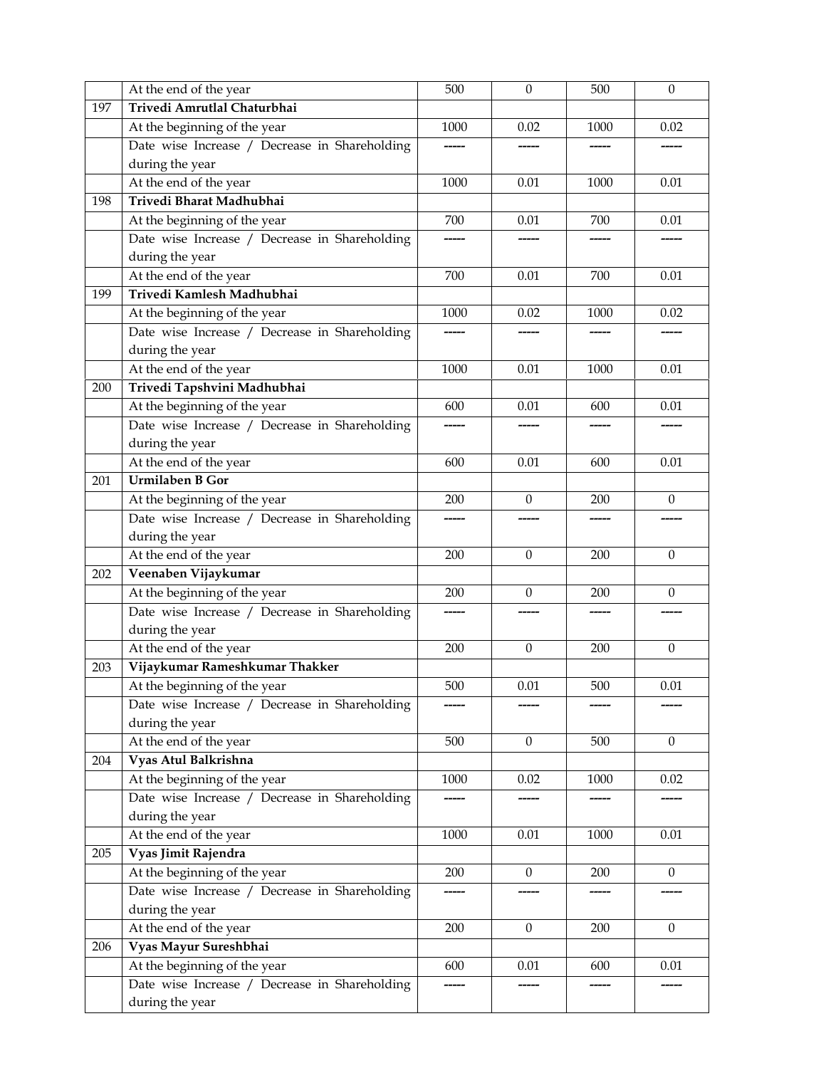| | | | | | |
|---|---|---|---|---|---|
| | At the end of the year | 500 | 0 | 500 | 0 |
| 197 | **Trivedi Amrutlal Chaturbhai** | | | | |
| | At the beginning of the year | 1000 | 0.02 | 1000 | 0.02 |
| | Date wise Increase / Decrease in Shareholding during the year | ----- | ----- | ----- | ----- |
| | At the end of the year | 1000 | 0.01 | 1000 | 0.01 |
| 198 | **Trivedi Bharat Madhubhai** | | | | |
| | At the beginning of the year | 700 | 0.01 | 700 | 0.01 |
| | Date wise Increase / Decrease in Shareholding during the year | ----- | ----- | ----- | ----- |
| | At the end of the year | 700 | 0.01 | 700 | 0.01 |
| 199 | **Trivedi Kamlesh Madhubhai** | | | | |
| | At the beginning of the year | 1000 | 0.02 | 1000 | 0.02 |
| | Date wise Increase / Decrease in Shareholding during the year | ----- | ----- | ----- | ----- |
| | At the end of the year | 1000 | 0.01 | 1000 | 0.01 |
| 200 | **Trivedi Tapshvini Madhubhai** | | | | |
| | At the beginning of the year | 600 | 0.01 | 600 | 0.01 |
| | Date wise Increase / Decrease in Shareholding during the year | ----- | ----- | ----- | ----- |
| | At the end of the year | 600 | 0.01 | 600 | 0.01 |
| 201 | **Urmilaben B Gor** | | | | |
| | At the beginning of the year | 200 | 0 | 200 | 0 |
| | Date wise Increase / Decrease in Shareholding during the year | ----- | ----- | ----- | ----- |
| | At the end of the year | 200 | 0 | 200 | 0 |
| 202 | **Veenaben Vijaykumar** | | | | |
| | At the beginning of the year | 200 | 0 | 200 | 0 |
| | Date wise Increase / Decrease in Shareholding during the year | ----- | ----- | ----- | ----- |
| | At the end of the year | 200 | 0 | 200 | 0 |
| 203 | **Vijaykumar Rameshkumar Thakker** | | | | |
| | At the beginning of the year | 500 | 0.01 | 500 | 0.01 |
| | Date wise Increase / Decrease in Shareholding during the year | ----- | ----- | ----- | ----- |
| | At the end of the year | 500 | 0 | 500 | 0 |
| 204 | **Vyas Atul Balkrishna** | | | | |
| | At the beginning of the year | 1000 | 0.02 | 1000 | 0.02 |
| | Date wise Increase / Decrease in Shareholding during the year | ----- | ----- | ----- | ----- |
| | At the end of the year | 1000 | 0.01 | 1000 | 0.01 |
| 205 | **Vyas Jimit Rajendra** | | | | |
| | At the beginning of the year | 200 | 0 | 200 | 0 |
| | Date wise Increase / Decrease in Shareholding during the year | ----- | ----- | ----- | ----- |
| | At the end of the year | 200 | 0 | 200 | 0 |
| 206 | **Vyas Mayur Sureshbhai** | | | | |
| | At the beginning of the year | 600 | 0.01 | 600 | 0.01 |
| | Date wise Increase / Decrease in Shareholding during the year | ----- | ----- | ----- | ----- |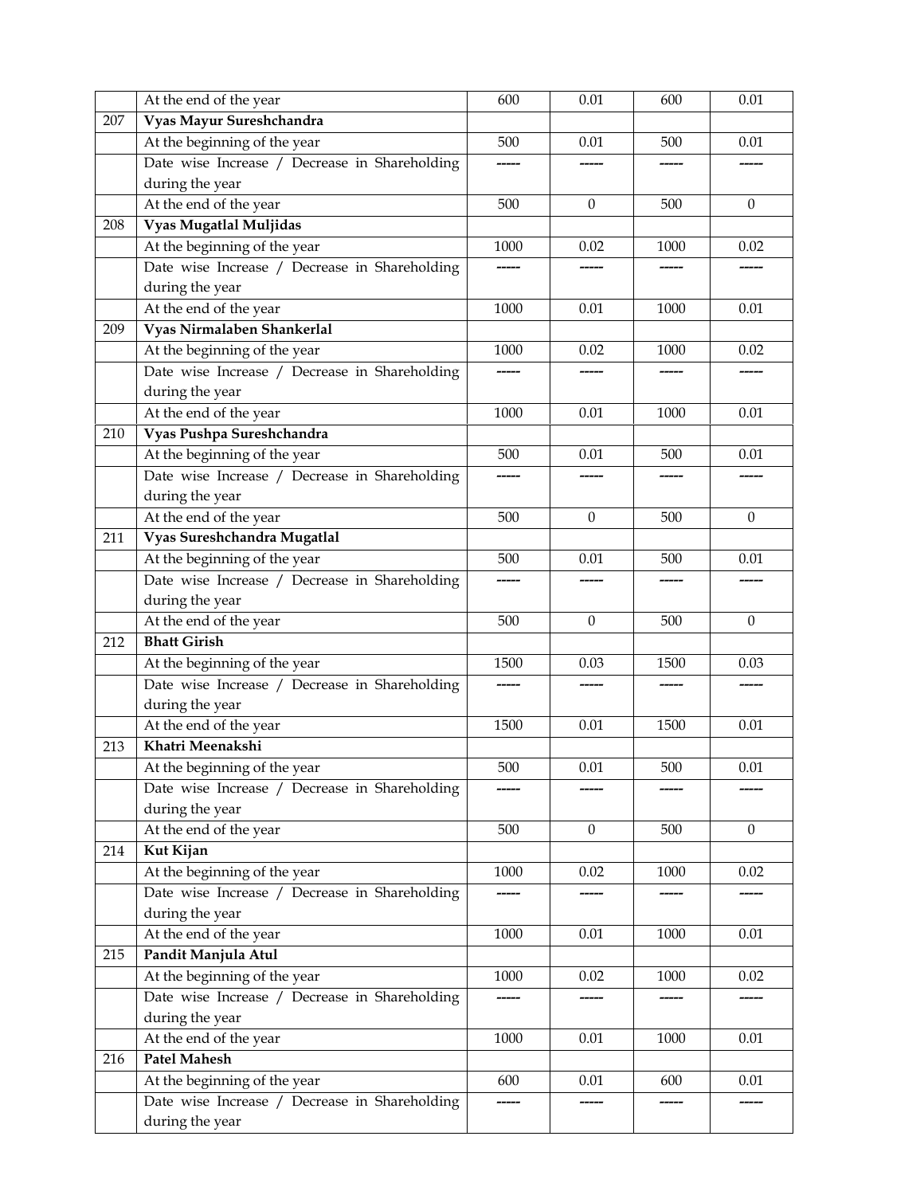|  | At the end of the year | 600 | 0.01 | 600 | 0.01 |
|---|---|---|---|---|---|
| 207 | **Vyas Mayur Sureshchandra** |  |  |  |  |
|  | At the beginning of the year | 500 | 0.01 | 500 | 0.01 |
|  | Date wise Increase / Decrease in Shareholding during the year | ----- | ----- | ----- | ----- |
|  | At the end of the year | 500 | 0 | 500 | 0 |
| 208 | **Vyas Mugatlal Muljidas** |  |  |  |  |
|  | At the beginning of the year | 1000 | 0.02 | 1000 | 0.02 |
|  | Date wise Increase / Decrease in Shareholding during the year | ----- | ----- | ----- | ----- |
|  | At the end of the year | 1000 | 0.01 | 1000 | 0.01 |
| 209 | **Vyas Nirmalaben Shankerlal** |  |  |  |  |
|  | At the beginning of the year | 1000 | 0.02 | 1000 | 0.02 |
|  | Date wise Increase / Decrease in Shareholding during the year | ----- | ----- | ----- | ----- |
|  | At the end of the year | 1000 | 0.01 | 1000 | 0.01 |
| 210 | **Vyas Pushpa Sureshchandra** |  |  |  |  |
|  | At the beginning of the year | 500 | 0.01 | 500 | 0.01 |
|  | Date wise Increase / Decrease in Shareholding during the year | ----- | ----- | ----- | ----- |
|  | At the end of the year | 500 | 0 | 500 | 0 |
| 211 | **Vyas Sureshchandra Mugatlal** |  |  |  |  |
|  | At the beginning of the year | 500 | 0.01 | 500 | 0.01 |
|  | Date wise Increase / Decrease in Shareholding during the year | ----- | ----- | ----- | ----- |
|  | At the end of the year | 500 | 0 | 500 | 0 |
| 212 | **Bhatt Girish** |  |  |  |  |
|  | At the beginning of the year | 1500 | 0.03 | 1500 | 0.03 |
|  | Date wise Increase / Decrease in Shareholding during the year | ----- | ----- | ----- | ----- |
|  | At the end of the year | 1500 | 0.01 | 1500 | 0.01 |
| 213 | **Khatri Meenakshi** |  |  |  |  |
|  | At the beginning of the year | 500 | 0.01 | 500 | 0.01 |
|  | Date wise Increase / Decrease in Shareholding during the year | ----- | ----- | ----- | ----- |
|  | At the end of the year | 500 | 0 | 500 | 0 |
| 214 | **Kut Kijan** |  |  |  |  |
|  | At the beginning of the year | 1000 | 0.02 | 1000 | 0.02 |
|  | Date wise Increase / Decrease in Shareholding during the year | ----- | ----- | ----- | ----- |
|  | At the end of the year | 1000 | 0.01 | 1000 | 0.01 |
| 215 | **Pandit Manjula Atul** |  |  |  |  |
|  | At the beginning of the year | 1000 | 0.02 | 1000 | 0.02 |
|  | Date wise Increase / Decrease in Shareholding during the year | ----- | ----- | ----- | ----- |
|  | At the end of the year | 1000 | 0.01 | 1000 | 0.01 |
| 216 | **Patel Mahesh** |  |  |  |  |
|  | At the beginning of the year | 600 | 0.01 | 600 | 0.01 |
|  | Date wise Increase / Decrease in Shareholding during the year | ----- | ----- | ----- | ----- |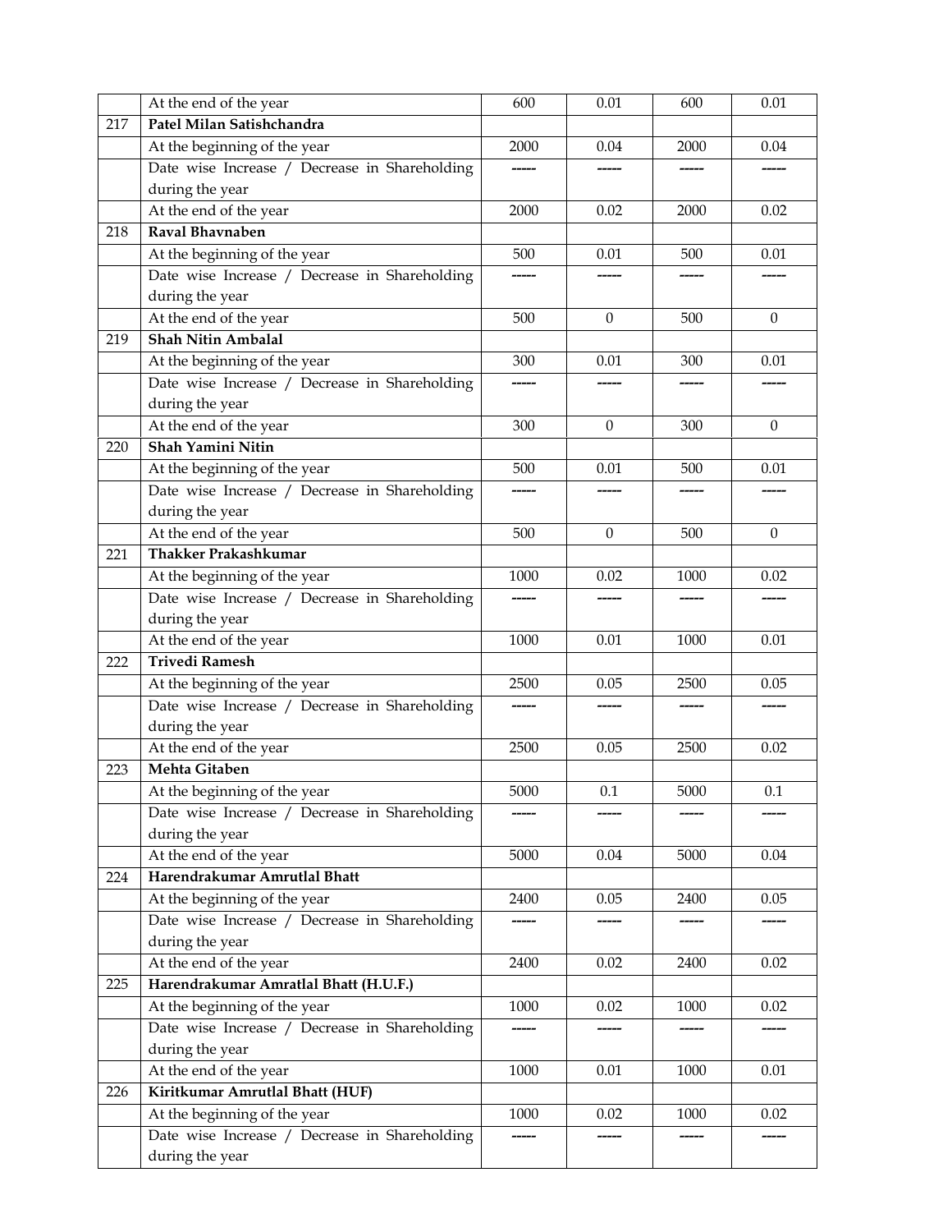|  | At the end of the year | 600 | 0.01 | 600 | 0.01 |
|---|---|---|---|---|---|
| 217 | **Patel Milan Satishchandra** |  |  |  |  |
|  | At the beginning of the year | 2000 | 0.04 | 2000 | 0.04 |
|  | Date wise Increase / Decrease in Shareholding during the year | ----- | ----- | ----- | ----- |
|  | At the end of the year | 2000 | 0.02 | 2000 | 0.02 |
| 218 | **Raval Bhavnaben** |  |  |  |  |
|  | At the beginning of the year | 500 | 0.01 | 500 | 0.01 |
|  | Date wise Increase / Decrease in Shareholding during the year | ----- | ----- | ----- | ----- |
|  | At the end of the year | 500 | 0 | 500 | 0 |
| 219 | **Shah Nitin Ambalal** |  |  |  |  |
|  | At the beginning of the year | 300 | 0.01 | 300 | 0.01 |
|  | Date wise Increase / Decrease in Shareholding during the year | ----- | ----- | ----- | ----- |
|  | At the end of the year | 300 | 0 | 300 | 0 |
| 220 | **Shah Yamini Nitin** |  |  |  |  |
|  | At the beginning of the year | 500 | 0.01 | 500 | 0.01 |
|  | Date wise Increase / Decrease in Shareholding during the year | ----- | ----- | ----- | ----- |
|  | At the end of the year | 500 | 0 | 500 | 0 |
| 221 | **Thakker Prakashkumar** |  |  |  |  |
|  | At the beginning of the year | 1000 | 0.02 | 1000 | 0.02 |
|  | Date wise Increase / Decrease in Shareholding during the year | ----- | ----- | ----- | ----- |
|  | At the end of the year | 1000 | 0.01 | 1000 | 0.01 |
| 222 | **Trivedi Ramesh** |  |  |  |  |
|  | At the beginning of the year | 2500 | 0.05 | 2500 | 0.05 |
|  | Date wise Increase / Decrease in Shareholding during the year | ----- | ----- | ----- | ----- |
|  | At the end of the year | 2500 | 0.05 | 2500 | 0.02 |
| 223 | **Mehta Gitaben** |  |  |  |  |
|  | At the beginning of the year | 5000 | 0.1 | 5000 | 0.1 |
|  | Date wise Increase / Decrease in Shareholding during the year | ----- | ----- | ----- | ----- |
|  | At the end of the year | 5000 | 0.04 | 5000 | 0.04 |
| 224 | **Harendrakumar Amrutlal Bhatt** |  |  |  |  |
|  | At the beginning of the year | 2400 | 0.05 | 2400 | 0.05 |
|  | Date wise Increase / Decrease in Shareholding during the year | ----- | ----- | ----- | ----- |
|  | At the end of the year | 2400 | 0.02 | 2400 | 0.02 |
| 225 | **Harendrakumar Amratlal Bhatt (H.U.F.)** |  |  |  |  |
|  | At the beginning of the year | 1000 | 0.02 | 1000 | 0.02 |
|  | Date wise Increase / Decrease in Shareholding during the year | ----- | ----- | ----- | ----- |
|  | At the end of the year | 1000 | 0.01 | 1000 | 0.01 |
| 226 | **Kiritkumar Amrutlal Bhatt (HUF)** |  |  |  |  |
|  | At the beginning of the year | 1000 | 0.02 | 1000 | 0.02 |
|  | Date wise Increase / Decrease in Shareholding during the year | ----- | ----- | ----- | ----- |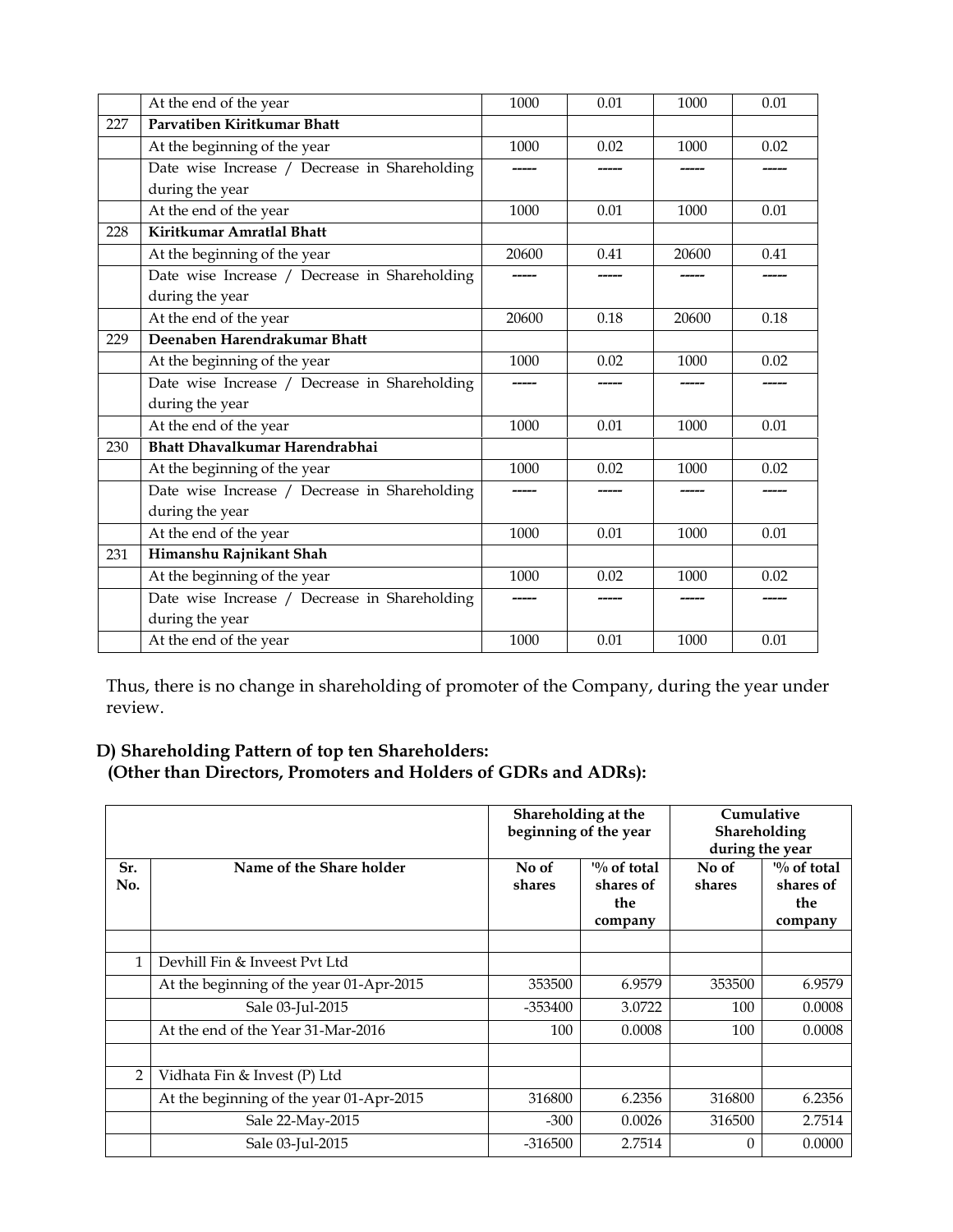|  | At the end of the year | 1000 | 0.01 | 1000 | 0.01 |
|---|---|---|---|---|---|
| 227 | **Parvatiben Kiritkumar Bhatt** |  |  |  |  |
|  | At the beginning of the year | 1000 | 0.02 | 1000 | 0.02 |
|  | Date wise Increase / Decrease in Shareholding during the year | ----- | ----- | ----- | ----- |
|  | At the end of the year | 1000 | 0.01 | 1000 | 0.01 |
| 228 | **Kiritkumar Amratlal Bhatt** |  |  |  |  |
|  | At the beginning of the year | 20600 | 0.41 | 20600 | 0.41 |
|  | Date wise Increase / Decrease in Shareholding during the year | ----- | ----- | ----- | ----- |
|  | At the end of the year | 20600 | 0.18 | 20600 | 0.18 |
| 229 | **Deenaben Harendrakumar Bhatt** |  |  |  |  |
|  | At the beginning of the year | 1000 | 0.02 | 1000 | 0.02 |
|  | Date wise Increase / Decrease in Shareholding during the year | ----- | ----- | ----- | ----- |
|  | At the end of the year | 1000 | 0.01 | 1000 | 0.01 |
| 230 | **Bhatt Dhavalkumar Harendrabhai** |  |  |  |  |
|  | At the beginning of the year | 1000 | 0.02 | 1000 | 0.02 |
|  | Date wise Increase / Decrease in Shareholding during the year | ----- | ----- | ----- | ----- |
|  | At the end of the year | 1000 | 0.01 | 1000 | 0.01 |
| 231 | **Himanshu Rajnikant Shah** |  |  |  |  |
|  | At the beginning of the year | 1000 | 0.02 | 1000 | 0.02 |
|  | Date wise Increase / Decrease in Shareholding during the year | ----- | ----- | ----- | ----- |
|  | At the end of the year | 1000 | 0.01 | 1000 | 0.01 |

Thus, there is no change in shareholding of promoter of the Company, during the year under review.

**D) Shareholding Pattern of top ten Shareholders: (Other than Directors, Promoters and Holders of GDRs and ADRs):**

|  |  | **Shareholding at the beginning of the year** |  | **Cumulative Shareholding during the year** |  |
|---|---|---|---|---|---|
| **Sr. No.** | **Name of the Share holder** | **No of shares** | **% of total shares of the company** | **No of shares** | **% of total shares of the company** |
|  |  |  |  |  |  |
| 1 | Devhill Fin & Inveest Pvt Ltd |  |  |  |  |
|  | At the beginning of the year 01-Apr-2015 | 353500 | 6.9579 | 353500 | 6.9579 |
|  | Sale 03-Jul-2015 | -353400 | 3.0722 | 100 | 0.0008 |
|  | At the end of the Year 31-Mar-2016 | 100 | 0.0008 | 100 | 0.0008 |
|  |  |  |  |  |  |
| 2 | Vidhata Fin & Invest (P) Ltd |  |  |  |  |
|  | At the beginning of the year 01-Apr-2015 | 316800 | 6.2356 | 316800 | 6.2356 |
|  | Sale 22-May-2015 | -300 | 0.0026 | 316500 | 2.7514 |
|  | Sale 03-Jul-2015 | -316500 | 2.7514 | 0 | 0.0000 |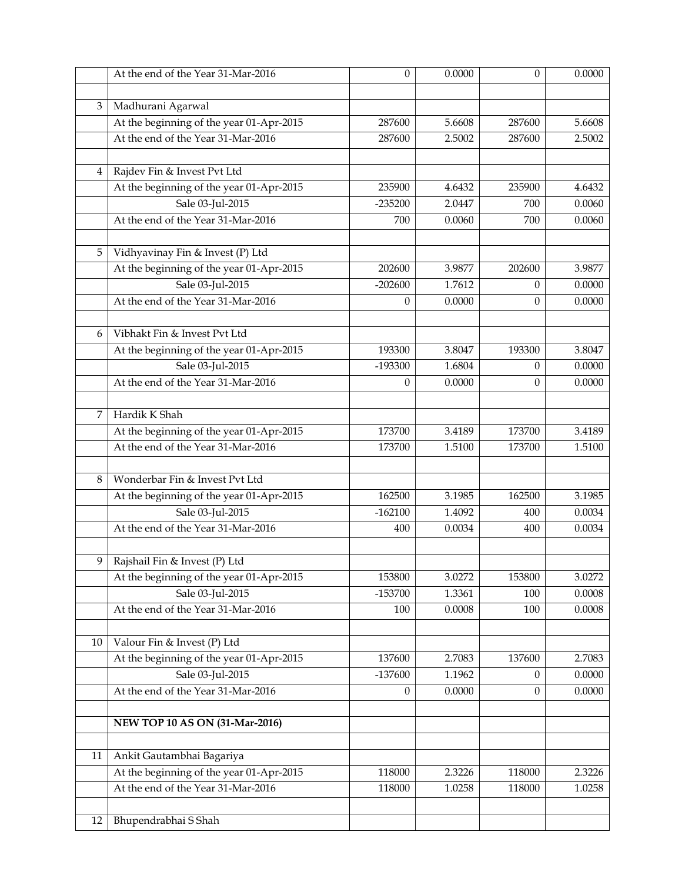| | | | | | |
|---|---|---|---|---|---|
| | At the end of the Year 31-Mar-2016 | 0 | 0.0000 | 0 | 0.0000 |
| | | | | | |
| 3 | Madhurani Agarwal | | | | |
| | At the beginning of the year 01-Apr-2015 | 287600 | 5.6608 | 287600 | 5.6608 |
| | At the end of the Year 31-Mar-2016 | 287600 | 2.5002 | 287600 | 2.5002 |
| | | | | | |
| 4 | Rajdev Fin & Invest Pvt Ltd | | | | |
| | At the beginning of the year 01-Apr-2015 | 235900 | 4.6432 | 235900 | 4.6432 |
| | Sale 03-Jul-2015 | -235200 | 2.0447 | 700 | 0.0060 |
| | At the end of the Year 31-Mar-2016 | 700 | 0.0060 | 700 | 0.0060 |
| | | | | | |
| 5 | Vidhyavinay Fin & Invest (P) Ltd | | | | |
| | At the beginning of the year 01-Apr-2015 | 202600 | 3.9877 | 202600 | 3.9877 |
| | Sale 03-Jul-2015 | -202600 | 1.7612 | 0 | 0.0000 |
| | At the end of the Year 31-Mar-2016 | 0 | 0.0000 | 0 | 0.0000 |
| | | | | | |
| 6 | Vibhakt Fin & Invest Pvt Ltd | | | | |
| | At the beginning of the year 01-Apr-2015 | 193300 | 3.8047 | 193300 | 3.8047 |
| | Sale 03-Jul-2015 | -193300 | 1.6804 | 0 | 0.0000 |
| | At the end of the Year 31-Mar-2016 | 0 | 0.0000 | 0 | 0.0000 |
| | | | | | |
| 7 | Hardik K Shah | | | | |
| | At the beginning of the year 01-Apr-2015 | 173700 | 3.4189 | 173700 | 3.4189 |
| | At the end of the Year 31-Mar-2016 | 173700 | 1.5100 | 173700 | 1.5100 |
| | | | | | |
| 8 | Wonderbar Fin & Invest Pvt Ltd | | | | |
| | At the beginning of the year 01-Apr-2015 | 162500 | 3.1985 | 162500 | 3.1985 |
| | Sale 03-Jul-2015 | -162100 | 1.4092 | 400 | 0.0034 |
| | At the end of the Year 31-Mar-2016 | 400 | 0.0034 | 400 | 0.0034 |
| | | | | | |
| 9 | Rajshail Fin & Invest (P) Ltd | | | | |
| | At the beginning of the year 01-Apr-2015 | 153800 | 3.0272 | 153800 | 3.0272 |
| | Sale 03-Jul-2015 | -153700 | 1.3361 | 100 | 0.0008 |
| | At the end of the Year 31-Mar-2016 | 100 | 0.0008 | 100 | 0.0008 |
| | | | | | |
| 10 | Valour Fin & Invest (P) Ltd | | | | |
| | At the beginning of the year 01-Apr-2015 | 137600 | 2.7083 | 137600 | 2.7083 |
| | Sale 03-Jul-2015 | -137600 | 1.1962 | 0 | 0.0000 |
| | At the end of the Year 31-Mar-2016 | 0 | 0.0000 | 0 | 0.0000 |
| | | | | | |
| | **NEW TOP 10 AS ON (31-Mar-2016)** | | | | |
| | | | | | |
| 11 | Ankit Gautambhai Bagariya | | | | |
| | At the beginning of the year 01-Apr-2015 | 118000 | 2.3226 | 118000 | 2.3226 |
| | At the end of the Year 31-Mar-2016 | 118000 | 1.0258 | 118000 | 1.0258 |
| | | | | | |
| 12 | Bhupendrabhai S Shah | | | | |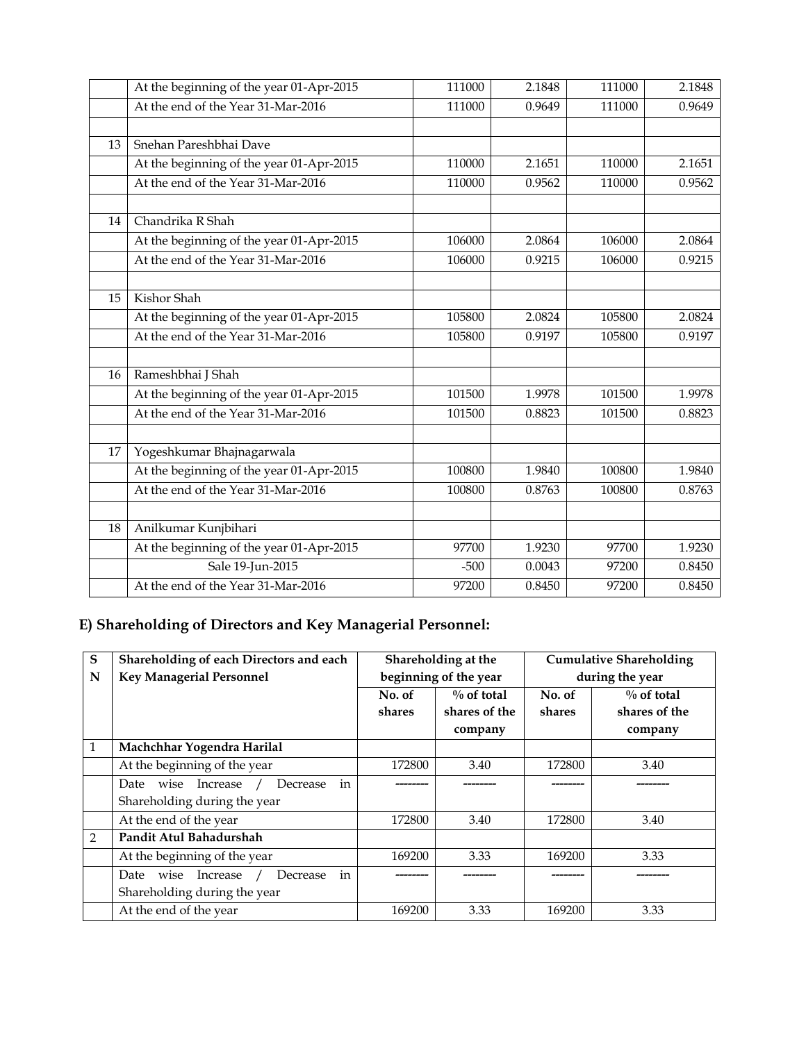| | | | | | |
|---|---|---|---|---|---|
| | At the beginning of the year 01-Apr-2015 | 111000 | 2.1848 | 111000 | 2.1848 |
| | At the end of the Year 31-Mar-2016 | 111000 | 0.9649 | 111000 | 0.9649 |
| | | | | | |
| 13 | Snehan Pareshbhai Dave | | | | |
| | At the beginning of the year 01-Apr-2015 | 110000 | 2.1651 | 110000 | 2.1651 |
| | At the end of the Year 31-Mar-2016 | 110000 | 0.9562 | 110000 | 0.9562 |
| | | | | | |
| 14 | Chandrika R Shah | | | | |
| | At the beginning of the year 01-Apr-2015 | 106000 | 2.0864 | 106000 | 2.0864 |
| | At the end of the Year 31-Mar-2016 | 106000 | 0.9215 | 106000 | 0.9215 |
| | | | | | |
| 15 | Kishor Shah | | | | |
| | At the beginning of the year 01-Apr-2015 | 105800 | 2.0824 | 105800 | 2.0824 |
| | At the end of the Year 31-Mar-2016 | 105800 | 0.9197 | 105800 | 0.9197 |
| | | | | | |
| 16 | Rameshbhai J Shah | | | | |
| | At the beginning of the year 01-Apr-2015 | 101500 | 1.9978 | 101500 | 1.9978 |
| | At the end of the Year 31-Mar-2016 | 101500 | 0.8823 | 101500 | 0.8823 |
| | | | | | |
| 17 | Yogeshkumar Bhajnagarwala | | | | |
| | At the beginning of the year 01-Apr-2015 | 100800 | 1.9840 | 100800 | 1.9840 |
| | At the end of the Year 31-Mar-2016 | 100800 | 0.8763 | 100800 | 0.8763 |
| | | | | | |
| 18 | Anilkumar Kunjbihari | | | | |
| | At the beginning of the year 01-Apr-2015 | 97700 | 1.9230 | 97700 | 1.9230 |
| | Sale 19-Jun-2015 | -500 | 0.0043 | 97200 | 0.8450 |
| | At the end of the Year 31-Mar-2016 | 97200 | 0.8450 | 97200 | 0.8450 |

## E) Shareholding of Directors and Key Managerial Personnel:

| SN | Shareholding of each Directors and each Key Managerial Personnel | Shareholding at the beginning of the year | | Cumulative Shareholding during the year | |
|---|---|---|---|---|---|
| | | No. of shares | % of total shares of the company | No. of shares | % of total shares of the company |
| 1 | **Machchhar Yogendra Harilal** | | | | |
| | At the beginning of the year | 172800 | 3.40 | 172800 | 3.40 |
| | Date wise Increase / Decrease in Shareholding during the year | -------- | -------- | -------- | -------- |
| | At the end of the year | 172800 | 3.40 | 172800 | 3.40 |
| 2 | **Pandit Atul Bahadurshah** | | | | |
| | At the beginning of the year | 169200 | 3.33 | 169200 | 3.33 |
| | Date wise Increase / Decrease in Shareholding during the year | -------- | -------- | -------- | -------- |
| | At the end of the year | 169200 | 3.33 | 169200 | 3.33 |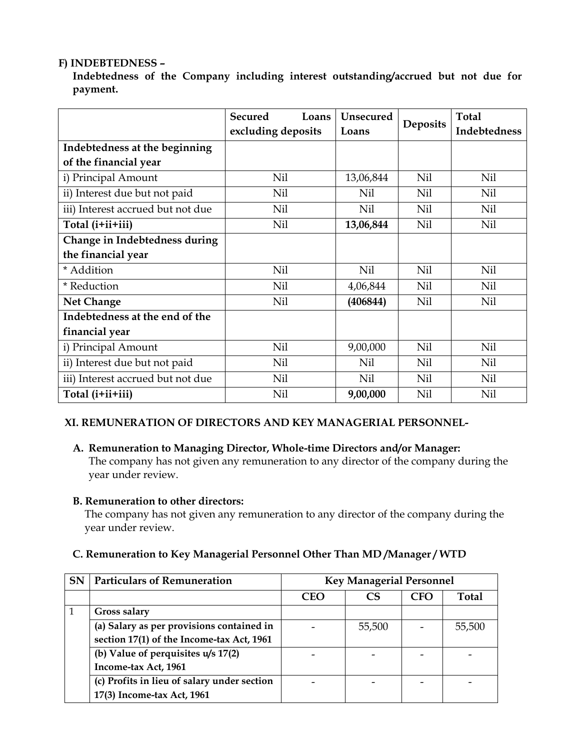**F) INDEBTEDNESS –**

**Indebtedness of the Company including interest outstanding/accrued but not due for payment.**

| | Secured Loans excluding deposits | Unsecured Loans | Deposits | Total Indebtedness |
|---|---|---|---|---|
| **Indebtedness at the beginning of the financial year** | | | | |
| i) Principal Amount | Nil | 13,06,844 | Nil | Nil |
| ii) Interest due but not paid | Nil | Nil | Nil | Nil |
| iii) Interest accrued but not due | Nil | Nil | Nil | Nil |
| **Total (i+ii+iii)** | Nil | **13,06,844** | Nil | Nil |
| **Change in Indebtedness during the financial year** | | | | |
| * Addition | Nil | Nil | Nil | Nil |
| * Reduction | Nil | 4,06,844 | Nil | Nil |
| **Net Change** | Nil | **(406844)** | Nil | Nil |
| **Indebtedness at the end of the financial year** | | | | |
| i) Principal Amount | Nil | 9,00,000 | Nil | Nil |
| ii) Interest due but not paid | Nil | Nil | Nil | Nil |
| iii) Interest accrued but not due | Nil | Nil | Nil | Nil |
| **Total (i+ii+iii)** | Nil | **9,00,000** | Nil | Nil |

**XI. REMUNERATION OF DIRECTORS AND KEY MANAGERIAL PERSONNEL-**

**A. Remuneration to Managing Director, Whole-time Directors and/or Manager:**

The company has not given any remuneration to any director of the company during the year under review.

**B. Remuneration to other directors:**

The company has not given any remuneration to any director of the company during the year under review.

**C. Remuneration to Key Managerial Personnel Other Than MD /Manager / WTD**

| SN | Particulars of Remuneration | Key Managerial Personnel | | | |
|---|---|---|---|---|---|
| | | CEO | CS | CFO | Total |
| 1 | **Gross salary** | | | | |
| | **(a) Salary as per provisions contained in section 17(1) of the Income-tax Act, 1961** | - | 55,500 | - | 55,500 |
| | **(b) Value of perquisites u/s 17(2) Income-tax Act, 1961** | - | - | - | - |
| | **(c) Profits in lieu of salary under section 17(3) Income-tax Act, 1961** | - | - | - | - |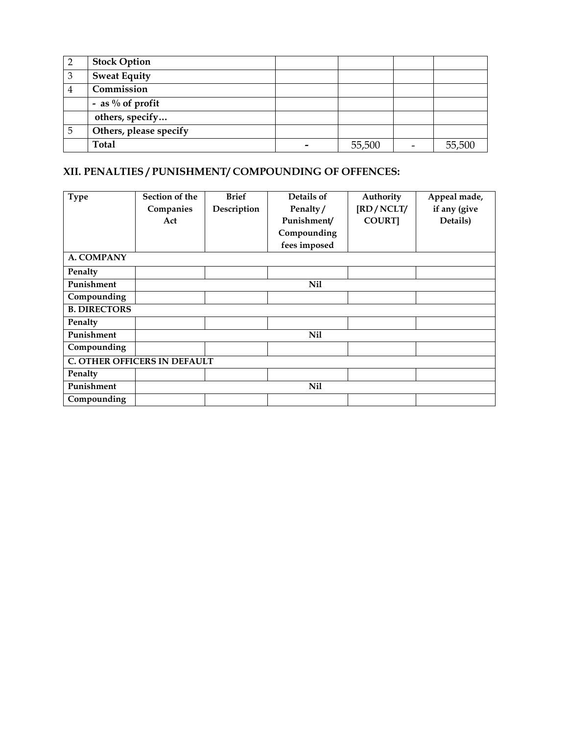| | | | | | |
|---|---|---|---|---|---|
| 2 | **Stock Option** | | | | |
| 3 | **Sweat Equity** | | | | |
| 4 | **Commission** | | | | |
| | **- as % of profit** | | | | |
| | **others, specify…** | | | | |
| 5 | **Others, please specify** | | | | |
| | **Total** | **-** | 55,500 | - | 55,500 |

## XII. PENALTIES / PUNISHMENT/ COMPOUNDING OF OFFENCES:

| Type | Section of the Companies Act | Brief Description | Details of Penalty / Punishment/ Compounding fees imposed | Authority [RD / NCLT/ COURT] | Appeal made, if any (give Details) |
|---|---|---|---|---|---|
| **A. COMPANY** | | | | | |
| **Penalty** | | | | | |
| **Punishment** | | | **Nil** | | |
| **Compounding** | | | | | |
| **B. DIRECTORS** | | | | | |
| **Penalty** | | | | | |
| **Punishment** | | | **Nil** | | |
| **Compounding** | | | | | |
| **C. OTHER OFFICERS IN DEFAULT** | | | | | |
| **Penalty** | | | | | |
| **Punishment** | | | **Nil** | | |
| **Compounding** | | | | | |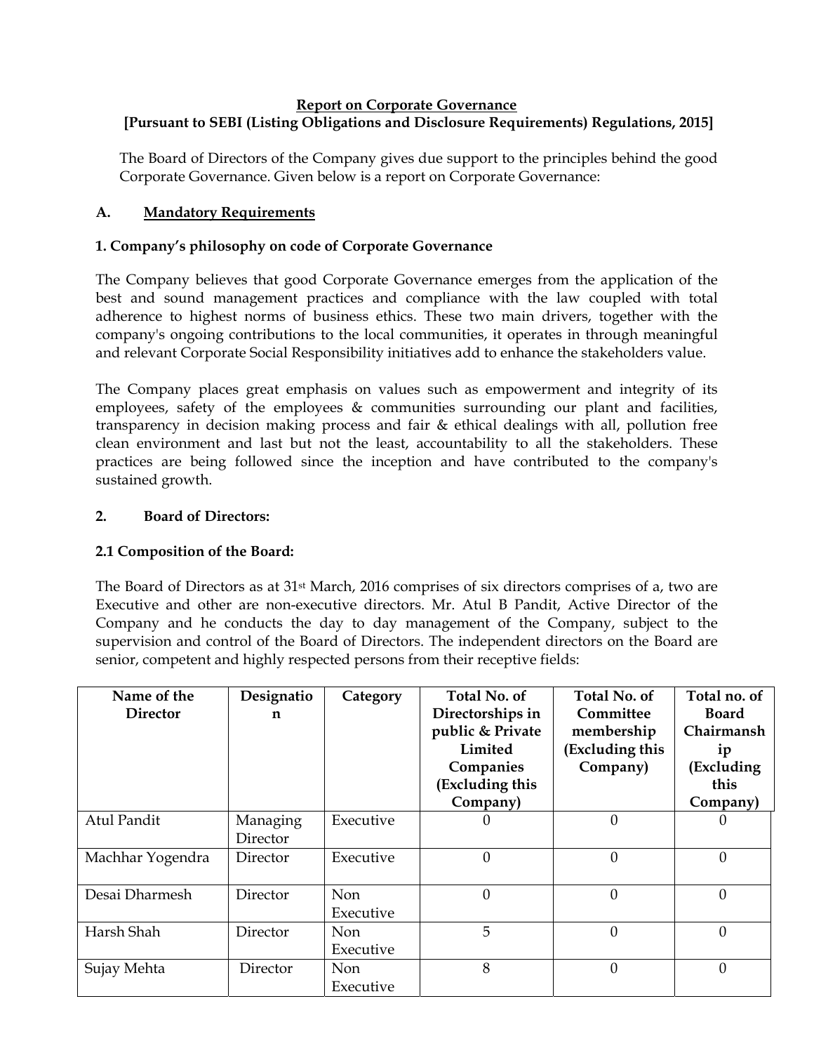**Report on Corporate Governance**
**[Pursuant to SEBI (Listing Obligations and Disclosure Requirements) Regulations, 2015]**

The Board of Directors of the Company gives due support to the principles behind the good Corporate Governance. Given below is a report on Corporate Governance:

**A. Mandatory Requirements**

**1. Company's philosophy on code of Corporate Governance**

The Company believes that good Corporate Governance emerges from the application of the best and sound management practices and compliance with the law coupled with total adherence to highest norms of business ethics. These two main drivers, together with the company's ongoing contributions to the local communities, it operates in through meaningful and relevant Corporate Social Responsibility initiatives add to enhance the stakeholders value.

The Company places great emphasis on values such as empowerment and integrity of its employees, safety of the employees & communities surrounding our plant and facilities, transparency in decision making process and fair & ethical dealings with all, pollution free clean environment and last but not the least, accountability to all the stakeholders. These practices are being followed since the inception and have contributed to the company's sustained growth.

**2. Board of Directors:**

**2.1 Composition of the Board:**

The Board of Directors as at 31st March, 2016 comprises of six directors comprises of a, two are Executive and other are non-executive directors. Mr. Atul B Pandit, Active Director of the Company and he conducts the day to day management of the Company, subject to the supervision and control of the Board of Directors. The independent directors on the Board are senior, competent and highly respected persons from their receptive fields:

| Name of the Director | Designation | Category | Total No. of Directorships in public & Private Limited Companies (Excluding this Company) | Total No. of Committee membership (Excluding this Company) | Total no. of Board Chairmanship (Excluding this Company) |
|---|---|---|---|---|---|
| Atul Pandit | Managing Director | Executive | 0 | 0 | 0 |
| Machhar Yogendra | Director | Executive | 0 | 0 | 0 |
| Desai Dharmesh | Director | Non Executive | 0 | 0 | 0 |
| Harsh Shah | Director | Non Executive | 5 | 0 | 0 |
| Sujay Mehta | Director | Non Executive | 8 | 0 | 0 |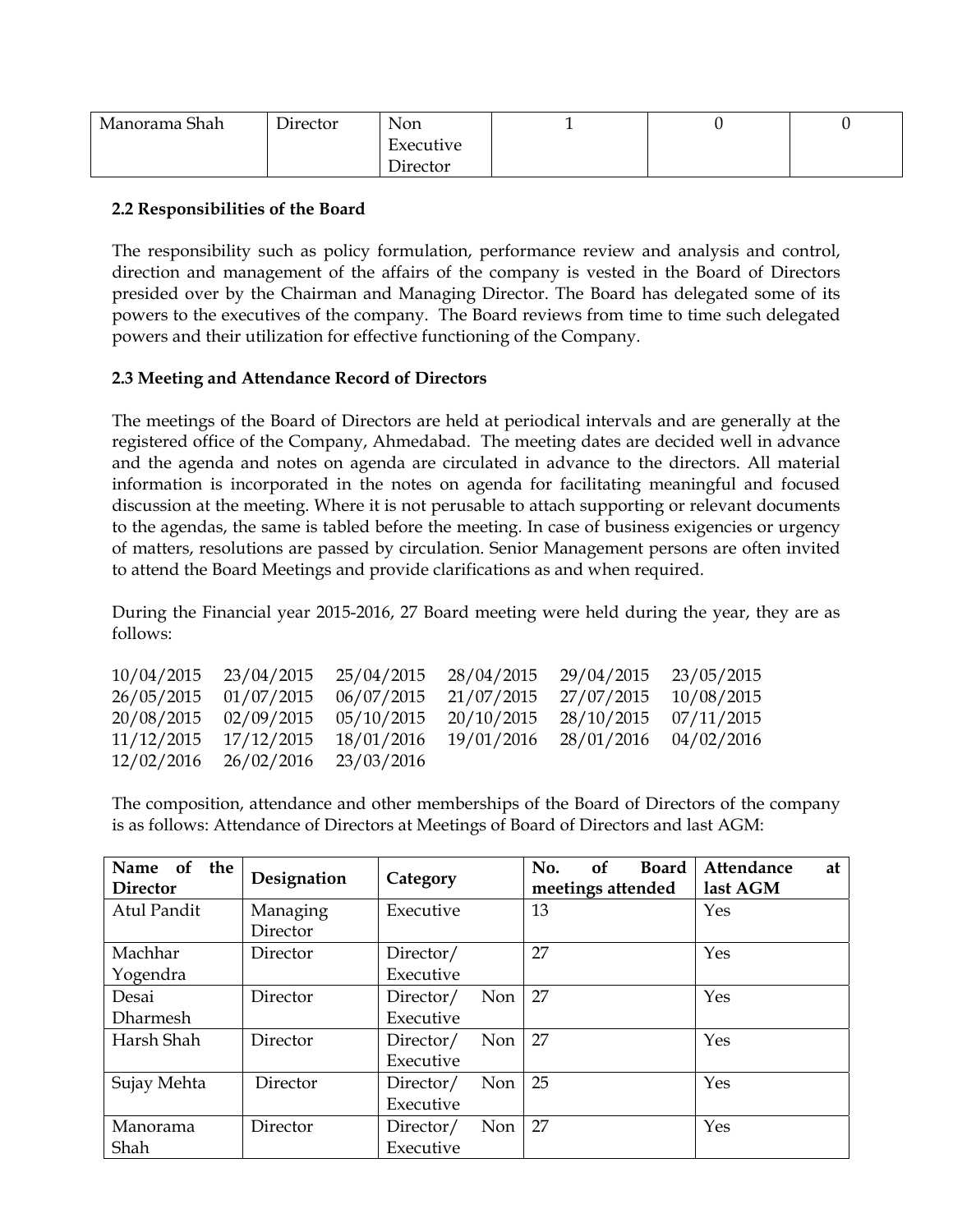| Manorama Shah | Director | Non Executive Director | 1 | 0 | 0 |
|---|---|---|---|---|---|

**2.2 Responsibilities of the Board**

The responsibility such as policy formulation, performance review and analysis and control, direction and management of the affairs of the company is vested in the Board of Directors presided over by the Chairman and Managing Director. The Board has delegated some of its powers to the executives of the company. The Board reviews from time to time such delegated powers and their utilization for effective functioning of the Company.

**2.3 Meeting and Attendance Record of Directors**

The meetings of the Board of Directors are held at periodical intervals and are generally at the registered office of the Company, Ahmedabad. The meeting dates are decided well in advance and the agenda and notes on agenda are circulated in advance to the directors. All material information is incorporated in the notes on agenda for facilitating meaningful and focused discussion at the meeting. Where it is not perusable to attach supporting or relevant documents to the agendas, the same is tabled before the meeting. In case of business exigencies or urgency of matters, resolutions are passed by circulation. Senior Management persons are often invited to attend the Board Meetings and provide clarifications as and when required.

During the Financial year 2015-2016, 27 Board meeting were held during the year, they are as follows:

10/04/2015 23/04/2015 25/04/2015 28/04/2015 29/04/2015 23/05/2015
26/05/2015 01/07/2015 06/07/2015 21/07/2015 27/07/2015 10/08/2015
20/08/2015 02/09/2015 05/10/2015 20/10/2015 28/10/2015 07/11/2015
11/12/2015 17/12/2015 18/01/2016 19/01/2016 28/01/2016 04/02/2016
12/02/2016 26/02/2016 23/03/2016

The composition, attendance and other memberships of the Board of Directors of the company is as follows: Attendance of Directors at Meetings of Board of Directors and last AGM:

| Name of the Director | Designation | Category | No. of Board meetings attended | Attendance at last AGM |
|---|---|---|---|---|
| Atul Pandit | Managing Director | Executive | 13 | Yes |
| Machhar Yogendra | Director | Director/ Executive | 27 | Yes |
| Desai Dharmesh | Director | Director/ Non Executive | 27 | Yes |
| Harsh Shah | Director | Director/ Non Executive | 27 | Yes |
| Sujay Mehta | Director | Director/ Non Executive | 25 | Yes |
| Manorama Shah | Director | Director/ Non Executive | 27 | Yes |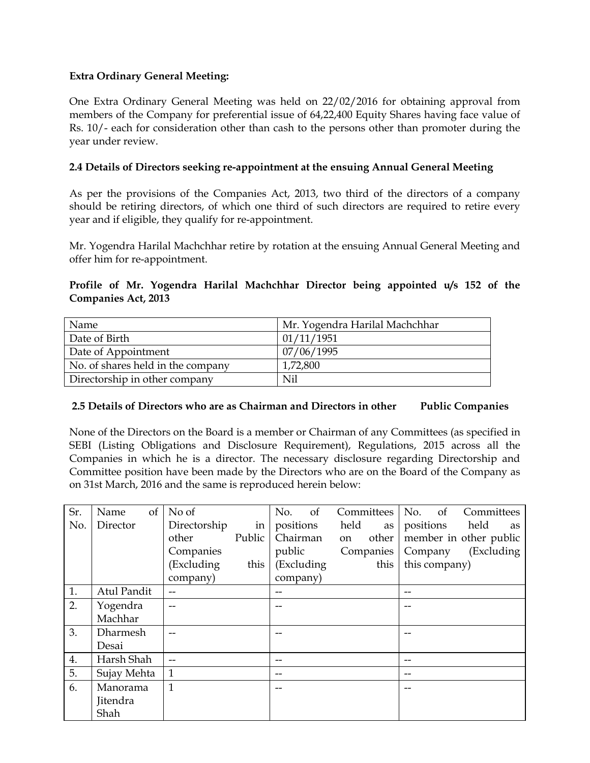**Extra Ordinary General Meeting:**

One Extra Ordinary General Meeting was held on 22/02/2016 for obtaining approval from members of the Company for preferential issue of 64,22,400 Equity Shares having face value of Rs. 10/- each for consideration other than cash to the persons other than promoter during the year under review.

**2.4 Details of Directors seeking re-appointment at the ensuing Annual General Meeting**

As per the provisions of the Companies Act, 2013, two third of the directors of a company should be retiring directors, of which one third of such directors are required to retire every year and if eligible, they qualify for re-appointment.

Mr. Yogendra Harilal Machchhar retire by rotation at the ensuing Annual General Meeting and offer him for re-appointment.

**Profile of Mr. Yogendra Harilal Machchhar Director being appointed u/s 152 of the Companies Act, 2013**

| Name | Mr. Yogendra Harilal Machchhar |
|---|---|
| Date of Birth | 01/11/1951 |
| Date of Appointment | 07/06/1995 |
| No. of shares held in the company | 1,72,800 |
| Directorship in other company | Nil |

**2.5 Details of Directors who are as Chairman and Directors in other Public Companies**

None of the Directors on the Board is a member or Chairman of any Committees (as specified in SEBI (Listing Obligations and Disclosure Requirement), Regulations, 2015 across all the Companies in which he is a director. The necessary disclosure regarding Directorship and Committee position have been made by the Directors who are on the Board of the Company as on 31st March, 2016 and the same is reproduced herein below:

| Sr. No. | Name of Director | No of Directorship in other Public Companies (Excluding this company) | No. of Committees positions held as Chairman on other public Companies (Excluding this company) | No. of Committees positions held as member in other public Company (Excluding this company) |
|---|---|---|---|---|
| 1. | Atul Pandit | -- | -- | -- |
| 2. | Yogendra Machhar | -- | -- | -- |
| 3. | Dharmesh Desai | -- | -- | -- |
| 4. | Harsh Shah | -- | -- | -- |
| 5. | Sujay Mehta | 1 | -- | -- |
| 6. | Manorama Jitendra Shah | 1 | -- | -- |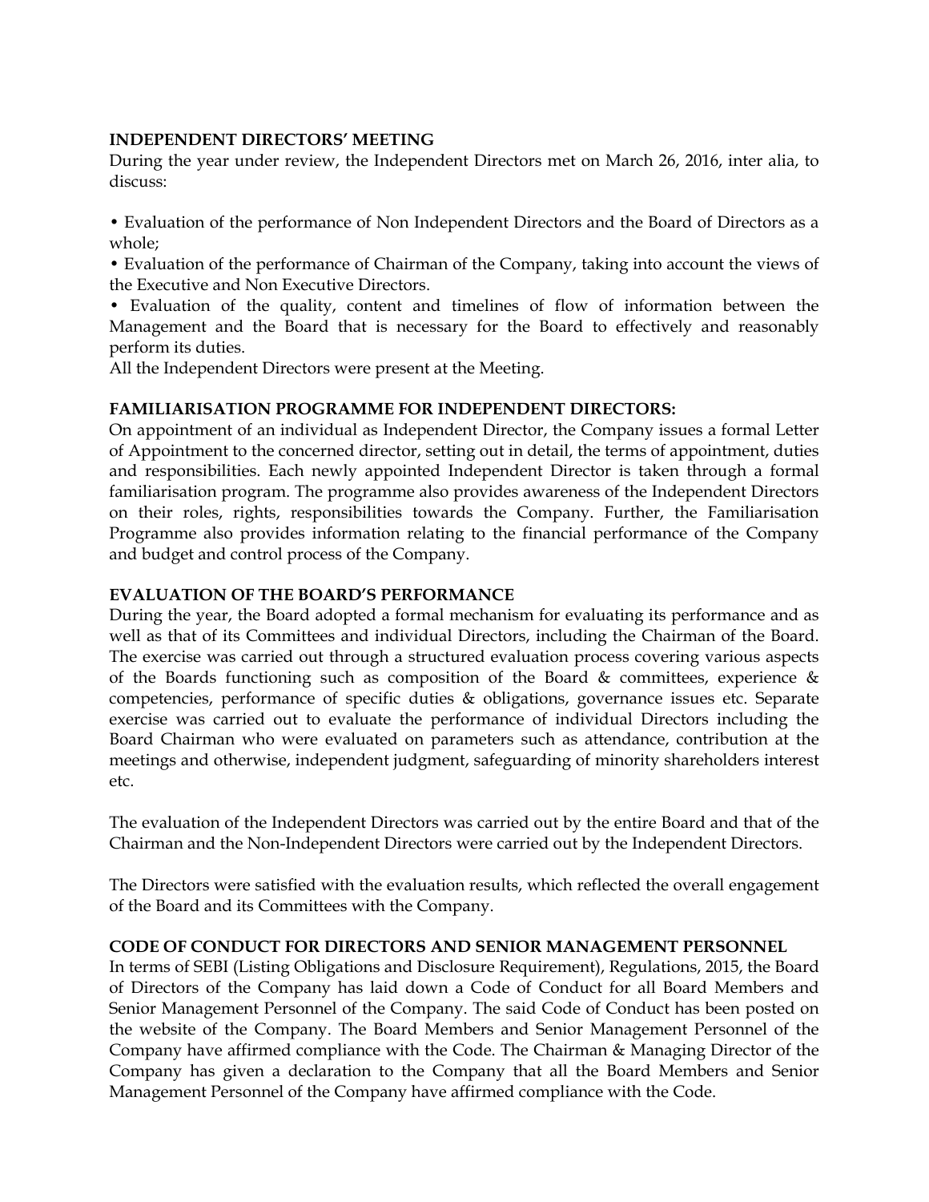**INDEPENDENT DIRECTORS' MEETING**

During the year under review, the Independent Directors met on March 26, 2016, inter alia, to discuss:

• Evaluation of the performance of Non Independent Directors and the Board of Directors as a whole;
• Evaluation of the performance of Chairman of the Company, taking into account the views of the Executive and Non Executive Directors.
• Evaluation of the quality, content and timelines of flow of information between the Management and the Board that is necessary for the Board to effectively and reasonably perform its duties.

All the Independent Directors were present at the Meeting.

**FAMILIARISATION PROGRAMME FOR INDEPENDENT DIRECTORS:**

On appointment of an individual as Independent Director, the Company issues a formal Letter of Appointment to the concerned director, setting out in detail, the terms of appointment, duties and responsibilities. Each newly appointed Independent Director is taken through a formal familiarisation program. The programme also provides awareness of the Independent Directors on their roles, rights, responsibilities towards the Company. Further, the Familiarisation Programme also provides information relating to the financial performance of the Company and budget and control process of the Company.

**EVALUATION OF THE BOARD'S PERFORMANCE**

During the year, the Board adopted a formal mechanism for evaluating its performance and as well as that of its Committees and individual Directors, including the Chairman of the Board. The exercise was carried out through a structured evaluation process covering various aspects of the Boards functioning such as composition of the Board & committees, experience & competencies, performance of specific duties & obligations, governance issues etc. Separate exercise was carried out to evaluate the performance of individual Directors including the Board Chairman who were evaluated on parameters such as attendance, contribution at the meetings and otherwise, independent judgment, safeguarding of minority shareholders interest etc.

The evaluation of the Independent Directors was carried out by the entire Board and that of the Chairman and the Non-Independent Directors were carried out by the Independent Directors.

The Directors were satisfied with the evaluation results, which reflected the overall engagement of the Board and its Committees with the Company.

**CODE OF CONDUCT FOR DIRECTORS AND SENIOR MANAGEMENT PERSONNEL**

In terms of SEBI (Listing Obligations and Disclosure Requirement), Regulations, 2015, the Board of Directors of the Company has laid down a Code of Conduct for all Board Members and Senior Management Personnel of the Company. The said Code of Conduct has been posted on the website of the Company. The Board Members and Senior Management Personnel of the Company have affirmed compliance with the Code. The Chairman & Managing Director of the Company has given a declaration to the Company that all the Board Members and Senior Management Personnel of the Company have affirmed compliance with the Code.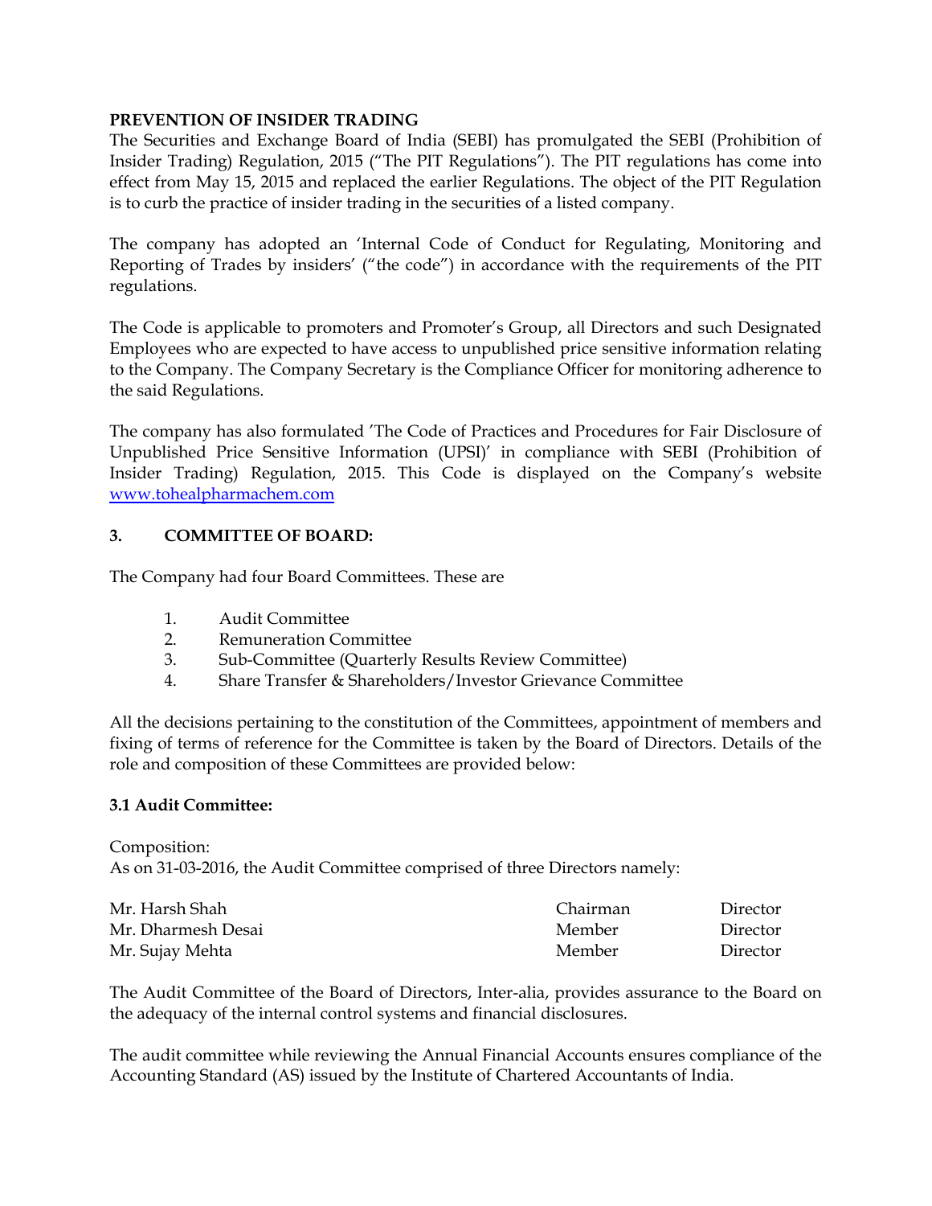**PREVENTION OF INSIDER TRADING**

The Securities and Exchange Board of India (SEBI) has promulgated the SEBI (Prohibition of Insider Trading) Regulation, 2015 ("The PIT Regulations"). The PIT regulations has come into effect from May 15, 2015 and replaced the earlier Regulations. The object of the PIT Regulation is to curb the practice of insider trading in the securities of a listed company.

The company has adopted an 'Internal Code of Conduct for Regulating, Monitoring and Reporting of Trades by insiders' ("the code") in accordance with the requirements of the PIT regulations.

The Code is applicable to promoters and Promoter's Group, all Directors and such Designated Employees who are expected to have access to unpublished price sensitive information relating to the Company. The Company Secretary is the Compliance Officer for monitoring adherence to the said Regulations.

The company has also formulated 'The Code of Practices and Procedures for Fair Disclosure of Unpublished Price Sensitive Information (UPSI)' in compliance with SEBI (Prohibition of Insider Trading) Regulation, 2015. This Code is displayed on the Company's website [www.tohealpharmachem.com](www.tohealpharmachem.com)

**3. COMMITTEE OF BOARD:**

The Company had four Board Committees. These are

1. Audit Committee
2. Remuneration Committee
3. Sub-Committee (Quarterly Results Review Committee)
4. Share Transfer & Shareholders/Investor Grievance Committee

All the decisions pertaining to the constitution of the Committees, appointment of members and fixing of terms of reference for the Committee is taken by the Board of Directors. Details of the role and composition of these Committees are provided below:

**3.1 Audit Committee:**

Composition:
As on 31-03-2016, the Audit Committee comprised of three Directors namely:

| | | |
|---|---|---|
| Mr. Harsh Shah | Chairman | Director |
| Mr. Dharmesh Desai | Member | Director |
| Mr. Sujay Mehta | Member | Director |

The Audit Committee of the Board of Directors, Inter-alia, provides assurance to the Board on the adequacy of the internal control systems and financial disclosures.

The audit committee while reviewing the Annual Financial Accounts ensures compliance of the Accounting Standard (AS) issued by the Institute of Chartered Accountants of India.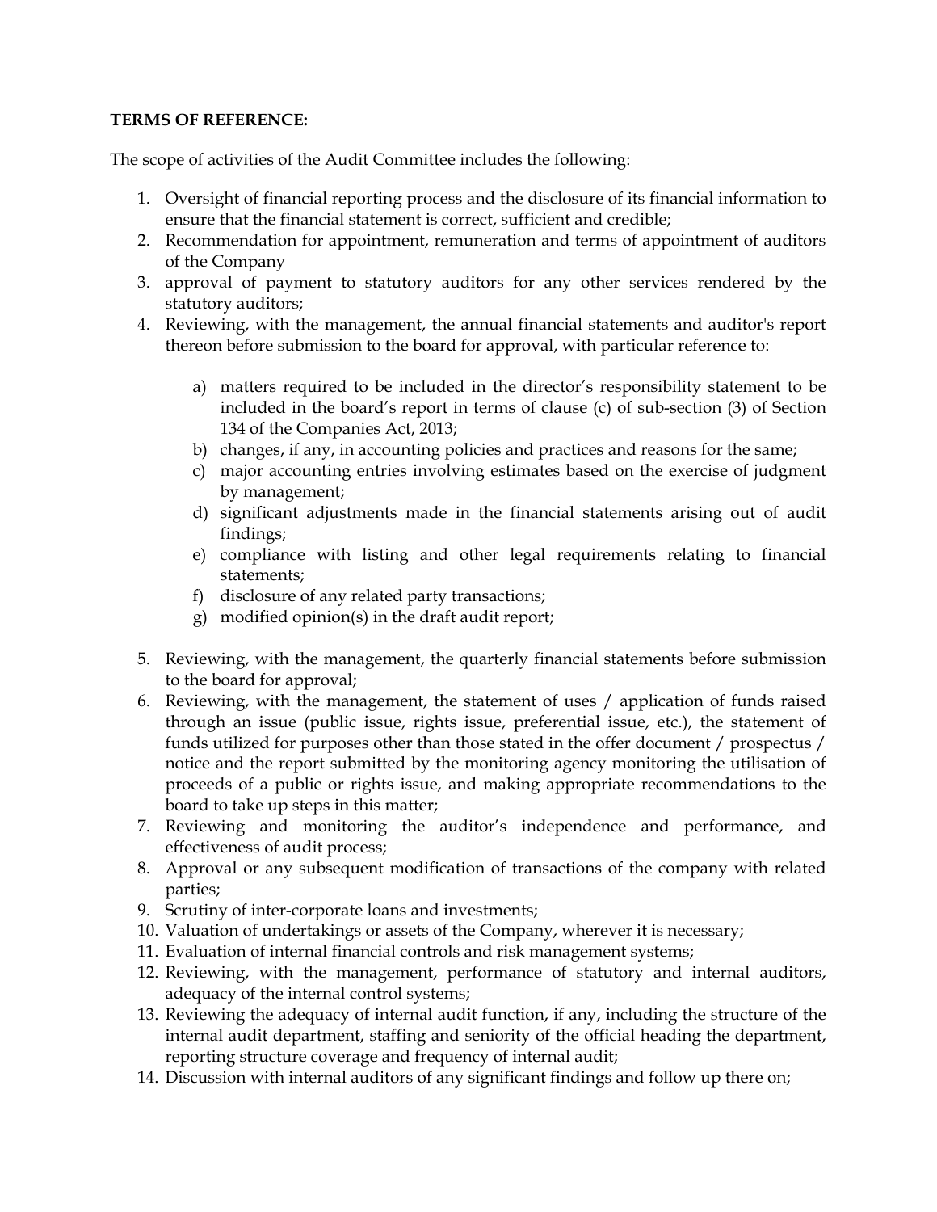**TERMS OF REFERENCE:**

The scope of activities of the Audit Committee includes the following:

1. Oversight of financial reporting process and the disclosure of its financial information to ensure that the financial statement is correct, sufficient and credible;
2. Recommendation for appointment, remuneration and terms of appointment of auditors of the Company
3. approval of payment to statutory auditors for any other services rendered by the statutory auditors;
4. Reviewing, with the management, the annual financial statements and auditor's report thereon before submission to the board for approval, with particular reference to:

    a) matters required to be included in the director's responsibility statement to be included in the board's report in terms of clause (c) of sub-section (3) of Section 134 of the Companies Act, 2013;
    b) changes, if any, in accounting policies and practices and reasons for the same;
    c) major accounting entries involving estimates based on the exercise of judgment by management;
    d) significant adjustments made in the financial statements arising out of audit findings;
    e) compliance with listing and other legal requirements relating to financial statements;
    f) disclosure of any related party transactions;
    g) modified opinion(s) in the draft audit report;

5. Reviewing, with the management, the quarterly financial statements before submission to the board for approval;
6. Reviewing, with the management, the statement of uses / application of funds raised through an issue (public issue, rights issue, preferential issue, etc.), the statement of funds utilized for purposes other than those stated in the offer document / prospectus / notice and the report submitted by the monitoring agency monitoring the utilisation of proceeds of a public or rights issue, and making appropriate recommendations to the board to take up steps in this matter;
7. Reviewing and monitoring the auditor's independence and performance, and effectiveness of audit process;
8. Approval or any subsequent modification of transactions of the company with related parties;
9. Scrutiny of inter-corporate loans and investments;
10. Valuation of undertakings or assets of the Company, wherever it is necessary;
11. Evaluation of internal financial controls and risk management systems;
12. Reviewing, with the management, performance of statutory and internal auditors, adequacy of the internal control systems;
13. Reviewing the adequacy of internal audit function, if any, including the structure of the internal audit department, staffing and seniority of the official heading the department, reporting structure coverage and frequency of internal audit;
14. Discussion with internal auditors of any significant findings and follow up there on;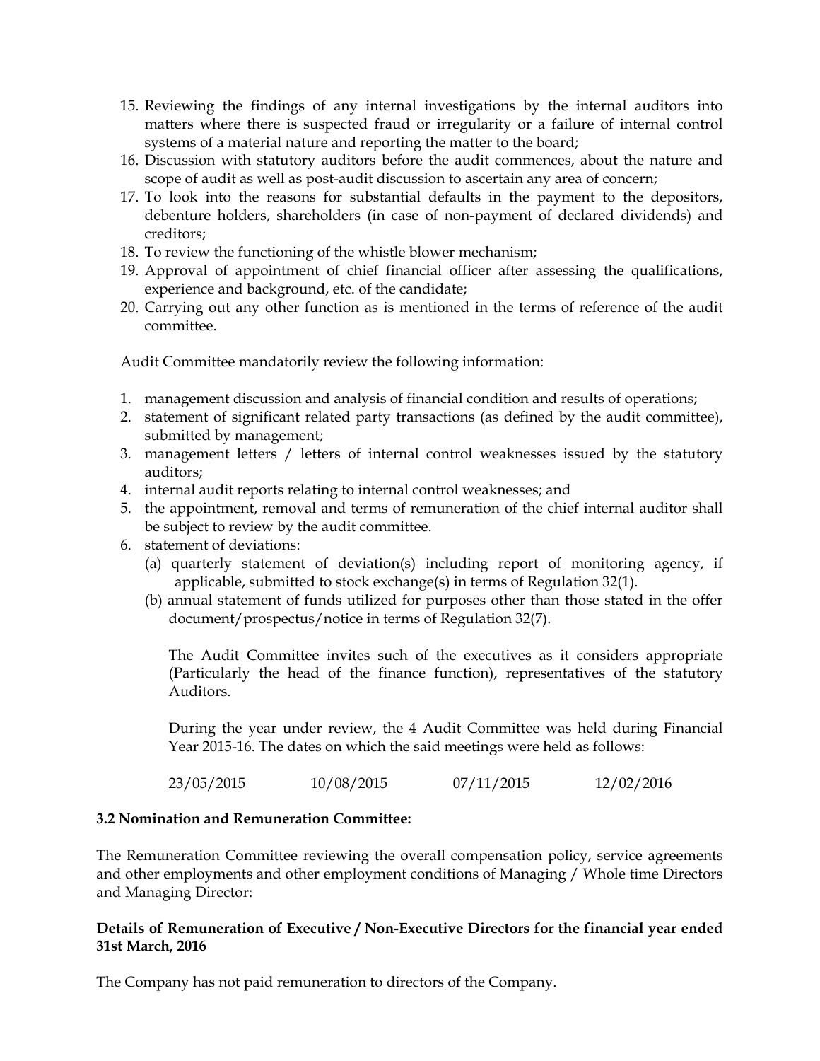15. Reviewing the findings of any internal investigations by the internal auditors into matters where there is suspected fraud or irregularity or a failure of internal control systems of a material nature and reporting the matter to the board;
16. Discussion with statutory auditors before the audit commences, about the nature and scope of audit as well as post-audit discussion to ascertain any area of concern;
17. To look into the reasons for substantial defaults in the payment to the depositors, debenture holders, shareholders (in case of non-payment of declared dividends) and creditors;
18. To review the functioning of the whistle blower mechanism;
19. Approval of appointment of chief financial officer after assessing the qualifications, experience and background, etc. of the candidate;
20. Carrying out any other function as is mentioned in the terms of reference of the audit committee.

Audit Committee mandatorily review the following information:

1. management discussion and analysis of financial condition and results of operations;
2. statement of significant related party transactions (as defined by the audit committee), submitted by management;
3. management letters / letters of internal control weaknesses issued by the statutory auditors;
4. internal audit reports relating to internal control weaknesses; and
5. the appointment, removal and terms of remuneration of the chief internal auditor shall be subject to review by the audit committee.
6. statement of deviations:
   (a) quarterly statement of deviation(s) including report of monitoring agency, if applicable, submitted to stock exchange(s) in terms of Regulation 32(1).
   (b) annual statement of funds utilized for purposes other than those stated in the offer document/prospectus/notice in terms of Regulation 32(7).

   The Audit Committee invites such of the executives as it considers appropriate (Particularly the head of the finance function), representatives of the statutory Auditors.

   During the year under review, the 4 Audit Committee was held during Financial Year 2015-16. The dates on which the said meetings were held as follows:

   23/05/2015 10/08/2015 07/11/2015 12/02/2016

**3.2 Nomination and Remuneration Committee:**

The Remuneration Committee reviewing the overall compensation policy, service agreements and other employments and other employment conditions of Managing / Whole time Directors and Managing Director:

**Details of Remuneration of Executive / Non-Executive Directors for the financial year ended 31st March, 2016**

The Company has not paid remuneration to directors of the Company.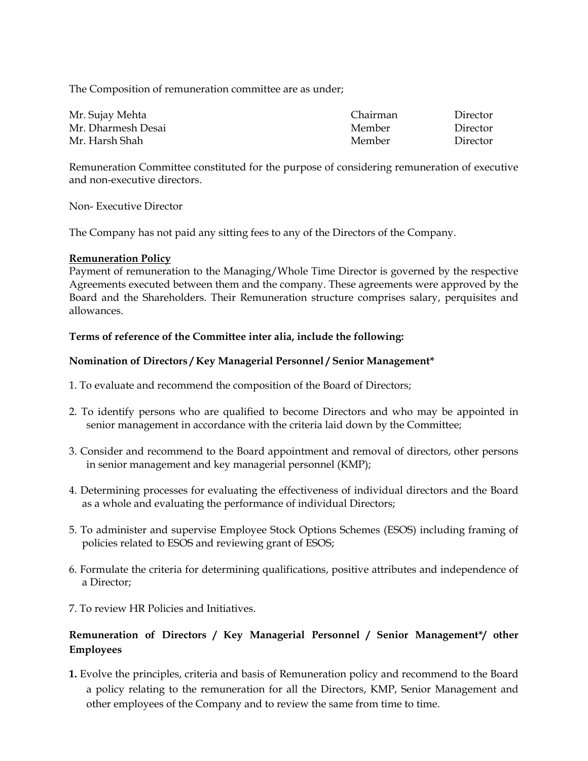The Composition of remuneration committee are as under;

| | | |
|---|---|---|
| Mr. Sujay Mehta | Chairman | Director |
| Mr. Dharmesh Desai | Member | Director |
| Mr. Harsh Shah | Member | Director |

Remuneration Committee constituted for the purpose of considering remuneration of executive and non-executive directors.

Non- Executive Director

The Company has not paid any sitting fees to any of the Directors of the Company.

**<u>Remuneration Policy</u>**

Payment of remuneration to the Managing/Whole Time Director is governed by the respective Agreements executed between them and the company. These agreements were approved by the Board and the Shareholders. Their Remuneration structure comprises salary, perquisites and allowances.

**Terms of reference of the Committee inter alia, include the following:**

**Nomination of Directors / Key Managerial Personnel / Senior Management***

1. To evaluate and recommend the composition of the Board of Directors;

2. To identify persons who are qualified to become Directors and who may be appointed in senior management in accordance with the criteria laid down by the Committee;

3. Consider and recommend to the Board appointment and removal of directors, other persons in senior management and key managerial personnel (KMP);

4. Determining processes for evaluating the effectiveness of individual directors and the Board as a whole and evaluating the performance of individual Directors;

5. To administer and supervise Employee Stock Options Schemes (ESOS) including framing of policies related to ESOS and reviewing grant of ESOS;

6. Formulate the criteria for determining qualifications, positive attributes and independence of a Director;

7. To review HR Policies and Initiatives.

**Remuneration of Directors / Key Managerial Personnel / Senior Management*/ other Employees**

**1.** Evolve the principles, criteria and basis of Remuneration policy and recommend to the Board a policy relating to the remuneration for all the Directors, KMP, Senior Management and other employees of the Company and to review the same from time to time.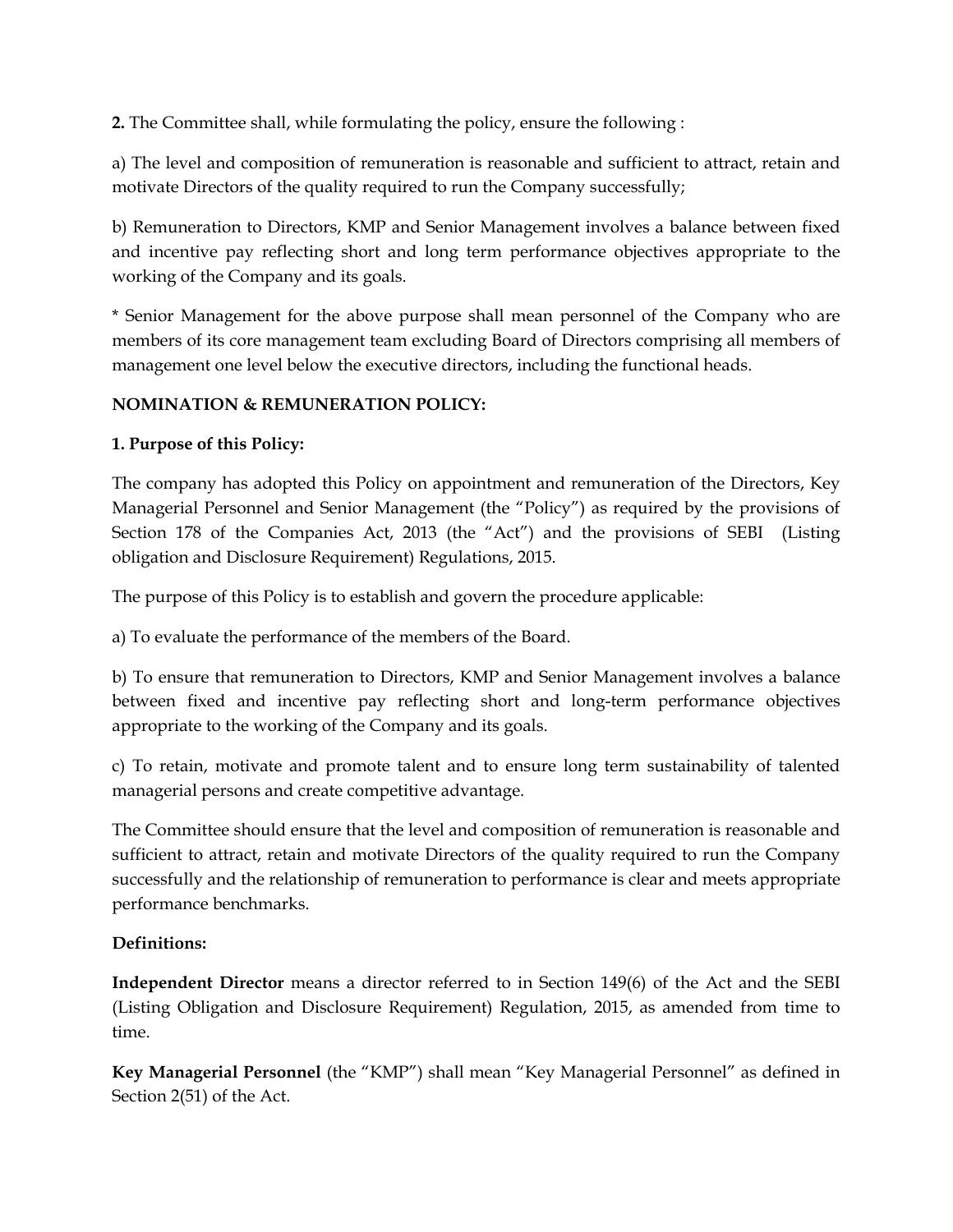**2.** The Committee shall, while formulating the policy, ensure the following :

a) The level and composition of remuneration is reasonable and sufficient to attract, retain and motivate Directors of the quality required to run the Company successfully;

b) Remuneration to Directors, KMP and Senior Management involves a balance between fixed and incentive pay reflecting short and long term performance objectives appropriate to the working of the Company and its goals.

* Senior Management for the above purpose shall mean personnel of the Company who are members of its core management team excluding Board of Directors comprising all members of management one level below the executive directors, including the functional heads.

**NOMINATION & REMUNERATION POLICY:**

**1. Purpose of this Policy:**

The company has adopted this Policy on appointment and remuneration of the Directors, Key Managerial Personnel and Senior Management (the "Policy") as required by the provisions of Section 178 of the Companies Act, 2013 (the "Act") and the provisions of SEBI (Listing obligation and Disclosure Requirement) Regulations, 2015.

The purpose of this Policy is to establish and govern the procedure applicable:

a) To evaluate the performance of the members of the Board.

b) To ensure that remuneration to Directors, KMP and Senior Management involves a balance between fixed and incentive pay reflecting short and long-term performance objectives appropriate to the working of the Company and its goals.

c) To retain, motivate and promote talent and to ensure long term sustainability of talented managerial persons and create competitive advantage.

The Committee should ensure that the level and composition of remuneration is reasonable and sufficient to attract, retain and motivate Directors of the quality required to run the Company successfully and the relationship of remuneration to performance is clear and meets appropriate performance benchmarks.

**Definitions:**

**Independent Director** means a director referred to in Section 149(6) of the Act and the SEBI (Listing Obligation and Disclosure Requirement) Regulation, 2015, as amended from time to time.

**Key Managerial Personnel** (the "KMP") shall mean "Key Managerial Personnel" as defined in Section 2(51) of the Act.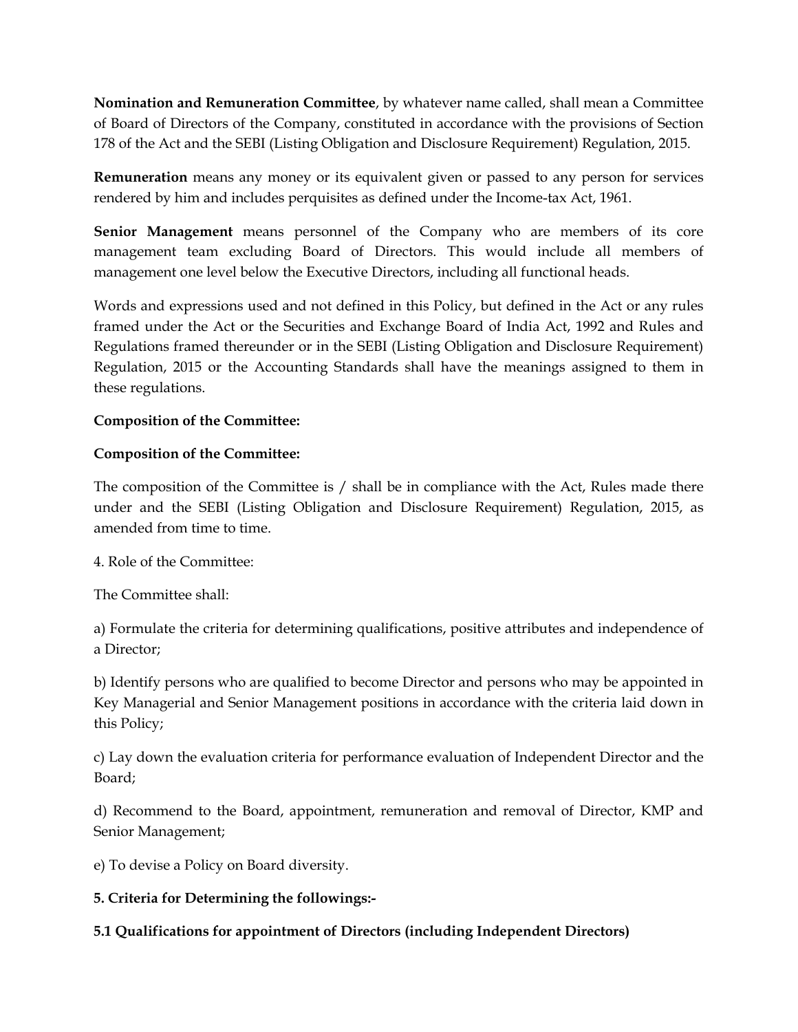**Nomination and Remuneration Committee**, by whatever name called, shall mean a Committee of Board of Directors of the Company, constituted in accordance with the provisions of Section 178 of the Act and the SEBI (Listing Obligation and Disclosure Requirement) Regulation, 2015.

**Remuneration** means any money or its equivalent given or passed to any person for services rendered by him and includes perquisites as defined under the Income-tax Act, 1961.

**Senior Management** means personnel of the Company who are members of its core management team excluding Board of Directors. This would include all members of management one level below the Executive Directors, including all functional heads.

Words and expressions used and not defined in this Policy, but defined in the Act or any rules framed under the Act or the Securities and Exchange Board of India Act, 1992 and Rules and Regulations framed thereunder or in the SEBI (Listing Obligation and Disclosure Requirement) Regulation, 2015 or the Accounting Standards shall have the meanings assigned to them in these regulations.

**Composition of the Committee:**

**Composition of the Committee:**

The composition of the Committee is / shall be in compliance with the Act, Rules made there under and the SEBI (Listing Obligation and Disclosure Requirement) Regulation, 2015, as amended from time to time.

4. Role of the Committee:

The Committee shall:

a) Formulate the criteria for determining qualifications, positive attributes and independence of a Director;

b) Identify persons who are qualified to become Director and persons who may be appointed in Key Managerial and Senior Management positions in accordance with the criteria laid down in this Policy;

c) Lay down the evaluation criteria for performance evaluation of Independent Director and the Board;

d) Recommend to the Board, appointment, remuneration and removal of Director, KMP and Senior Management;

e) To devise a Policy on Board diversity.

**5. Criteria for Determining the followings:-**

**5.1 Qualifications for appointment of Directors (including Independent Directors)**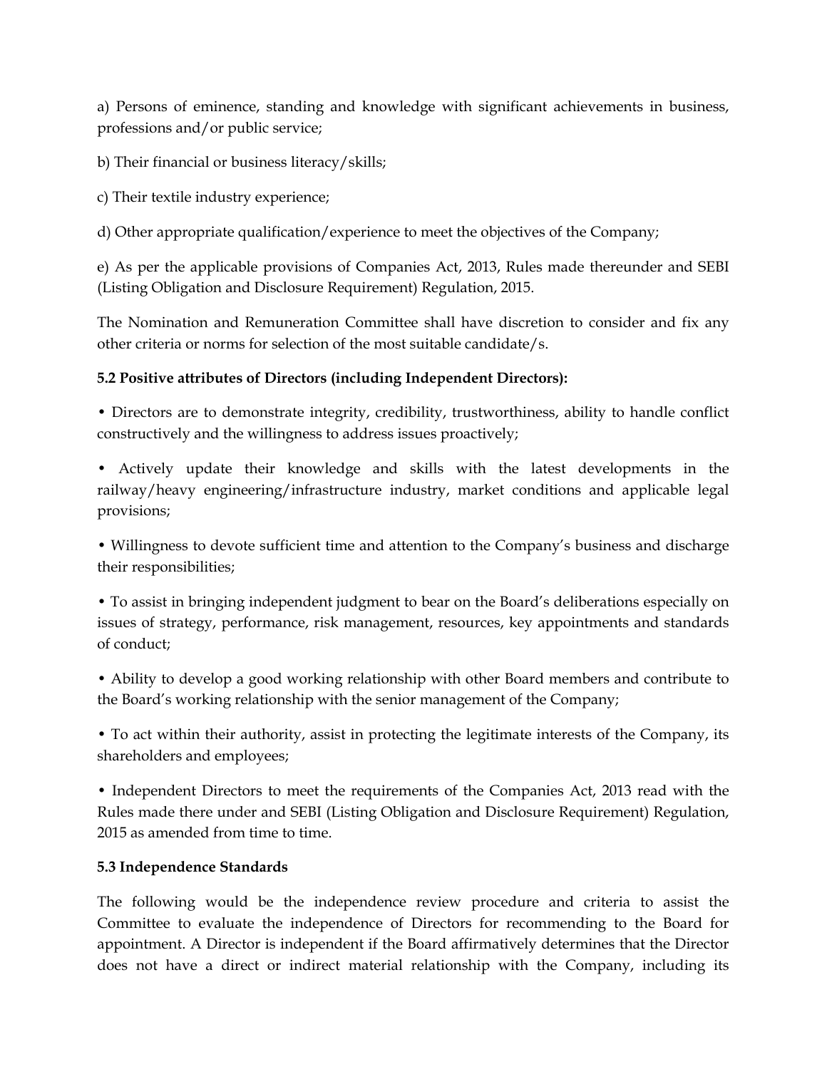a) Persons of eminence, standing and knowledge with significant achievements in business, professions and/or public service;

b) Their financial or business literacy/skills;

c) Their textile industry experience;

d) Other appropriate qualification/experience to meet the objectives of the Company;

e) As per the applicable provisions of Companies Act, 2013, Rules made thereunder and SEBI (Listing Obligation and Disclosure Requirement) Regulation, 2015.

The Nomination and Remuneration Committee shall have discretion to consider and fix any other criteria or norms for selection of the most suitable candidate/s.

**5.2 Positive attributes of Directors (including Independent Directors):**

• Directors are to demonstrate integrity, credibility, trustworthiness, ability to handle conflict constructively and the willingness to address issues proactively;

• Actively update their knowledge and skills with the latest developments in the railway/heavy engineering/infrastructure industry, market conditions and applicable legal provisions;

• Willingness to devote sufficient time and attention to the Company's business and discharge their responsibilities;

• To assist in bringing independent judgment to bear on the Board's deliberations especially on issues of strategy, performance, risk management, resources, key appointments and standards of conduct;

• Ability to develop a good working relationship with other Board members and contribute to the Board's working relationship with the senior management of the Company;

• To act within their authority, assist in protecting the legitimate interests of the Company, its shareholders and employees;

• Independent Directors to meet the requirements of the Companies Act, 2013 read with the Rules made there under and SEBI (Listing Obligation and Disclosure Requirement) Regulation, 2015 as amended from time to time.

**5.3 Independence Standards**

The following would be the independence review procedure and criteria to assist the Committee to evaluate the independence of Directors for recommending to the Board for appointment. A Director is independent if the Board affirmatively determines that the Director does not have a direct or indirect material relationship with the Company, including its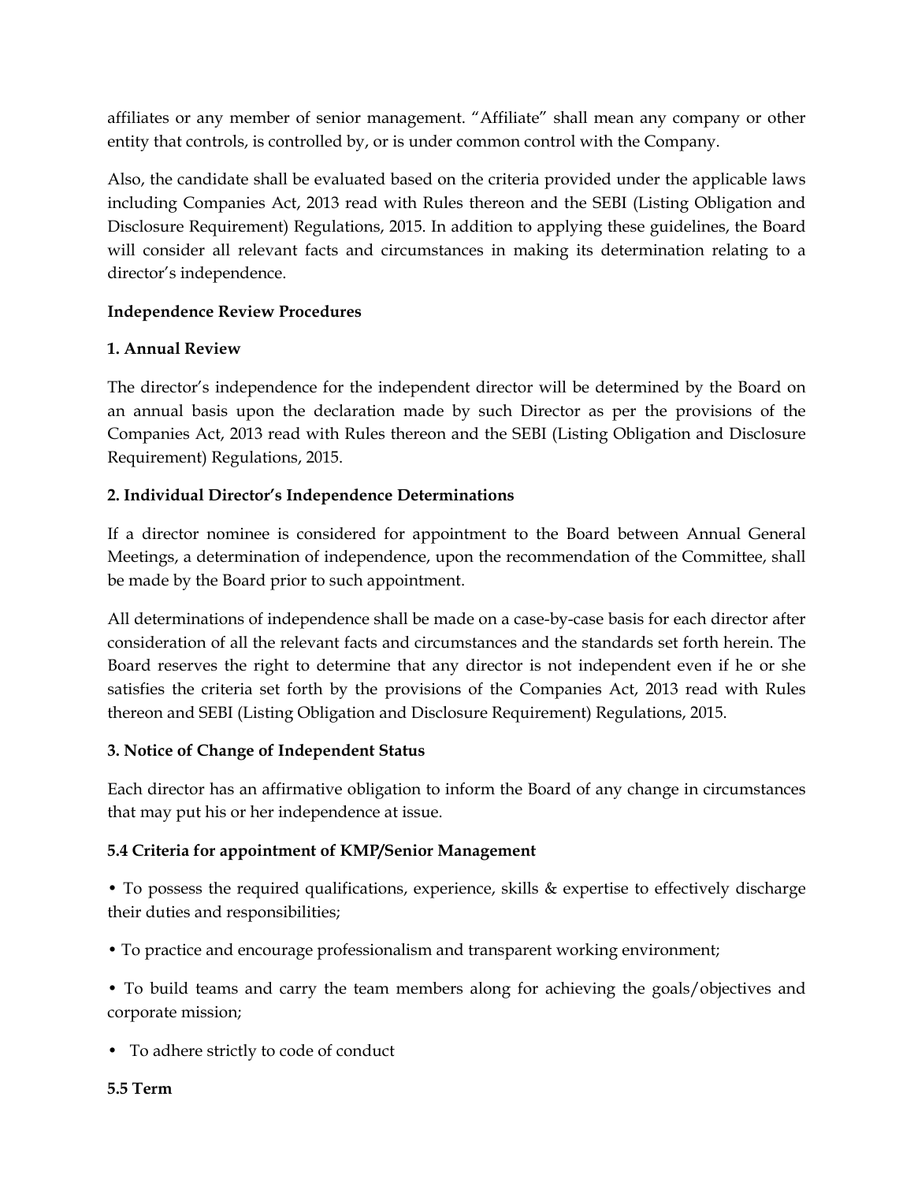affiliates or any member of senior management. "Affiliate" shall mean any company or other entity that controls, is controlled by, or is under common control with the Company.

Also, the candidate shall be evaluated based on the criteria provided under the applicable laws including Companies Act, 2013 read with Rules thereon and the SEBI (Listing Obligation and Disclosure Requirement) Regulations, 2015. In addition to applying these guidelines, the Board will consider all relevant facts and circumstances in making its determination relating to a director's independence.

**Independence Review Procedures**

**1. Annual Review**

The director's independence for the independent director will be determined by the Board on an annual basis upon the declaration made by such Director as per the provisions of the Companies Act, 2013 read with Rules thereon and the SEBI (Listing Obligation and Disclosure Requirement) Regulations, 2015.

**2. Individual Director's Independence Determinations**

If a director nominee is considered for appointment to the Board between Annual General Meetings, a determination of independence, upon the recommendation of the Committee, shall be made by the Board prior to such appointment.

All determinations of independence shall be made on a case-by-case basis for each director after consideration of all the relevant facts and circumstances and the standards set forth herein. The Board reserves the right to determine that any director is not independent even if he or she satisfies the criteria set forth by the provisions of the Companies Act, 2013 read with Rules thereon and SEBI (Listing Obligation and Disclosure Requirement) Regulations, 2015.

**3. Notice of Change of Independent Status**

Each director has an affirmative obligation to inform the Board of any change in circumstances that may put his or her independence at issue.

**5.4 Criteria for appointment of KMP/Senior Management**

- To possess the required qualifications, experience, skills & expertise to effectively discharge their duties and responsibilities;
- To practice and encourage professionalism and transparent working environment;
- To build teams and carry the team members along for achieving the goals/objectives and corporate mission;
- To adhere strictly to code of conduct

**5.5 Term**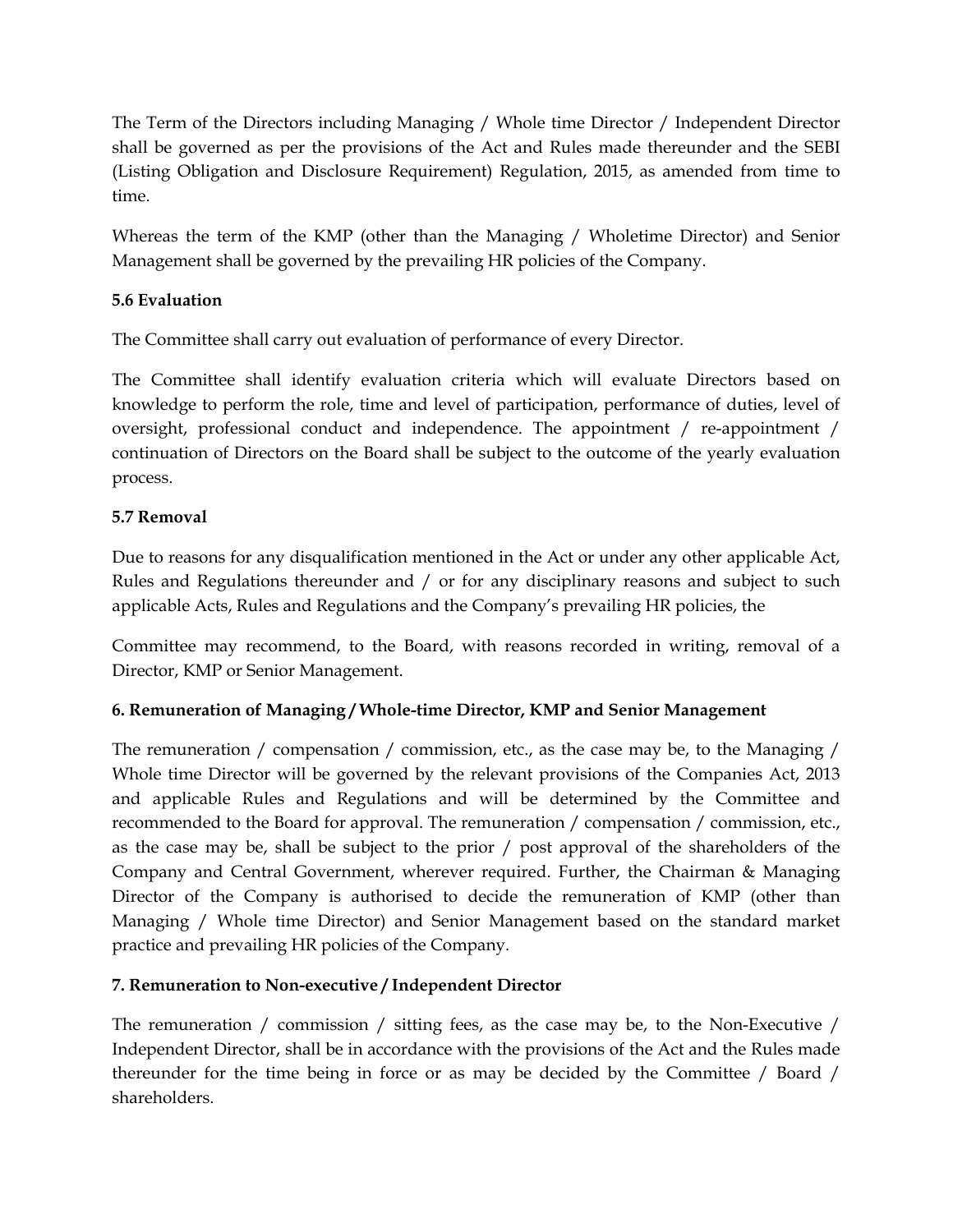The Term of the Directors including Managing / Whole time Director / Independent Director shall be governed as per the provisions of the Act and Rules made thereunder and the SEBI (Listing Obligation and Disclosure Requirement) Regulation, 2015, as amended from time to time.

Whereas the term of the KMP (other than the Managing / Wholetime Director) and Senior Management shall be governed by the prevailing HR policies of the Company.

**5.6 Evaluation**

The Committee shall carry out evaluation of performance of every Director.

The Committee shall identify evaluation criteria which will evaluate Directors based on knowledge to perform the role, time and level of participation, performance of duties, level of oversight, professional conduct and independence. The appointment / re-appointment / continuation of Directors on the Board shall be subject to the outcome of the yearly evaluation process.

**5.7 Removal**

Due to reasons for any disqualification mentioned in the Act or under any other applicable Act, Rules and Regulations thereunder and / or for any disciplinary reasons and subject to such applicable Acts, Rules and Regulations and the Company's prevailing HR policies, the

Committee may recommend, to the Board, with reasons recorded in writing, removal of a Director, KMP or Senior Management.

**6. Remuneration of Managing / Whole-time Director, KMP and Senior Management**

The remuneration / compensation / commission, etc., as the case may be, to the Managing / Whole time Director will be governed by the relevant provisions of the Companies Act, 2013 and applicable Rules and Regulations and will be determined by the Committee and recommended to the Board for approval. The remuneration / compensation / commission, etc., as the case may be, shall be subject to the prior / post approval of the shareholders of the Company and Central Government, wherever required. Further, the Chairman & Managing Director of the Company is authorised to decide the remuneration of KMP (other than Managing / Whole time Director) and Senior Management based on the standard market practice and prevailing HR policies of the Company.

**7. Remuneration to Non-executive / Independent Director**

The remuneration / commission / sitting fees, as the case may be, to the Non-Executive / Independent Director, shall be in accordance with the provisions of the Act and the Rules made thereunder for the time being in force or as may be decided by the Committee / Board / shareholders.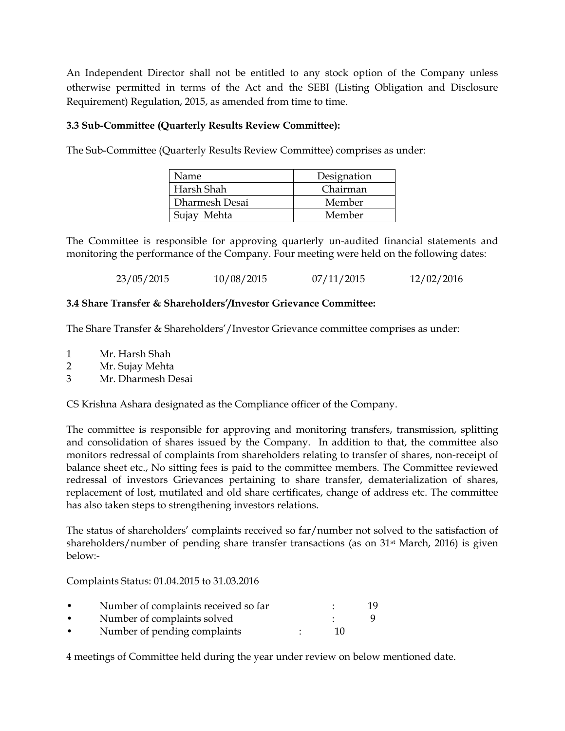An Independent Director shall not be entitled to any stock option of the Company unless otherwise permitted in terms of the Act and the SEBI (Listing Obligation and Disclosure Requirement) Regulation, 2015, as amended from time to time.

### 3.3 Sub-Committee (Quarterly Results Review Committee):

The Sub-Committee (Quarterly Results Review Committee) comprises as under:

| Name | Designation |
|---|---|
| Harsh Shah | Chairman |
| Dharmesh Desai | Member |
| Sujay Mehta | Member |

The Committee is responsible for approving quarterly un-audited financial statements and monitoring the performance of the Company. Four meeting were held on the following dates:

23/05/2015 10/08/2015 07/11/2015 12/02/2016

### 3.4 Share Transfer & Shareholders'/Investor Grievance Committee:

The Share Transfer & Shareholders'/Investor Grievance committee comprises as under:

1. Mr. Harsh Shah
2. Mr. Sujay Mehta
3. Mr. Dharmesh Desai

CS Krishna Ashara designated as the Compliance officer of the Company.

The committee is responsible for approving and monitoring transfers, transmission, splitting and consolidation of shares issued by the Company. In addition to that, the committee also monitors redressal of complaints from shareholders relating to transfer of shares, non-receipt of balance sheet etc., No sitting fees is paid to the committee members. The Committee reviewed redressal of investors Grievances pertaining to share transfer, dematerialization of shares, replacement of lost, mutilated and old share certificates, change of address etc. The committee has also taken steps to strengthening investors relations.

The status of shareholders' complaints received so far/number not solved to the satisfaction of shareholders/number of pending share transfer transactions (as on 31st March, 2016) is given below:-

Complaints Status: 01.04.2015 to 31.03.2016

- Number of complaints received so far : 19
- Number of complaints solved : 9
- Number of pending complaints : 10

4 meetings of Committee held during the year under review on below mentioned date.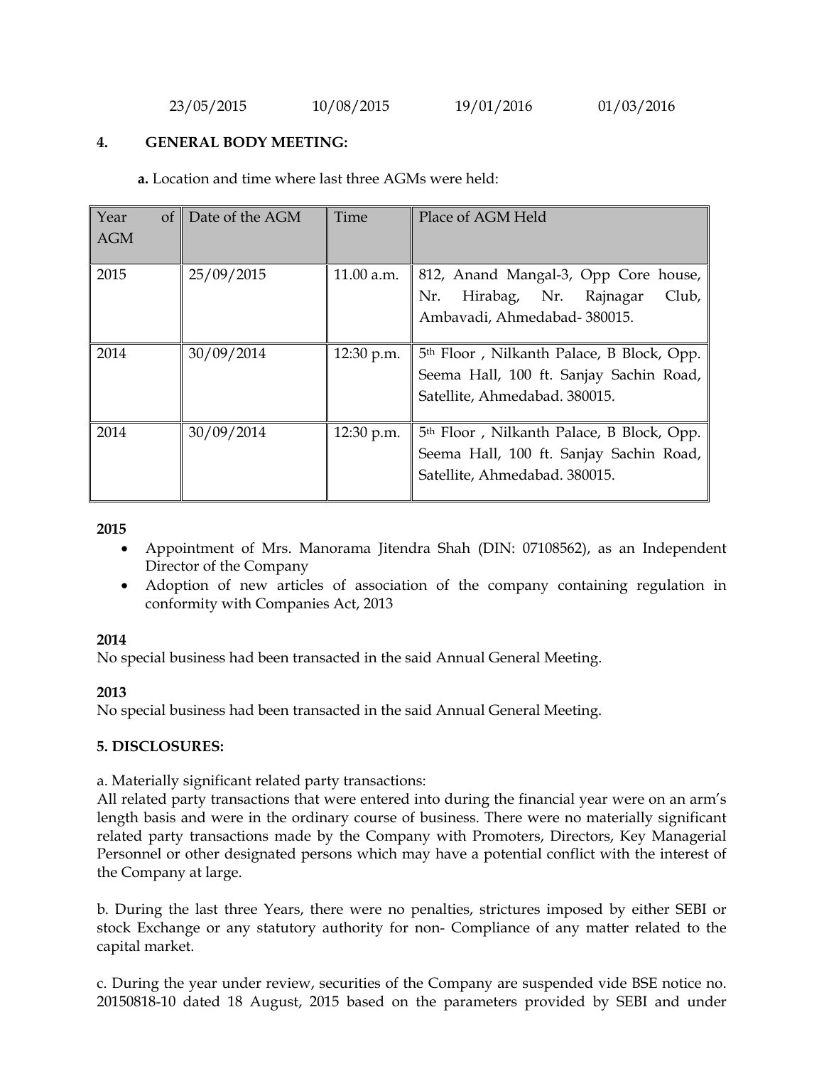| 23/05/2015 | 10/08/2015 | 19/01/2016 | 01/03/2016 |
|---|---|---|---|

**4. GENERAL BODY MEETING:**

**a.** Location and time where last three AGMs were held:

| Year of AGM | Date of the AGM | Time | Place of AGM Held |
|---|---|---|---|
| 2015 | 25/09/2015 | 11.00 a.m. | 812, Anand Mangal-3, Opp Core house, Nr. Hirabag, Nr. Rajnagar Club, Ambavadi, Ahmedabad- 380015. |
| 2014 | 30/09/2014 | 12:30 p.m. | 5th Floor , Nilkanth Palace, B Block, Opp. Seema Hall, 100 ft. Sanjay Sachin Road, Satellite, Ahmedabad. 380015. |
| 2014 | 30/09/2014 | 12:30 p.m. | 5th Floor , Nilkanth Palace, B Block, Opp. Seema Hall, 100 ft. Sanjay Sachin Road, Satellite, Ahmedabad. 380015. |

**2015**

- Appointment of Mrs. Manorama Jitendra Shah (DIN: 07108562), as an Independent Director of the Company
- Adoption of new articles of association of the company containing regulation in conformity with Companies Act, 2013

**2014**

No special business had been transacted in the said Annual General Meeting.

**2013**

No special business had been transacted in the said Annual General Meeting.

**5. DISCLOSURES:**

a. Materially significant related party transactions:
All related party transactions that were entered into during the financial year were on an arm's length basis and were in the ordinary course of business. There were no materially significant related party transactions made by the Company with Promoters, Directors, Key Managerial Personnel or other designated persons which may have a potential conflict with the interest of the Company at large.

b. During the last three Years, there were no penalties, strictures imposed by either SEBI or stock Exchange or any statutory authority for non- Compliance of any matter related to the capital market.

c. During the year under review, securities of the Company are suspended vide BSE notice no. 20150818-10 dated 18 August, 2015 based on the parameters provided by SEBI and under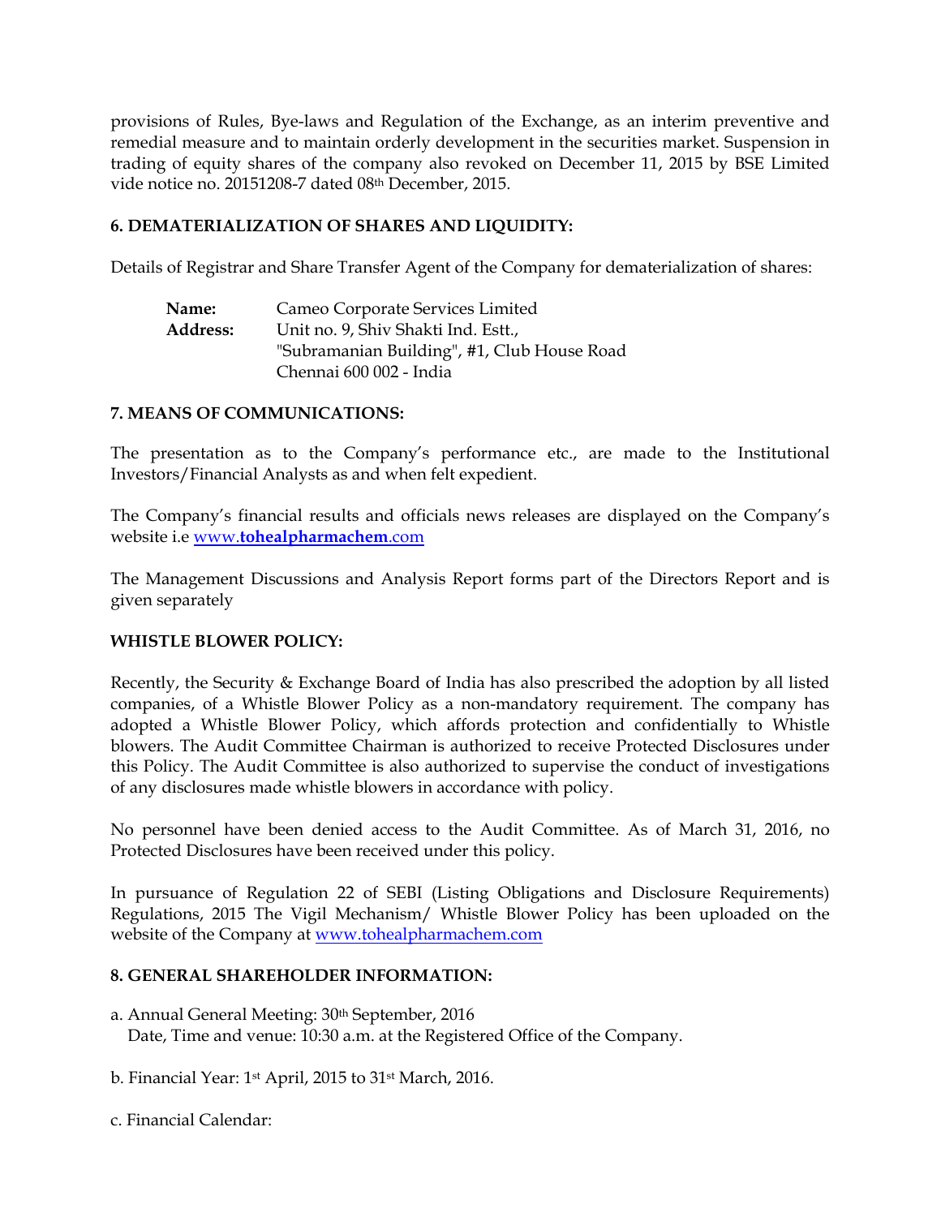provisions of Rules, Bye-laws and Regulation of the Exchange, as an interim preventive and remedial measure and to maintain orderly development in the securities market. Suspension in trading of equity shares of the company also revoked on December 11, 2015 by BSE Limited vide notice no. 20151208-7 dated 08th December, 2015.

### 6. DEMATERIALIZATION OF SHARES AND LIQUIDITY:

Details of Registrar and Share Transfer Agent of the Company for dematerialization of shares:

**Name:** Cameo Corporate Services Limited
**Address:** Unit no. 9, Shiv Shakti Ind. Estt.,
"Subramanian Building", #1, Club House Road
Chennai 600 002 - India

### 7. MEANS OF COMMUNICATIONS:

The presentation as to the Company's performance etc., are made to the Institutional Investors/Financial Analysts as and when felt expedient.

The Company's financial results and officials news releases are displayed on the Company's website i.e www.**tohealpharmachem**.com

The Management Discussions and Analysis Report forms part of the Directors Report and is given separately

### WHISTLE BLOWER POLICY:

Recently, the Security & Exchange Board of India has also prescribed the adoption by all listed companies, of a Whistle Blower Policy as a non-mandatory requirement. The company has adopted a Whistle Blower Policy, which affords protection and confidentially to Whistle blowers. The Audit Committee Chairman is authorized to receive Protected Disclosures under this Policy. The Audit Committee is also authorized to supervise the conduct of investigations of any disclosures made whistle blowers in accordance with policy.

No personnel have been denied access to the Audit Committee. As of March 31, 2016, no Protected Disclosures have been received under this policy.

In pursuance of Regulation 22 of SEBI (Listing Obligations and Disclosure Requirements) Regulations, 2015 The Vigil Mechanism/ Whistle Blower Policy has been uploaded on the website of the Company at www.tohealpharmachem.com

### 8. GENERAL SHAREHOLDER INFORMATION:

a. Annual General Meeting: 30th September, 2016
   Date, Time and venue: 10:30 a.m. at the Registered Office of the Company.

b. Financial Year: 1st April, 2015 to 31st March, 2016.

c. Financial Calendar: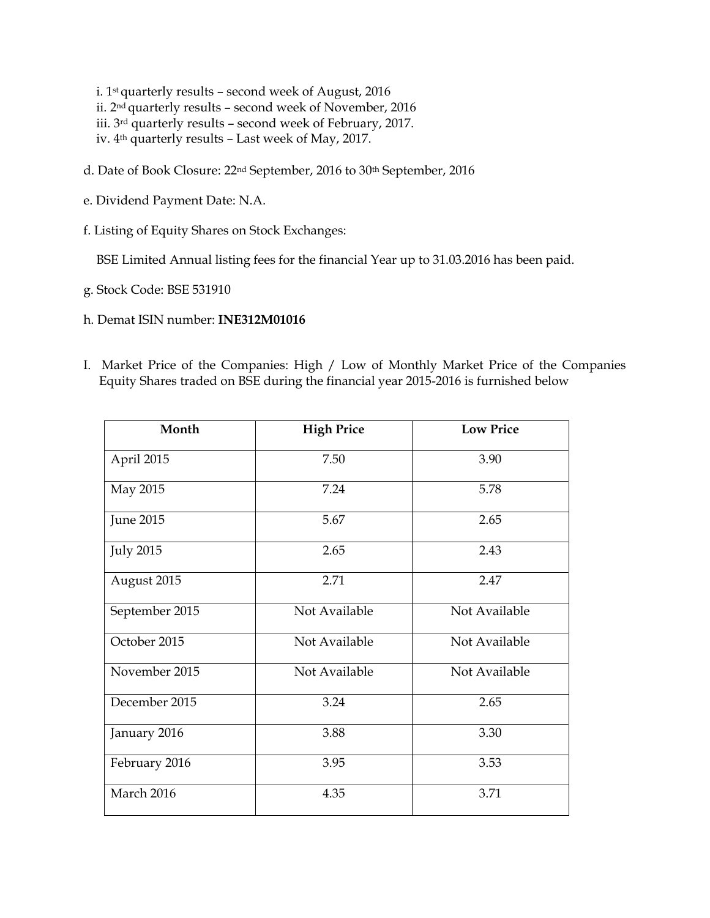i. 1st quarterly results – second week of August, 2016
ii. 2nd quarterly results – second week of November, 2016
iii. 3rd quarterly results – second week of February, 2017.
iv. 4th quarterly results – Last week of May, 2017.

d. Date of Book Closure: 22nd September, 2016 to 30th September, 2016

e. Dividend Payment Date: N.A.

f. Listing of Equity Shares on Stock Exchanges:

BSE Limited Annual listing fees for the financial Year up to 31.03.2016 has been paid.

g. Stock Code: BSE 531910

h. Demat ISIN number: **INE312M01016**

I. Market Price of the Companies: High / Low of Monthly Market Price of the Companies Equity Shares traded on BSE during the financial year 2015-2016 is furnished below

| Month | High Price | Low Price |
|---|---|---|
| April 2015 | 7.50 | 3.90 |
| May 2015 | 7.24 | 5.78 |
| June 2015 | 5.67 | 2.65 |
| July 2015 | 2.65 | 2.43 |
| August 2015 | 2.71 | 2.47 |
| September 2015 | Not Available | Not Available |
| October 2015 | Not Available | Not Available |
| November 2015 | Not Available | Not Available |
| December 2015 | 3.24 | 2.65 |
| January 2016 | 3.88 | 3.30 |
| February 2016 | 3.95 | 3.53 |
| March 2016 | 4.35 | 3.71 |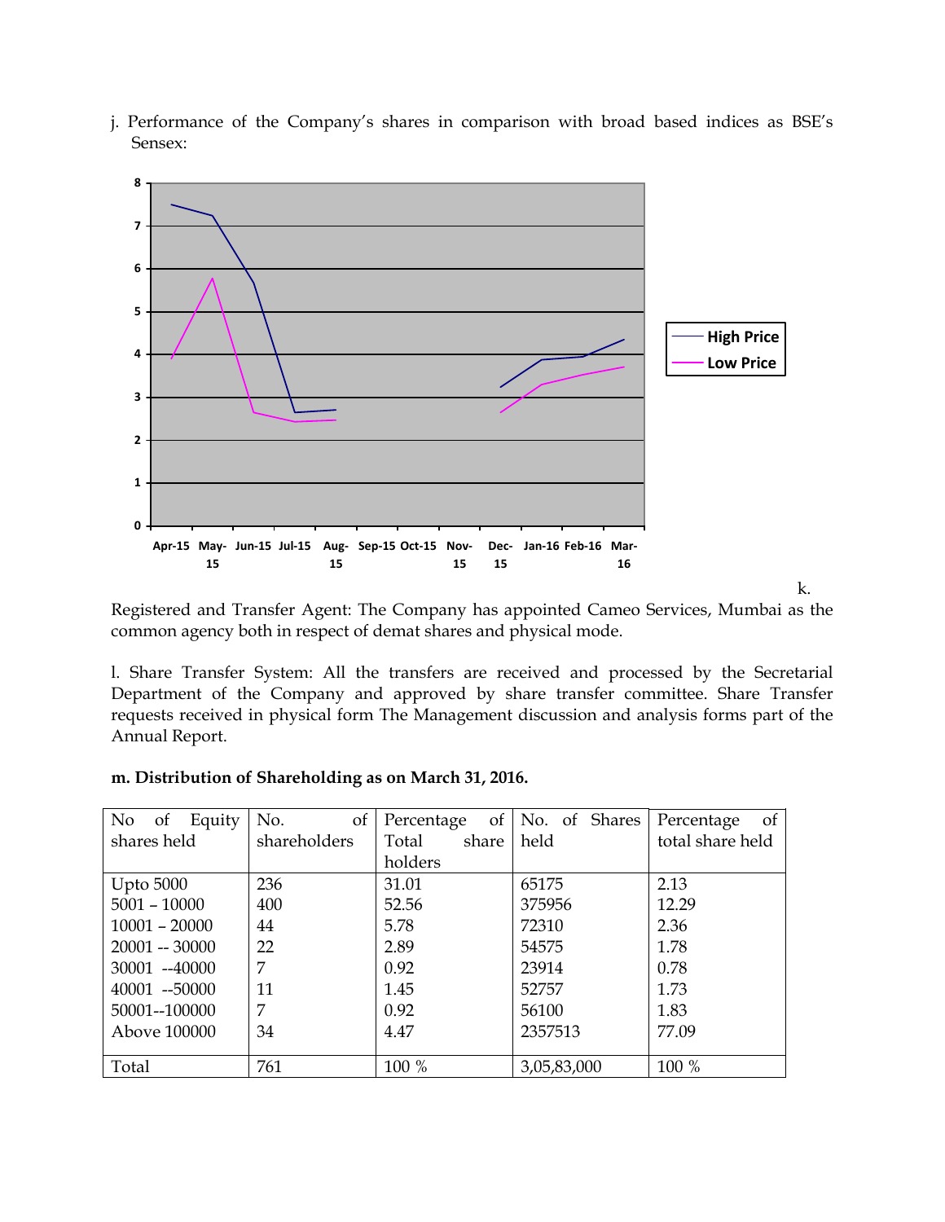j. Performance of the Company's shares in comparison with broad based indices as BSE's Sensex:

k.

Registered and Transfer Agent: The Company has appointed Cameo Services, Mumbai as the common agency both in respect of demat shares and physical mode.

l. Share Transfer System: All the transfers are received and processed by the Secretarial Department of the Company and approved by share transfer committee. Share Transfer requests received in physical form The Management discussion and analysis forms part of the Annual Report.

**m. Distribution of Shareholding as on March 31, 2016.**

| No of Equity shares held | No. of shareholders | Percentage of Total share holders | No. of Shares held | Percentage of total share held |
|---|---|---|---|---|
| Upto 5000 | 236 | 31.01 | 65175 | 2.13 |
| 5001 – 10000 | 400 | 52.56 | 375956 | 12.29 |
| 10001 – 20000 | 44 | 5.78 | 72310 | 2.36 |
| 20001 -- 30000 | 22 | 2.89 | 54575 | 1.78 |
| 30001 --40000 | 7 | 0.92 | 23914 | 0.78 |
| 40001 --50000 | 11 | 1.45 | 52757 | 1.73 |
| 50001--100000 | 7 | 0.92 | 56100 | 1.83 |
| Above 100000 | 34 | 4.47 | 2357513 | 77.09 |
| Total | 761 | 100 % | 3,05,83,000 | 100 % |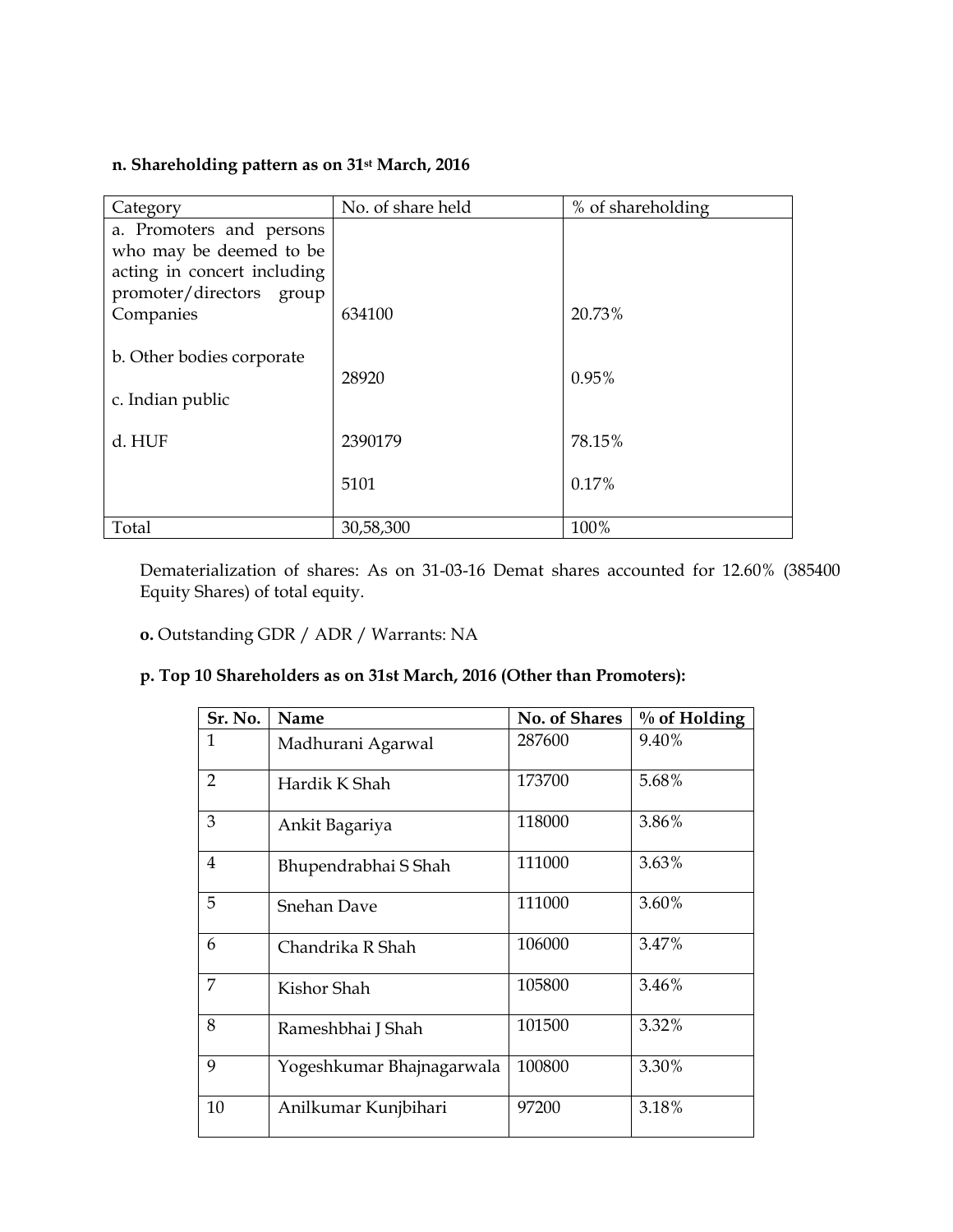**n. Shareholding pattern as on 31st March, 2016**

| Category | No. of share held | % of shareholding |
|---|---|---|
| a. Promoters and persons who may be deemed to be acting in concert including promoter/directors group Companies | 634100 | 20.73% |
| b. Other bodies corporate | 28920 | 0.95% |
| c. Indian public | 2390179 | 78.15% |
| d. HUF | 5101 | 0.17% |
| Total | 30,58,300 | 100% |

Dematerialization of shares: As on 31-03-16 Demat shares accounted for 12.60% (385400 Equity Shares) of total equity.

**o.** Outstanding GDR / ADR / Warrants: NA

**p. Top 10 Shareholders as on 31st March, 2016 (Other than Promoters):**

| Sr. No. | Name | No. of Shares | % of Holding |
|---|---|---|---|
| 1 | Madhurani Agarwal | 287600 | 9.40% |
| 2 | Hardik K Shah | 173700 | 5.68% |
| 3 | Ankit Bagariya | 118000 | 3.86% |
| 4 | Bhupendrabhai S Shah | 111000 | 3.63% |
| 5 | Snehan Dave | 111000 | 3.60% |
| 6 | Chandrika R Shah | 106000 | 3.47% |
| 7 | Kishor Shah | 105800 | 3.46% |
| 8 | Rameshbhai J Shah | 101500 | 3.32% |
| 9 | Yogeshkumar Bhajnagarwala | 100800 | 3.30% |
| 10 | Anilkumar Kunjbihari | 97200 | 3.18% |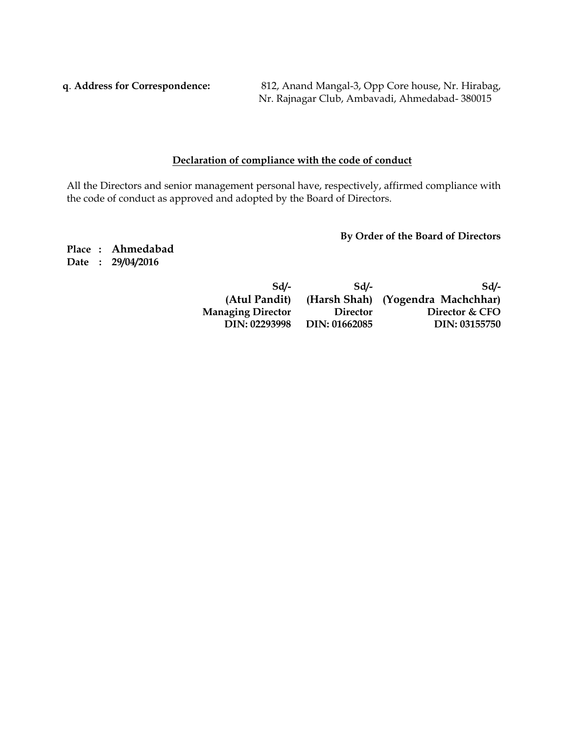**q**. **Address for Correspondence:** 812, Anand Mangal-3, Opp Core house, Nr. Hirabag, Nr. Rajnagar Club, Ambavadi, Ahmedabad- 380015

## Declaration of compliance with the code of conduct

All the Directors and senior management personal have, respectively, affirmed compliance with the code of conduct as approved and adopted by the Board of Directors.

**By Order of the Board of Directors**

**Place : Ahmedabad**
**Date : 29/04/2016**

| Sd/- | Sd/- | Sd/- |
|---|---|---|
| **(Atul Pandit)** | **(Harsh Shah)** | **(Yogendra Machchhar)** |
| **Managing Director** | **Director** | **Director & CFO** |
| **DIN: 02293998** | **DIN: 01662085** | **DIN: 03155750** |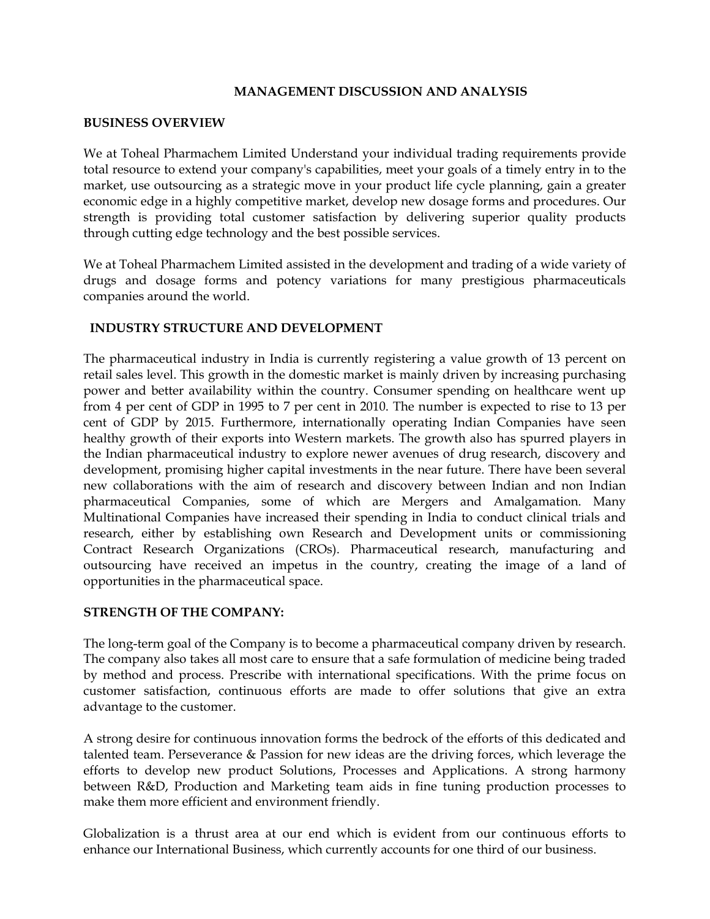# MANAGEMENT DISCUSSION AND ANALYSIS

## BUSINESS OVERVIEW

We at Toheal Pharmachem Limited Understand your individual trading requirements provide total resource to extend your company's capabilities, meet your goals of a timely entry in to the market, use outsourcing as a strategic move in your product life cycle planning, gain a greater economic edge in a highly competitive market, develop new dosage forms and procedures. Our strength is providing total customer satisfaction by delivering superior quality products through cutting edge technology and the best possible services.

We at Toheal Pharmachem Limited assisted in the development and trading of a wide variety of drugs and dosage forms and potency variations for many prestigious pharmaceuticals companies around the world.

## INDUSTRY STRUCTURE AND DEVELOPMENT

The pharmaceutical industry in India is currently registering a value growth of 13 percent on retail sales level. This growth in the domestic market is mainly driven by increasing purchasing power and better availability within the country. Consumer spending on healthcare went up from 4 per cent of GDP in 1995 to 7 per cent in 2010. The number is expected to rise to 13 per cent of GDP by 2015. Furthermore, internationally operating Indian Companies have seen healthy growth of their exports into Western markets. The growth also has spurred players in the Indian pharmaceutical industry to explore newer avenues of drug research, discovery and development, promising higher capital investments in the near future. There have been several new collaborations with the aim of research and discovery between Indian and non Indian pharmaceutical Companies, some of which are Mergers and Amalgamation. Many Multinational Companies have increased their spending in India to conduct clinical trials and research, either by establishing own Research and Development units or commissioning Contract Research Organizations (CROs). Pharmaceutical research, manufacturing and outsourcing have received an impetus in the country, creating the image of a land of opportunities in the pharmaceutical space.

## STRENGTH OF THE COMPANY:

The long-term goal of the Company is to become a pharmaceutical company driven by research. The company also takes all most care to ensure that a safe formulation of medicine being traded by method and process. Prescribe with international specifications. With the prime focus on customer satisfaction, continuous efforts are made to offer solutions that give an extra advantage to the customer.

A strong desire for continuous innovation forms the bedrock of the efforts of this dedicated and talented team. Perseverance & Passion for new ideas are the driving forces, which leverage the efforts to develop new product Solutions, Processes and Applications. A strong harmony between R&D, Production and Marketing team aids in fine tuning production processes to make them more efficient and environment friendly.

Globalization is a thrust area at our end which is evident from our continuous efforts to enhance our International Business, which currently accounts for one third of our business.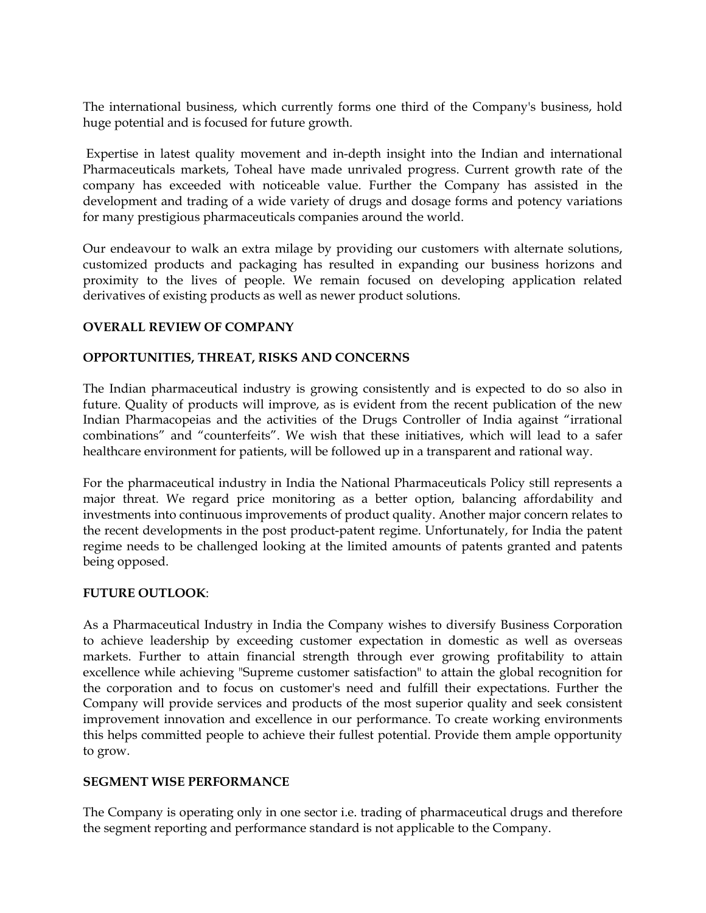The international business, which currently forms one third of the Company's business, hold huge potential and is focused for future growth.

Expertise in latest quality movement and in-depth insight into the Indian and international Pharmaceuticals markets, Toheal have made unrivaled progress. Current growth rate of the company has exceeded with noticeable value. Further the Company has assisted in the development and trading of a wide variety of drugs and dosage forms and potency variations for many prestigious pharmaceuticals companies around the world.

Our endeavour to walk an extra milage by providing our customers with alternate solutions, customized products and packaging has resulted in expanding our business horizons and proximity to the lives of people. We remain focused on developing application related derivatives of existing products as well as newer product solutions.

**OVERALL REVIEW OF COMPANY**

**OPPORTUNITIES, THREAT, RISKS AND CONCERNS**

The Indian pharmaceutical industry is growing consistently and is expected to do so also in future. Quality of products will improve, as is evident from the recent publication of the new Indian Pharmacopeias and the activities of the Drugs Controller of India against "irrational combinations" and "counterfeits". We wish that these initiatives, which will lead to a safer healthcare environment for patients, will be followed up in a transparent and rational way.

For the pharmaceutical industry in India the National Pharmaceuticals Policy still represents a major threat. We regard price monitoring as a better option, balancing affordability and investments into continuous improvements of product quality. Another major concern relates to the recent developments in the post product-patent regime. Unfortunately, for India the patent regime needs to be challenged looking at the limited amounts of patents granted and patents being opposed.

**FUTURE OUTLOOK**:

As a Pharmaceutical Industry in India the Company wishes to diversify Business Corporation to achieve leadership by exceeding customer expectation in domestic as well as overseas markets. Further to attain financial strength through ever growing profitability to attain excellence while achieving "Supreme customer satisfaction" to attain the global recognition for the corporation and to focus on customer's need and fulfill their expectations. Further the Company will provide services and products of the most superior quality and seek consistent improvement innovation and excellence in our performance. To create working environments this helps committed people to achieve their fullest potential. Provide them ample opportunity to grow.

**SEGMENT WISE PERFORMANCE**

The Company is operating only in one sector i.e. trading of pharmaceutical drugs and therefore the segment reporting and performance standard is not applicable to the Company.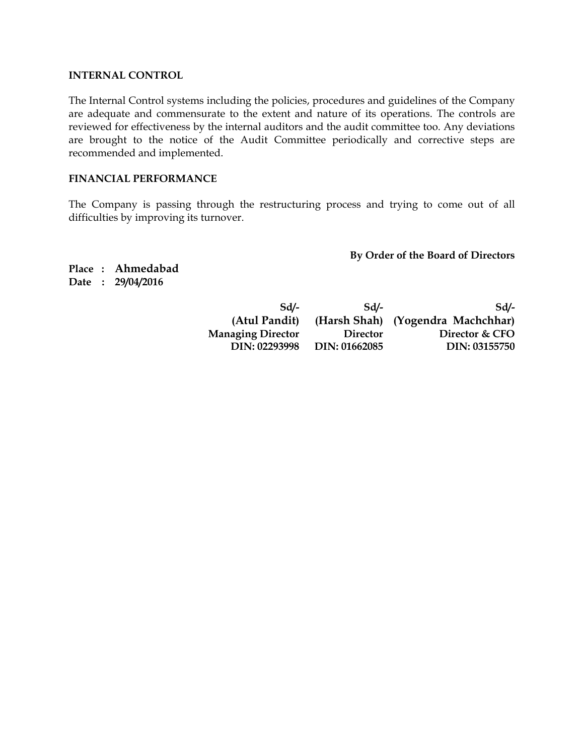**INTERNAL CONTROL**

The Internal Control systems including the policies, procedures and guidelines of the Company are adequate and commensurate to the extent and nature of its operations. The controls are reviewed for effectiveness by the internal auditors and the audit committee too. Any deviations are brought to the notice of the Audit Committee periodically and corrective steps are recommended and implemented.

**FINANCIAL PERFORMANCE**

The Company is passing through the restructuring process and trying to come out of all difficulties by improving its turnover.

**By Order of the Board of Directors**

**Place : Ahmedabad**
**Date : 29/04/2016**

| Sd/- | Sd/- | Sd/- |
|---|---|---|
| **(Atul Pandit)** | **(Harsh Shah)** | **(Yogendra Machchhar)** |
| **Managing Director** | **Director** | **Director & CFO** |
| **DIN: 02293998** | **DIN: 01662085** | **DIN: 03155750** |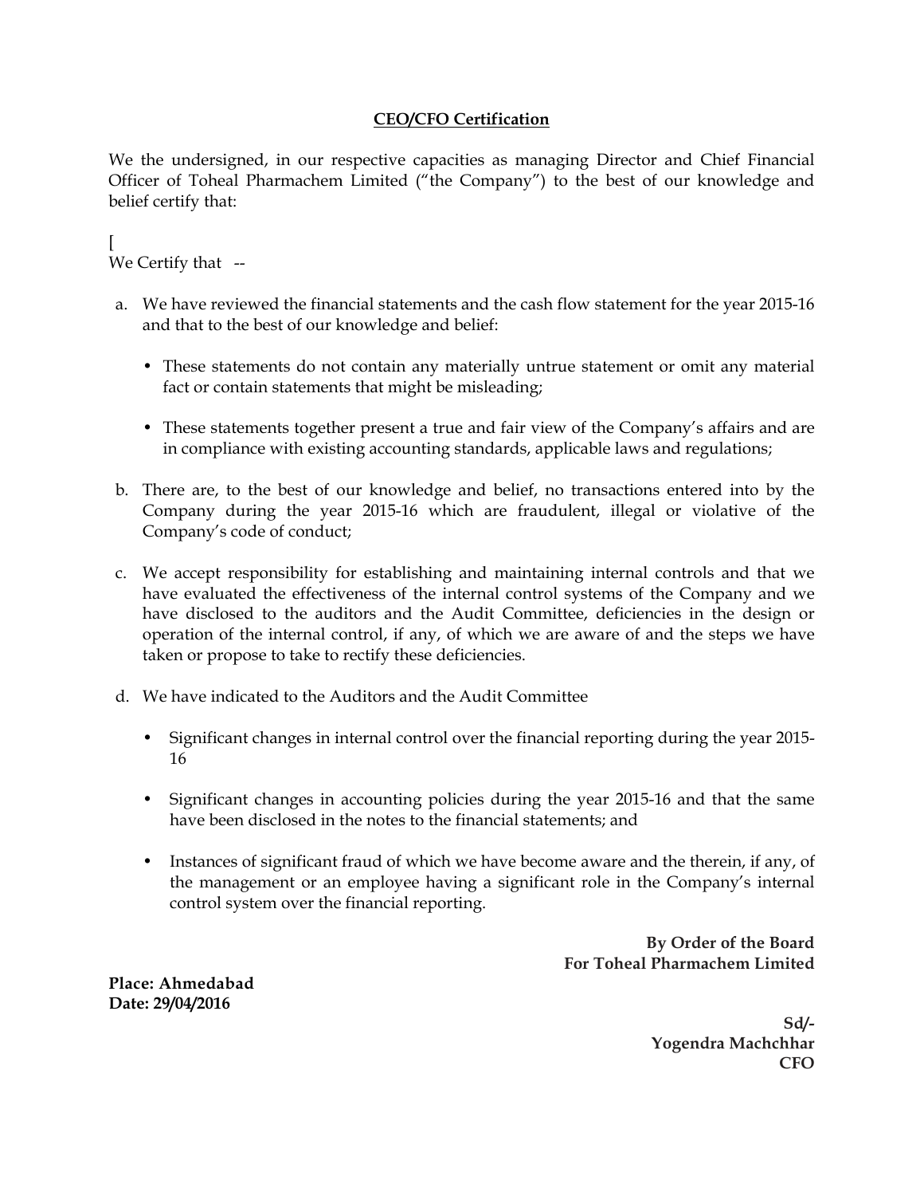**<u>CEO/CFO Certification</u>**

We the undersigned, in our respective capacities as managing Director and Chief Financial Officer of Toheal Pharmachem Limited ("the Company") to the best of our knowledge and belief certify that:

[
We Certify that --

a. We have reviewed the financial statements and the cash flow statement for the year 2015-16 and that to the best of our knowledge and belief:

   - These statements do not contain any materially untrue statement or omit any material fact or contain statements that might be misleading;

   - These statements together present a true and fair view of the Company's affairs and are in compliance with existing accounting standards, applicable laws and regulations;

b. There are, to the best of our knowledge and belief, no transactions entered into by the Company during the year 2015-16 which are fraudulent, illegal or violative of the Company's code of conduct;

c. We accept responsibility for establishing and maintaining internal controls and that we have evaluated the effectiveness of the internal control systems of the Company and we have disclosed to the auditors and the Audit Committee, deficiencies in the design or operation of the internal control, if any, of which we are aware of and the steps we have taken or propose to take to rectify these deficiencies.

d. We have indicated to the Auditors and the Audit Committee

   - Significant changes in internal control over the financial reporting during the year 2015-16

   - Significant changes in accounting policies during the year 2015-16 and that the same have been disclosed in the notes to the financial statements; and

   - Instances of significant fraud of which we have become aware and the therein, if any, of the management or an employee having a significant role in the Company's internal control system over the financial reporting.

**By Order of the Board**
**For Toheal Pharmachem Limited**

**Place: Ahmedabad**
**Date: 29/04/2016**

**Sd/-**
**Yogendra Machchhar**
**CFO**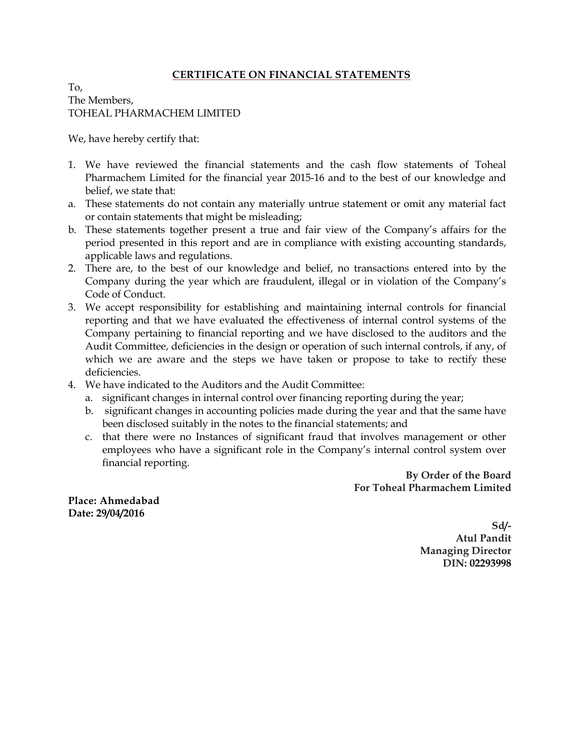## CERTIFICATE ON FINANCIAL STATEMENTS

To,
The Members,
TOHEAL PHARMACHEM LIMITED

We, have hereby certify that:

1. We have reviewed the financial statements and the cash flow statements of Toheal Pharmachem Limited for the financial year 2015-16 and to the best of our knowledge and belief, we state that:

a. These statements do not contain any materially untrue statement or omit any material fact or contain statements that might be misleading;

b. These statements together present a true and fair view of the Company's affairs for the period presented in this report and are in compliance with existing accounting standards, applicable laws and regulations.

2. There are, to the best of our knowledge and belief, no transactions entered into by the Company during the year which are fraudulent, illegal or in violation of the Company's Code of Conduct.

3. We accept responsibility for establishing and maintaining internal controls for financial reporting and that we have evaluated the effectiveness of internal control systems of the Company pertaining to financial reporting and we have disclosed to the auditors and the Audit Committee, deficiencies in the design or operation of such internal controls, if any, of which we are aware and the steps we have taken or propose to take to rectify these deficiencies.

4. We have indicated to the Auditors and the Audit Committee:
    a. significant changes in internal control over financing reporting during the year;
    b. significant changes in accounting policies made during the year and that the same have been disclosed suitably in the notes to the financial statements; and
    c. that there were no Instances of significant fraud that involves management or other employees who have a significant role in the Company's internal control system over financial reporting.

**By Order of the Board**
**For Toheal Pharmachem Limited**

**Place: Ahmedabad**
**Date: 29/04/2016**

**Sd/-**
**Atul Pandit**
**Managing Director**
**DIN: 02293998**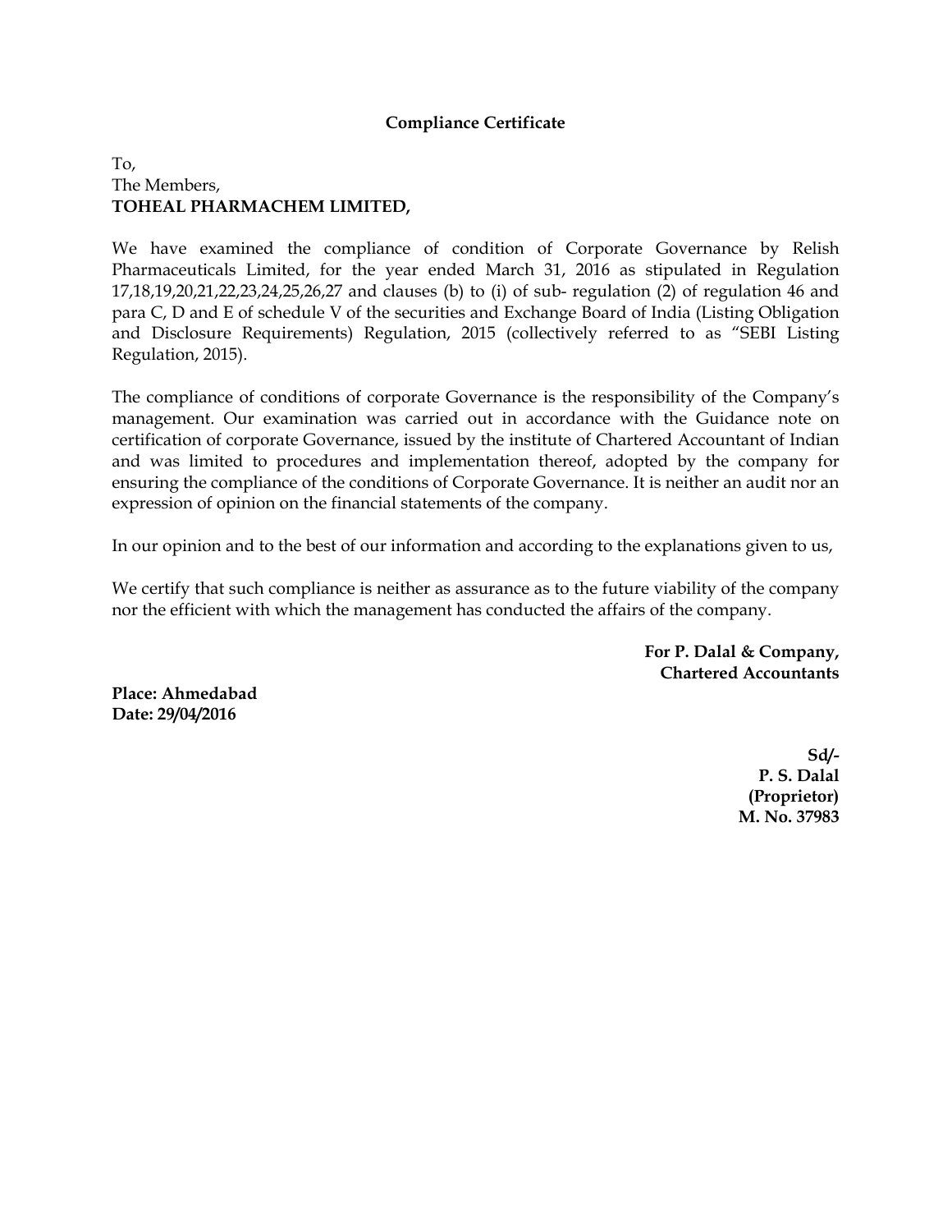**Compliance Certificate**

To,
The Members,
**TOHEAL PHARMACHEM LIMITED,**

We have examined the compliance of condition of Corporate Governance by Relish Pharmaceuticals Limited, for the year ended March 31, 2016 as stipulated in Regulation 17,18,19,20,21,22,23,24,25,26,27 and clauses (b) to (i) of sub- regulation (2) of regulation 46 and para C, D and E of schedule V of the securities and Exchange Board of India (Listing Obligation and Disclosure Requirements) Regulation, 2015 (collectively referred to as "SEBI Listing Regulation, 2015).

The compliance of conditions of corporate Governance is the responsibility of the Company's management. Our examination was carried out in accordance with the Guidance note on certification of corporate Governance, issued by the institute of Chartered Accountant of Indian and was limited to procedures and implementation thereof, adopted by the company for ensuring the compliance of the conditions of Corporate Governance. It is neither an audit nor an expression of opinion on the financial statements of the company.

In our opinion and to the best of our information and according to the explanations given to us,

We certify that such compliance is neither as assurance as to the future viability of the company nor the efficient with which the management has conducted the affairs of the company.

**For P. Dalal & Company,**
**Chartered Accountants**

**Place: Ahmedabad**
**Date: 29/04/2016**

**Sd/-**
**P. S. Dalal**
**(Proprietor)**
**M. No. 37983**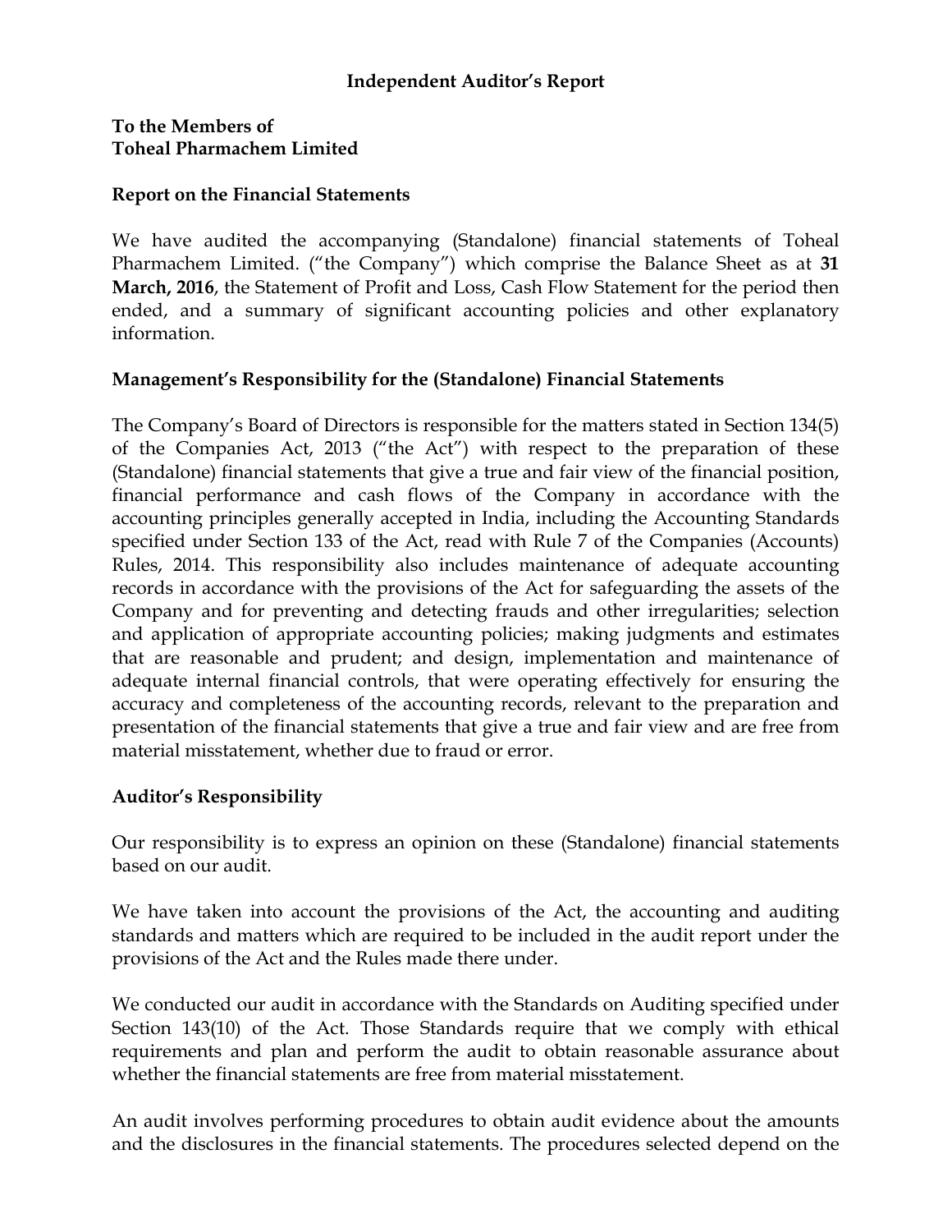## Independent Auditor's Report

**To the Members of**
**Toheal Pharmachem Limited**

### Report on the Financial Statements

We have audited the accompanying (Standalone) financial statements of Toheal Pharmachem Limited. ("the Company") which comprise the Balance Sheet as at **31 March, 2016**, the Statement of Profit and Loss, Cash Flow Statement for the period then ended, and a summary of significant accounting policies and other explanatory information.

### Management's Responsibility for the (Standalone) Financial Statements

The Company's Board of Directors is responsible for the matters stated in Section 134(5) of the Companies Act, 2013 ("the Act") with respect to the preparation of these (Standalone) financial statements that give a true and fair view of the financial position, financial performance and cash flows of the Company in accordance with the accounting principles generally accepted in India, including the Accounting Standards specified under Section 133 of the Act, read with Rule 7 of the Companies (Accounts) Rules, 2014. This responsibility also includes maintenance of adequate accounting records in accordance with the provisions of the Act for safeguarding the assets of the Company and for preventing and detecting frauds and other irregularities; selection and application of appropriate accounting policies; making judgments and estimates that are reasonable and prudent; and design, implementation and maintenance of adequate internal financial controls, that were operating effectively for ensuring the accuracy and completeness of the accounting records, relevant to the preparation and presentation of the financial statements that give a true and fair view and are free from material misstatement, whether due to fraud or error.

### Auditor's Responsibility

Our responsibility is to express an opinion on these (Standalone) financial statements based on our audit.

We have taken into account the provisions of the Act, the accounting and auditing standards and matters which are required to be included in the audit report under the provisions of the Act and the Rules made there under.

We conducted our audit in accordance with the Standards on Auditing specified under Section 143(10) of the Act. Those Standards require that we comply with ethical requirements and plan and perform the audit to obtain reasonable assurance about whether the financial statements are free from material misstatement.

An audit involves performing procedures to obtain audit evidence about the amounts and the disclosures in the financial statements. The procedures selected depend on the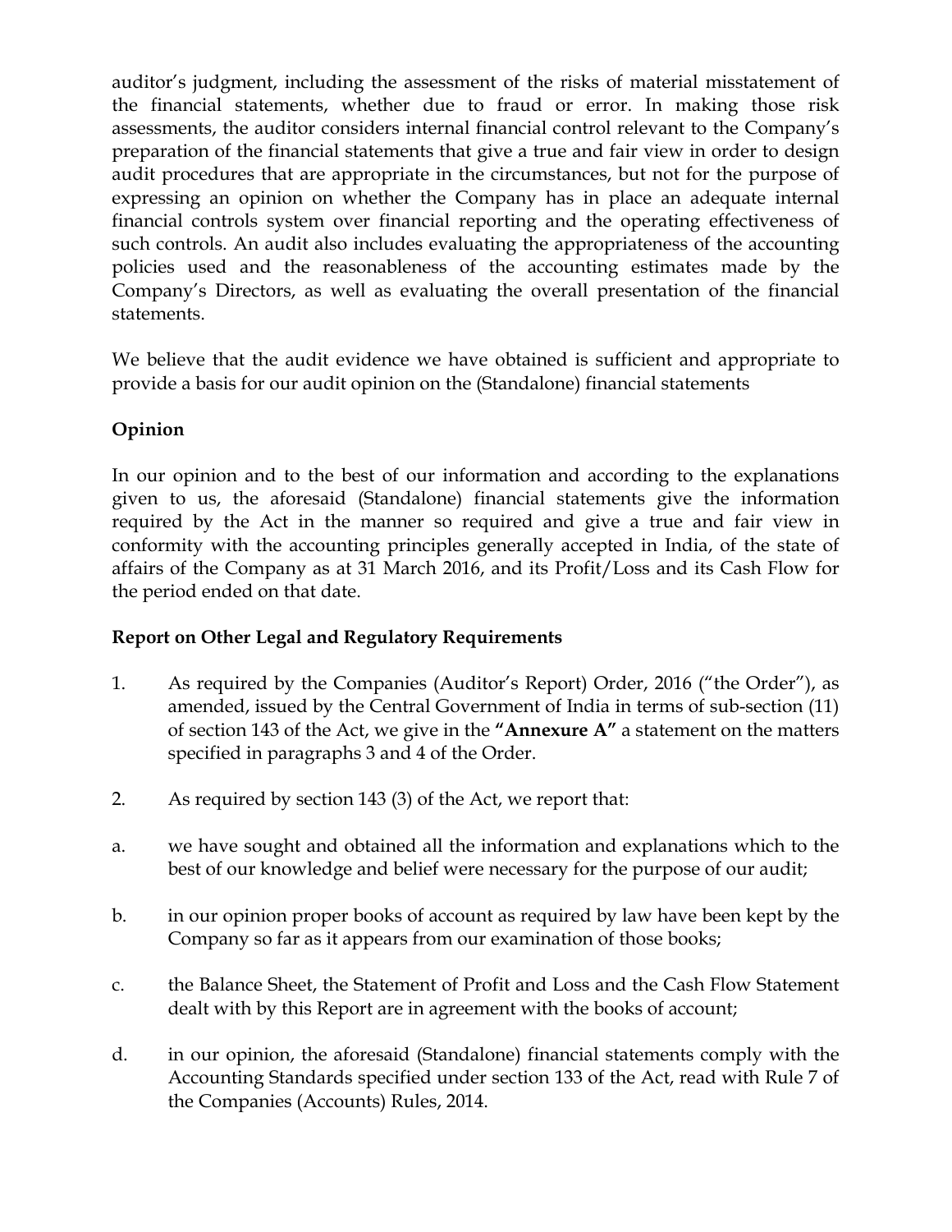auditor's judgment, including the assessment of the risks of material misstatement of the financial statements, whether due to fraud or error. In making those risk assessments, the auditor considers internal financial control relevant to the Company's preparation of the financial statements that give a true and fair view in order to design audit procedures that are appropriate in the circumstances, but not for the purpose of expressing an opinion on whether the Company has in place an adequate internal financial controls system over financial reporting and the operating effectiveness of such controls. An audit also includes evaluating the appropriateness of the accounting policies used and the reasonableness of the accounting estimates made by the Company's Directors, as well as evaluating the overall presentation of the financial statements.

We believe that the audit evidence we have obtained is sufficient and appropriate to provide a basis for our audit opinion on the (Standalone) financial statements

**Opinion**

In our opinion and to the best of our information and according to the explanations given to us, the aforesaid (Standalone) financial statements give the information required by the Act in the manner so required and give a true and fair view in conformity with the accounting principles generally accepted in India, of the state of affairs of the Company as at 31 March 2016, and its Profit/Loss and its Cash Flow for the period ended on that date.

**Report on Other Legal and Regulatory Requirements**

1. As required by the Companies (Auditor's Report) Order, 2016 ("the Order"), as amended, issued by the Central Government of India in terms of sub-section (11) of section 143 of the Act, we give in the **"Annexure A"** a statement on the matters specified in paragraphs 3 and 4 of the Order.

2. As required by section 143 (3) of the Act, we report that:

a. we have sought and obtained all the information and explanations which to the best of our knowledge and belief were necessary for the purpose of our audit;

b. in our opinion proper books of account as required by law have been kept by the Company so far as it appears from our examination of those books;

c. the Balance Sheet, the Statement of Profit and Loss and the Cash Flow Statement dealt with by this Report are in agreement with the books of account;

d. in our opinion, the aforesaid (Standalone) financial statements comply with the Accounting Standards specified under section 133 of the Act, read with Rule 7 of the Companies (Accounts) Rules, 2014.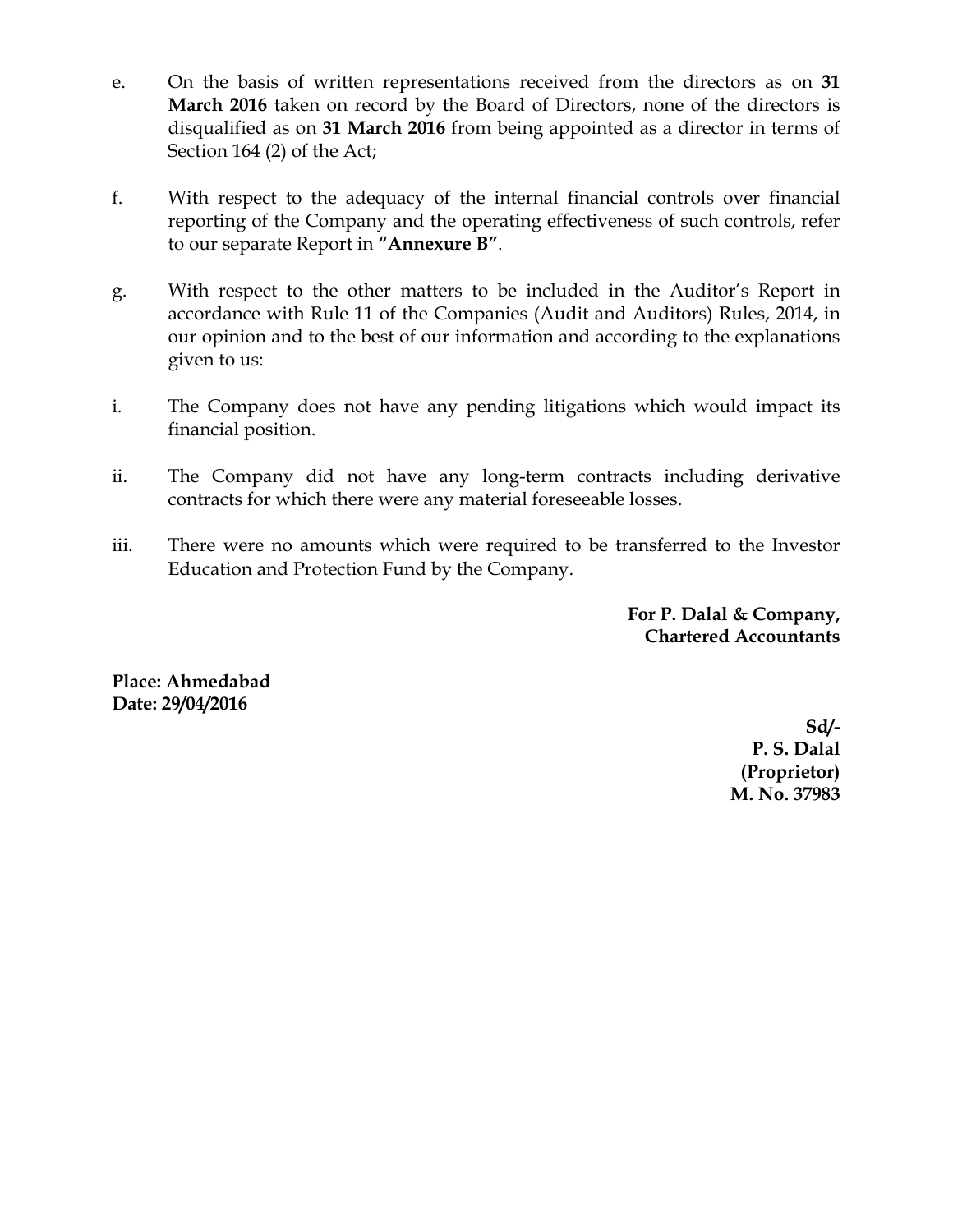e. On the basis of written representations received from the directors as on **31 March 2016** taken on record by the Board of Directors, none of the directors is disqualified as on **31 March 2016** from being appointed as a director in terms of Section 164 (2) of the Act;

f. With respect to the adequacy of the internal financial controls over financial reporting of the Company and the operating effectiveness of such controls, refer to our separate Report in **"Annexure B"**.

g. With respect to the other matters to be included in the Auditor's Report in accordance with Rule 11 of the Companies (Audit and Auditors) Rules, 2014, in our opinion and to the best of our information and according to the explanations given to us:

i. The Company does not have any pending litigations which would impact its financial position.

ii. The Company did not have any long-term contracts including derivative contracts for which there were any material foreseeable losses.

iii. There were no amounts which were required to be transferred to the Investor Education and Protection Fund by the Company.

**For P. Dalal & Company,**
**Chartered Accountants**

**Place: Ahmedabad**
**Date: 29/04/2016**

**Sd/-**
**P. S. Dalal**
**(Proprietor)**
**M. No. 37983**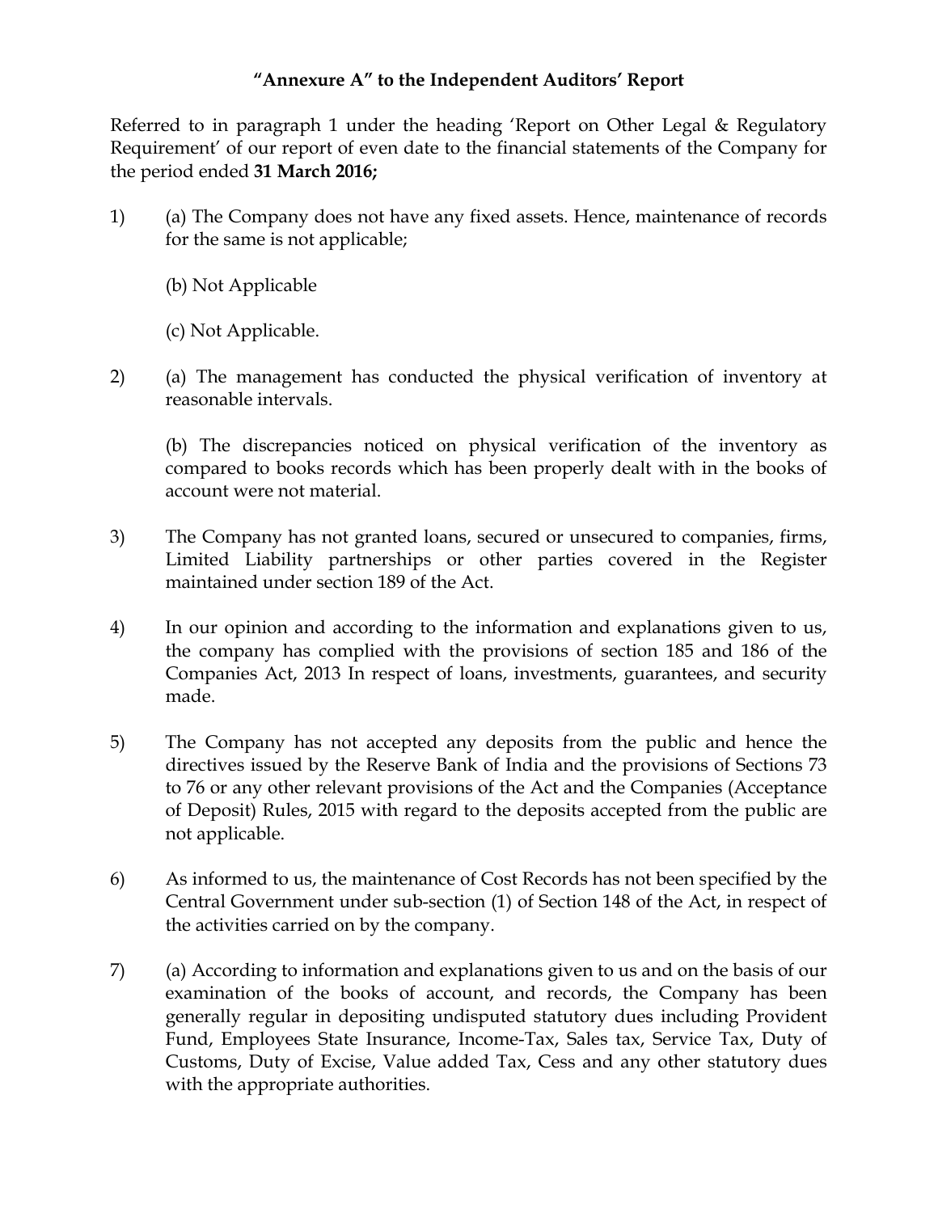**"Annexure A" to the Independent Auditors' Report**

Referred to in paragraph 1 under the heading 'Report on Other Legal & Regulatory Requirement' of our report of even date to the financial statements of the Company for the period ended **31 March 2016;**

1) (a) The Company does not have any fixed assets. Hence, maintenance of records for the same is not applicable;

   (b) Not Applicable

   (c) Not Applicable.

2) (a) The management has conducted the physical verification of inventory at reasonable intervals.

   (b) The discrepancies noticed on physical verification of the inventory as compared to books records which has been properly dealt with in the books of account were not material.

3) The Company has not granted loans, secured or unsecured to companies, firms, Limited Liability partnerships or other parties covered in the Register maintained under section 189 of the Act.

4) In our opinion and according to the information and explanations given to us, the company has complied with the provisions of section 185 and 186 of the Companies Act, 2013 In respect of loans, investments, guarantees, and security made.

5) The Company has not accepted any deposits from the public and hence the directives issued by the Reserve Bank of India and the provisions of Sections 73 to 76 or any other relevant provisions of the Act and the Companies (Acceptance of Deposit) Rules, 2015 with regard to the deposits accepted from the public are not applicable.

6) As informed to us, the maintenance of Cost Records has not been specified by the Central Government under sub-section (1) of Section 148 of the Act, in respect of the activities carried on by the company.

7) (a) According to information and explanations given to us and on the basis of our examination of the books of account, and records, the Company has been generally regular in depositing undisputed statutory dues including Provident Fund, Employees State Insurance, Income-Tax, Sales tax, Service Tax, Duty of Customs, Duty of Excise, Value added Tax, Cess and any other statutory dues with the appropriate authorities.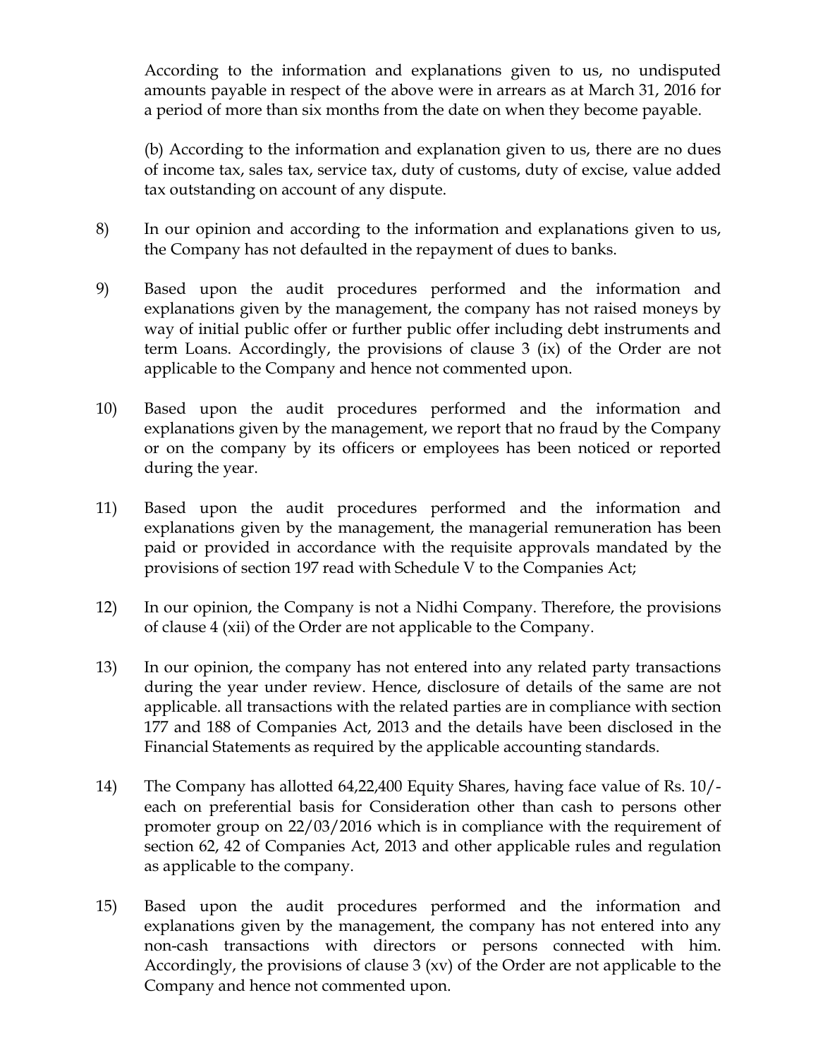According to the information and explanations given to us, no undisputed amounts payable in respect of the above were in arrears as at March 31, 2016 for a period of more than six months from the date on when they become payable.

(b) According to the information and explanation given to us, there are no dues of income tax, sales tax, service tax, duty of customs, duty of excise, value added tax outstanding on account of any dispute.

8) In our opinion and according to the information and explanations given to us, the Company has not defaulted in the repayment of dues to banks.

9) Based upon the audit procedures performed and the information and explanations given by the management, the company has not raised moneys by way of initial public offer or further public offer including debt instruments and term Loans. Accordingly, the provisions of clause 3 (ix) of the Order are not applicable to the Company and hence not commented upon.

10) Based upon the audit procedures performed and the information and explanations given by the management, we report that no fraud by the Company or on the company by its officers or employees has been noticed or reported during the year.

11) Based upon the audit procedures performed and the information and explanations given by the management, the managerial remuneration has been paid or provided in accordance with the requisite approvals mandated by the provisions of section 197 read with Schedule V to the Companies Act;

12) In our opinion, the Company is not a Nidhi Company. Therefore, the provisions of clause 4 (xii) of the Order are not applicable to the Company.

13) In our opinion, the company has not entered into any related party transactions during the year under review. Hence, disclosure of details of the same are not applicable. all transactions with the related parties are in compliance with section 177 and 188 of Companies Act, 2013 and the details have been disclosed in the Financial Statements as required by the applicable accounting standards.

14) The Company has allotted 64,22,400 Equity Shares, having face value of Rs. 10/- each on preferential basis for Consideration other than cash to persons other promoter group on 22/03/2016 which is in compliance with the requirement of section 62, 42 of Companies Act, 2013 and other applicable rules and regulation as applicable to the company.

15) Based upon the audit procedures performed and the information and explanations given by the management, the company has not entered into any non-cash transactions with directors or persons connected with him. Accordingly, the provisions of clause 3 (xv) of the Order are not applicable to the Company and hence not commented upon.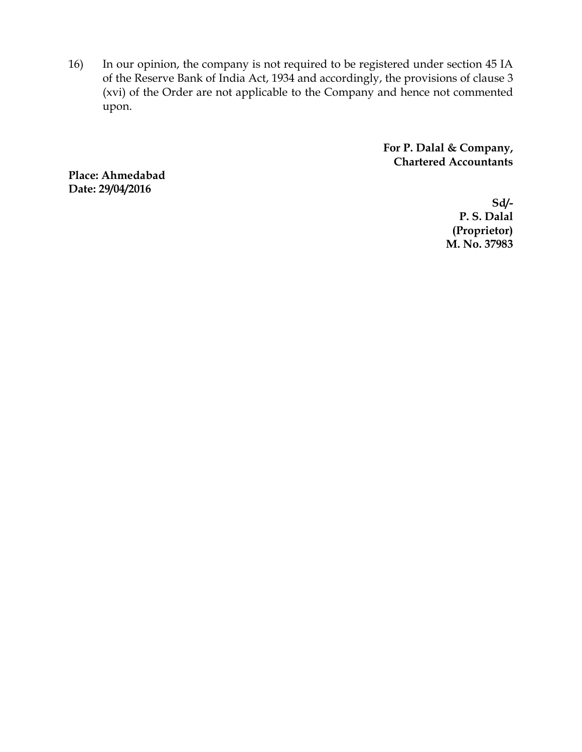16) In our opinion, the company is not required to be registered under section 45 IA of the Reserve Bank of India Act, 1934 and accordingly, the provisions of clause 3 (xvi) of the Order are not applicable to the Company and hence not commented upon.

**For P. Dalal & Company,**
**Chartered Accountants**

**Place: Ahmedabad**
**Date: 29/04/2016**

**Sd/-**
**P. S. Dalal**
**(Proprietor)**
**M. No. 37983**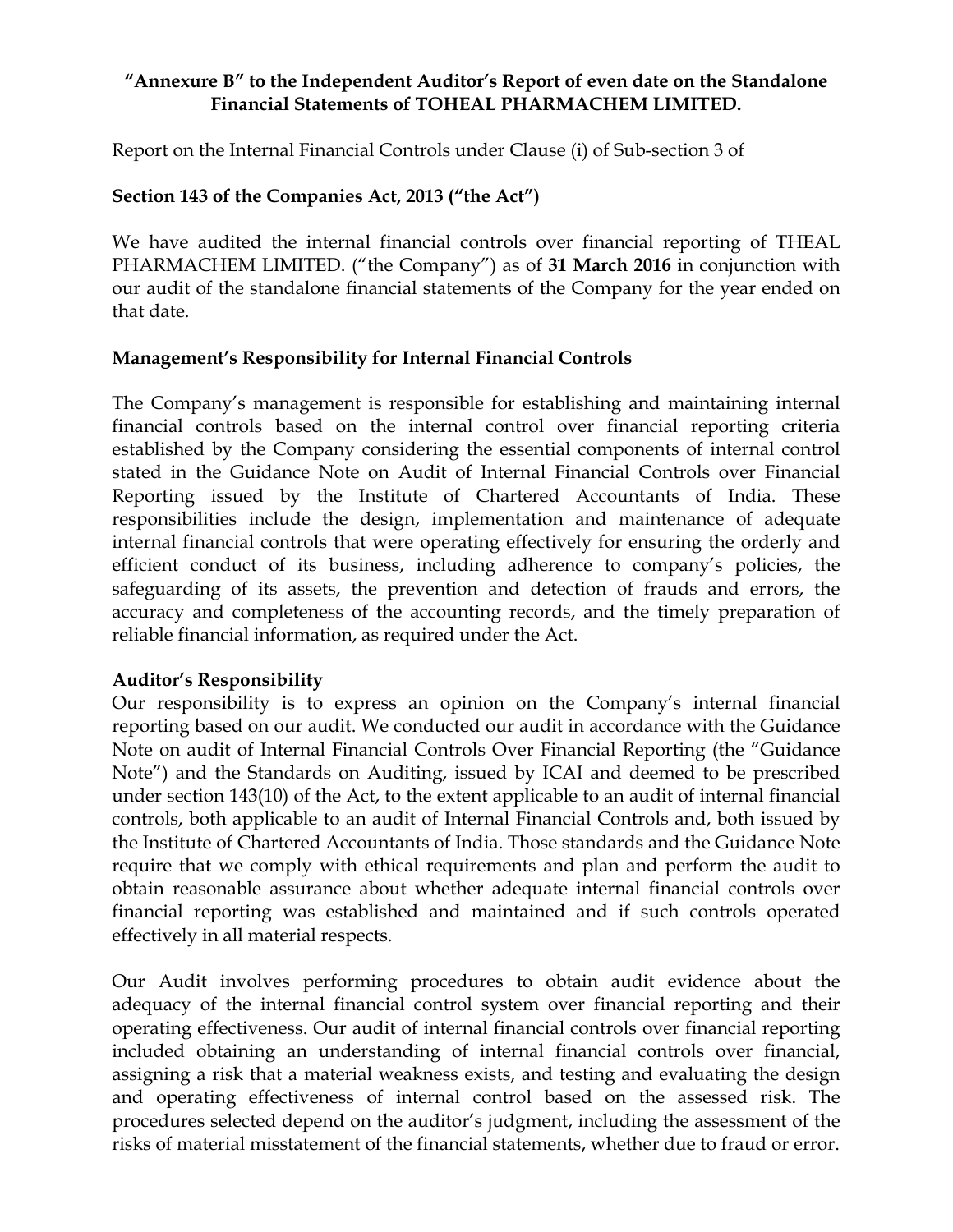**"Annexure B" to the Independent Auditor's Report of even date on the Standalone Financial Statements of TOHEAL PHARMACHEM LIMITED.**

Report on the Internal Financial Controls under Clause (i) of Sub-section 3 of

**Section 143 of the Companies Act, 2013 ("the Act")**

We have audited the internal financial controls over financial reporting of THEAL PHARMACHEM LIMITED. ("the Company") as of **31 March 2016** in conjunction with our audit of the standalone financial statements of the Company for the year ended on that date.

**Management's Responsibility for Internal Financial Controls**

The Company's management is responsible for establishing and maintaining internal financial controls based on the internal control over financial reporting criteria established by the Company considering the essential components of internal control stated in the Guidance Note on Audit of Internal Financial Controls over Financial Reporting issued by the Institute of Chartered Accountants of India. These responsibilities include the design, implementation and maintenance of adequate internal financial controls that were operating effectively for ensuring the orderly and efficient conduct of its business, including adherence to company's policies, the safeguarding of its assets, the prevention and detection of frauds and errors, the accuracy and completeness of the accounting records, and the timely preparation of reliable financial information, as required under the Act.

**Auditor's Responsibility**

Our responsibility is to express an opinion on the Company's internal financial reporting based on our audit. We conducted our audit in accordance with the Guidance Note on audit of Internal Financial Controls Over Financial Reporting (the "Guidance Note") and the Standards on Auditing, issued by ICAI and deemed to be prescribed under section 143(10) of the Act, to the extent applicable to an audit of internal financial controls, both applicable to an audit of Internal Financial Controls and, both issued by the Institute of Chartered Accountants of India. Those standards and the Guidance Note require that we comply with ethical requirements and plan and perform the audit to obtain reasonable assurance about whether adequate internal financial controls over financial reporting was established and maintained and if such controls operated effectively in all material respects.

Our Audit involves performing procedures to obtain audit evidence about the adequacy of the internal financial control system over financial reporting and their operating effectiveness. Our audit of internal financial controls over financial reporting included obtaining an understanding of internal financial controls over financial, assigning a risk that a material weakness exists, and testing and evaluating the design and operating effectiveness of internal control based on the assessed risk. The procedures selected depend on the auditor's judgment, including the assessment of the risks of material misstatement of the financial statements, whether due to fraud or error.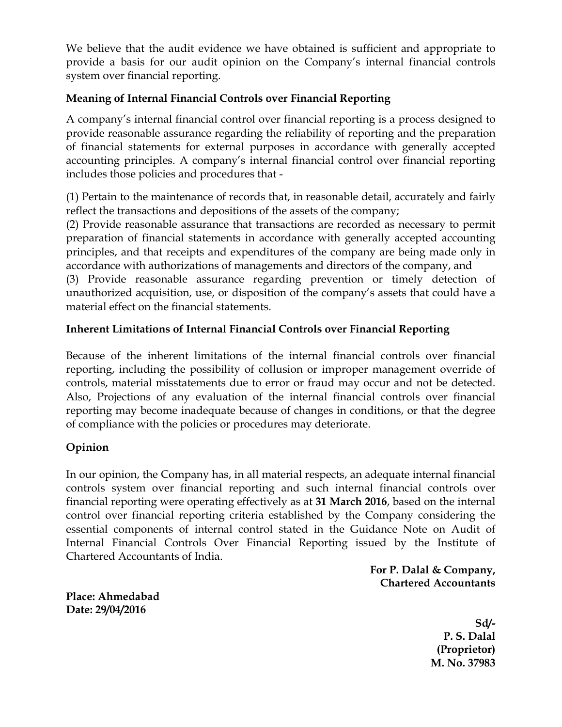We believe that the audit evidence we have obtained is sufficient and appropriate to provide a basis for our audit opinion on the Company's internal financial controls system over financial reporting.

**Meaning of Internal Financial Controls over Financial Reporting**

A company's internal financial control over financial reporting is a process designed to provide reasonable assurance regarding the reliability of reporting and the preparation of financial statements for external purposes in accordance with generally accepted accounting principles. A company's internal financial control over financial reporting includes those policies and procedures that -

(1) Pertain to the maintenance of records that, in reasonable detail, accurately and fairly reflect the transactions and depositions of the assets of the company;
(2) Provide reasonable assurance that transactions are recorded as necessary to permit preparation of financial statements in accordance with generally accepted accounting principles, and that receipts and expenditures of the company are being made only in accordance with authorizations of managements and directors of the company, and
(3) Provide reasonable assurance regarding prevention or timely detection of unauthorized acquisition, use, or disposition of the company's assets that could have a material effect on the financial statements.

**Inherent Limitations of Internal Financial Controls over Financial Reporting**

Because of the inherent limitations of the internal financial controls over financial reporting, including the possibility of collusion or improper management override of controls, material misstatements due to error or fraud may occur and not be detected. Also, Projections of any evaluation of the internal financial controls over financial reporting may become inadequate because of changes in conditions, or that the degree of compliance with the policies or procedures may deteriorate.

**Opinion**

In our opinion, the Company has, in all material respects, an adequate internal financial controls system over financial reporting and such internal financial controls over financial reporting were operating effectively as at **31 March 2016**, based on the internal control over financial reporting criteria established by the Company considering the essential components of internal control stated in the Guidance Note on Audit of Internal Financial Controls Over Financial Reporting issued by the Institute of Chartered Accountants of India.

**For P. Dalal & Company,**
**Chartered Accountants**

**Place: Ahmedabad**
**Date: 29/04/2016**

**Sd/-**
**P. S. Dalal**
**(Proprietor)**
**M. No. 37983**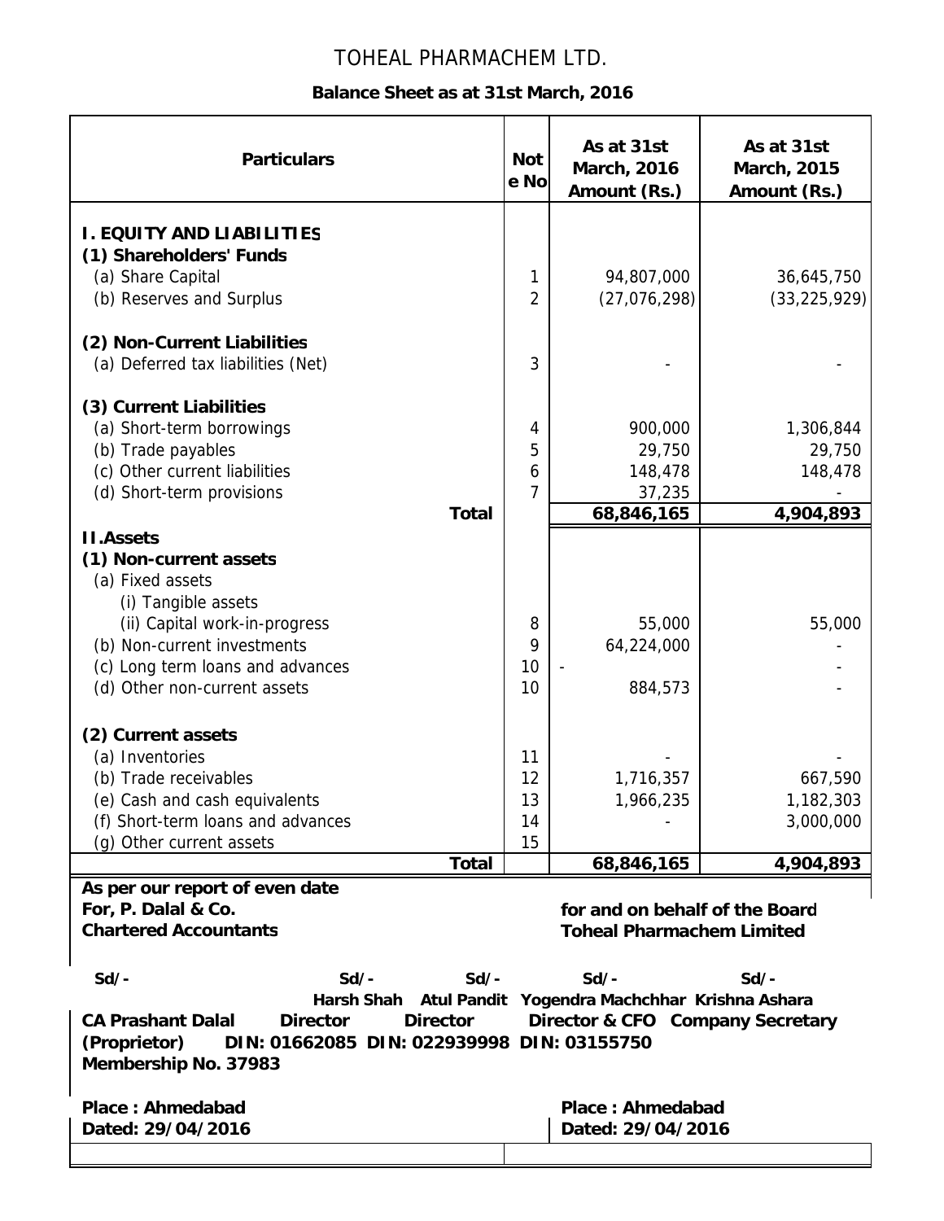# TOHEAL PHARMACHEM LTD.

## Balance Sheet as at 31st March, 2016

| Particulars | Note No | As at 31st March, 2016 Amount (Rs.) | As at 31st March, 2015 Amount (Rs.) |
|---|---|---|---|
| **I. EQUITY AND LIABILITIES** | | | |
| **(1) Shareholders' Funds** | | | |
| (a) Share Capital | 1 | 94,807,000 | 36,645,750 |
| (b) Reserves and Surplus | 2 | (27,076,298) | (33,225,929) |
| **(2) Non-Current Liabilities** | | | |
| (a) Deferred tax liabilities (Net) | 3 | - | - |
| **(3) Current Liabilities** | | | |
| (a) Short-term borrowings | 4 | 900,000 | 1,306,844 |
| (b) Trade payables | 5 | 29,750 | 29,750 |
| (c) Other current liabilities | 6 | 148,478 | 148,478 |
| (d) Short-term provisions | 7 | 37,235 | - |
| **Total** | | **68,846,165** | **4,904,893** |
| **II.Assets** | | | |
| **(1) Non-current assets** | | | |
| (a) Fixed assets | | | |
| (i) Tangible assets | | | |
| (ii) Capital work-in-progress | 8 | 55,000 | 55,000 |
| (b) Non-current investments | 9 | 64,224,000 | - |
| (c) Long term loans and advances | 10 | - | - |
| (d) Other non-current assets | 10 | 884,573 | - |
| **(2) Current assets** | | | |
| (a) Inventories | 11 | - | - |
| (b) Trade receivables | 12 | 1,716,357 | 667,590 |
| (e) Cash and cash equivalents | 13 | 1,966,235 | 1,182,303 |
| (f) Short-term loans and advances | 14 | - | 3,000,000 |
| (g) Other current assets | 15 | | |
| **Total** | | **68,846,165** | **4,904,893** |

**As per our report of even date**
**For, P. Dalal & Co.**
**Chartered Accountants**

**for and on behalf of the Board**
**Toheal Pharmachem Limited**

| Sd/- | Sd/- | Sd/- | Sd/- | Sd/- |
|---|---|---|---|---|
| | **Harsh Shah** | **Atul Pandit** | **Yogendra Machchhar** | **Krishna Ashara** |
| **CA Prashant Dalal** | **Director** | **Director** | **Director & CFO** | **Company Secretary** |
| **(Proprietor)** | **DIN: 01662085** | **DIN: 022939998** | **DIN: 03155750** | |
| **Membership No. 37983** | | | | |

**Place : Ahmedabad**
**Dated: 29/04/2016**

**Place : Ahmedabad**
**Dated: 29/04/2016**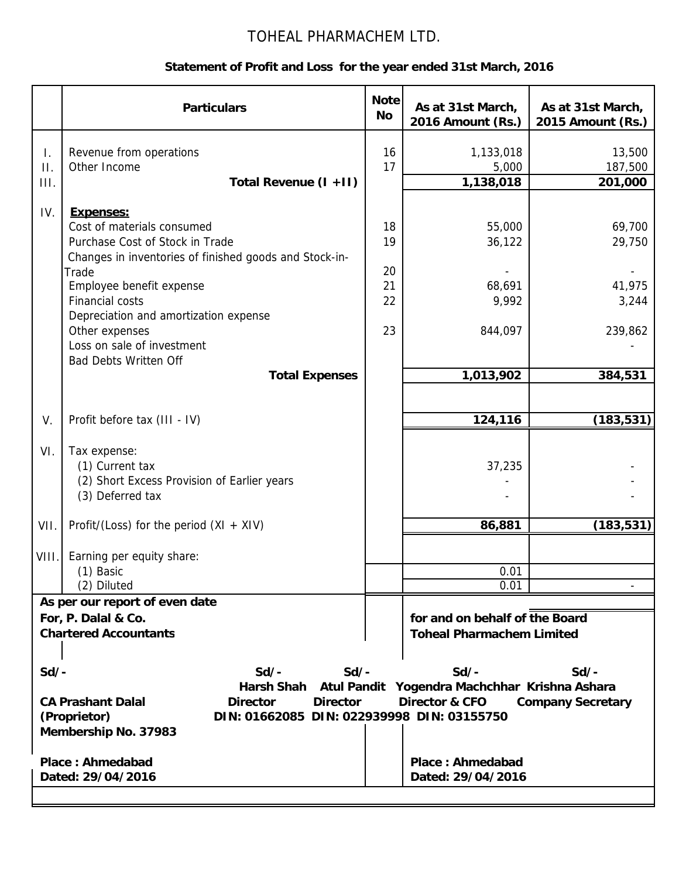# TOHEAL PHARMACHEM LTD.

**Statement of Profit and Loss for the year ended 31st March, 2016**

| | Particulars | Note No | As at 31st March, 2016 Amount (Rs.) | As at 31st March, 2015 Amount (Rs.) |
|---|---|---|---|---|
| I. | Revenue from operations | 16 | 1,133,018 | 13,500 |
| II. | Other Income | 17 | 5,000 | 187,500 |
| III. | **Total Revenue (I +II)** | | **1,138,018** | **201,000** |
| IV. | **Expenses:** | | | |
| | Cost of materials consumed | 18 | 55,000 | 69,700 |
| | Purchase Cost of Stock in Trade | 19 | 36,122 | 29,750 |
| | Changes in inventories of finished goods and Stock-in-Trade | 20 | - | - |
| | Employee benefit expense | 21 | 68,691 | 41,975 |
| | Financial costs | 22 | 9,992 | 3,244 |
| | Depreciation and amortization expense | | | |
| | Other expenses | 23 | 844,097 | 239,862 |
| | Loss on sale of investment | | | - |
| | Bad Debts Written Off | | | |
| | **Total Expenses** | | **1,013,902** | **384,531** |
| V. | Profit before tax (III - IV) | | **124,116** | **(183,531)** |
| VI. | Tax expense: | | | |
| | (1) Current tax | | 37,235 | - |
| | (2) Short Excess Provision of Earlier years | | - | - |
| | (3) Deferred tax | | - | - |
| VII. | Profit/(Loss) for the period (XI + XIV) | | **86,881** | **(183,531)** |
| VIII. | Earning per equity share: | | | |
| | (1) Basic | | 0.01 | |
| | (2) Diluted | | 0.01 | - |

**As per our report of even date**
**For, P. Dalal & Co.**
**Chartered Accountants**

**for and on behalf of the Board**
**Toheal Pharmachem Limited**

| Sd/- | Sd/- | Sd/- | Sd/- | Sd/- |
|---|---|---|---|---|
| | **Harsh Shah** | **Atul Pandit** | **Yogendra Machchhar** | **Krishna Ashara** |
| **CA Prashant Dalal** | **Director** | **Director** | **Director & CFO** | **Company Secretary** |
| **(Proprietor)** | **DIN: 01662085** | **DIN: 022939998** | **DIN: 03155750** | |
| **Membership No. 37983** | | | | |

**Place : Ahmedabad**
**Dated: 29/04/2016**

**Place : Ahmedabad**
**Dated: 29/04/2016**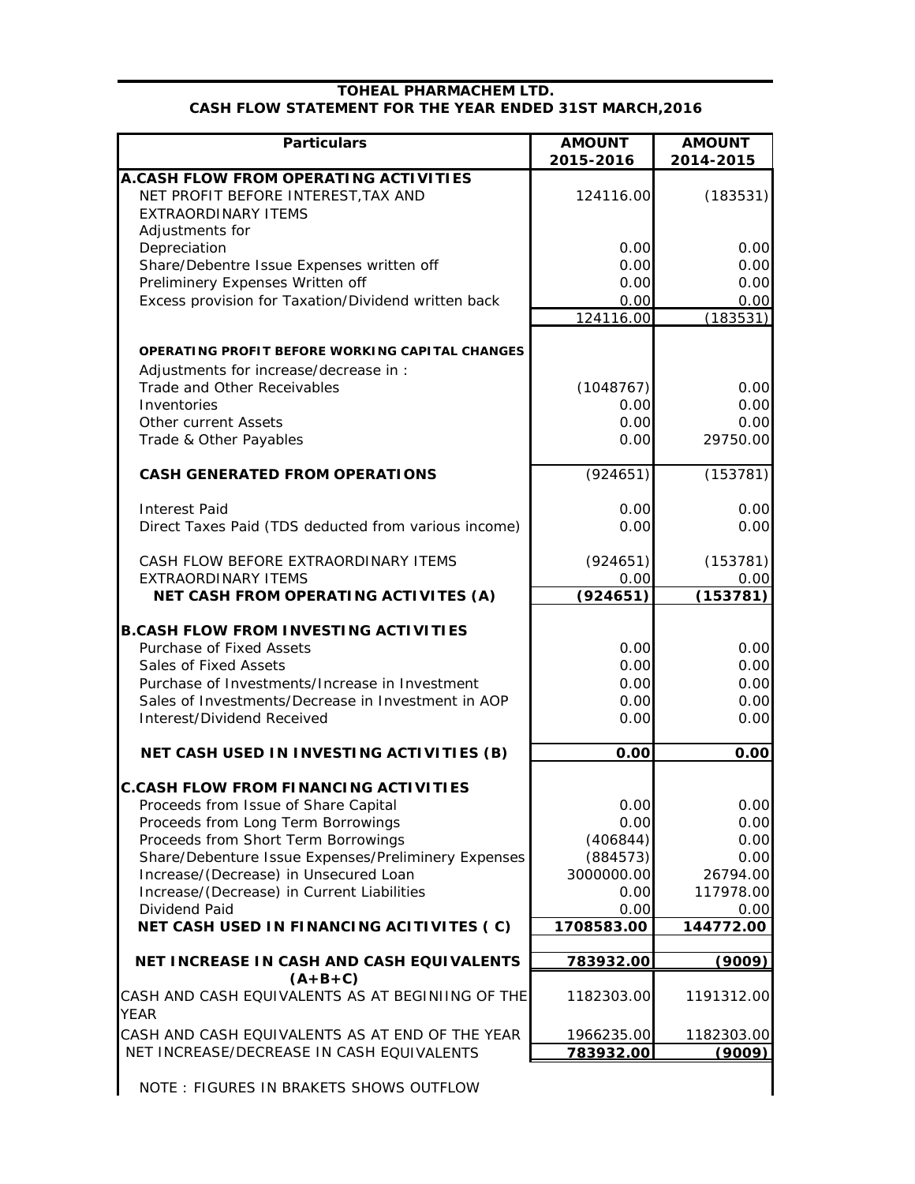**TOHEAL PHARMACHEM LTD.**

**CASH FLOW STATEMENT FOR THE YEAR ENDED 31ST MARCH,2016**

| Particulars | AMOUNT 2015-2016 | AMOUNT 2014-2015 |
|---|---|---|
| **A.CASH FLOW FROM OPERATING ACTIVITIES** | | |
| NET PROFIT BEFORE INTEREST,TAX AND EXTRAORDINARY ITEMS | 124116.00 | (183531) |
| Adjustments for | | |
| Depreciation | 0.00 | 0.00 |
| Share/Debentre Issue Expenses written off | 0.00 | 0.00 |
| Preliminery Expenses Written off | 0.00 | 0.00 |
| Excess provision for Taxation/Dividend written back | 0.00 | 0.00 |
| | 124116.00 | (183531) |
| **OPERATING PROFIT BEFORE WORKING CAPITAL CHANGES** | | |
| Adjustments for increase/decrease in : | | |
| Trade and Other Receivables | (1048767) | 0.00 |
| Inventories | 0.00 | 0.00 |
| Other current Assets | 0.00 | 0.00 |
| Trade & Other Payables | 0.00 | 29750.00 |
| **CASH GENERATED FROM OPERATIONS** | (924651) | (153781) |
| Interest Paid | 0.00 | 0.00 |
| Direct Taxes Paid (TDS deducted from various income) | 0.00 | 0.00 |
| CASH FLOW BEFORE EXTRAORDINARY ITEMS | (924651) | (153781) |
| EXTRAORDINARY ITEMS | 0.00 | 0.00 |
| **NET CASH FROM OPERATING ACTIVITES (A)** | **(924651)** | **(153781)** |
| **B.CASH FLOW FROM INVESTING ACTIVITIES** | | |
| Purchase of Fixed Assets | 0.00 | 0.00 |
| Sales of Fixed Assets | 0.00 | 0.00 |
| Purchase of Investments/Increase in Investment | 0.00 | 0.00 |
| Sales of Investments/Decrease in Investment in AOP | 0.00 | 0.00 |
| Interest/Dividend Received | 0.00 | 0.00 |
| **NET CASH USED IN INVESTING ACTIVITIES (B)** | **0.00** | **0.00** |
| **C.CASH FLOW FROM FINANCING ACTIVITIES** | | |
| Proceeds from Issue of Share Capital | 0.00 | 0.00 |
| Proceeds from Long Term Borrowings | 0.00 | 0.00 |
| Proceeds from Short Term Borrowings | (406844) | 0.00 |
| Share/Debenture Issue Expenses/Preliminery Expenses | (884573) | 0.00 |
| Increase/(Decrease) in Unsecured Loan | 3000000.00 | 26794.00 |
| Increase/(Decrease) in Current Liabilities | 0.00 | 117978.00 |
| Dividend Paid | 0.00 | 0.00 |
| **NET CASH USED IN FINANCING ACITIVITES ( C)** | **1708583.00** | **144772.00** |
| **NET INCREASE IN CASH AND CASH EQUIVALENTS (A+B+C)** | **783932.00** | **(9009)** |
| CASH AND CASH EQUIVALENTS AS AT BEGINIING OF THE YEAR | 1182303.00 | 1191312.00 |
| CASH AND CASH EQUIVALENTS AS AT END OF THE YEAR | 1966235.00 | 1182303.00 |
| NET INCREASE/DECREASE IN CASH EQUIVALENTS | **783932.00** | **(9009)** |

NOTE : FIGURES IN BRAKETS SHOWS OUTFLOW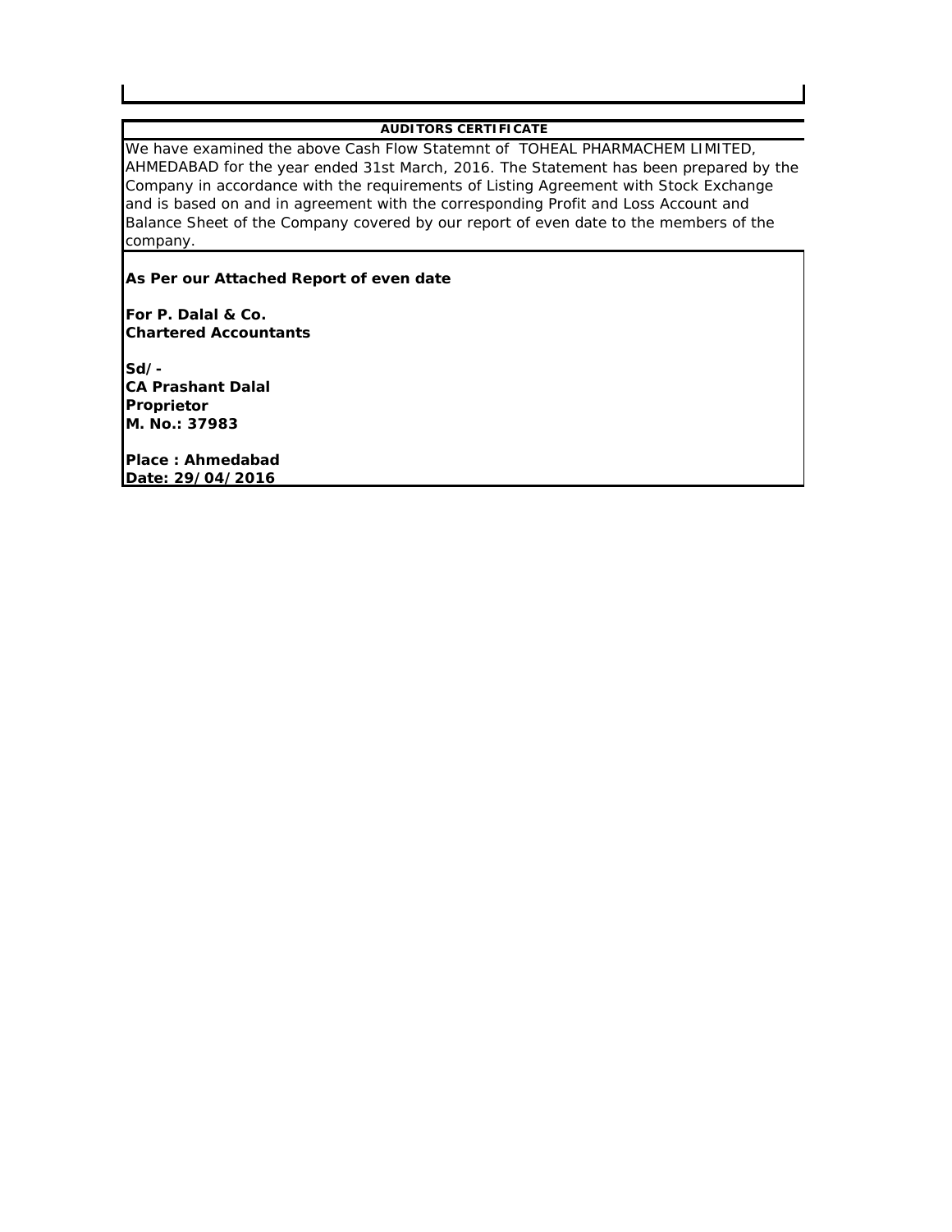## AUDITORS CERTIFICATE

We have examined the above Cash Flow Statemnt of TOHEAL PHARMACHEM LIMITED, AHMEDABAD for the year ended 31st March, 2016. The Statement has been prepared by the Company in accordance with the requirements of Listing Agreement with Stock Exchange and is based on and in agreement with the corresponding Profit and Loss Account and Balance Sheet of the Company covered by our report of even date to the members of the company.

**As Per our Attached Report of even date**

**For P. Dalal & Co.**
**Chartered Accountants**

**Sd/-**
**CA Prashant Dalal**
**Proprietor**
**M. No.: 37983**

**Place : Ahmedabad**
**Date: 29/04/2016**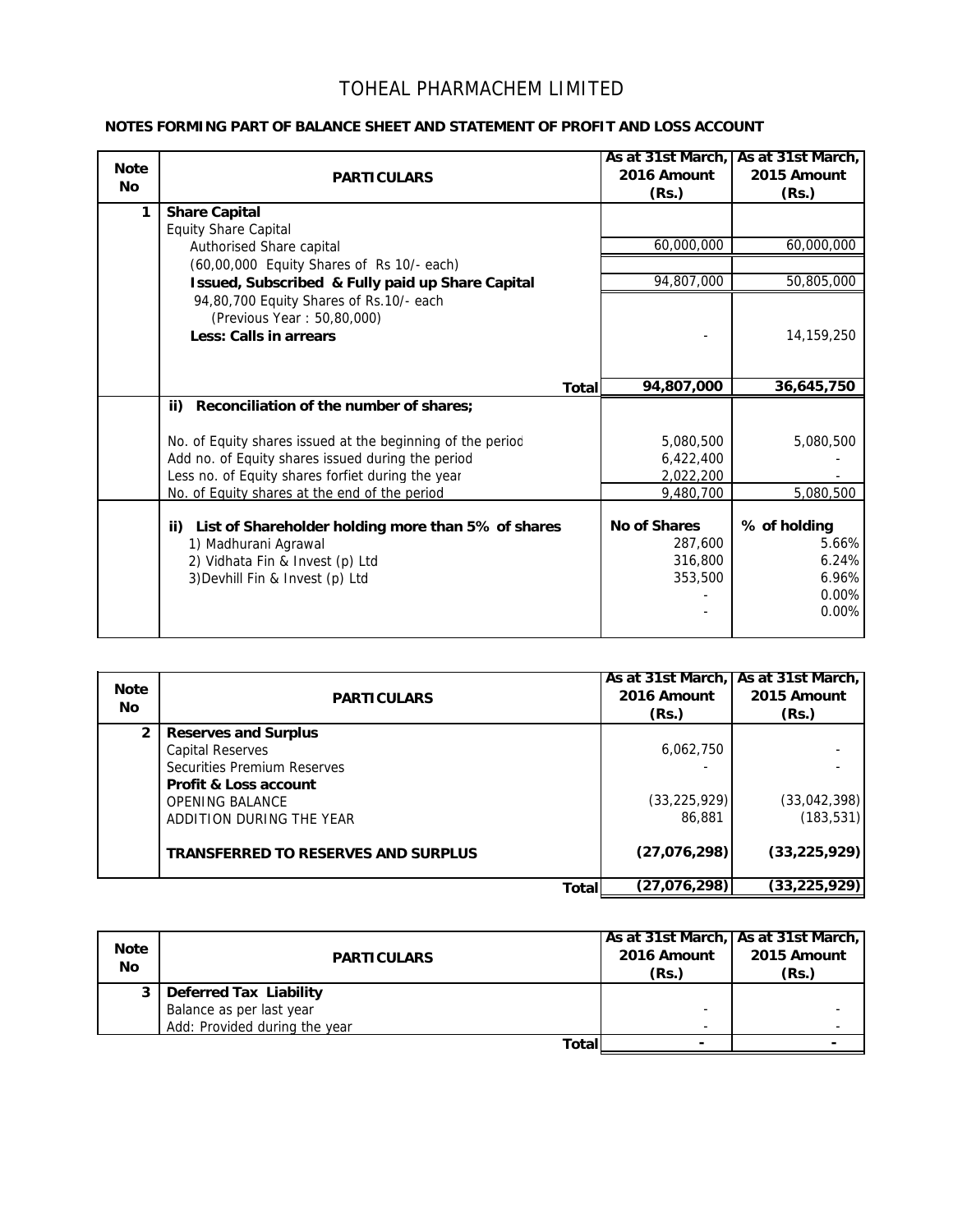# TOHEAL PHARMACHEM LIMITED

## NOTES FORMING PART OF BALANCE SHEET AND STATEMENT OF PROFIT AND LOSS ACCOUNT

| Note No | PARTICULARS | As at 31st March, 2016 Amount (Rs.) | As at 31st March, 2015 Amount (Rs.) |
|---|---|---|---|
| 1 | **Share Capital** | | |
| | Equity Share Capital | | |
| | Authorised Share capital | 60,000,000 | 60,000,000 |
| | (60,00,000 Equity Shares of Rs 10/- each) | | |
| | **Issued, Subscribed & Fully paid up Share Capital** | 94,807,000 | 50,805,000 |
| | 94,80,700 Equity Shares of Rs.10/- each (Previous Year : 50,80,000) | | |
| | **Less: Calls in arrears** | - | 14,159,250 |
| | **Total** | **94,807,000** | **36,645,750** |
| | **ii) Reconciliation of the number of shares;** | | |
| | No. of Equity shares issued at the beginning of the period | 5,080,500 | 5,080,500 |
| | Add no. of Equity shares issued during the period | 6,422,400 | - |
| | Less no. of Equity shares forfiet during the year | 2,022,200 | - |
| | No. of Equity shares at the end of the period | 9,480,700 | 5,080,500 |
| | **ii) List of Shareholder holding more than 5% of shares** | **No of Shares** | **% of holding** |
| | 1) Madhurani Agrawal | 287,600 | 5.66% |
| | 2) Vidhata Fin & Invest (p) Ltd | 316,800 | 6.24% |
| | 3)Devhill Fin & Invest (p) Ltd | 353,500 | 6.96% |
| | | - | 0.00% |
| | | - | 0.00% |

| Note No | PARTICULARS | As at 31st March, 2016 Amount (Rs.) | As at 31st March, 2015 Amount (Rs.) |
|---|---|---|---|
| 2 | **Reserves and Surplus** | | |
| | Capital Reserves | 6,062,750 | - |
| | Securities Premium Reserves | - | - |
| | **Profit & Loss account** | | |
| | OPENING BALANCE | (33,225,929) | (33,042,398) |
| | ADDITION DURING THE YEAR | 86,881 | (183,531) |
| | **TRANSFERRED TO RESERVES AND SURPLUS** | **(27,076,298)** | **(33,225,929)** |
| | **Total** | **(27,076,298)** | **(33,225,929)** |

| Note No | PARTICULARS | As at 31st March, 2016 Amount (Rs.) | As at 31st March, 2015 Amount (Rs.) |
|---|---|---|---|
| 3 | **Deferred Tax Liability** | | |
| | Balance as per last year | - | - |
| | Add: Provided during the year | - | - |
| | **Total** | **-** | **-** |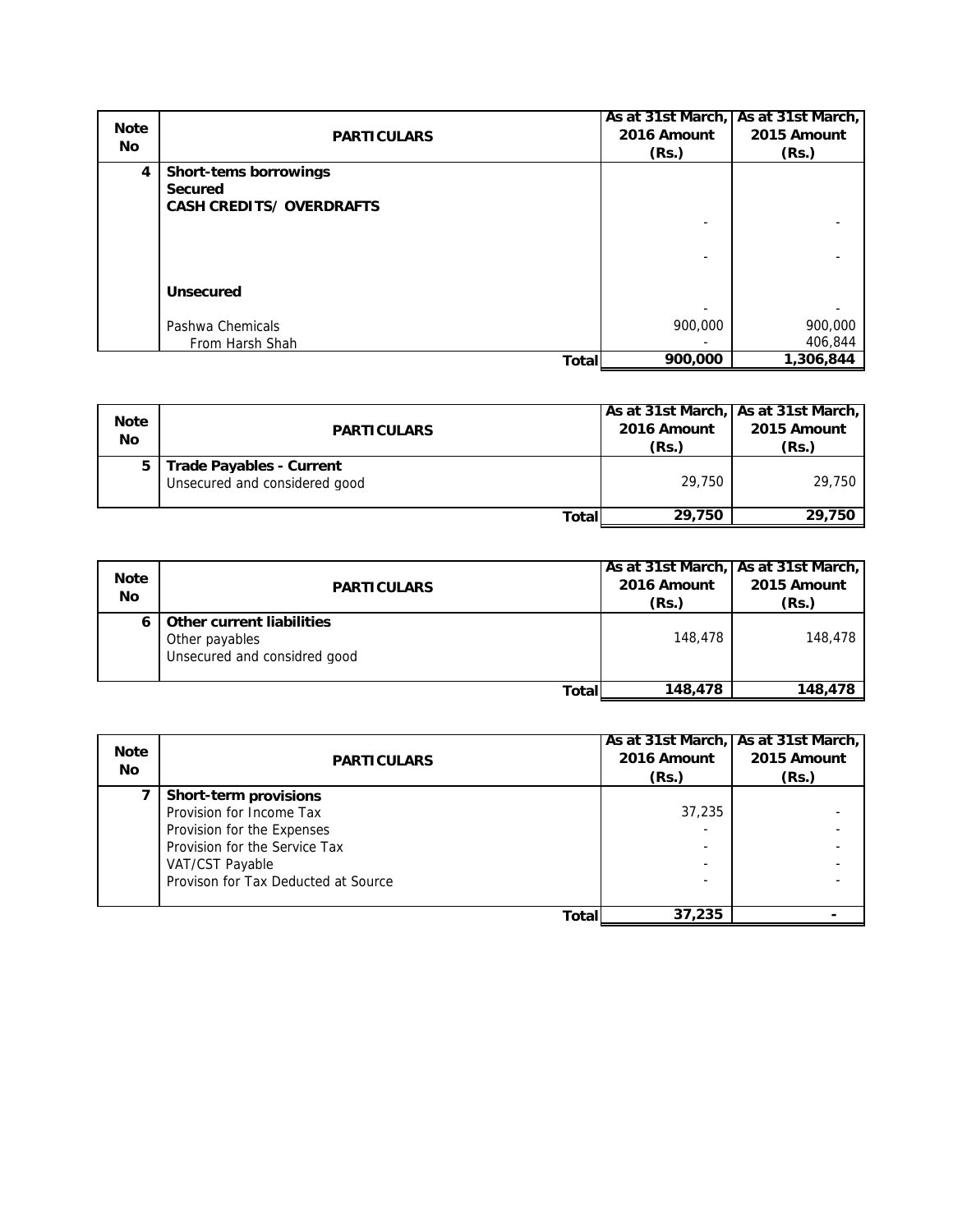| Note No | PARTICULARS | As at 31st March, 2016 Amount (Rs.) | As at 31st March, 2015 Amount (Rs.) |
|---|---|---|---|
| 4 | **Short-tems borrowings** | | |
| | **Secured** | | |
| | **CASH CREDITS/ OVERDRAFTS** | | |
| | | - | - |
| | | - | - |
| | **Unsecured** | | |
| | | - | - |
| | Pashwa Chemicals | 900,000 | 900,000 |
| | From Harsh Shah | - | 406,844 |
| | **Total** | **900,000** | **1,306,844** |

| Note No | PARTICULARS | As at 31st March, 2016 Amount (Rs.) | As at 31st March, 2015 Amount (Rs.) |
|---|---|---|---|
| 5 | **Trade Payables - Current** | | |
| | Unsecured and considered good | 29,750 | 29,750 |
| | **Total** | **29,750** | **29,750** |

| Note No | PARTICULARS | As at 31st March, 2016 Amount (Rs.) | As at 31st March, 2015 Amount (Rs.) |
|---|---|---|---|
| 6 | **Other current liabilities** | | |
| | Other payables | 148,478 | 148,478 |
| | Unsecured and considred good | | |
| | **Total** | **148,478** | **148,478** |

| Note No | PARTICULARS | As at 31st March, 2016 Amount (Rs.) | As at 31st March, 2015 Amount (Rs.) |
|---|---|---|---|
| 7 | **Short-term provisions** | | |
| | Provision for Income Tax | 37,235 | - |
| | Provision for the Expenses | - | - |
| | Provision for the Service Tax | - | - |
| | VAT/CST Payable | - | - |
| | Provison for Tax Deducted at Source | - | - |
| | **Total** | **37,235** | **-** |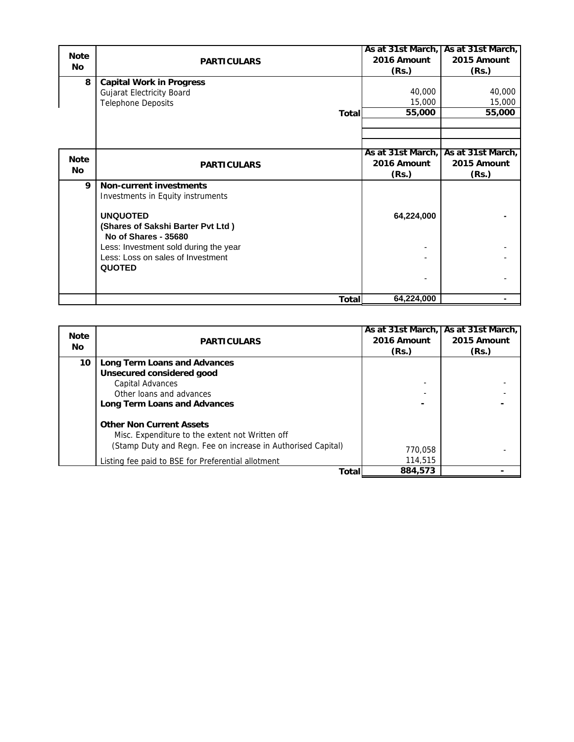| Note No | PARTICULARS | As at 31st March, 2016 Amount (Rs.) | As at 31st March, 2015 Amount (Rs.) |
|---|---|---|---|
| 8 | **Capital Work in Progress** | | |
| | Gujarat Electricity Board | 40,000 | 40,000 |
| | Telephone Deposits | 15,000 | 15,000 |
| | **Total** | **55,000** | **55,000** |

| Note No | PARTICULARS | As at 31st March, 2016 Amount (Rs.) | As at 31st March, 2015 Amount (Rs.) |
|---|---|---|---|
| 9 | **Non-current investments** | | |
| | Investments in Equity instruments | | |
| | **UNQUOTED** | **64,224,000** | - |
| | **(Shares of Sakshi Barter Pvt Ltd )** | | |
| | **No of Shares - 35680** | | |
| | Less: Investment sold during the year | - | - |
| | Less: Loss on sales of Investment | - | - |
| | **QUOTED** | | |
| | | - | - |
| | **Total** | **64,224,000** | - |

| Note No | PARTICULARS | As at 31st March, 2016 Amount (Rs.) | As at 31st March, 2015 Amount (Rs.) |
|---|---|---|---|
| 10 | **Long Term Loans and Advances** | | |
| | **Unsecured considered good** | | |
| | Capital Advances | - | - |
| | Other loans and advances | - | - |
| | **Long Term Loans and Advances** | **-** | **-** |
| | **Other Non Current Assets** | | |
| | Misc. Expenditure to the extent not Written off | | |
| | (Stamp Duty and Regn. Fee on increase in Authorised Capital) | 770,058 | - |
| | Listing fee paid to BSE for Preferential allotment | 114,515 | |
| | **Total** | **884,573** | **-** |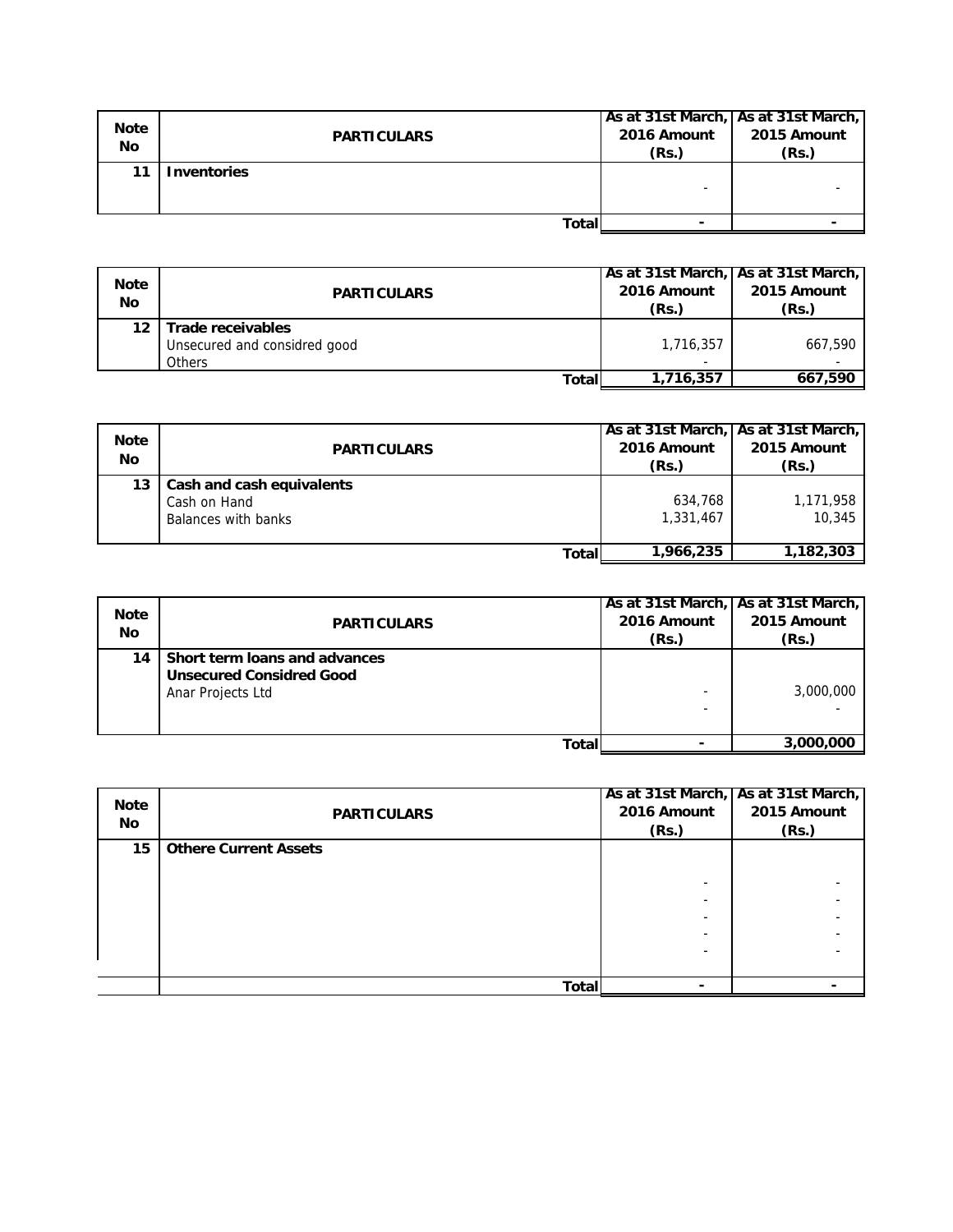| Note No | PARTICULARS | As at 31st March, 2016 Amount (Rs.) | As at 31st March, 2015 Amount (Rs.) |
|---|---|---|---|
| 11 | **Inventories** | | |
| | | - | - |
| | **Total** | **-** | **-** |

| Note No | PARTICULARS | As at 31st March, 2016 Amount (Rs.) | As at 31st March, 2015 Amount (Rs.) |
|---|---|---|---|
| 12 | **Trade receivables** | | |
| | Unsecured and considred good | 1,716,357 | 667,590 |
| | Others | - | - |
| | **Total** | **1,716,357** | **667,590** |

| Note No | PARTICULARS | As at 31st March, 2016 Amount (Rs.) | As at 31st March, 2015 Amount (Rs.) |
|---|---|---|---|
| 13 | **Cash and cash equivalents** | | |
| | Cash on Hand | 634,768 | 1,171,958 |
| | Balances with banks | 1,331,467 | 10,345 |
| | **Total** | **1,966,235** | **1,182,303** |

| Note No | PARTICULARS | As at 31st March, 2016 Amount (Rs.) | As at 31st March, 2015 Amount (Rs.) |
|---|---|---|---|
| 14 | **Short term loans and advances** | | |
| | **Unsecured Considred Good** | | |
| | Anar Projects Ltd | - | 3,000,000 |
| | | - | - |
| | **Total** | **-** | **3,000,000** |

| Note No | PARTICULARS | As at 31st March, 2016 Amount (Rs.) | As at 31st March, 2015 Amount (Rs.) |
|---|---|---|---|
| 15 | **Othere Current Assets** | | |
| | | - | - |
| | | - | - |
| | | - | - |
| | | - | - |
| | | - | - |
| | **Total** | **-** | **-** |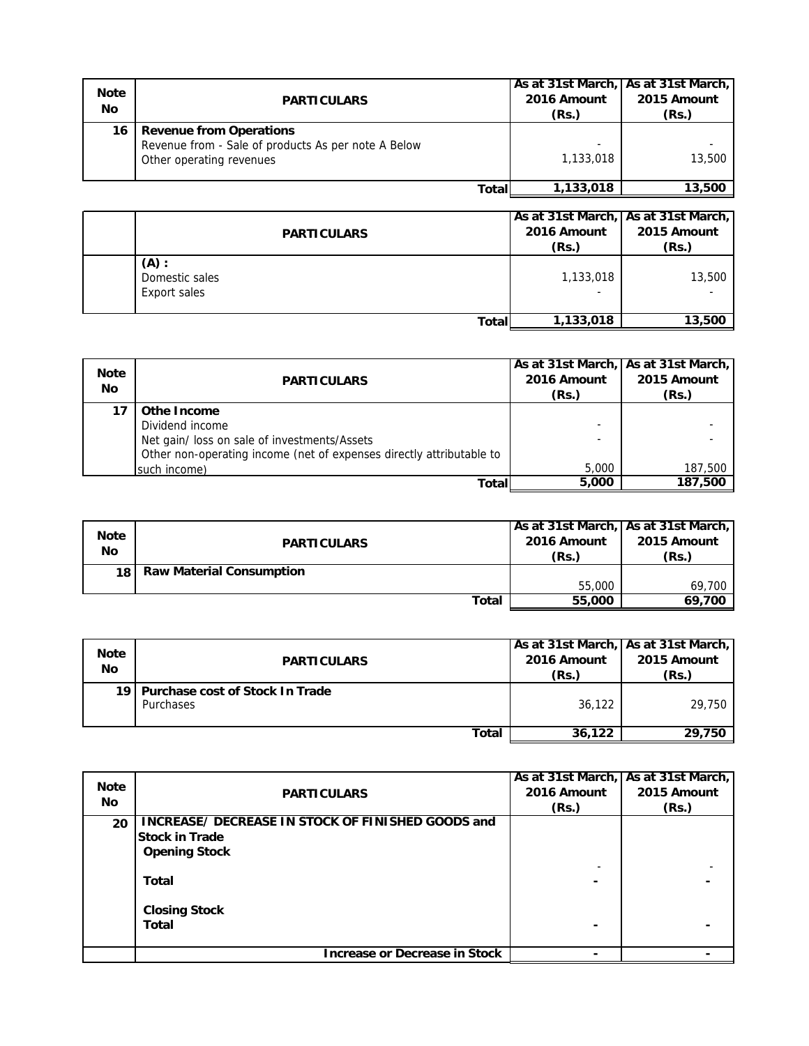| Note No | PARTICULARS | As at 31st March, 2016 Amount (Rs.) | As at 31st March, 2015 Amount (Rs.) |
|---|---|---|---|
| 16 | **Revenue from Operations** | | |
| | Revenue from - Sale of products As per note A Below | - | - |
| | Other operating revenues | 1,133,018 | 13,500 |
| | **Total** | **1,133,018** | **13,500** |

| | PARTICULARS | As at 31st March, 2016 Amount (Rs.) | As at 31st March, 2015 Amount (Rs.) |
|---|---|---|---|
| | (A) : | | |
| | Domestic sales | 1,133,018 | 13,500 |
| | Export sales | - | - |
| | **Total** | **1,133,018** | **13,500** |

| Note No | PARTICULARS | As at 31st March, 2016 Amount (Rs.) | As at 31st March, 2015 Amount (Rs.) |
|---|---|---|---|
| 17 | **Othe Income** | | |
| | Dividend income | - | - |
| | Net gain/ loss on sale of investments/Assets | - | - |
| | Other non-operating income (net of expenses directly attributable to such income) | 5,000 | 187,500 |
| | **Total** | **5,000** | **187,500** |

| Note No | PARTICULARS | As at 31st March, 2016 Amount (Rs.) | As at 31st March, 2015 Amount (Rs.) |
|---|---|---|---|
| 18 | **Raw Material Consumption** | | |
| | | 55,000 | 69,700 |
| | **Total** | **55,000** | **69,700** |

| Note No | PARTICULARS | As at 31st March, 2016 Amount (Rs.) | As at 31st March, 2015 Amount (Rs.) |
|---|---|---|---|
| 19 | **Purchase cost of Stock In Trade** | | |
| | Purchases | 36,122 | 29,750 |
| | **Total** | **36,122** | **29,750** |

| Note No | PARTICULARS | As at 31st March, 2016 Amount (Rs.) | As at 31st March, 2015 Amount (Rs.) |
|---|---|---|---|
| 20 | **INCREASE/ DECREASE IN STOCK OF FINISHED GOODS and Stock in Trade** | | |
| | **Opening Stock** | - | - |
| | **Total** | - | - |
| | **Closing Stock** | | |
| | **Total** | - | - |
| | **Increase or Decrease in Stock** | - | - |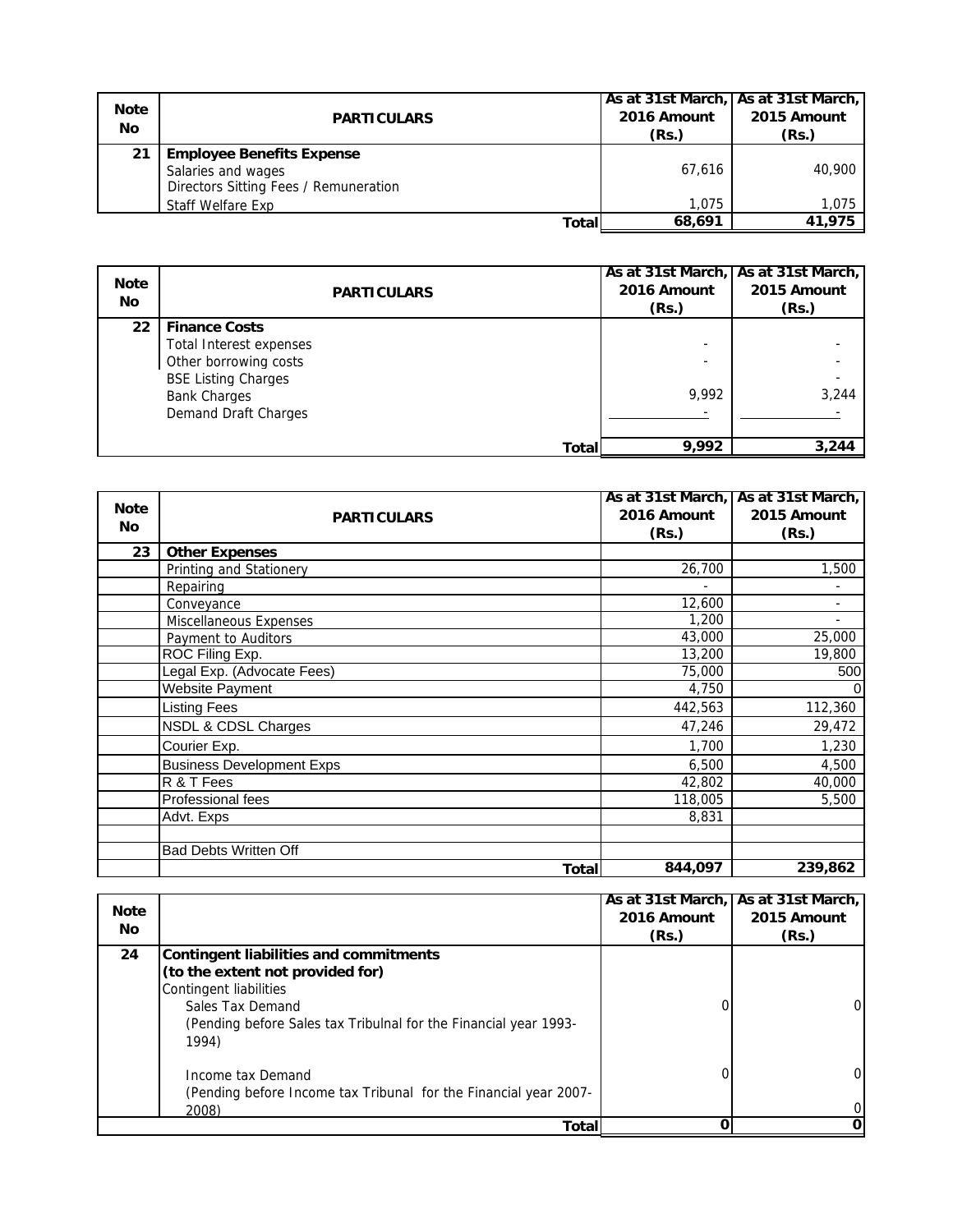| Note No | PARTICULARS | As at 31st March, 2016 Amount (Rs.) | As at 31st March, 2015 Amount (Rs.) |
|---|---|---|---|
| 21 | **Employee Benefits Expense** | | |
| | Salaries and wages | 67,616 | 40,900 |
| | Directors Sitting Fees / Remuneration | | |
| | Staff Welfare Exp | 1,075 | 1,075 |
| | **Total** | **68,691** | **41,975** |

| Note No | PARTICULARS | As at 31st March, 2016 Amount (Rs.) | As at 31st March, 2015 Amount (Rs.) |
|---|---|---|---|
| 22 | **Finance Costs** | | |
| | Total Interest expenses | - | - |
| | Other borrowing costs | - | - |
| | BSE Listing Charges | | - |
| | Bank Charges | 9,992 | 3,244 |
| | Demand Draft Charges | - | - |
| | **Total** | **9,992** | **3,244** |

| Note No | PARTICULARS | As at 31st March, 2016 Amount (Rs.) | As at 31st March, 2015 Amount (Rs.) |
|---|---|---|---|
| 23 | **Other Expenses** | | |
| | Printing and Stationery | 26,700 | 1,500 |
| | Repairing | - | - |
| | Conveyance | 12,600 | - |
| | Miscellaneous Expenses | 1,200 | - |
| | Payment to Auditors | 43,000 | 25,000 |
| | ROC Filing Exp. | 13,200 | 19,800 |
| | Legal Exp. (Advocate Fees) | 75,000 | 500 |
| | Website Payment | 4,750 | 0 |
| | Listing Fees | 442,563 | 112,360 |
| | NSDL & CDSL Charges | 47,246 | 29,472 |
| | Courier Exp. | 1,700 | 1,230 |
| | Business Development Exps | 6,500 | 4,500 |
| | R & T Fees | 42,802 | 40,000 |
| | Professional fees | 118,005 | 5,500 |
| | Advt. Exps | 8,831 | |
| | | | |
| | Bad Debts Written Off | | |
| | **Total** | **844,097** | **239,862** |

| Note No | | As at 31st March, 2016 Amount (Rs.) | As at 31st March, 2015 Amount (Rs.) |
|---|---|---|---|
| 24 | **Contingent liabilities and commitments (to the extent not provided for)** | | |
| | Contingent liabilities | | |
| | Sales Tax Demand (Pending before Sales tax Tribulnal for the Financial year 1993-1994) | 0 | 0 |
| | Income tax Demand (Pending before Income tax Tribunal for the Financial year 2007-2008) | 0 | 0 |
| | | | 0 |
| | **Total** | **0** | **0** |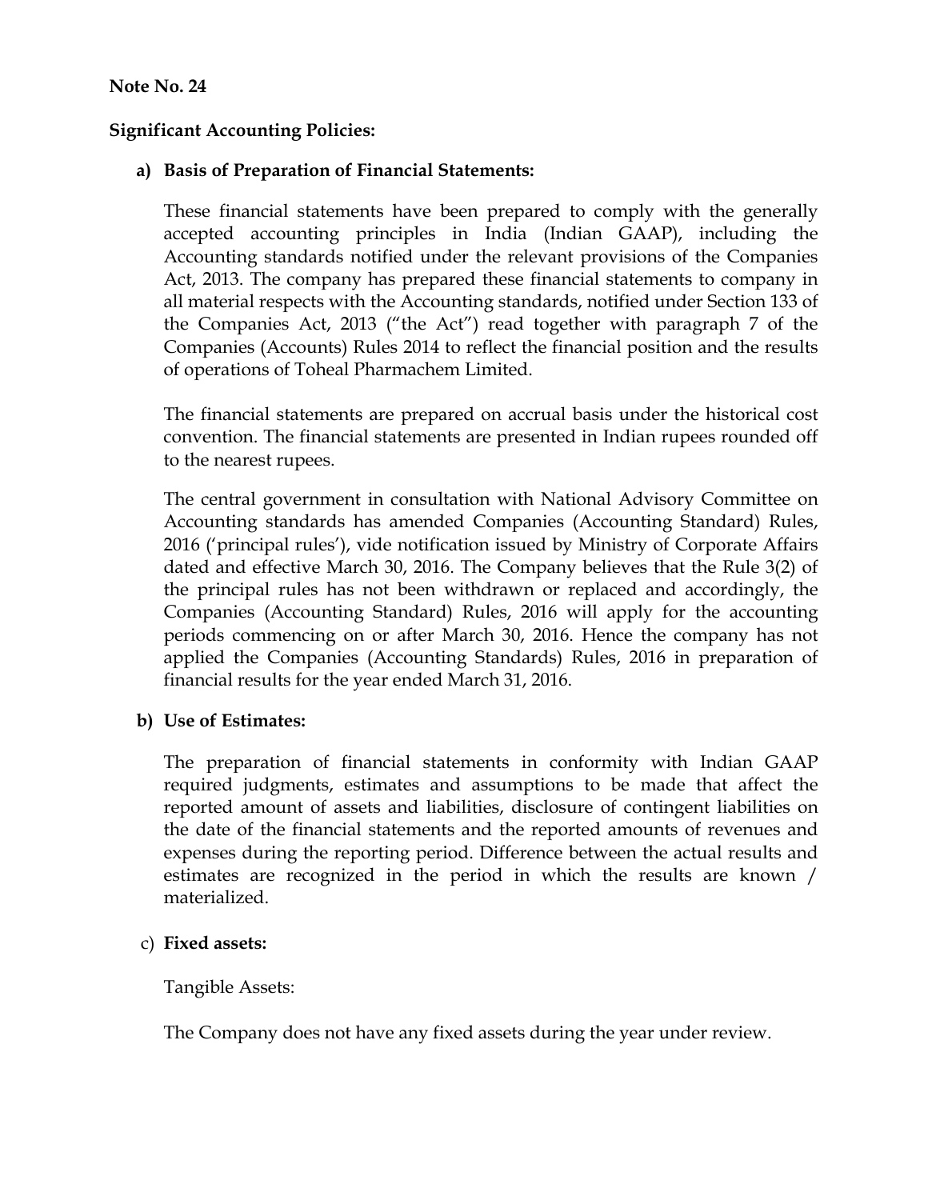**Note No. 24**

**Significant Accounting Policies:**

**a) Basis of Preparation of Financial Statements:**

These financial statements have been prepared to comply with the generally accepted accounting principles in India (Indian GAAP), including the Accounting standards notified under the relevant provisions of the Companies Act, 2013. The company has prepared these financial statements to company in all material respects with the Accounting standards, notified under Section 133 of the Companies Act, 2013 ("the Act") read together with paragraph 7 of the Companies (Accounts) Rules 2014 to reflect the financial position and the results of operations of Toheal Pharmachem Limited.

The financial statements are prepared on accrual basis under the historical cost convention. The financial statements are presented in Indian rupees rounded off to the nearest rupees.

The central government in consultation with National Advisory Committee on Accounting standards has amended Companies (Accounting Standard) Rules, 2016 ('principal rules'), vide notification issued by Ministry of Corporate Affairs dated and effective March 30, 2016. The Company believes that the Rule 3(2) of the principal rules has not been withdrawn or replaced and accordingly, the Companies (Accounting Standard) Rules, 2016 will apply for the accounting periods commencing on or after March 30, 2016. Hence the company has not applied the Companies (Accounting Standards) Rules, 2016 in preparation of financial results for the year ended March 31, 2016.

**b) Use of Estimates:**

The preparation of financial statements in conformity with Indian GAAP required judgments, estimates and assumptions to be made that affect the reported amount of assets and liabilities, disclosure of contingent liabilities on the date of the financial statements and the reported amounts of revenues and expenses during the reporting period. Difference between the actual results and estimates are recognized in the period in which the results are known / materialized.

c) **Fixed assets:**

Tangible Assets:

The Company does not have any fixed assets during the year under review.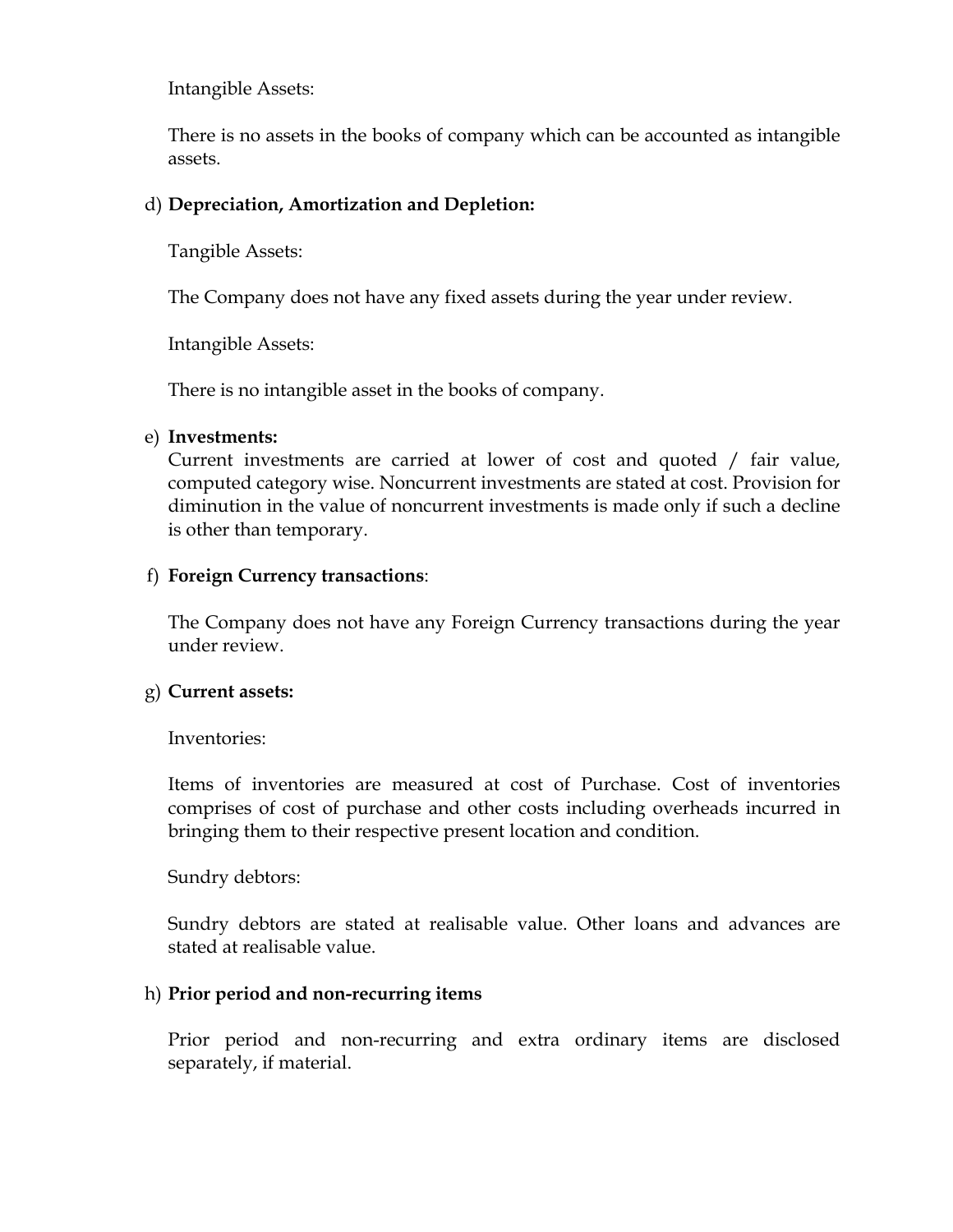Intangible Assets:

There is no assets in the books of company which can be accounted as intangible assets.

d) **Depreciation, Amortization and Depletion:**

Tangible Assets:

The Company does not have any fixed assets during the year under review.

Intangible Assets:

There is no intangible asset in the books of company.

e) **Investments:**
Current investments are carried at lower of cost and quoted / fair value, computed category wise. Noncurrent investments are stated at cost. Provision for diminution in the value of noncurrent investments is made only if such a decline is other than temporary.

f) **Foreign Currency transactions**:

The Company does not have any Foreign Currency transactions during the year under review.

g) **Current assets:**

Inventories:

Items of inventories are measured at cost of Purchase. Cost of inventories comprises of cost of purchase and other costs including overheads incurred in bringing them to their respective present location and condition.

Sundry debtors:

Sundry debtors are stated at realisable value. Other loans and advances are stated at realisable value.

h) **Prior period and non-recurring items**

Prior period and non-recurring and extra ordinary items are disclosed separately, if material.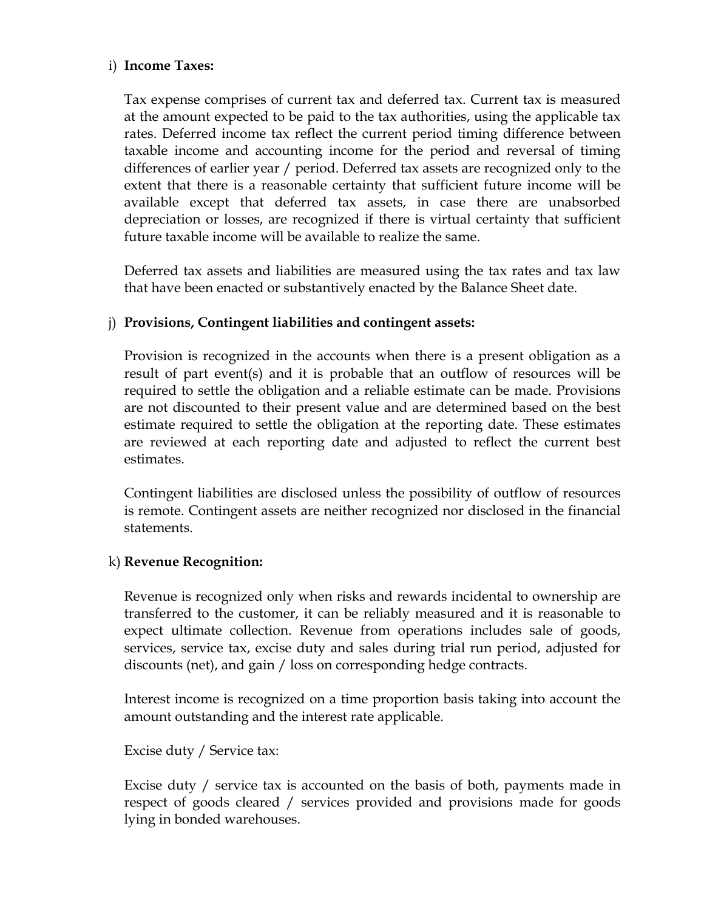i) **Income Taxes:**

Tax expense comprises of current tax and deferred tax. Current tax is measured at the amount expected to be paid to the tax authorities, using the applicable tax rates. Deferred income tax reflect the current period timing difference between taxable income and accounting income for the period and reversal of timing differences of earlier year / period. Deferred tax assets are recognized only to the extent that there is a reasonable certainty that sufficient future income will be available except that deferred tax assets, in case there are unabsorbed depreciation or losses, are recognized if there is virtual certainty that sufficient future taxable income will be available to realize the same.

Deferred tax assets and liabilities are measured using the tax rates and tax law that have been enacted or substantively enacted by the Balance Sheet date.

j) **Provisions, Contingent liabilities and contingent assets:**

Provision is recognized in the accounts when there is a present obligation as a result of part event(s) and it is probable that an outflow of resources will be required to settle the obligation and a reliable estimate can be made. Provisions are not discounted to their present value and are determined based on the best estimate required to settle the obligation at the reporting date. These estimates are reviewed at each reporting date and adjusted to reflect the current best estimates.

Contingent liabilities are disclosed unless the possibility of outflow of resources is remote. Contingent assets are neither recognized nor disclosed in the financial statements.

k) **Revenue Recognition:**

Revenue is recognized only when risks and rewards incidental to ownership are transferred to the customer, it can be reliably measured and it is reasonable to expect ultimate collection. Revenue from operations includes sale of goods, services, service tax, excise duty and sales during trial run period, adjusted for discounts (net), and gain / loss on corresponding hedge contracts.

Interest income is recognized on a time proportion basis taking into account the amount outstanding and the interest rate applicable.

Excise duty / Service tax:

Excise duty / service tax is accounted on the basis of both, payments made in respect of goods cleared / services provided and provisions made for goods lying in bonded warehouses.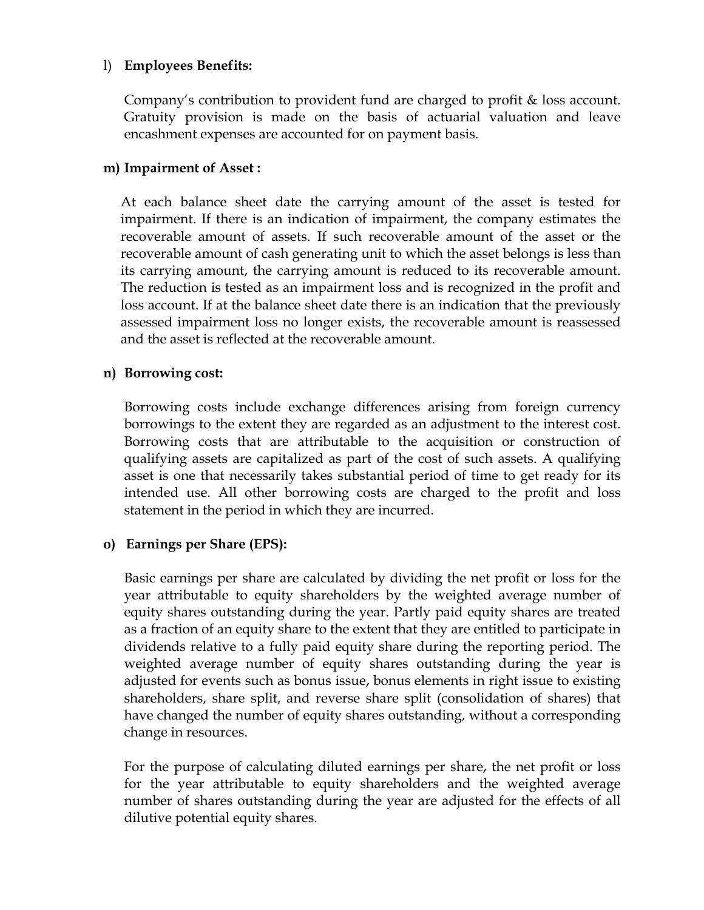l) **Employees Benefits:**

Company's contribution to provident fund are charged to profit & loss account. Gratuity provision is made on the basis of actuarial valuation and leave encashment expenses are accounted for on payment basis.

**m) Impairment of Asset :**

At each balance sheet date the carrying amount of the asset is tested for impairment. If there is an indication of impairment, the company estimates the recoverable amount of assets. If such recoverable amount of the asset or the recoverable amount of cash generating unit to which the asset belongs is less than its carrying amount, the carrying amount is reduced to its recoverable amount. The reduction is tested as an impairment loss and is recognized in the profit and loss account. If at the balance sheet date there is an indication that the previously assessed impairment loss no longer exists, the recoverable amount is reassessed and the asset is reflected at the recoverable amount.

**n) Borrowing cost:**

Borrowing costs include exchange differences arising from foreign currency borrowings to the extent they are regarded as an adjustment to the interest cost. Borrowing costs that are attributable to the acquisition or construction of qualifying assets are capitalized as part of the cost of such assets. A qualifying asset is one that necessarily takes substantial period of time to get ready for its intended use. All other borrowing costs are charged to the profit and loss statement in the period in which they are incurred.

**o) Earnings per Share (EPS):**

Basic earnings per share are calculated by dividing the net profit or loss for the year attributable to equity shareholders by the weighted average number of equity shares outstanding during the year. Partly paid equity shares are treated as a fraction of an equity share to the extent that they are entitled to participate in dividends relative to a fully paid equity share during the reporting period. The weighted average number of equity shares outstanding during the year is adjusted for events such as bonus issue, bonus elements in right issue to existing shareholders, share split, and reverse share split (consolidation of shares) that have changed the number of equity shares outstanding, without a corresponding change in resources.

For the purpose of calculating diluted earnings per share, the net profit or loss for the year attributable to equity shareholders and the weighted average number of shares outstanding during the year are adjusted for the effects of all dilutive potential equity shares.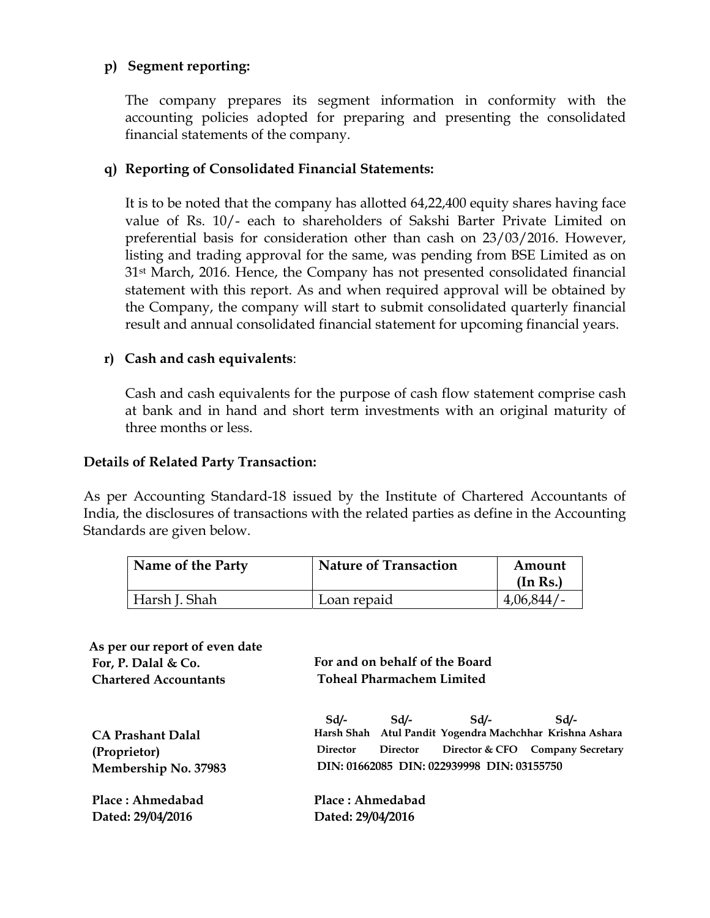**p) Segment reporting:**

The company prepares its segment information in conformity with the accounting policies adopted for preparing and presenting the consolidated financial statements of the company.

**q) Reporting of Consolidated Financial Statements:**

It is to be noted that the company has allotted 64,22,400 equity shares having face value of Rs. 10/- each to shareholders of Sakshi Barter Private Limited on preferential basis for consideration other than cash on 23/03/2016. However, listing and trading approval for the same, was pending from BSE Limited as on 31st March, 2016. Hence, the Company has not presented consolidated financial statement with this report. As and when required approval will be obtained by the Company, the company will start to submit consolidated quarterly financial result and annual consolidated financial statement for upcoming financial years.

**r) Cash and cash equivalents**:

Cash and cash equivalents for the purpose of cash flow statement comprise cash at bank and in hand and short term investments with an original maturity of three months or less.

**Details of Related Party Transaction:**

As per Accounting Standard-18 issued by the Institute of Chartered Accountants of India, the disclosures of transactions with the related parties as define in the Accounting Standards are given below.

| Name of the Party | Nature of Transaction | Amount (In Rs.) |
|---|---|---|
| Harsh J. Shah | Loan repaid | 4,06,844/- |

**As per our report of even date**
**For, P. Dalal & Co.**
**Chartered Accountants**

**CA Prashant Dalal**
**(Proprietor)**
**Membership No. 37983**

**Place : Ahmedabad**
**Dated: 29/04/2016**

**For and on behalf of the Board**
**Toheal Pharmachem Limited**

| Sd/- | Sd/- | Sd/- | Sd/- |
|---|---|---|---|
| **Harsh Shah** | **Atul Pandit** | **Yogendra Machchhar** | **Krishna Ashara** |
| **Director** | **Director** | **Director & CFO** | **Company Secretary** |
| **DIN: 01662085** | **DIN: 022939998** | **DIN: 03155750** | |

**Place : Ahmedabad**
**Dated: 29/04/2016**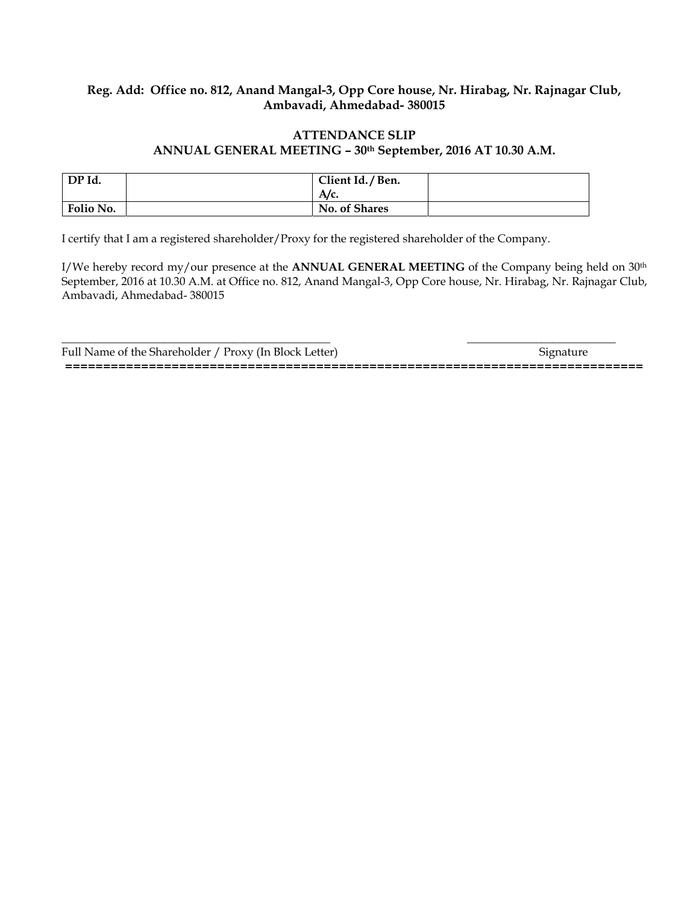**Reg. Add: Office no. 812, Anand Mangal-3, Opp Core house, Nr. Hirabag, Nr. Rajnagar Club, Ambavadi, Ahmedabad- 380015**

## ATTENDANCE SLIP
## ANNUAL GENERAL MEETING – 30th September, 2016 AT 10.30 A.M.

| **DP Id.** | | **Client Id. / Ben. A/c.** | |
|---|---|---|---|
| **Folio No.** | | **No. of Shares** | |

I certify that I am a registered shareholder/Proxy for the registered shareholder of the Company.

I/We hereby record my/our presence at the **ANNUAL GENERAL MEETING** of the Company being held on 30th September, 2016 at 10.30 A.M. at Office no. 812, Anand Mangal-3, Opp Core house, Nr. Hirabag, Nr. Rajnagar Club, Ambavadi, Ahmedabad- 380015

\_\_\_\_\_\_\_\_\_\_\_\_\_\_\_\_\_\_\_\_\_\_\_\_\_\_\_\_\_\_\_\_\_\_\_\_\_\_\_\_\_\_\_\_\_\_\_\_ \_\_\_\_\_\_\_\_\_\_\_\_\_\_\_\_\_\_\_\_\_\_\_\_\_\_\_\_

Full Name of the Shareholder / Proxy (In Block Letter) Signature

**=============================================================================**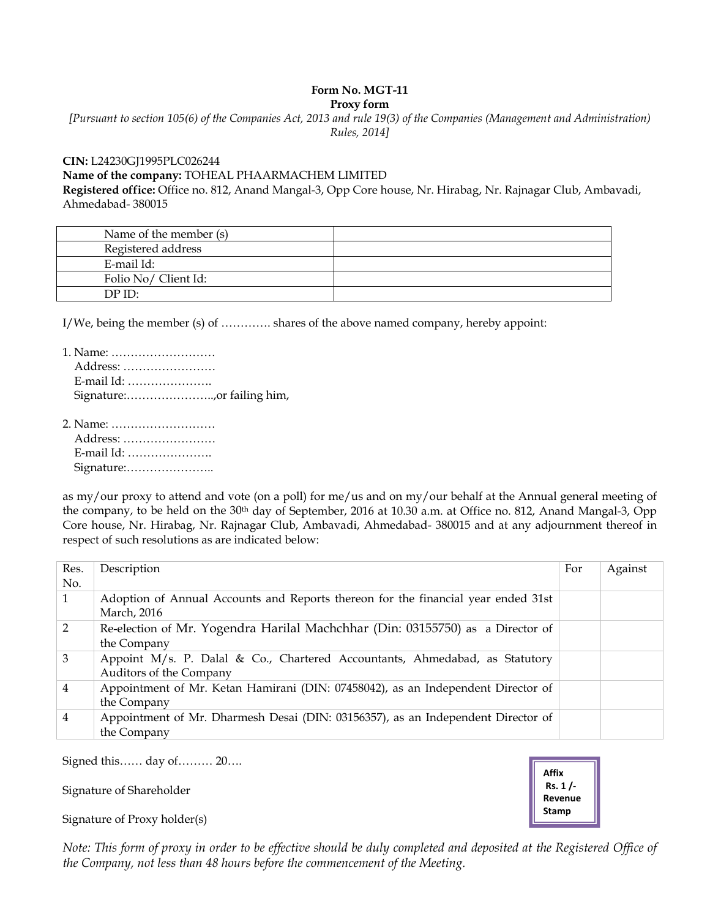**Form No. MGT-11**
**Proxy form**

*[Pursuant to section 105(6) of the Companies Act, 2013 and rule 19(3) of the Companies (Management and Administration) Rules, 2014]*

**CIN:** L24230GJ1995PLC026244
**Name of the company:** TOHEAL PHAARMACHEM LIMITED
**Registered office:** Office no. 812, Anand Mangal-3, Opp Core house, Nr. Hirabag, Nr. Rajnagar Club, Ambavadi, Ahmedabad- 380015

| Name of the member (s) | |
|---|---|
| Registered address | |
| E-mail Id: | |
| Folio No/ Client Id: | |
| DP ID: | |

I/We, being the member (s) of …………. shares of the above named company, hereby appoint:

1. Name: ………………………
   Address: ……………………
   E-mail Id: ………………….
   Signature:…………………..,or failing him,

2. Name: ………………………
   Address: ……………………
   E-mail Id: ………………….
   Signature:…………………..

as my/our proxy to attend and vote (on a poll) for me/us and on my/our behalf at the Annual general meeting of the company, to be held on the 30th day of September, 2016 at 10.30 a.m. at Office no. 812, Anand Mangal-3, Opp Core house, Nr. Hirabag, Nr. Rajnagar Club, Ambavadi, Ahmedabad- 380015 and at any adjournment thereof in respect of such resolutions as are indicated below:

| Res. No. | Description | For | Against |
|---|---|---|---|
| 1 | Adoption of Annual Accounts and Reports thereon for the financial year ended 31st March, 2016 | | |
| 2 | Re-election of Mr. Yogendra Harilal Machchhar (Din: 03155750) as a Director of the Company | | |
| 3 | Appoint M/s. P. Dalal & Co., Chartered Accountants, Ahmedabad, as Statutory Auditors of the Company | | |
| 4 | Appointment of Mr. Ketan Hamirani (DIN: 07458042), as an Independent Director of the Company | | |
| 4 | Appointment of Mr. Dharmesh Desai (DIN: 03156357), as an Independent Director of the Company | | |

Signed this…… day of……… 20….

Signature of Shareholder

Signature of Proxy holder(s)

Affix Rs. 1 /- Revenue Stamp

*Note: This form of proxy in order to be effective should be duly completed and deposited at the Registered Office of the Company, not less than 48 hours before the commencement of the Meeting.*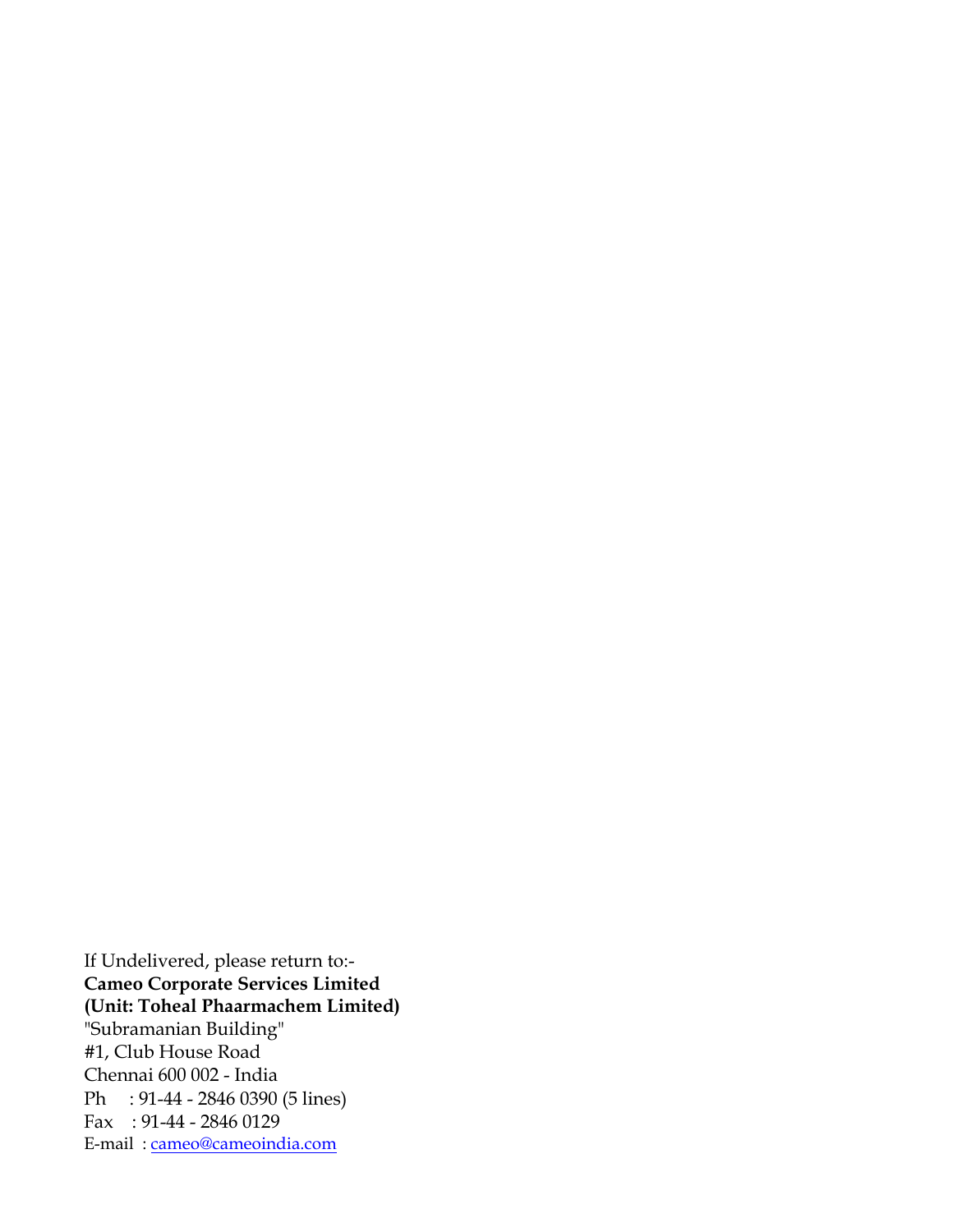If Undelivered, please return to:-

**Cameo Corporate Services Limited**
**(Unit: Toheal Phaarmachem Limited)**

"Subramanian Building"
#1, Club House Road
Chennai 600 002 - India
Ph : 91-44 - 2846 0390 (5 lines)
Fax : 91-44 - 2846 0129
E-mail : cameo@cameoindia.com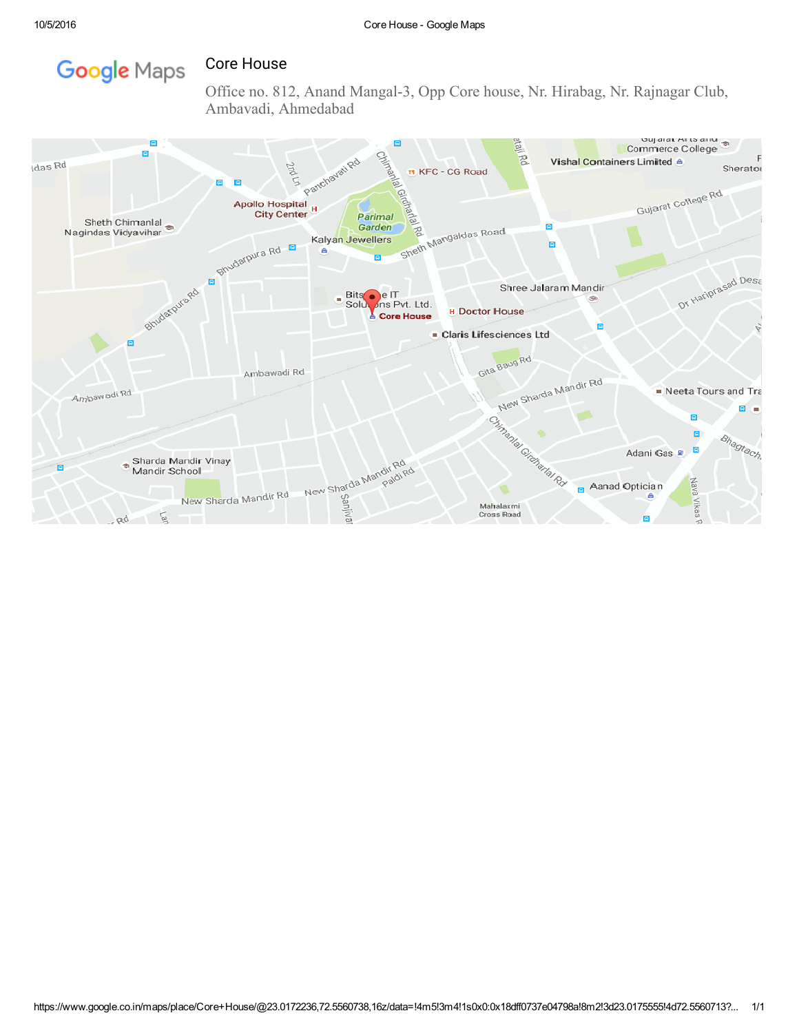# Core House

Office no. 812, Anand Mangal-3, Opp Core house, Nr. Hirabag, Nr. Rajnagar Club, Ambavadi, Ahmedabad